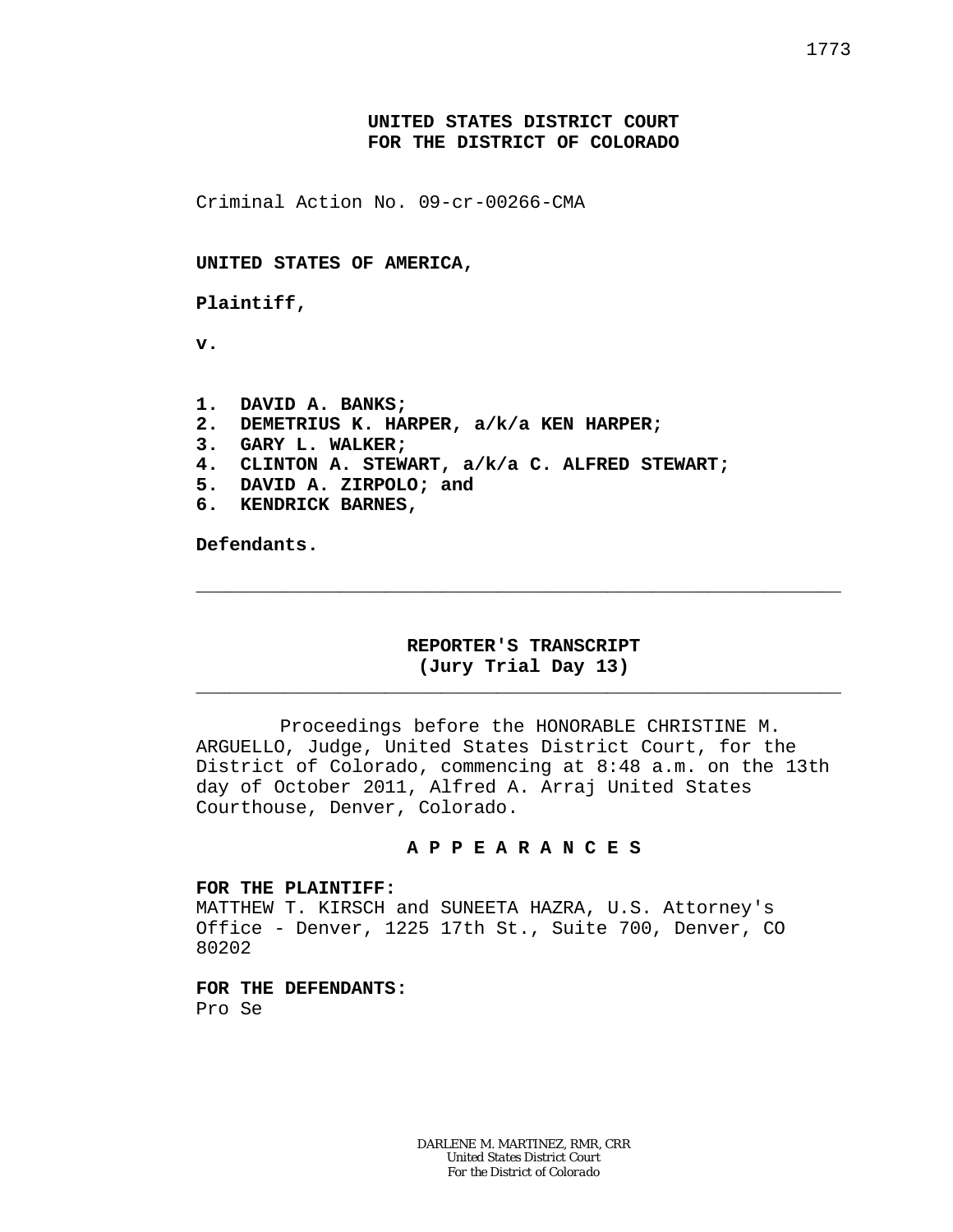**UNITED STATES DISTRICT COURT**
**FOR THE DISTRICT OF COLORADO**

Criminal Action No. 09-cr-00266-CMA

**UNITED STATES OF AMERICA,**

**Plaintiff,**

**v.**

**1. DAVID A. BANKS;**
**2. DEMETRIUS K. HARPER, a/k/a KEN HARPER;**
**3. GARY L. WALKER;**
**4. CLINTON A. STEWART, a/k/a C. ALFRED STEWART;**
**5. DAVID A. ZIRPOLO; and**
**6. KENDRICK BARNES,**

**Defendants.**

---

**REPORTER'S TRANSCRIPT**
**(Jury Trial Day 13)**

---

Proceedings before the HONORABLE CHRISTINE M. ARGUELLO, Judge, United States District Court, for the District of Colorado, commencing at 8:48 a.m. on the 13th day of October 2011, Alfred A. Arraj United States Courthouse, Denver, Colorado.

**A P P E A R A N C E S**

**FOR THE PLAINTIFF:**
MATTHEW T. KIRSCH and SUNEETA HAZRA, U.S. Attorney's Office - Denver, 1225 17th St., Suite 700, Denver, CO 80202

**FOR THE DEFENDANTS:**
Pro Se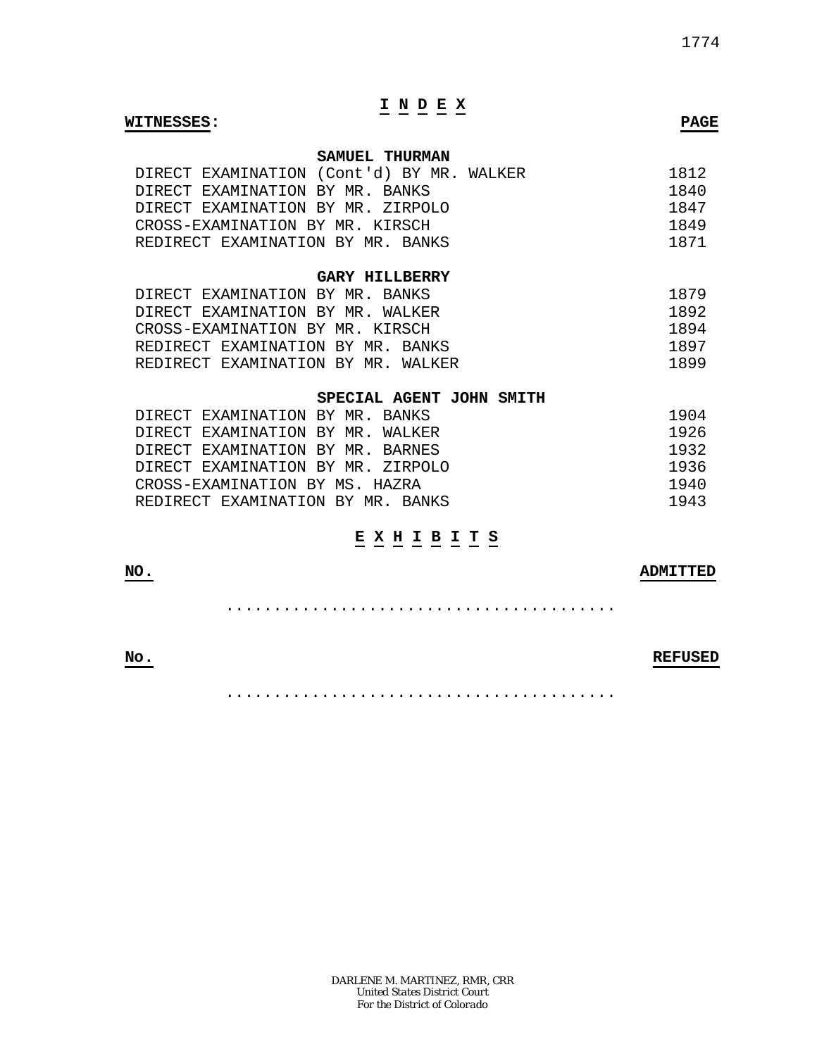# I N D E X

**WITNESSES:** **PAGE**

**SAMUEL THURMAN**

| | |
|---|---|
| DIRECT EXAMINATION (Cont'd) BY MR. WALKER | 1812 |
| DIRECT EXAMINATION BY MR. BANKS | 1840 |
| DIRECT EXAMINATION BY MR. ZIRPOLO | 1847 |
| CROSS-EXAMINATION BY MR. KIRSCH | 1849 |
| REDIRECT EXAMINATION BY MR. BANKS | 1871 |

**GARY HILLBERRY**

| | |
|---|---|
| DIRECT EXAMINATION BY MR. BANKS | 1879 |
| DIRECT EXAMINATION BY MR. WALKER | 1892 |
| CROSS-EXAMINATION BY MR. KIRSCH | 1894 |
| REDIRECT EXAMINATION BY MR. BANKS | 1897 |
| REDIRECT EXAMINATION BY MR. WALKER | 1899 |

**SPECIAL AGENT JOHN SMITH**

| | |
|---|---|
| DIRECT EXAMINATION BY MR. BANKS | 1904 |
| DIRECT EXAMINATION BY MR. WALKER | 1926 |
| DIRECT EXAMINATION BY MR. BARNES | 1932 |
| DIRECT EXAMINATION BY MR. ZIRPOLO | 1936 |
| CROSS-EXAMINATION BY MS. HAZRA | 1940 |
| REDIRECT EXAMINATION BY MR. BANKS | 1943 |

# E X H I B I T S

**NO.** **ADMITTED**

.........................................

**No.** **REFUSED**

.........................................

DARLENE M. MARTINEZ, RMR, CRR
*United States District Court*
*For the District of Colorado*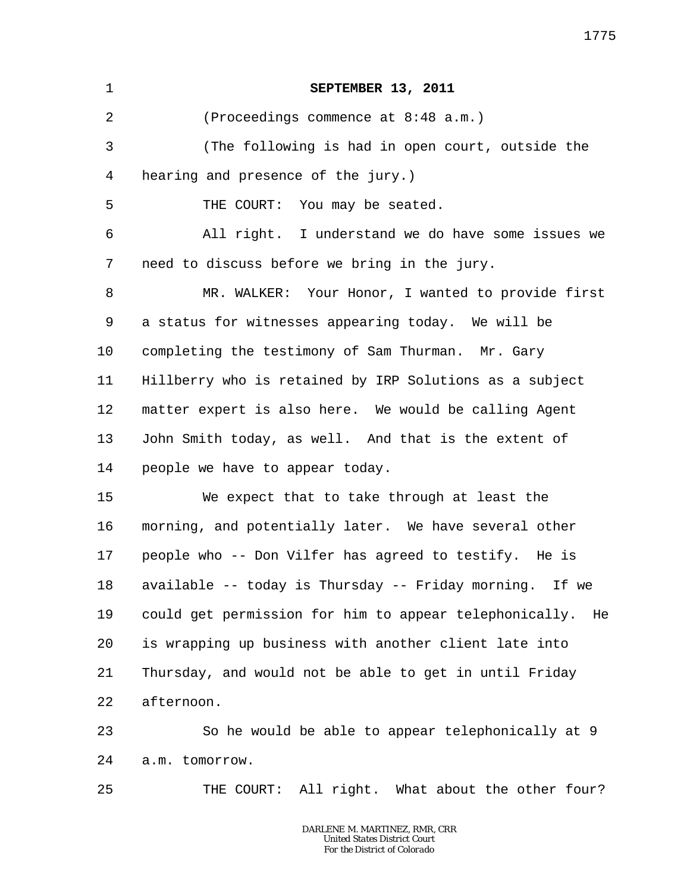**SEPTEMBER 13, 2011**

(Proceedings commence at 8:48 a.m.)

(The following is had in open court, outside the hearing and presence of the jury.)

THE COURT: You may be seated.

All right. I understand we do have some issues we need to discuss before we bring in the jury.

MR. WALKER: Your Honor, I wanted to provide first a status for witnesses appearing today. We will be completing the testimony of Sam Thurman. Mr. Gary Hillberry who is retained by IRP Solutions as a subject matter expert is also here. We would be calling Agent John Smith today, as well. And that is the extent of people we have to appear today.

We expect that to take through at least the morning, and potentially later. We have several other people who -- Don Vilfer has agreed to testify. He is available -- today is Thursday -- Friday morning. If we could get permission for him to appear telephonically. He is wrapping up business with another client late into Thursday, and would not be able to get in until Friday afternoon.

So he would be able to appear telephonically at 9 a.m. tomorrow.

THE COURT: All right. What about the other four?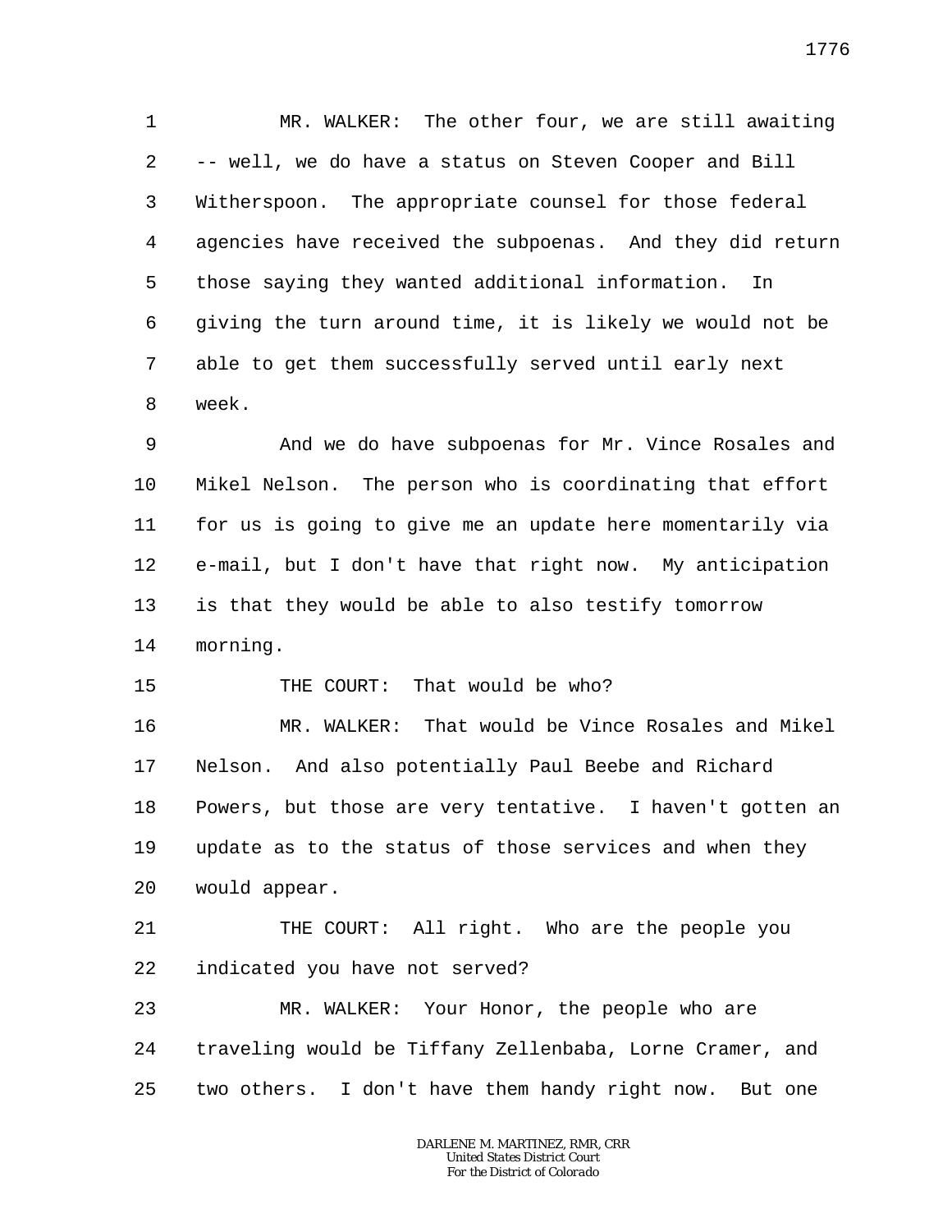MR. WALKER: The other four, we are still awaiting -- well, we do have a status on Steven Cooper and Bill Witherspoon. The appropriate counsel for those federal agencies have received the subpoenas. And they did return those saying they wanted additional information. In giving the turn around time, it is likely we would not be able to get them successfully served until early next week.

And we do have subpoenas for Mr. Vince Rosales and Mikel Nelson. The person who is coordinating that effort for us is going to give me an update here momentarily via e-mail, but I don't have that right now. My anticipation is that they would be able to also testify tomorrow morning.

THE COURT: That would be who?

MR. WALKER: That would be Vince Rosales and Mikel Nelson. And also potentially Paul Beebe and Richard Powers, but those are very tentative. I haven't gotten an update as to the status of those services and when they would appear.

THE COURT: All right. Who are the people you indicated you have not served?

MR. WALKER: Your Honor, the people who are traveling would be Tiffany Zellenbaba, Lorne Cramer, and two others. I don't have them handy right now. But one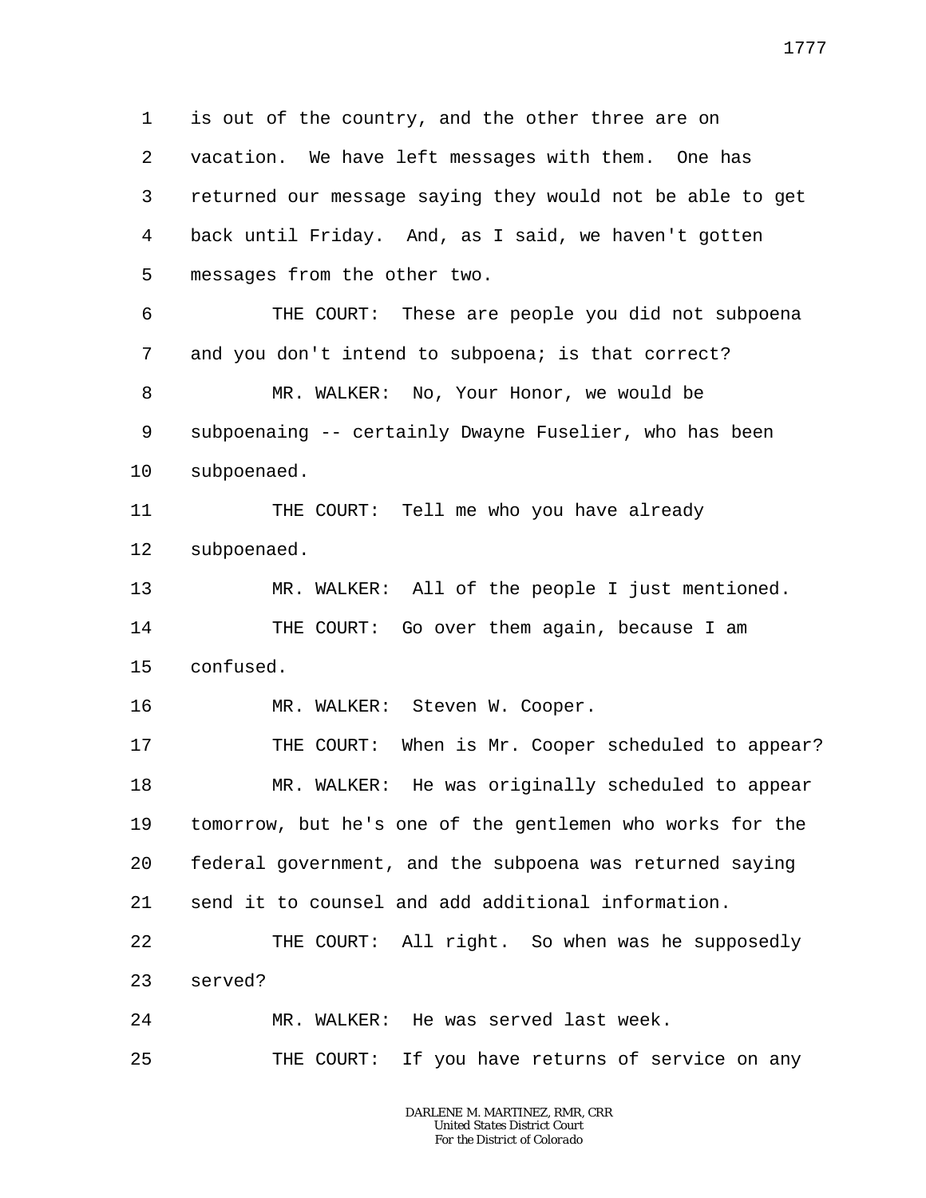is out of the country, and the other three are on vacation. We have left messages with them. One has returned our message saying they would not be able to get back until Friday. And, as I said, we haven't gotten messages from the other two.

THE COURT: These are people you did not subpoena and you don't intend to subpoena; is that correct?

MR. WALKER: No, Your Honor, we would be subpoenaing -- certainly Dwayne Fuselier, who has been subpoenaed.

THE COURT: Tell me who you have already subpoenaed.

MR. WALKER: All of the people I just mentioned.

THE COURT: Go over them again, because I am confused.

MR. WALKER: Steven W. Cooper.

THE COURT: When is Mr. Cooper scheduled to appear?

MR. WALKER: He was originally scheduled to appear tomorrow, but he's one of the gentlemen who works for the federal government, and the subpoena was returned saying send it to counsel and add additional information.

THE COURT: All right. So when was he supposedly served?

MR. WALKER: He was served last week.

THE COURT: If you have returns of service on any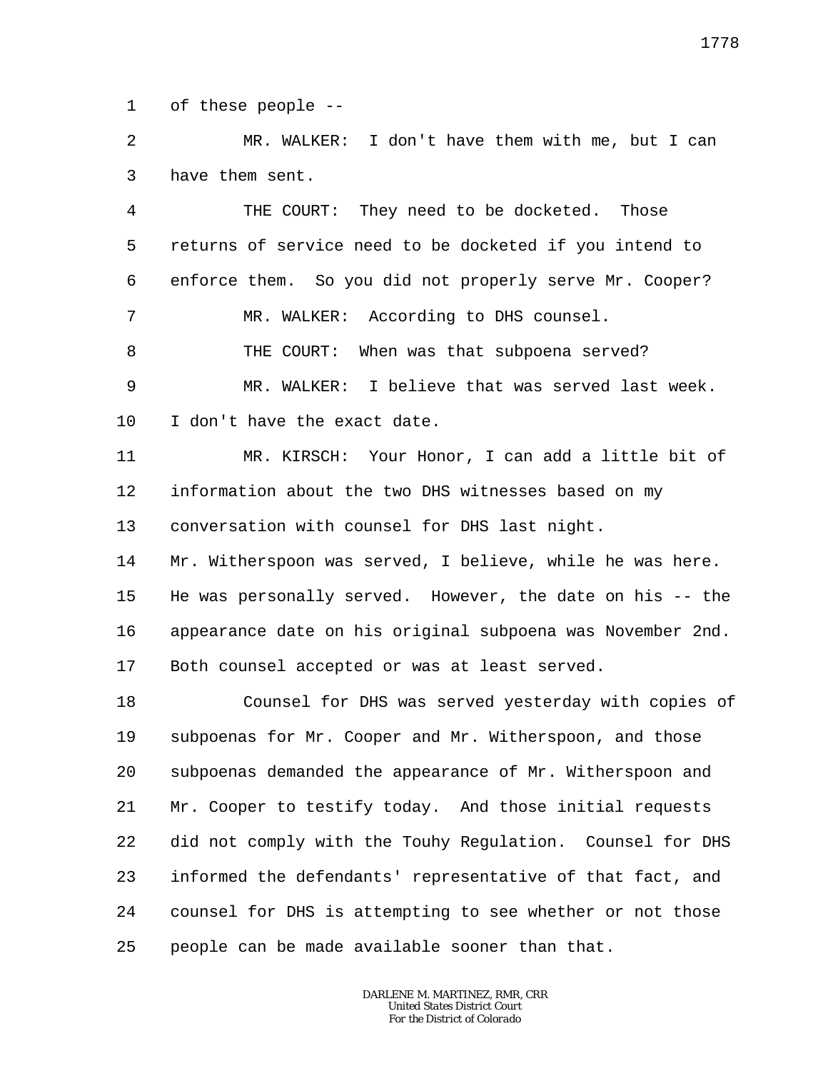of these people --

MR. WALKER: I don't have them with me, but I can have them sent.

THE COURT: They need to be docketed. Those returns of service need to be docketed if you intend to enforce them. So you did not properly serve Mr. Cooper?

MR. WALKER: According to DHS counsel.

THE COURT: When was that subpoena served?

MR. WALKER: I believe that was served last week. I don't have the exact date.

MR. KIRSCH: Your Honor, I can add a little bit of information about the two DHS witnesses based on my conversation with counsel for DHS last night. Mr. Witherspoon was served, I believe, while he was here. He was personally served. However, the date on his -- the appearance date on his original subpoena was November 2nd. Both counsel accepted or was at least served.

Counsel for DHS was served yesterday with copies of subpoenas for Mr. Cooper and Mr. Witherspoon, and those subpoenas demanded the appearance of Mr. Witherspoon and Mr. Cooper to testify today. And those initial requests did not comply with the Touhy Regulation. Counsel for DHS informed the defendants' representative of that fact, and counsel for DHS is attempting to see whether or not those people can be made available sooner than that.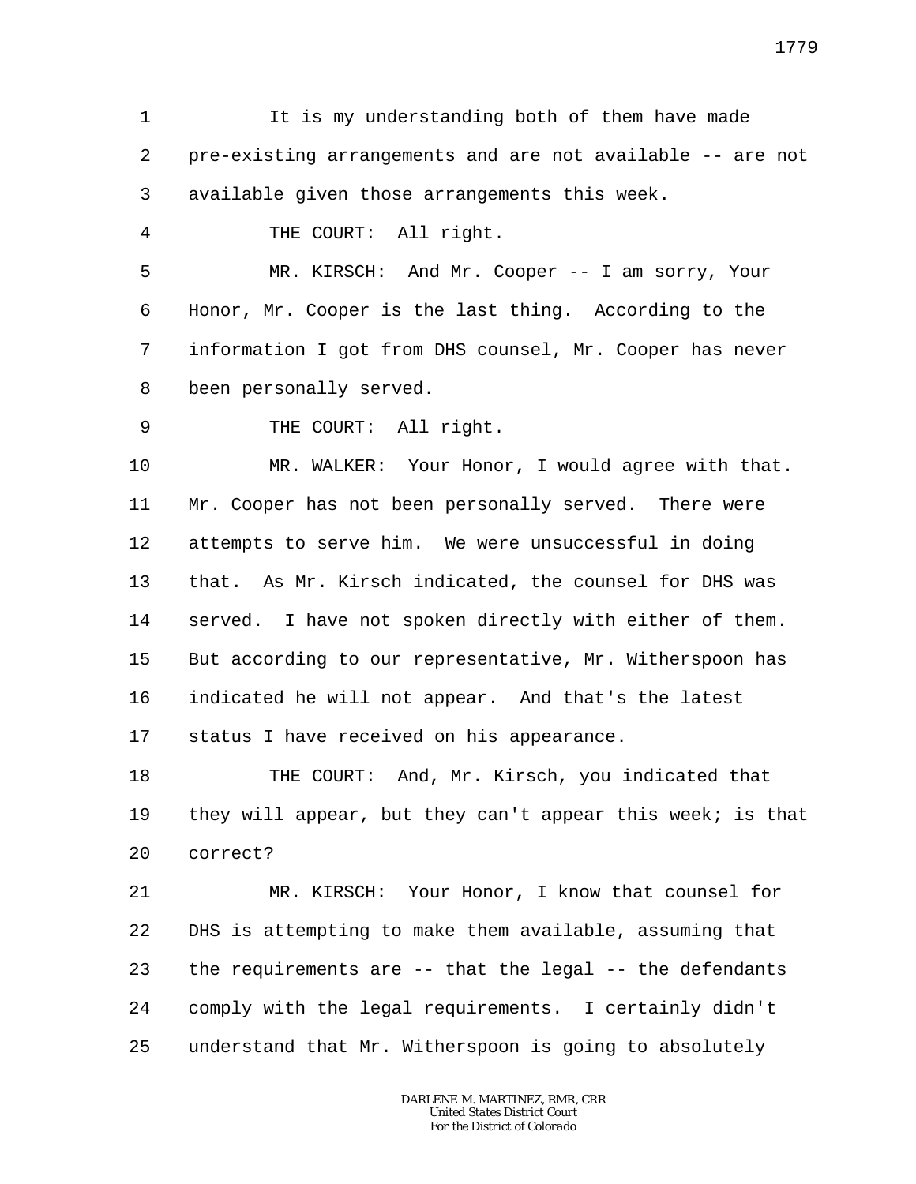It is my understanding both of them have made pre-existing arrangements and are not available -- are not available given those arrangements this week.

THE COURT: All right.

MR. KIRSCH: And Mr. Cooper -- I am sorry, Your Honor, Mr. Cooper is the last thing. According to the information I got from DHS counsel, Mr. Cooper has never been personally served.

THE COURT: All right.

MR. WALKER: Your Honor, I would agree with that. Mr. Cooper has not been personally served. There were attempts to serve him. We were unsuccessful in doing that. As Mr. Kirsch indicated, the counsel for DHS was served. I have not spoken directly with either of them. But according to our representative, Mr. Witherspoon has indicated he will not appear. And that's the latest status I have received on his appearance.

THE COURT: And, Mr. Kirsch, you indicated that they will appear, but they can't appear this week; is that correct?

MR. KIRSCH: Your Honor, I know that counsel for DHS is attempting to make them available, assuming that the requirements are -- that the legal -- the defendants comply with the legal requirements. I certainly didn't understand that Mr. Witherspoon is going to absolutely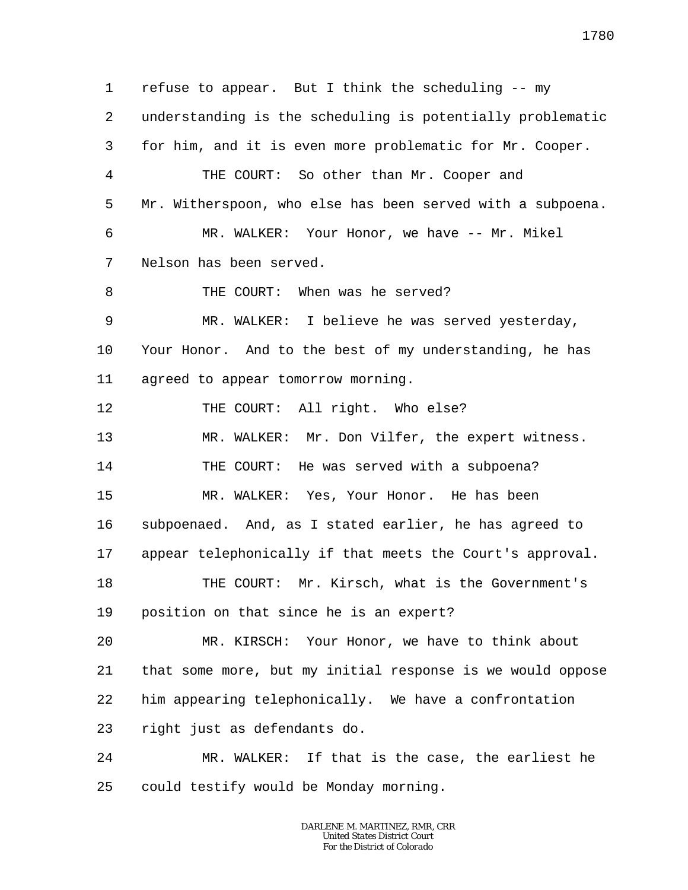refuse to appear. But I think the scheduling -- my understanding is the scheduling is potentially problematic for him, and it is even more problematic for Mr. Cooper.

THE COURT: So other than Mr. Cooper and Mr. Witherspoon, who else has been served with a subpoena.

MR. WALKER: Your Honor, we have -- Mr. Mikel Nelson has been served.

THE COURT: When was he served?

MR. WALKER: I believe he was served yesterday, Your Honor. And to the best of my understanding, he has agreed to appear tomorrow morning.

THE COURT: All right. Who else?

MR. WALKER: Mr. Don Vilfer, the expert witness.

THE COURT: He was served with a subpoena?

MR. WALKER: Yes, Your Honor. He has been subpoenaed. And, as I stated earlier, he has agreed to appear telephonically if that meets the Court's approval.

THE COURT: Mr. Kirsch, what is the Government's position on that since he is an expert?

MR. KIRSCH: Your Honor, we have to think about that some more, but my initial response is we would oppose him appearing telephonically. We have a confrontation right just as defendants do.

MR. WALKER: If that is the case, the earliest he could testify would be Monday morning.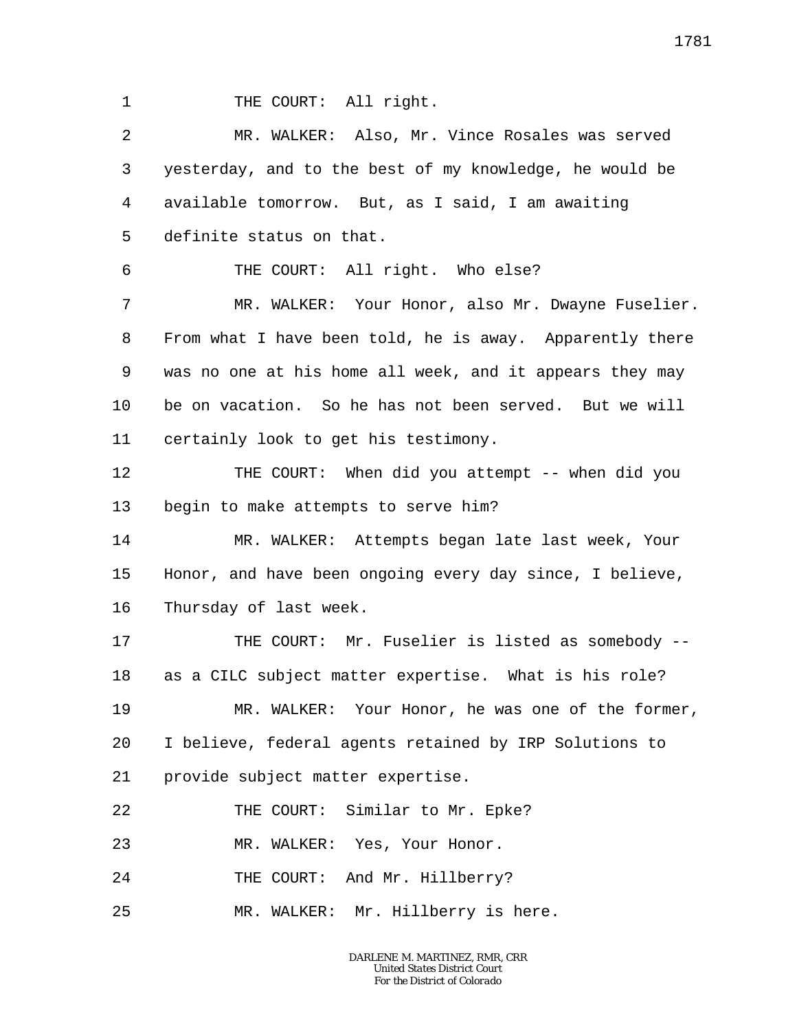1 THE COURT: All right.

2 MR. WALKER: Also, Mr. Vince Rosales was served
3 yesterday, and to the best of my knowledge, he would be
4 available tomorrow. But, as I said, I am awaiting
5 definite status on that.

6 THE COURT: All right. Who else?

7 MR. WALKER: Your Honor, also Mr. Dwayne Fuselier.
8 From what I have been told, he is away. Apparently there
9 was no one at his home all week, and it appears they may
10 be on vacation. So he has not been served. But we will
11 certainly look to get his testimony.

12 THE COURT: When did you attempt -- when did you
13 begin to make attempts to serve him?

14 MR. WALKER: Attempts began late last week, Your
15 Honor, and have been ongoing every day since, I believe,
16 Thursday of last week.

17 THE COURT: Mr. Fuselier is listed as somebody --
18 as a CILC subject matter expertise. What is his role?

19 MR. WALKER: Your Honor, he was one of the former,
20 I believe, federal agents retained by IRP Solutions to
21 provide subject matter expertise.

22 THE COURT: Similar to Mr. Epke?

23 MR. WALKER: Yes, Your Honor.

24 THE COURT: And Mr. Hillberry?

25 MR. WALKER: Mr. Hillberry is here.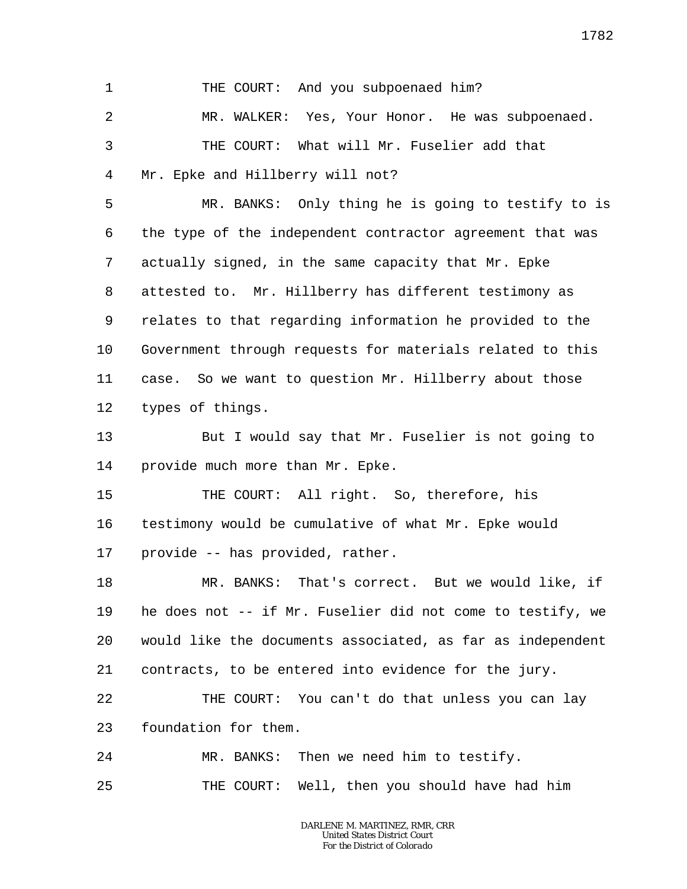THE COURT: And you subpoenaed him?

MR. WALKER: Yes, Your Honor. He was subpoenaed.

THE COURT: What will Mr. Fuselier add that Mr. Epke and Hillberry will not?

MR. BANKS: Only thing he is going to testify to is the type of the independent contractor agreement that was actually signed, in the same capacity that Mr. Epke attested to. Mr. Hillberry has different testimony as relates to that regarding information he provided to the Government through requests for materials related to this case. So we want to question Mr. Hillberry about those types of things.

But I would say that Mr. Fuselier is not going to provide much more than Mr. Epke.

THE COURT: All right. So, therefore, his testimony would be cumulative of what Mr. Epke would provide -- has provided, rather.

MR. BANKS: That's correct. But we would like, if he does not -- if Mr. Fuselier did not come to testify, we would like the documents associated, as far as independent contracts, to be entered into evidence for the jury.

THE COURT: You can't do that unless you can lay foundation for them.

MR. BANKS: Then we need him to testify.

THE COURT: Well, then you should have had him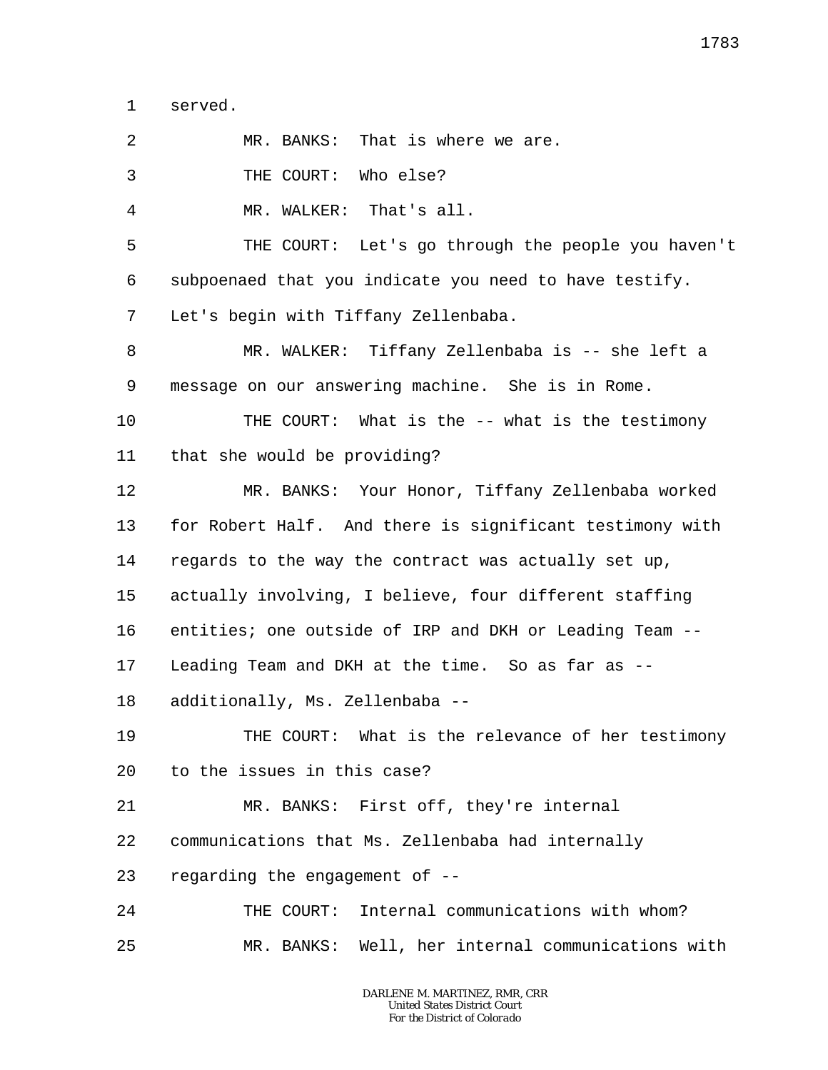1 served.

2 MR. BANKS: That is where we are.

3 THE COURT: Who else?

4 MR. WALKER: That's all.

5 THE COURT: Let's go through the people you haven't

6 subpoenaed that you indicate you need to have testify.

7 Let's begin with Tiffany Zellenbaba.

8 MR. WALKER: Tiffany Zellenbaba is -- she left a

9 message on our answering machine. She is in Rome.

10 THE COURT: What is the -- what is the testimony

11 that she would be providing?

12 MR. BANKS: Your Honor, Tiffany Zellenbaba worked

13 for Robert Half. And there is significant testimony with

14 regards to the way the contract was actually set up,

15 actually involving, I believe, four different staffing

16 entities; one outside of IRP and DKH or Leading Team --

17 Leading Team and DKH at the time. So as far as --

18 additionally, Ms. Zellenbaba --

19 THE COURT: What is the relevance of her testimony

20 to the issues in this case?

21 MR. BANKS: First off, they're internal

22 communications that Ms. Zellenbaba had internally

23 regarding the engagement of --

24 THE COURT: Internal communications with whom?

25 MR. BANKS: Well, her internal communications with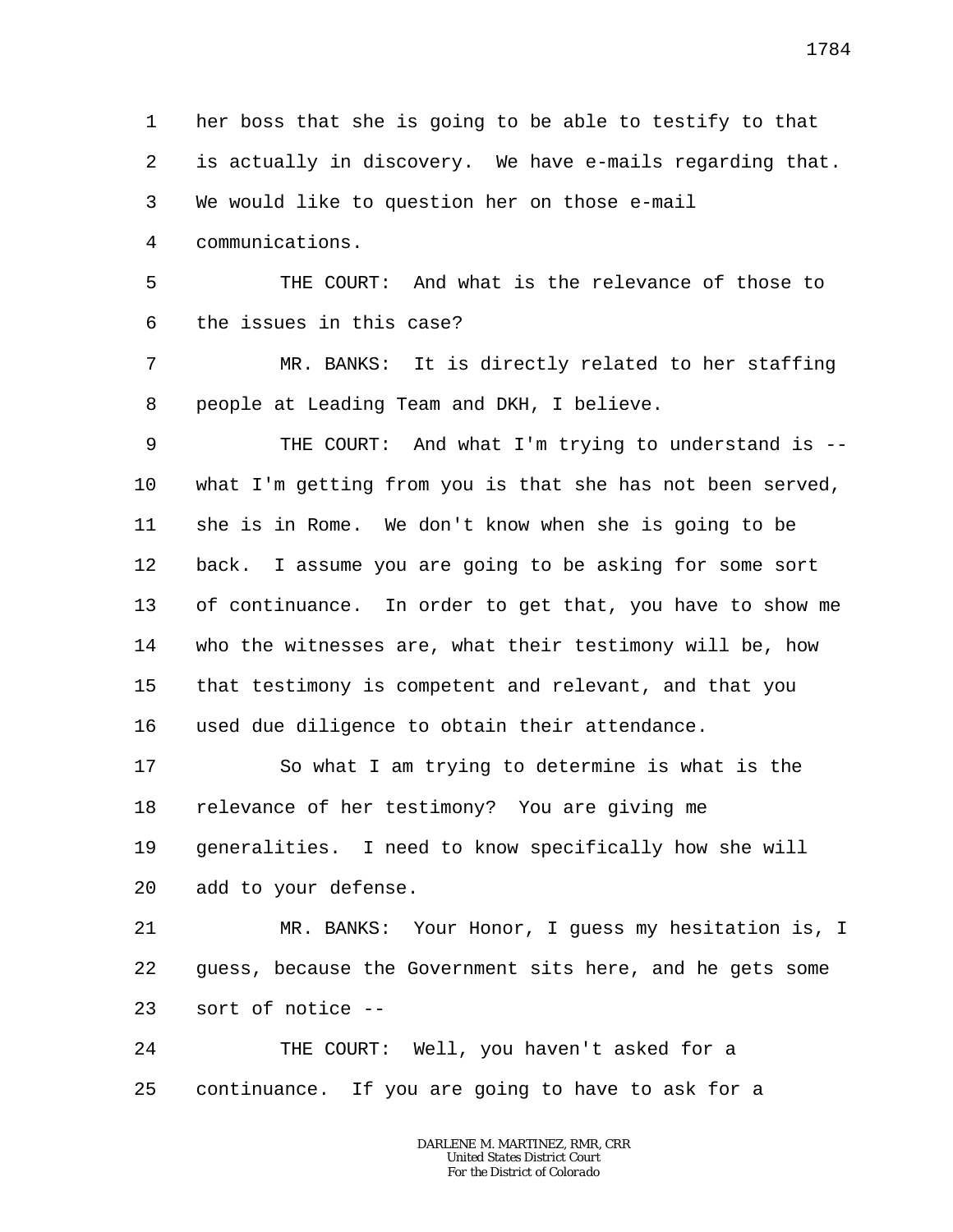1 her boss that she is going to be able to testify to that
2 is actually in discovery. We have e-mails regarding that.
3 We would like to question her on those e-mail
4 communications.

5 THE COURT: And what is the relevance of those to
6 the issues in this case?

7 MR. BANKS: It is directly related to her staffing
8 people at Leading Team and DKH, I believe.

9 THE COURT: And what I'm trying to understand is --
10 what I'm getting from you is that she has not been served,
11 she is in Rome. We don't know when she is going to be
12 back. I assume you are going to be asking for some sort
13 of continuance. In order to get that, you have to show me
14 who the witnesses are, what their testimony will be, how
15 that testimony is competent and relevant, and that you
16 used due diligence to obtain their attendance.

17 So what I am trying to determine is what is the
18 relevance of her testimony? You are giving me
19 generalities. I need to know specifically how she will
20 add to your defense.

21 MR. BANKS: Your Honor, I guess my hesitation is, I
22 guess, because the Government sits here, and he gets some
23 sort of notice --

24 THE COURT: Well, you haven't asked for a
25 continuance. If you are going to have to ask for a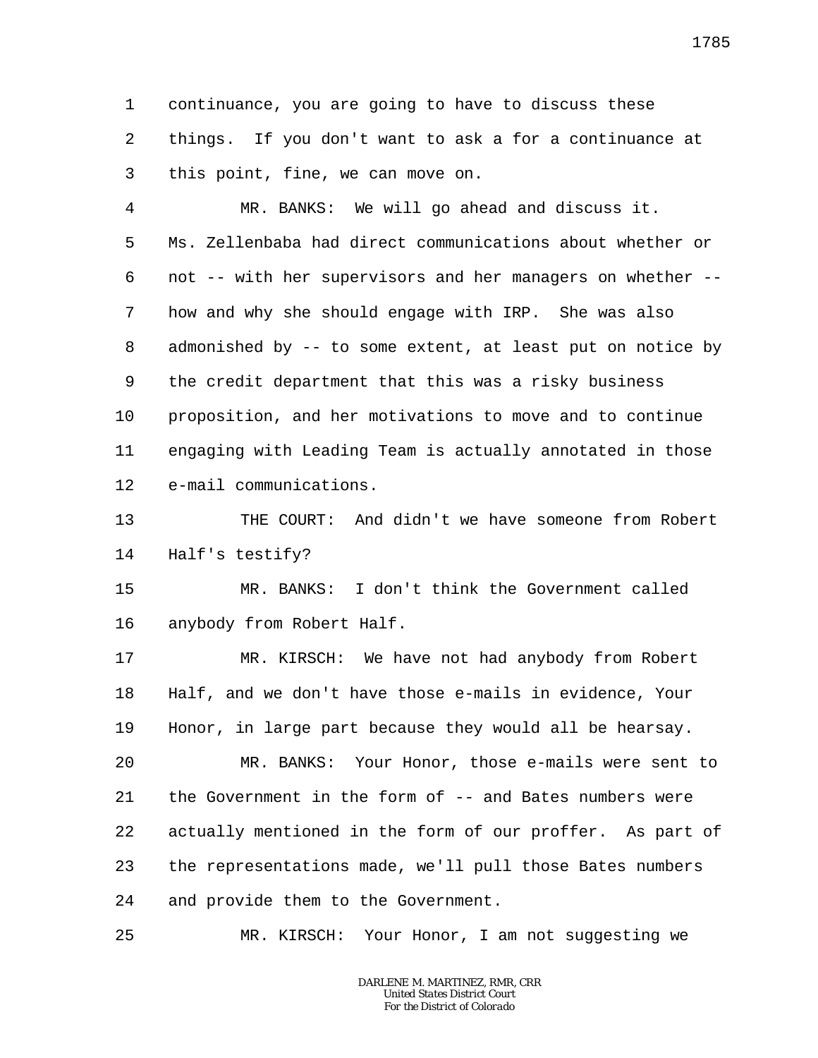1 continuance, you are going to have to discuss these
2 things. If you don't want to ask a for a continuance at
3 this point, fine, we can move on.

4 MR. BANKS: We will go ahead and discuss it.
5 Ms. Zellenbaba had direct communications about whether or
6 not -- with her supervisors and her managers on whether --
7 how and why she should engage with IRP. She was also
8 admonished by -- to some extent, at least put on notice by
9 the credit department that this was a risky business
10 proposition, and her motivations to move and to continue
11 engaging with Leading Team is actually annotated in those
12 e-mail communications.

13 THE COURT: And didn't we have someone from Robert
14 Half's testify?

15 MR. BANKS: I don't think the Government called
16 anybody from Robert Half.

17 MR. KIRSCH: We have not had anybody from Robert
18 Half, and we don't have those e-mails in evidence, Your
19 Honor, in large part because they would all be hearsay.

20 MR. BANKS: Your Honor, those e-mails were sent to
21 the Government in the form of -- and Bates numbers were
22 actually mentioned in the form of our proffer. As part of
23 the representations made, we'll pull those Bates numbers
24 and provide them to the Government.

25 MR. KIRSCH: Your Honor, I am not suggesting we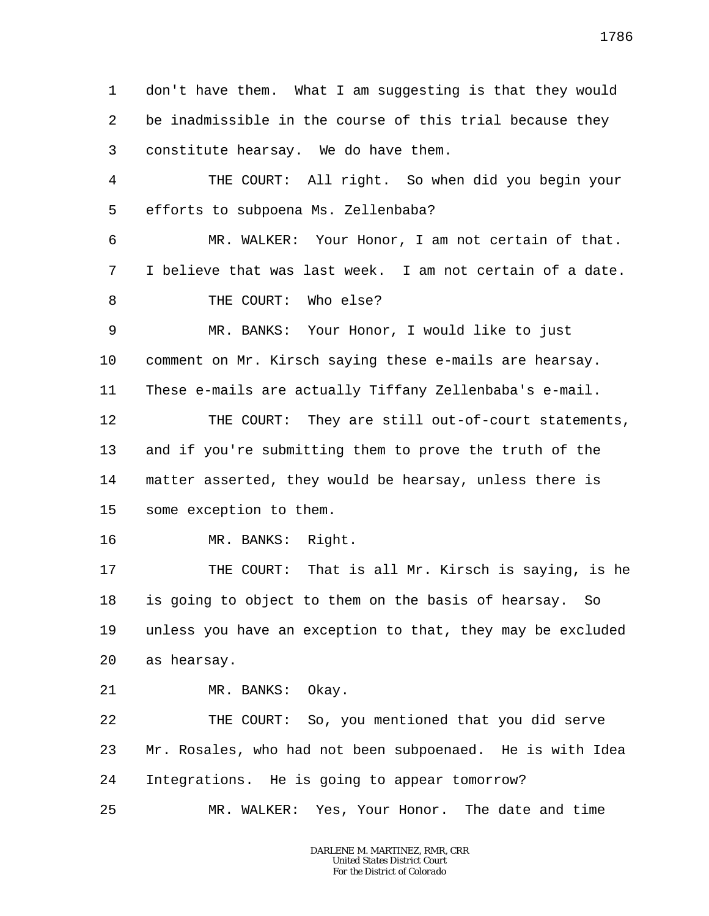1 don't have them. What I am suggesting is that they would
2 be inadmissible in the course of this trial because they
3 constitute hearsay. We do have them.
4 THE COURT: All right. So when did you begin your
5 efforts to subpoena Ms. Zellenbaba?
6 MR. WALKER: Your Honor, I am not certain of that.
7 I believe that was last week. I am not certain of a date.
8 THE COURT: Who else?
9 MR. BANKS: Your Honor, I would like to just
10 comment on Mr. Kirsch saying these e-mails are hearsay.
11 These e-mails are actually Tiffany Zellenbaba's e-mail.
12 THE COURT: They are still out-of-court statements,
13 and if you're submitting them to prove the truth of the
14 matter asserted, they would be hearsay, unless there is
15 some exception to them.
16 MR. BANKS: Right.
17 THE COURT: That is all Mr. Kirsch is saying, is he
18 is going to object to them on the basis of hearsay. So
19 unless you have an exception to that, they may be excluded
20 as hearsay.
21 MR. BANKS: Okay.
22 THE COURT: So, you mentioned that you did serve
23 Mr. Rosales, who had not been subpoenaed. He is with Idea
24 Integrations. He is going to appear tomorrow?
25 MR. WALKER: Yes, Your Honor. The date and time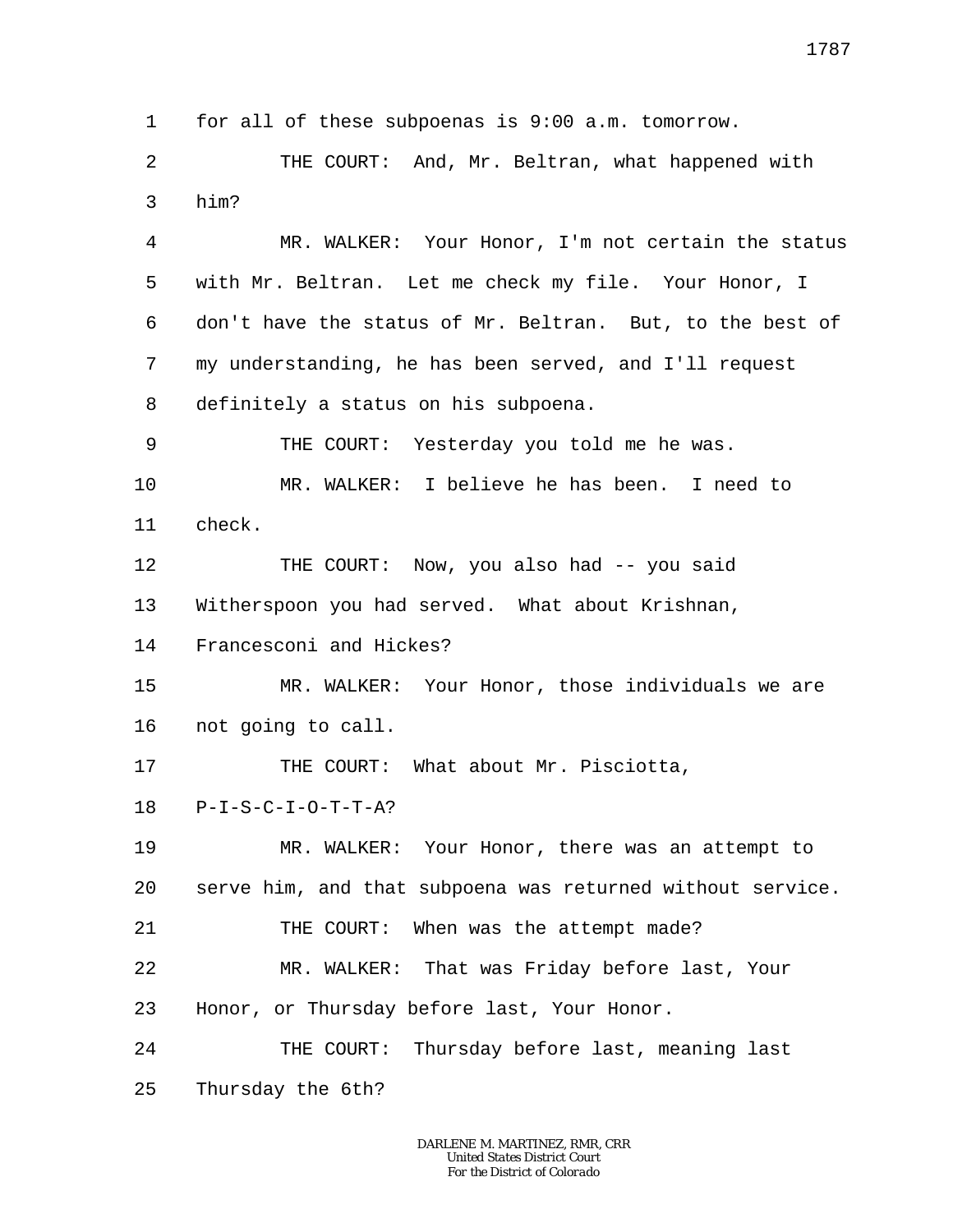for all of these subpoenas is 9:00 a.m. tomorrow.

THE COURT: And, Mr. Beltran, what happened with him?

MR. WALKER: Your Honor, I'm not certain the status with Mr. Beltran. Let me check my file. Your Honor, I don't have the status of Mr. Beltran. But, to the best of my understanding, he has been served, and I'll request definitely a status on his subpoena.

THE COURT: Yesterday you told me he was.

MR. WALKER: I believe he has been. I need to check.

THE COURT: Now, you also had -- you said Witherspoon you had served. What about Krishnan, Francesconi and Hickes?

MR. WALKER: Your Honor, those individuals we are not going to call.

THE COURT: What about Mr. Pisciotta, P-I-S-C-I-O-T-T-A?

MR. WALKER: Your Honor, there was an attempt to serve him, and that subpoena was returned without service.

THE COURT: When was the attempt made?

MR. WALKER: That was Friday before last, Your Honor, or Thursday before last, Your Honor.

THE COURT: Thursday before last, meaning last Thursday the 6th?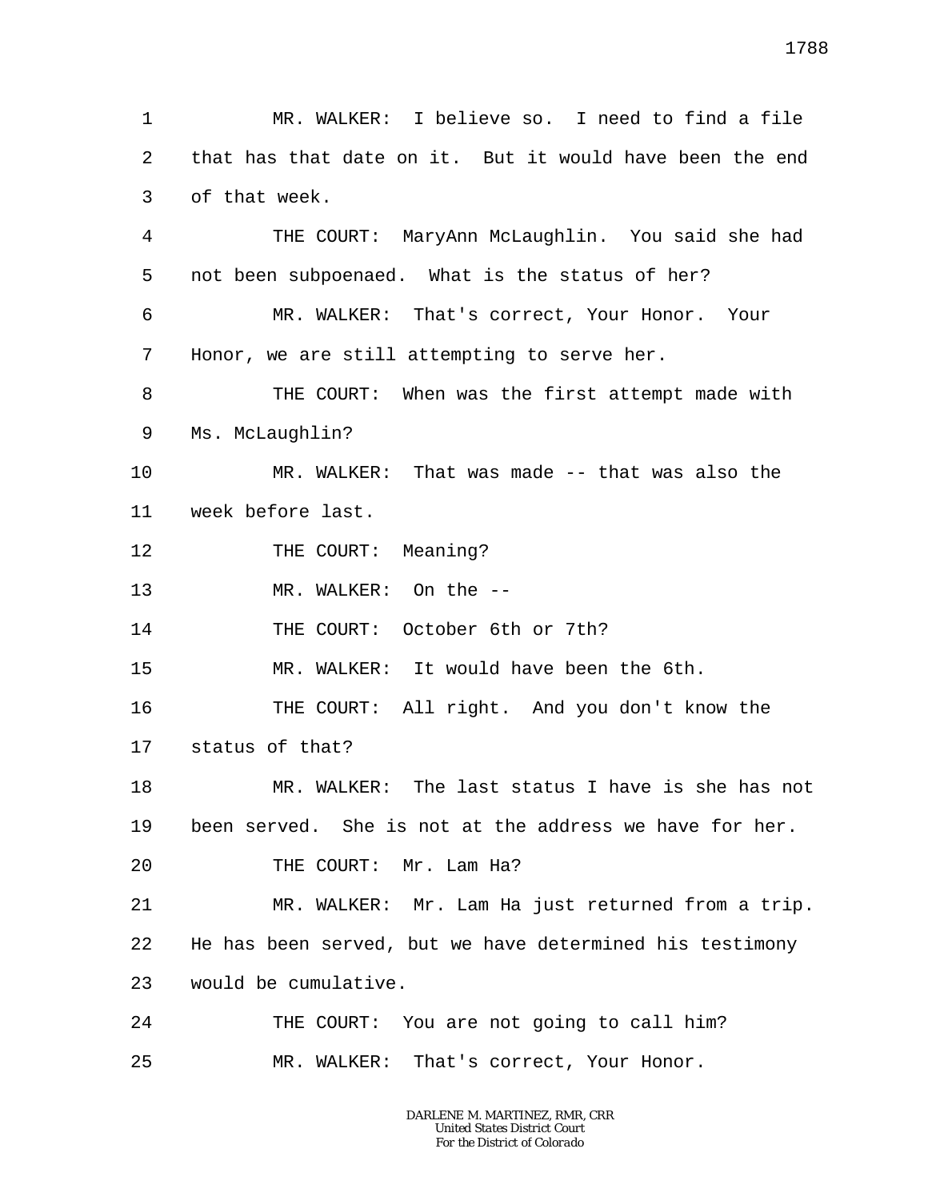MR. WALKER: I believe so. I need to find a file that has that date on it. But it would have been the end of that week.

THE COURT: MaryAnn McLaughlin. You said she had not been subpoenaed. What is the status of her?

MR. WALKER: That's correct, Your Honor. Your Honor, we are still attempting to serve her.

THE COURT: When was the first attempt made with Ms. McLaughlin?

MR. WALKER: That was made -- that was also the week before last.

THE COURT: Meaning?

MR. WALKER: On the --

THE COURT: October 6th or 7th?

MR. WALKER: It would have been the 6th.

THE COURT: All right. And you don't know the status of that?

MR. WALKER: The last status I have is she has not been served. She is not at the address we have for her.

THE COURT: Mr. Lam Ha?

MR. WALKER: Mr. Lam Ha just returned from a trip. He has been served, but we have determined his testimony would be cumulative.

THE COURT: You are not going to call him?

MR. WALKER: That's correct, Your Honor.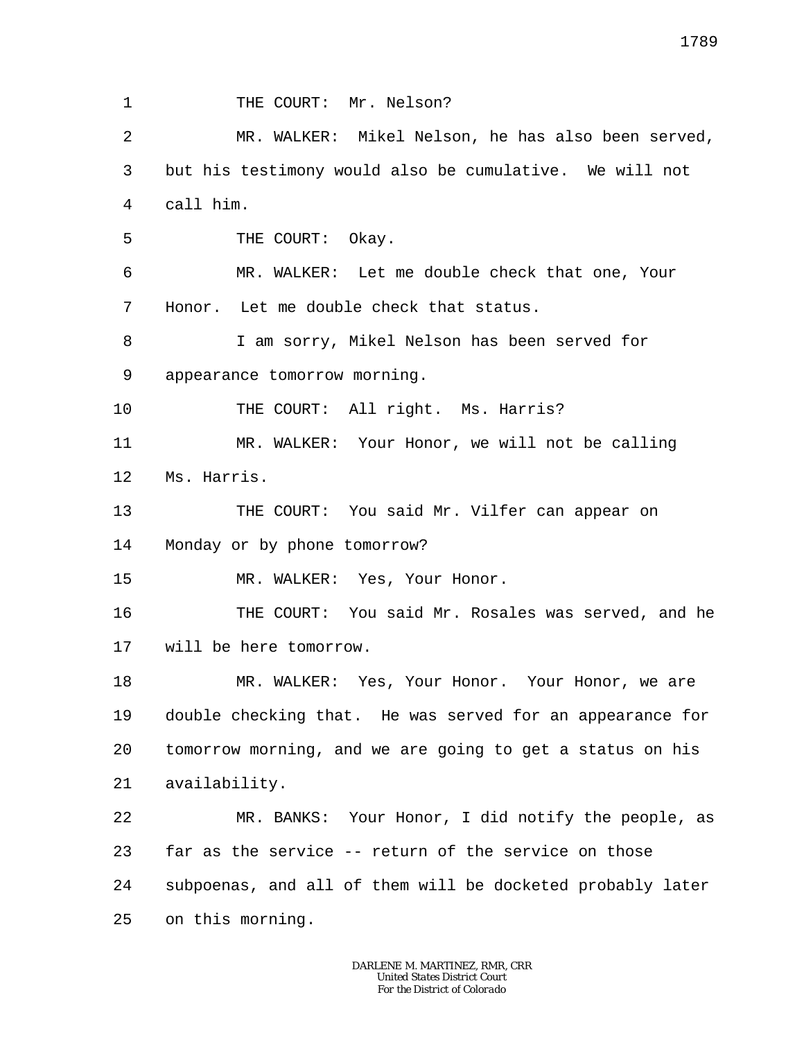THE COURT: Mr. Nelson?

MR. WALKER: Mikel Nelson, he has also been served, but his testimony would also be cumulative. We will not call him.

THE COURT: Okay.

MR. WALKER: Let me double check that one, Your Honor. Let me double check that status.

I am sorry, Mikel Nelson has been served for appearance tomorrow morning.

THE COURT: All right. Ms. Harris?

MR. WALKER: Your Honor, we will not be calling Ms. Harris.

THE COURT: You said Mr. Vilfer can appear on Monday or by phone tomorrow?

MR. WALKER: Yes, Your Honor.

THE COURT: You said Mr. Rosales was served, and he will be here tomorrow.

MR. WALKER: Yes, Your Honor. Your Honor, we are double checking that. He was served for an appearance for tomorrow morning, and we are going to get a status on his availability.

MR. BANKS: Your Honor, I did notify the people, as far as the service -- return of the service on those subpoenas, and all of them will be docketed probably later on this morning.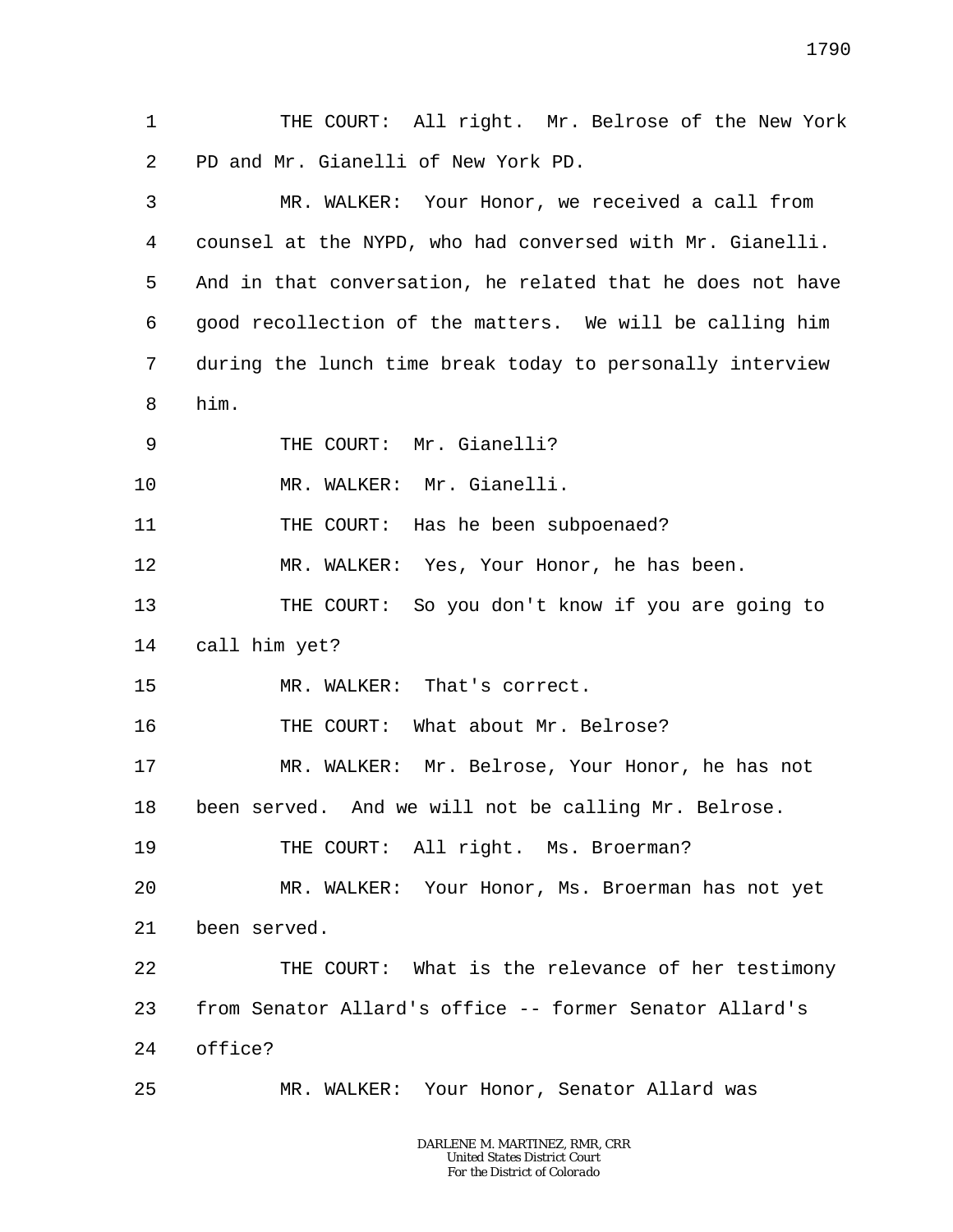THE COURT: All right. Mr. Belrose of the New York PD and Mr. Gianelli of New York PD.

MR. WALKER: Your Honor, we received a call from counsel at the NYPD, who had conversed with Mr. Gianelli. And in that conversation, he related that he does not have good recollection of the matters. We will be calling him during the lunch time break today to personally interview him.

THE COURT: Mr. Gianelli?

MR. WALKER: Mr. Gianelli.

THE COURT: Has he been subpoenaed?

MR. WALKER: Yes, Your Honor, he has been.

THE COURT: So you don't know if you are going to call him yet?

MR. WALKER: That's correct.

THE COURT: What about Mr. Belrose?

MR. WALKER: Mr. Belrose, Your Honor, he has not been served. And we will not be calling Mr. Belrose.

THE COURT: All right. Ms. Broerman?

MR. WALKER: Your Honor, Ms. Broerman has not yet been served.

THE COURT: What is the relevance of her testimony from Senator Allard's office -- former Senator Allard's office?

MR. WALKER: Your Honor, Senator Allard was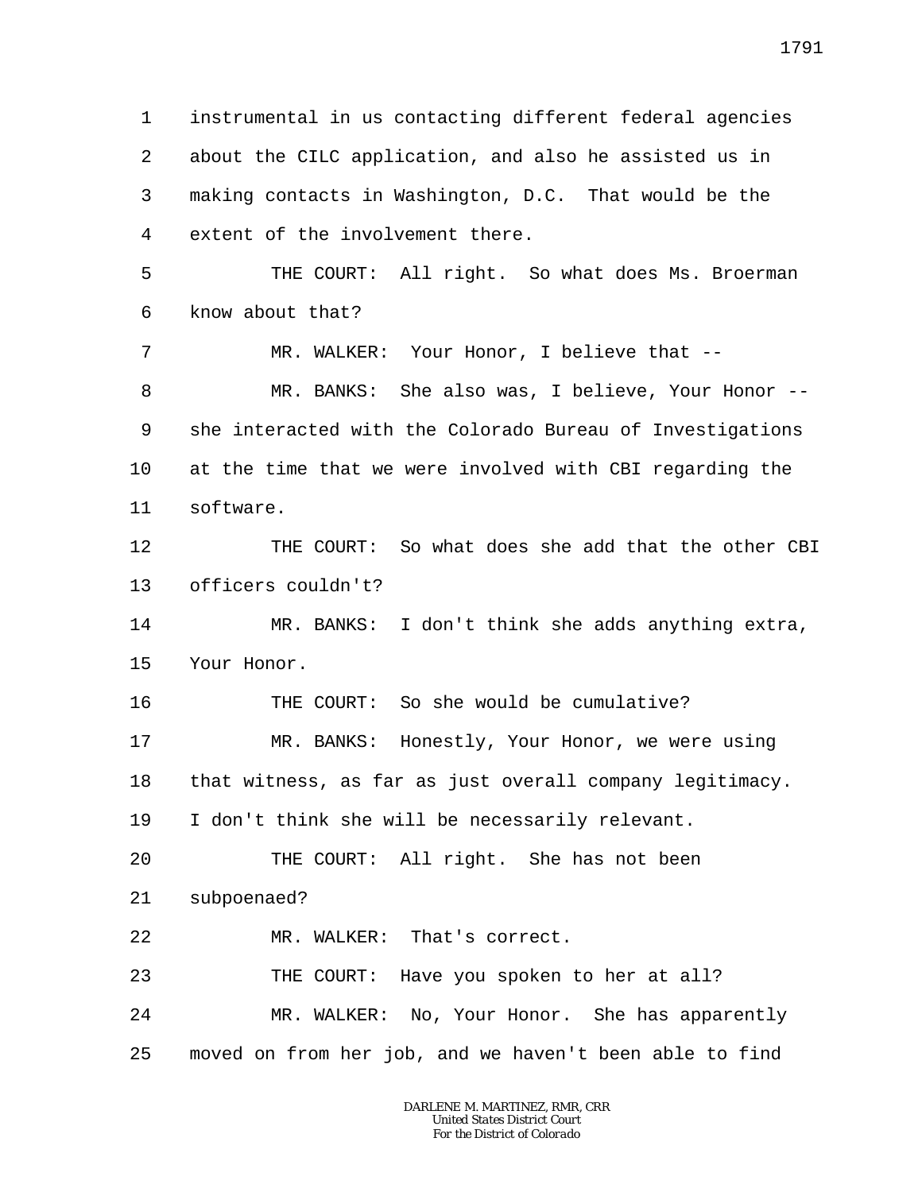1 instrumental in us contacting different federal agencies
2 about the CILC application, and also he assisted us in
3 making contacts in Washington, D.C. That would be the
4 extent of the involvement there.

5 THE COURT: All right. So what does Ms. Broerman
6 know about that?

7 MR. WALKER: Your Honor, I believe that --

8 MR. BANKS: She also was, I believe, Your Honor --
9 she interacted with the Colorado Bureau of Investigations
10 at the time that we were involved with CBI regarding the
11 software.

12 THE COURT: So what does she add that the other CBI
13 officers couldn't?

14 MR. BANKS: I don't think she adds anything extra,
15 Your Honor.

16 THE COURT: So she would be cumulative?

17 MR. BANKS: Honestly, Your Honor, we were using
18 that witness, as far as just overall company legitimacy.
19 I don't think she will be necessarily relevant.

20 THE COURT: All right. She has not been
21 subpoenaed?

22 MR. WALKER: That's correct.

23 THE COURT: Have you spoken to her at all?

24 MR. WALKER: No, Your Honor. She has apparently
25 moved on from her job, and we haven't been able to find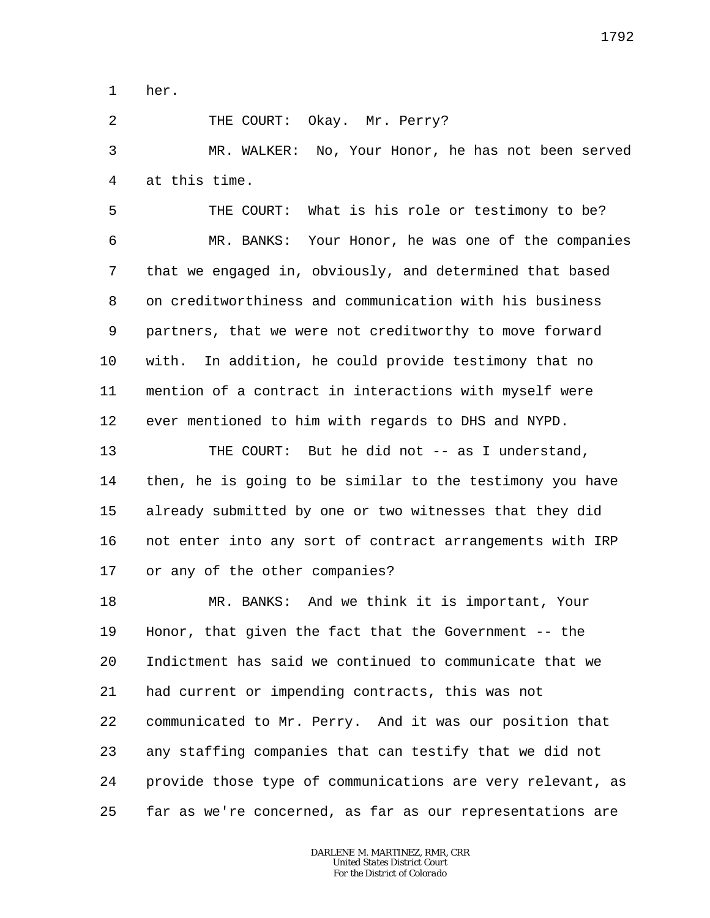her.

THE COURT: Okay. Mr. Perry?

MR. WALKER: No, Your Honor, he has not been served at this time.

THE COURT: What is his role or testimony to be?

MR. BANKS: Your Honor, he was one of the companies that we engaged in, obviously, and determined that based on creditworthiness and communication with his business partners, that we were not creditworthy to move forward with. In addition, he could provide testimony that no mention of a contract in interactions with myself were ever mentioned to him with regards to DHS and NYPD.

THE COURT: But he did not -- as I understand, then, he is going to be similar to the testimony you have already submitted by one or two witnesses that they did not enter into any sort of contract arrangements with IRP or any of the other companies?

MR. BANKS: And we think it is important, Your Honor, that given the fact that the Government -- the Indictment has said we continued to communicate that we had current or impending contracts, this was not communicated to Mr. Perry. And it was our position that any staffing companies that can testify that we did not provide those type of communications are very relevant, as far as we're concerned, as far as our representations are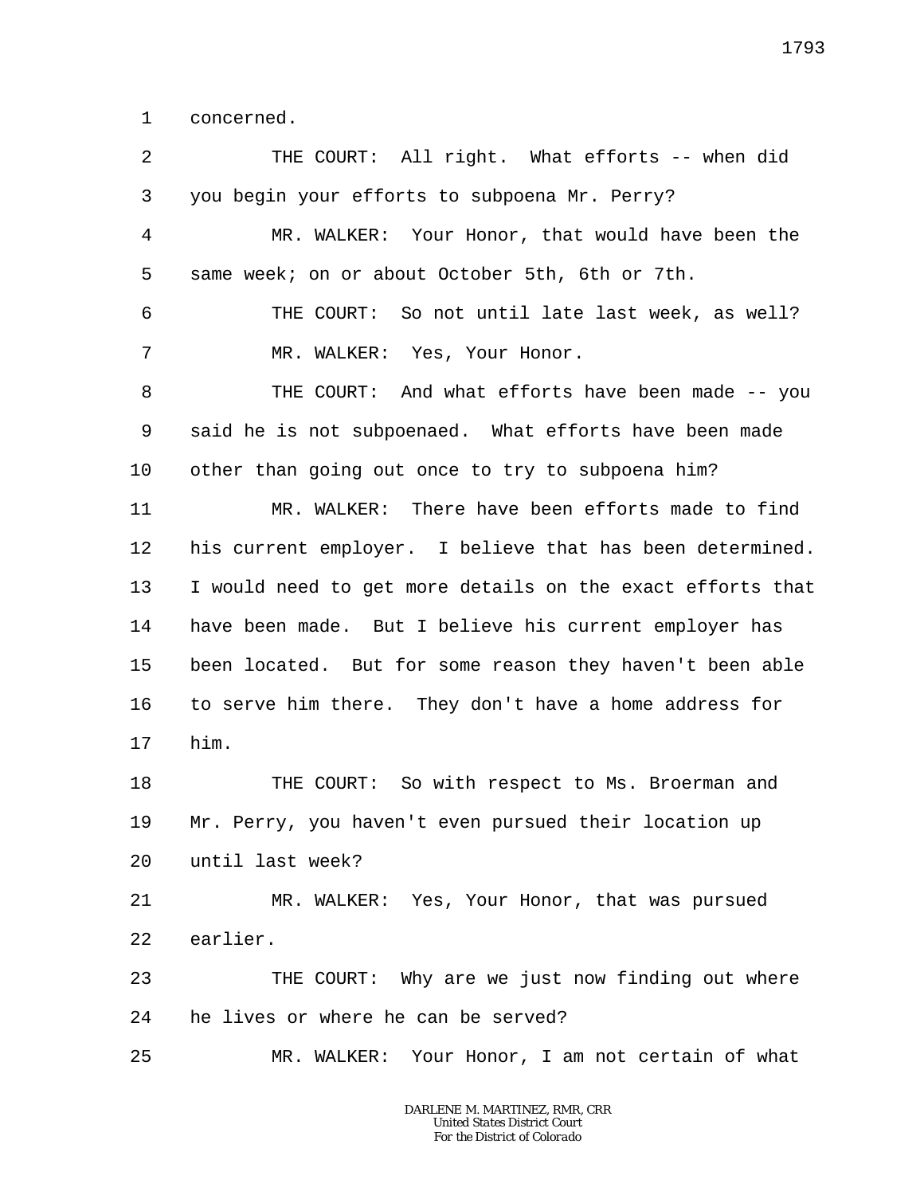1 concerned.

2 THE COURT: All right. What efforts -- when did

3 you begin your efforts to subpoena Mr. Perry?

4 MR. WALKER: Your Honor, that would have been the

5 same week; on or about October 5th, 6th or 7th.

6 THE COURT: So not until late last week, as well?

7 MR. WALKER: Yes, Your Honor.

8 THE COURT: And what efforts have been made -- you

9 said he is not subpoenaed. What efforts have been made

10 other than going out once to try to subpoena him?

11 MR. WALKER: There have been efforts made to find

12 his current employer. I believe that has been determined.

13 I would need to get more details on the exact efforts that

14 have been made. But I believe his current employer has

15 been located. But for some reason they haven't been able

16 to serve him there. They don't have a home address for

17 him.

18 THE COURT: So with respect to Ms. Broerman and

19 Mr. Perry, you haven't even pursued their location up

20 until last week?

21 MR. WALKER: Yes, Your Honor, that was pursued

22 earlier.

23 THE COURT: Why are we just now finding out where

24 he lives or where he can be served?

25 MR. WALKER: Your Honor, I am not certain of what

DARLENE M. MARTINEZ, RMR, CRR
United States District Court
For the District of Colorado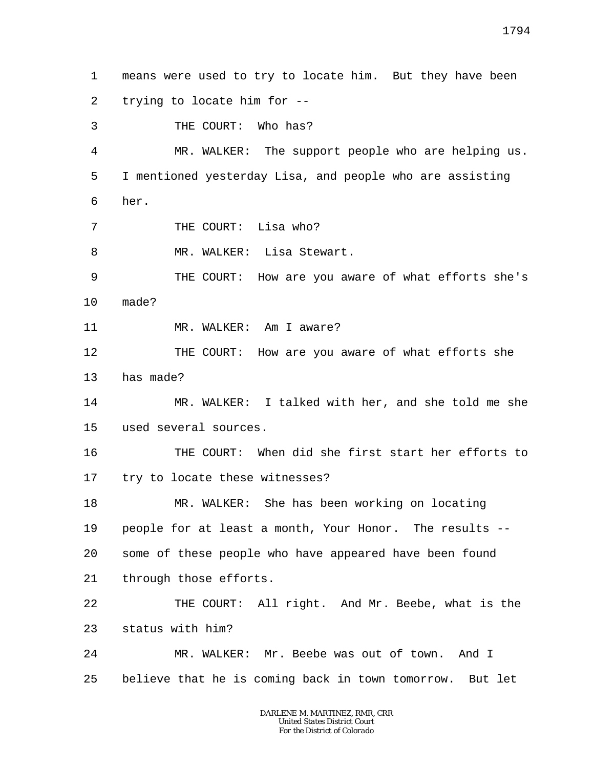1 means were used to try to locate him. But they have been
2 trying to locate him for --
3 THE COURT: Who has?
4 MR. WALKER: The support people who are helping us.
5 I mentioned yesterday Lisa, and people who are assisting
6 her.
7 THE COURT: Lisa who?
8 MR. WALKER: Lisa Stewart.
9 THE COURT: How are you aware of what efforts she's
10 made?
11 MR. WALKER: Am I aware?
12 THE COURT: How are you aware of what efforts she
13 has made?
14 MR. WALKER: I talked with her, and she told me she
15 used several sources.
16 THE COURT: When did she first start her efforts to
17 try to locate these witnesses?
18 MR. WALKER: She has been working on locating
19 people for at least a month, Your Honor. The results --
20 some of these people who have appeared have been found
21 through those efforts.
22 THE COURT: All right. And Mr. Beebe, what is the
23 status with him?
24 MR. WALKER: Mr. Beebe was out of town. And I
25 believe that he is coming back in town tomorrow. But let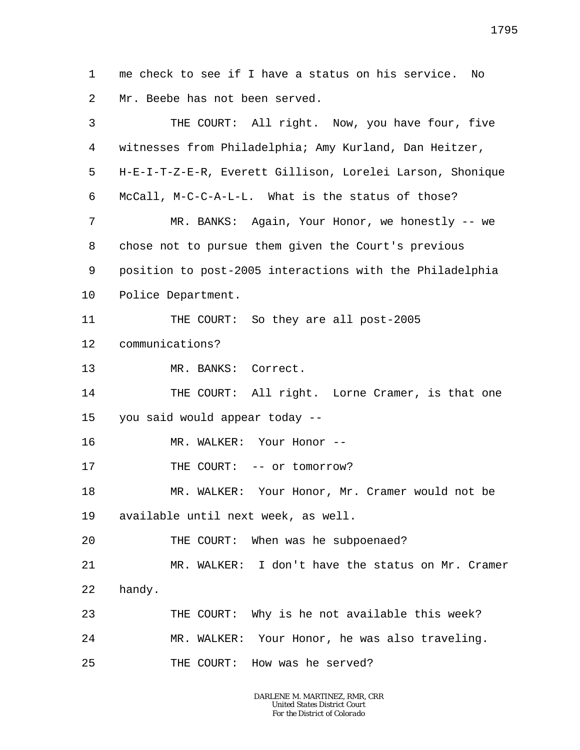me check to see if I have a status on his service. No Mr. Beebe has not been served.

THE COURT: All right. Now, you have four, five witnesses from Philadelphia; Amy Kurland, Dan Heitzer, H-E-I-T-Z-E-R, Everett Gillison, Lorelei Larson, Shonique McCall, M-C-C-A-L-L. What is the status of those?

MR. BANKS: Again, Your Honor, we honestly -- we chose not to pursue them given the Court's previous position to post-2005 interactions with the Philadelphia Police Department.

THE COURT: So they are all post-2005 communications?

MR. BANKS: Correct.

THE COURT: All right. Lorne Cramer, is that one you said would appear today --

MR. WALKER: Your Honor --

THE COURT: -- or tomorrow?

MR. WALKER: Your Honor, Mr. Cramer would not be available until next week, as well.

THE COURT: When was he subpoenaed?

MR. WALKER: I don't have the status on Mr. Cramer handy.

THE COURT: Why is he not available this week?

MR. WALKER: Your Honor, he was also traveling.

THE COURT: How was he served?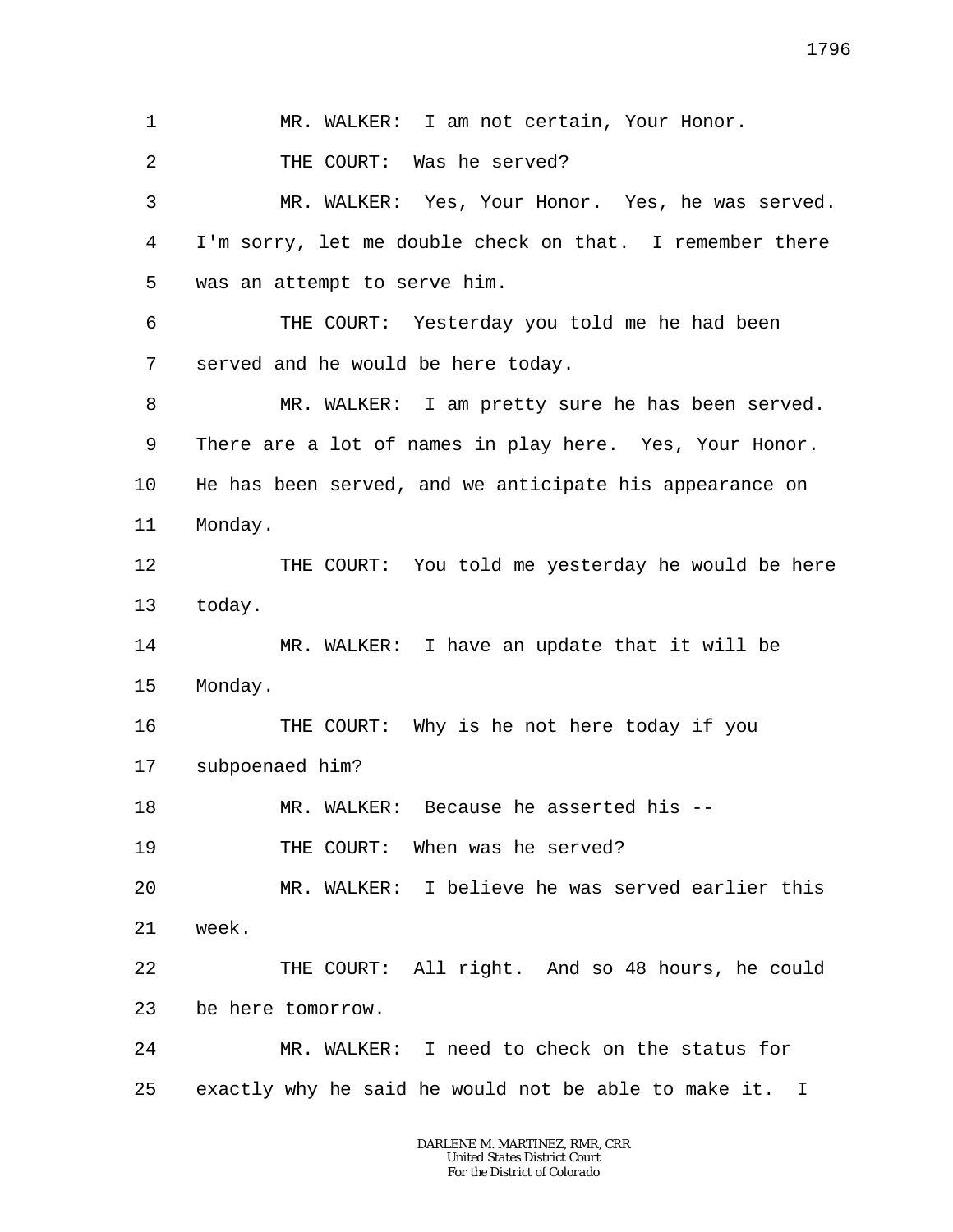MR. WALKER: I am not certain, Your Honor.

THE COURT: Was he served?

MR. WALKER: Yes, Your Honor. Yes, he was served. I'm sorry, let me double check on that. I remember there was an attempt to serve him.

THE COURT: Yesterday you told me he had been served and he would be here today.

MR. WALKER: I am pretty sure he has been served. There are a lot of names in play here. Yes, Your Honor. He has been served, and we anticipate his appearance on Monday.

THE COURT: You told me yesterday he would be here today.

MR. WALKER: I have an update that it will be Monday.

THE COURT: Why is he not here today if you subpoenaed him?

MR. WALKER: Because he asserted his --

THE COURT: When was he served?

MR. WALKER: I believe he was served earlier this week.

THE COURT: All right. And so 48 hours, he could be here tomorrow.

MR. WALKER: I need to check on the status for exactly why he said he would not be able to make it. I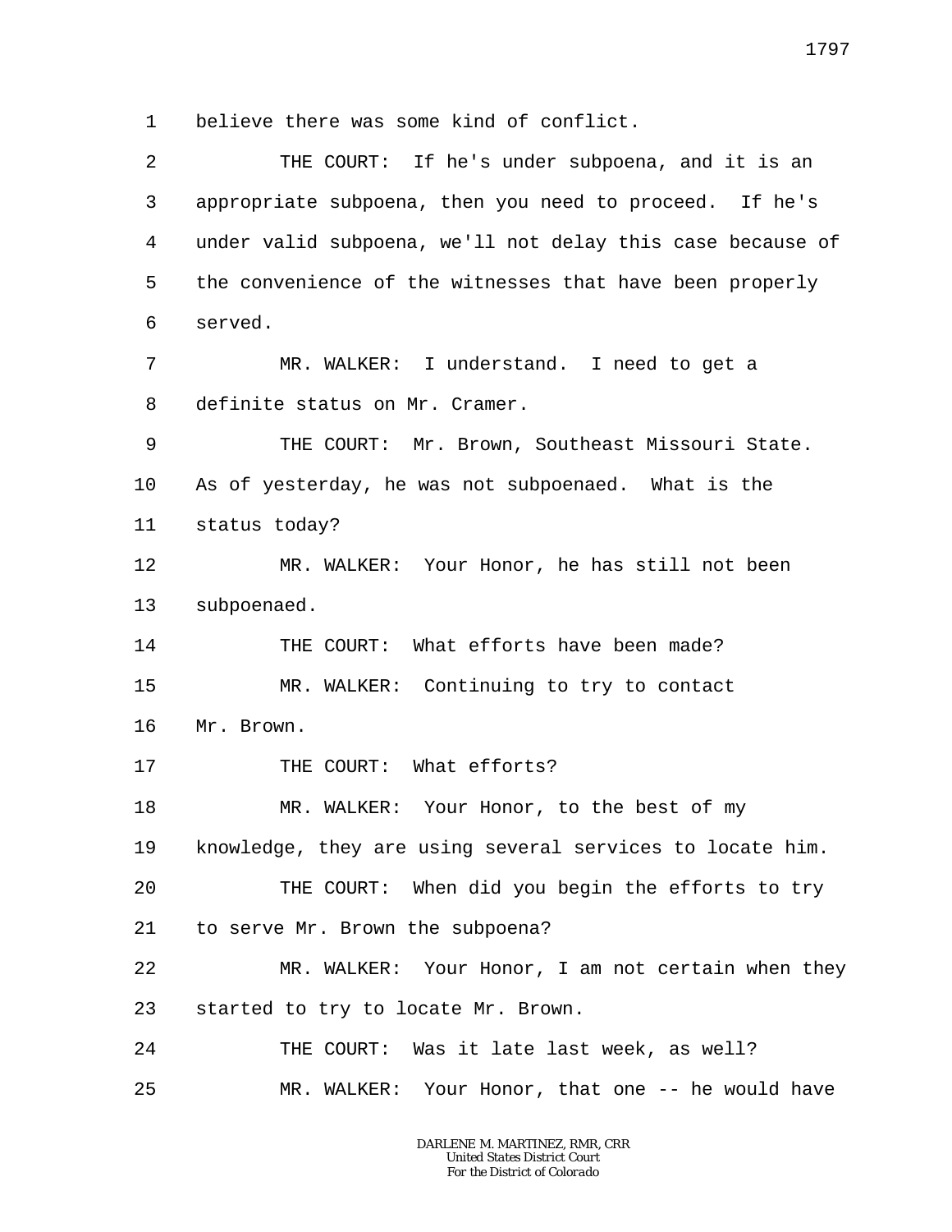1 believe there was some kind of conflict.

2 THE COURT: If he's under subpoena, and it is an

3 appropriate subpoena, then you need to proceed. If he's

4 under valid subpoena, we'll not delay this case because of

5 the convenience of the witnesses that have been properly

6 served.

7 MR. WALKER: I understand. I need to get a

8 definite status on Mr. Cramer.

9 THE COURT: Mr. Brown, Southeast Missouri State.

10 As of yesterday, he was not subpoenaed. What is the

11 status today?

12 MR. WALKER: Your Honor, he has still not been

13 subpoenaed.

14 THE COURT: What efforts have been made?

15 MR. WALKER: Continuing to try to contact

16 Mr. Brown.

17 THE COURT: What efforts?

18 MR. WALKER: Your Honor, to the best of my

19 knowledge, they are using several services to locate him.

20 THE COURT: When did you begin the efforts to try

21 to serve Mr. Brown the subpoena?

22 MR. WALKER: Your Honor, I am not certain when they

23 started to try to locate Mr. Brown.

24 THE COURT: Was it late last week, as well?

25 MR. WALKER: Your Honor, that one -- he would have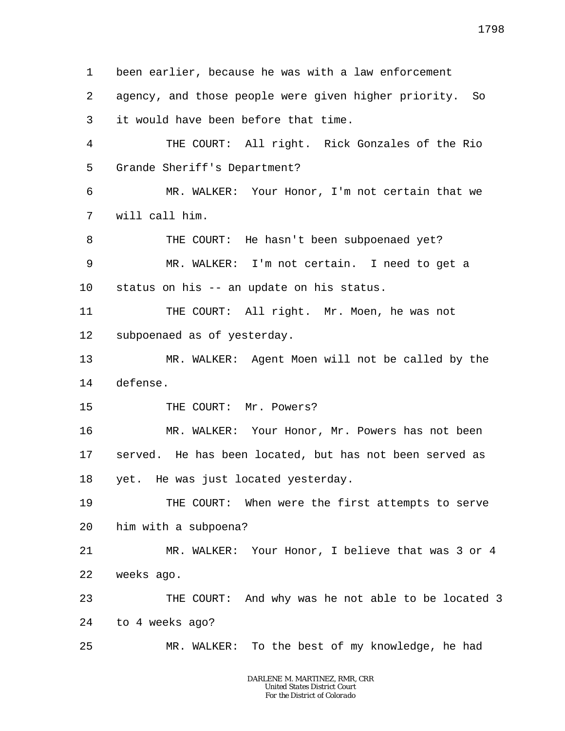been earlier, because he was with a law enforcement agency, and those people were given higher priority. So it would have been before that time.

THE COURT: All right. Rick Gonzales of the Rio Grande Sheriff's Department?

MR. WALKER: Your Honor, I'm not certain that we will call him.

THE COURT: He hasn't been subpoenaed yet?

MR. WALKER: I'm not certain. I need to get a status on his -- an update on his status.

THE COURT: All right. Mr. Moen, he was not subpoenaed as of yesterday.

MR. WALKER: Agent Moen will not be called by the defense.

THE COURT: Mr. Powers?

MR. WALKER: Your Honor, Mr. Powers has not been served. He has been located, but has not been served as yet. He was just located yesterday.

THE COURT: When were the first attempts to serve him with a subpoena?

MR. WALKER: Your Honor, I believe that was 3 or 4 weeks ago.

THE COURT: And why was he not able to be located 3 to 4 weeks ago?

MR. WALKER: To the best of my knowledge, he had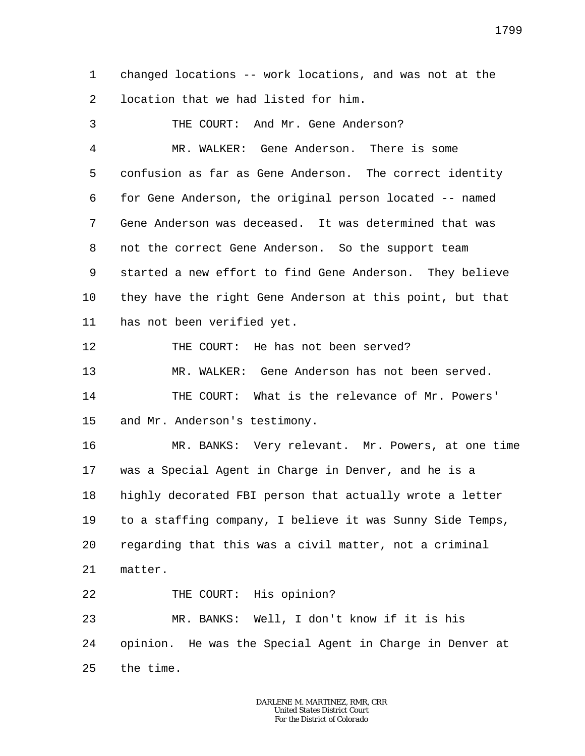changed locations -- work locations, and was not at the location that we had listed for him.

THE COURT: And Mr. Gene Anderson?

MR. WALKER: Gene Anderson. There is some confusion as far as Gene Anderson. The correct identity for Gene Anderson, the original person located -- named Gene Anderson was deceased. It was determined that was not the correct Gene Anderson. So the support team started a new effort to find Gene Anderson. They believe they have the right Gene Anderson at this point, but that has not been verified yet.

THE COURT: He has not been served?

MR. WALKER: Gene Anderson has not been served.

THE COURT: What is the relevance of Mr. Powers' and Mr. Anderson's testimony.

MR. BANKS: Very relevant. Mr. Powers, at one time was a Special Agent in Charge in Denver, and he is a highly decorated FBI person that actually wrote a letter to a staffing company, I believe it was Sunny Side Temps, regarding that this was a civil matter, not a criminal matter.

THE COURT: His opinion?

MR. BANKS: Well, I don't know if it is his opinion. He was the Special Agent in Charge in Denver at the time.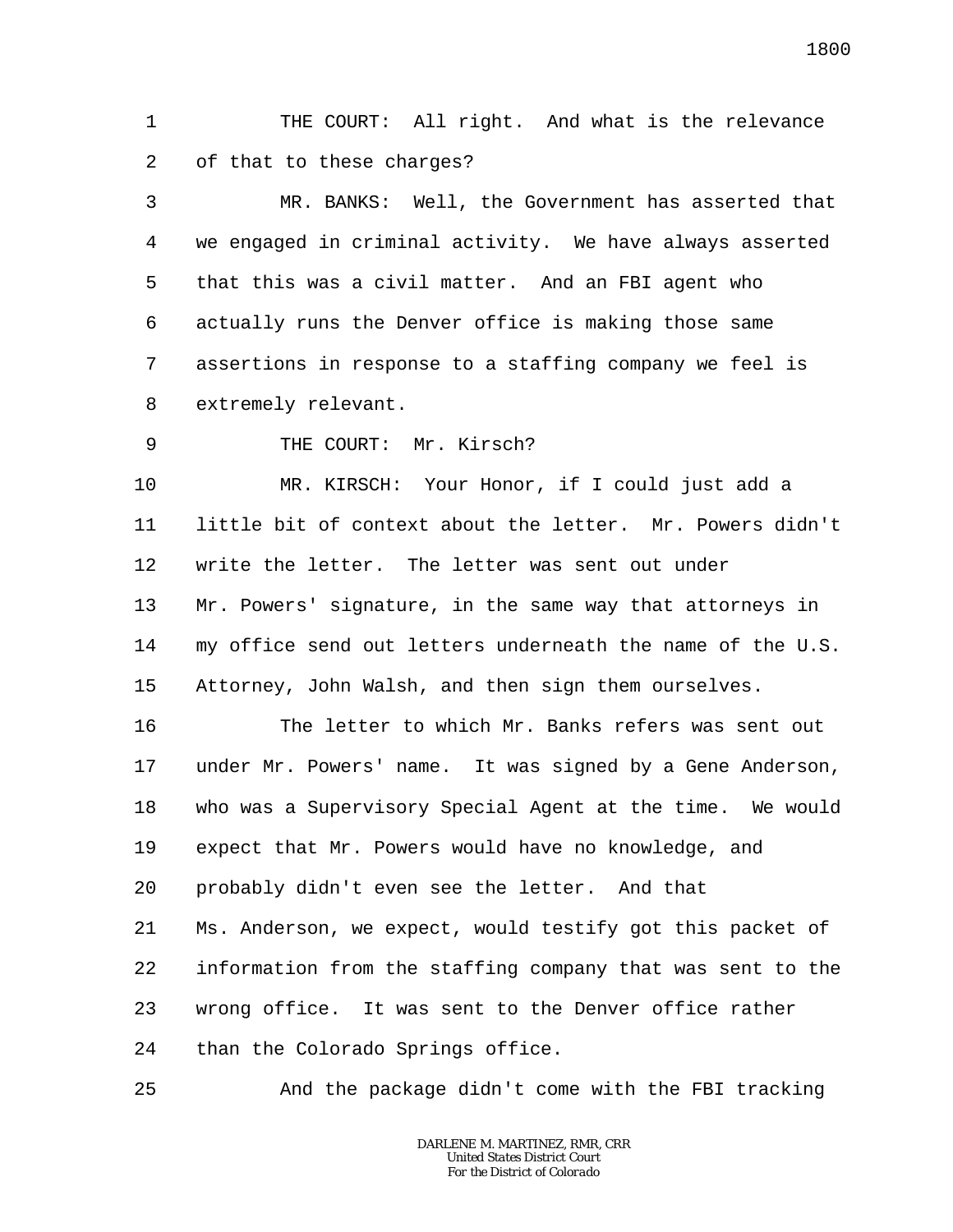THE COURT: All right. And what is the relevance of that to these charges?

MR. BANKS: Well, the Government has asserted that we engaged in criminal activity. We have always asserted that this was a civil matter. And an FBI agent who actually runs the Denver office is making those same assertions in response to a staffing company we feel is extremely relevant.

THE COURT: Mr. Kirsch?

MR. KIRSCH: Your Honor, if I could just add a little bit of context about the letter. Mr. Powers didn't write the letter. The letter was sent out under Mr. Powers' signature, in the same way that attorneys in my office send out letters underneath the name of the U.S. Attorney, John Walsh, and then sign them ourselves.

The letter to which Mr. Banks refers was sent out under Mr. Powers' name. It was signed by a Gene Anderson, who was a Supervisory Special Agent at the time. We would expect that Mr. Powers would have no knowledge, and probably didn't even see the letter. And that Ms. Anderson, we expect, would testify got this packet of information from the staffing company that was sent to the wrong office. It was sent to the Denver office rather than the Colorado Springs office.

And the package didn't come with the FBI tracking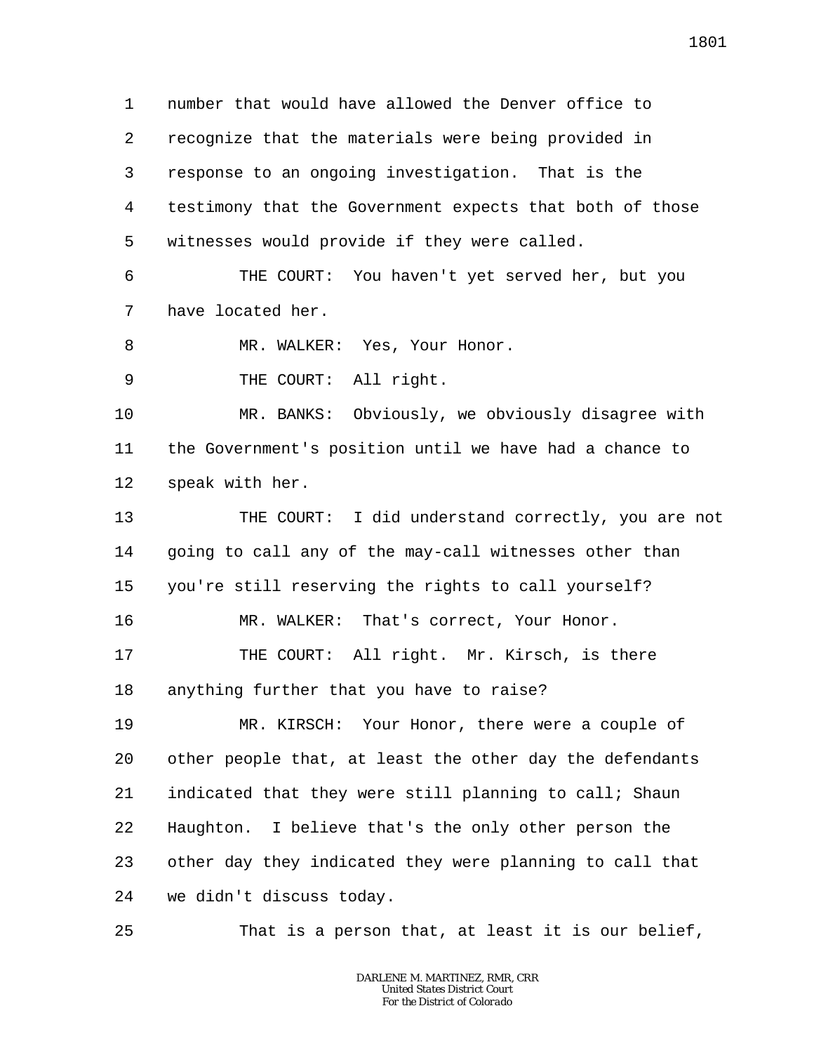number that would have allowed the Denver office to recognize that the materials were being provided in response to an ongoing investigation. That is the testimony that the Government expects that both of those witnesses would provide if they were called.

THE COURT: You haven't yet served her, but you have located her.

MR. WALKER: Yes, Your Honor.

THE COURT: All right.

MR. BANKS: Obviously, we obviously disagree with the Government's position until we have had a chance to speak with her.

THE COURT: I did understand correctly, you are not going to call any of the may-call witnesses other than you're still reserving the rights to call yourself?

MR. WALKER: That's correct, Your Honor.

THE COURT: All right. Mr. Kirsch, is there anything further that you have to raise?

MR. KIRSCH: Your Honor, there were a couple of other people that, at least the other day the defendants indicated that they were still planning to call; Shaun Haughton. I believe that's the only other person the other day they indicated they were planning to call that we didn't discuss today.

That is a person that, at least it is our belief,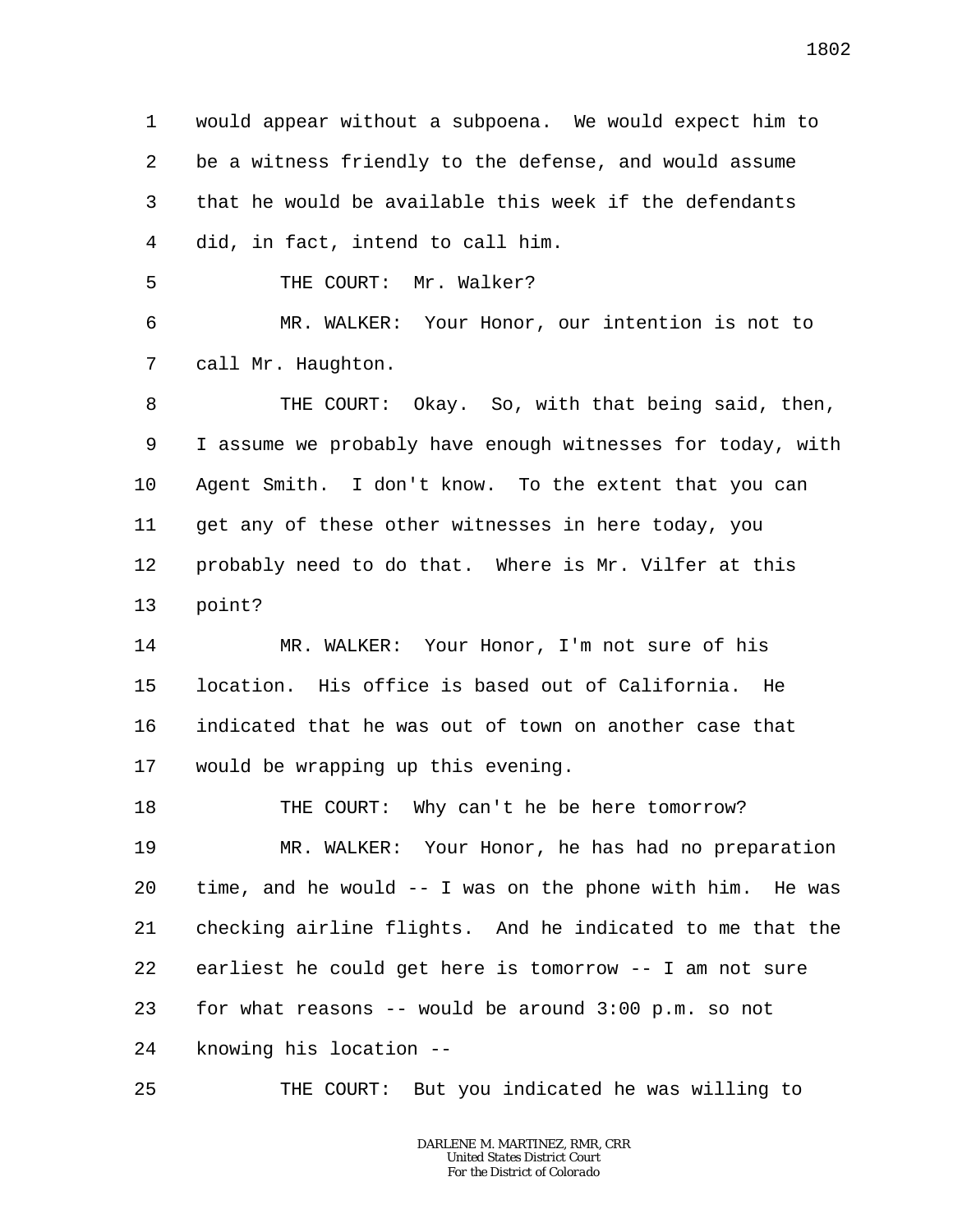would appear without a subpoena. We would expect him to be a witness friendly to the defense, and would assume that he would be available this week if the defendants did, in fact, intend to call him.

THE COURT: Mr. Walker?

MR. WALKER: Your Honor, our intention is not to call Mr. Haughton.

THE COURT: Okay. So, with that being said, then, I assume we probably have enough witnesses for today, with Agent Smith. I don't know. To the extent that you can get any of these other witnesses in here today, you probably need to do that. Where is Mr. Vilfer at this point?

MR. WALKER: Your Honor, I'm not sure of his location. His office is based out of California. He indicated that he was out of town on another case that would be wrapping up this evening.

THE COURT: Why can't he be here tomorrow?

MR. WALKER: Your Honor, he has had no preparation time, and he would -- I was on the phone with him. He was checking airline flights. And he indicated to me that the earliest he could get here is tomorrow -- I am not sure for what reasons -- would be around 3:00 p.m. so not knowing his location --

THE COURT: But you indicated he was willing to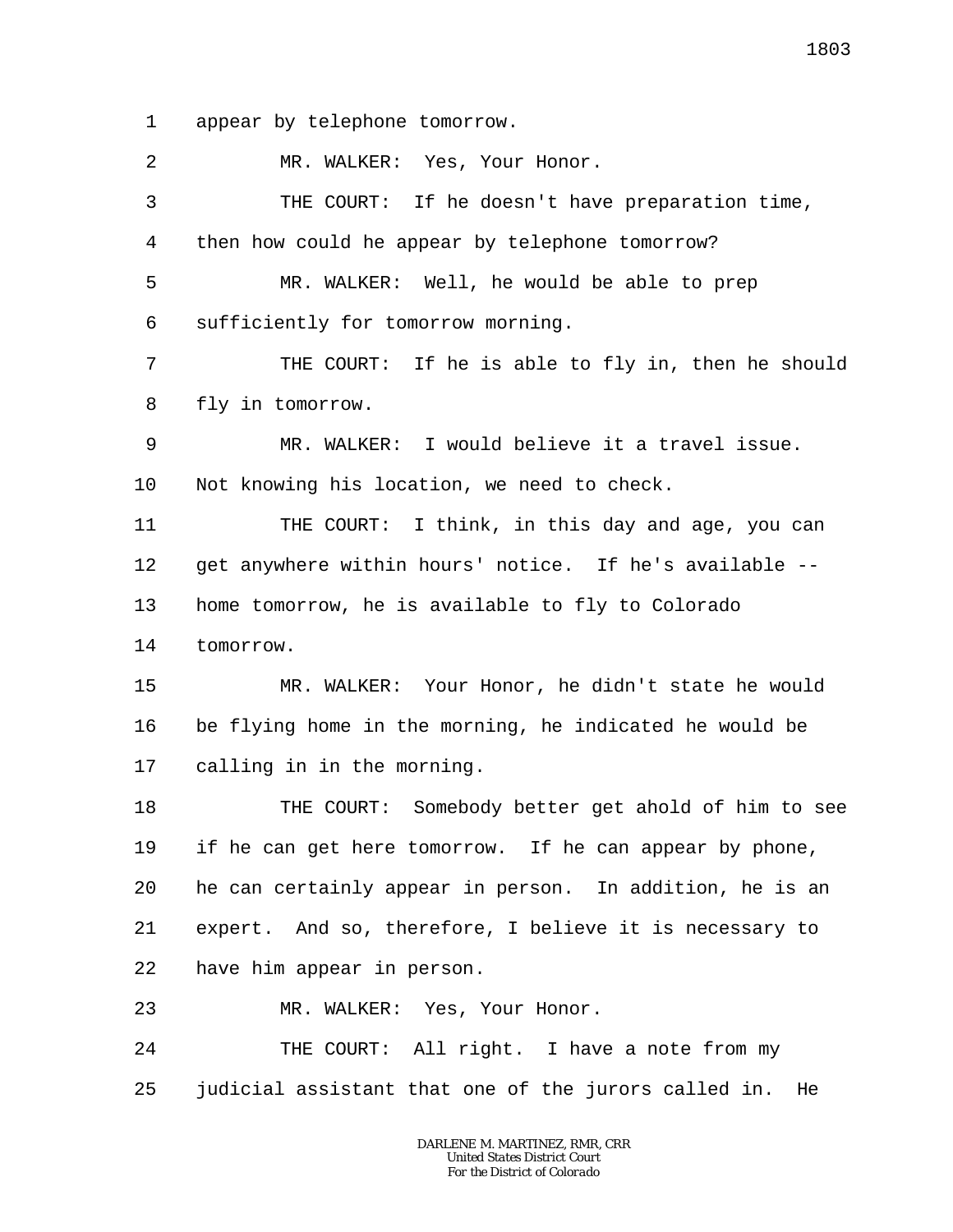appear by telephone tomorrow.

MR. WALKER: Yes, Your Honor.

THE COURT: If he doesn't have preparation time, then how could he appear by telephone tomorrow?

MR. WALKER: Well, he would be able to prep sufficiently for tomorrow morning.

THE COURT: If he is able to fly in, then he should fly in tomorrow.

MR. WALKER: I would believe it a travel issue. Not knowing his location, we need to check.

THE COURT: I think, in this day and age, you can get anywhere within hours' notice. If he's available -- home tomorrow, he is available to fly to Colorado tomorrow.

MR. WALKER: Your Honor, he didn't state he would be flying home in the morning, he indicated he would be calling in in the morning.

THE COURT: Somebody better get ahold of him to see if he can get here tomorrow. If he can appear by phone, he can certainly appear in person. In addition, he is an expert. And so, therefore, I believe it is necessary to have him appear in person.

MR. WALKER: Yes, Your Honor.

THE COURT: All right. I have a note from my judicial assistant that one of the jurors called in. He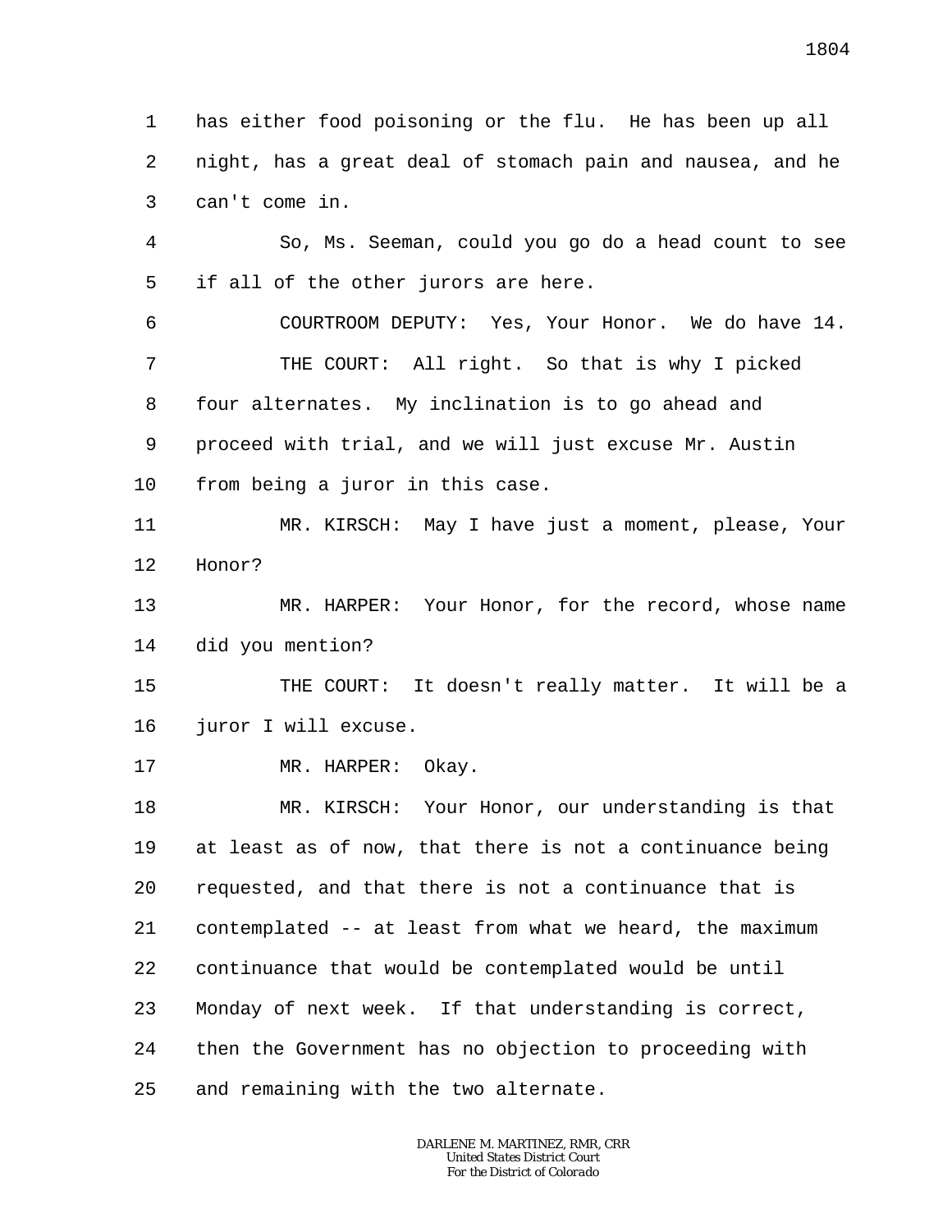has either food poisoning or the flu. He has been up all night, has a great deal of stomach pain and nausea, and he can't come in.

So, Ms. Seeman, could you go do a head count to see if all of the other jurors are here.

COURTROOM DEPUTY: Yes, Your Honor. We do have 14.

THE COURT: All right. So that is why I picked four alternates. My inclination is to go ahead and proceed with trial, and we will just excuse Mr. Austin from being a juror in this case.

MR. KIRSCH: May I have just a moment, please, Your Honor?

MR. HARPER: Your Honor, for the record, whose name did you mention?

THE COURT: It doesn't really matter. It will be a juror I will excuse.

MR. HARPER: Okay.

MR. KIRSCH: Your Honor, our understanding is that at least as of now, that there is not a continuance being requested, and that there is not a continuance that is contemplated -- at least from what we heard, the maximum continuance that would be contemplated would be until Monday of next week. If that understanding is correct, then the Government has no objection to proceeding with and remaining with the two alternate.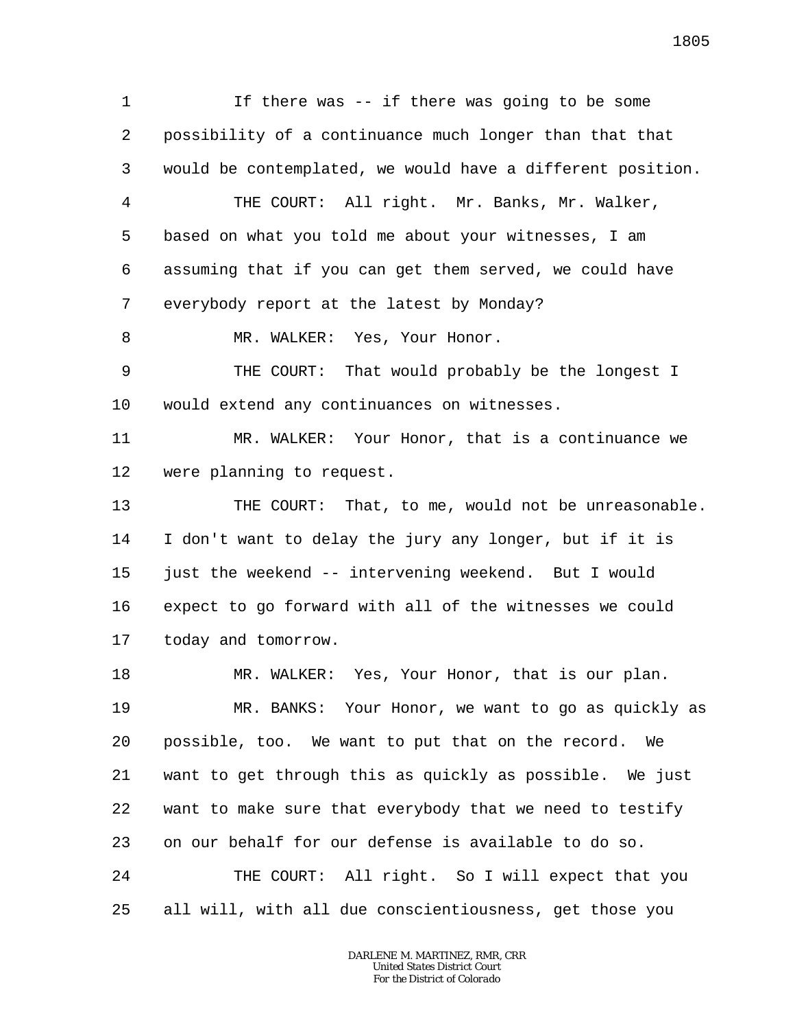If there was -- if there was going to be some possibility of a continuance much longer than that that would be contemplated, we would have a different position.

THE COURT: All right. Mr. Banks, Mr. Walker, based on what you told me about your witnesses, I am assuming that if you can get them served, we could have everybody report at the latest by Monday?

MR. WALKER: Yes, Your Honor.

THE COURT: That would probably be the longest I would extend any continuances on witnesses.

MR. WALKER: Your Honor, that is a continuance we were planning to request.

THE COURT: That, to me, would not be unreasonable. I don't want to delay the jury any longer, but if it is just the weekend -- intervening weekend. But I would expect to go forward with all of the witnesses we could today and tomorrow.

MR. WALKER: Yes, Your Honor, that is our plan.

MR. BANKS: Your Honor, we want to go as quickly as possible, too. We want to put that on the record. We want to get through this as quickly as possible. We just want to make sure that everybody that we need to testify on our behalf for our defense is available to do so.

THE COURT: All right. So I will expect that you all will, with all due conscientiousness, get those you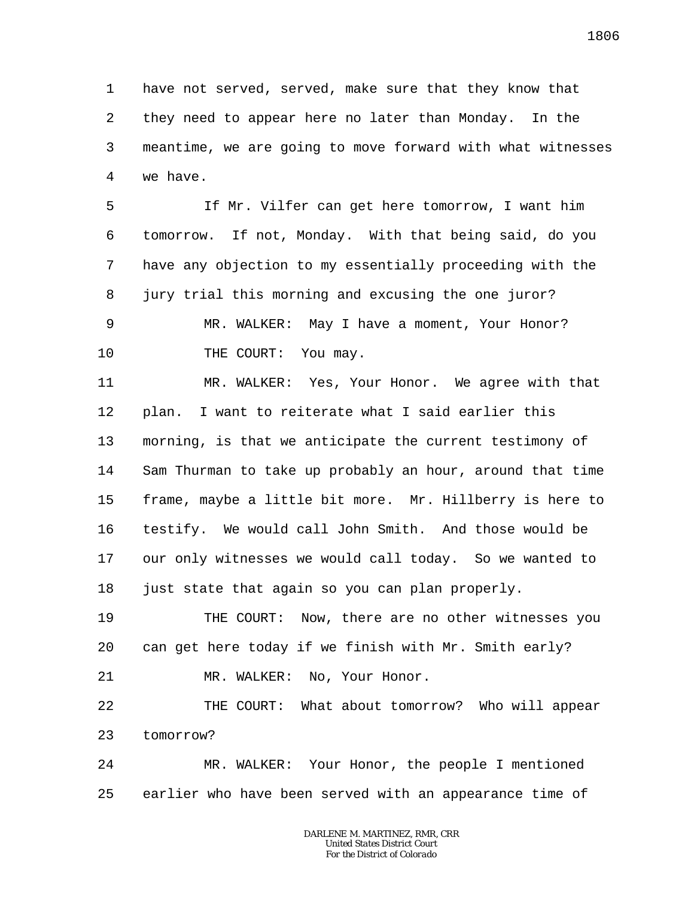1 have not served, served, make sure that they know that
2 they need to appear here no later than Monday. In the
3 meantime, we are going to move forward with what witnesses
4 we have.

5 If Mr. Vilfer can get here tomorrow, I want him
6 tomorrow. If not, Monday. With that being said, do you
7 have any objection to my essentially proceeding with the
8 jury trial this morning and excusing the one juror?

9 MR. WALKER: May I have a moment, Your Honor?

10 THE COURT: You may.

11 MR. WALKER: Yes, Your Honor. We agree with that
12 plan. I want to reiterate what I said earlier this
13 morning, is that we anticipate the current testimony of
14 Sam Thurman to take up probably an hour, around that time
15 frame, maybe a little bit more. Mr. Hillberry is here to
16 testify. We would call John Smith. And those would be
17 our only witnesses we would call today. So we wanted to
18 just state that again so you can plan properly.

19 THE COURT: Now, there are no other witnesses you
20 can get here today if we finish with Mr. Smith early?

21 MR. WALKER: No, Your Honor.

22 THE COURT: What about tomorrow? Who will appear
23 tomorrow?

24 MR. WALKER: Your Honor, the people I mentioned
25 earlier who have been served with an appearance time of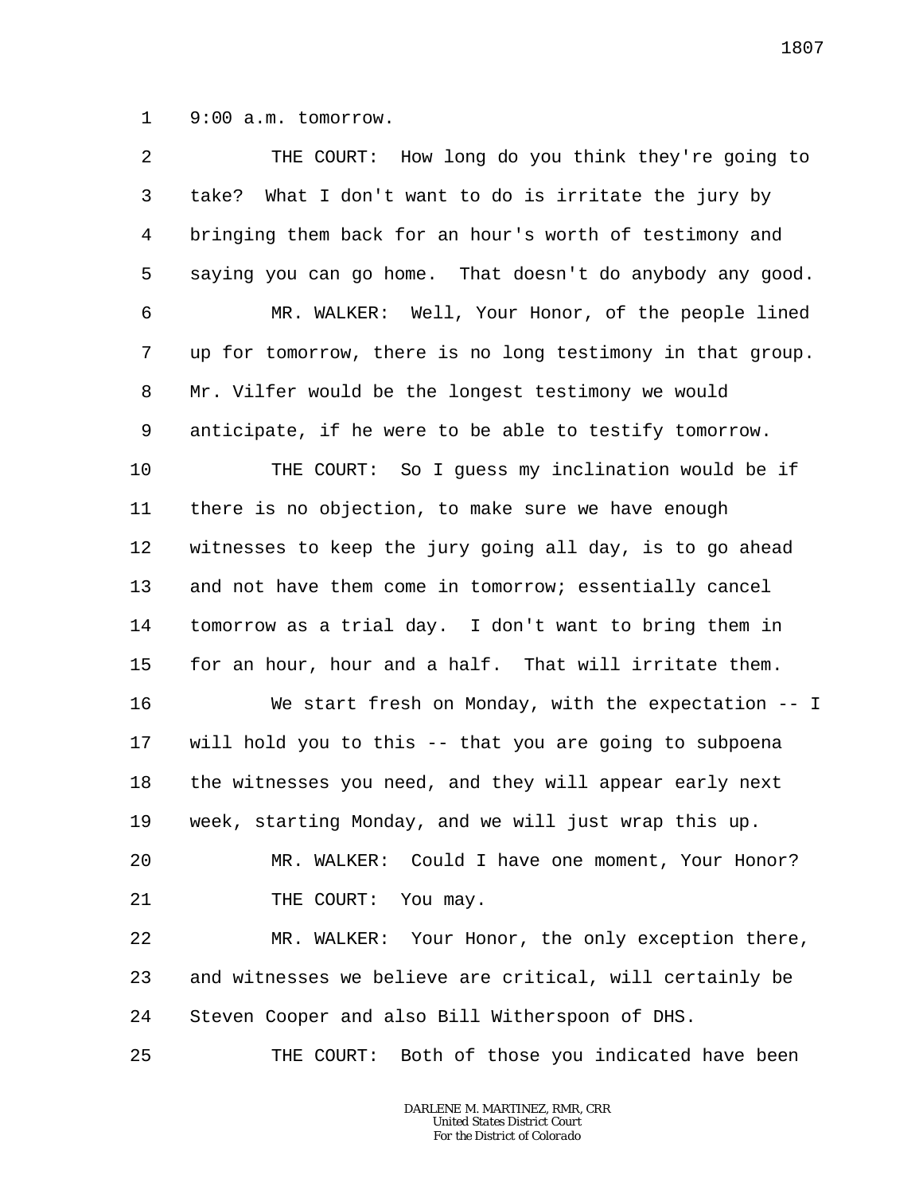1 9:00 a.m. tomorrow.

2 THE COURT: How long do you think they're going to
3 take? What I don't want to do is irritate the jury by
4 bringing them back for an hour's worth of testimony and
5 saying you can go home. That doesn't do anybody any good.

6 MR. WALKER: Well, Your Honor, of the people lined
7 up for tomorrow, there is no long testimony in that group.
8 Mr. Vilfer would be the longest testimony we would
9 anticipate, if he were to be able to testify tomorrow.

10 THE COURT: So I guess my inclination would be if
11 there is no objection, to make sure we have enough
12 witnesses to keep the jury going all day, is to go ahead
13 and not have them come in tomorrow; essentially cancel
14 tomorrow as a trial day. I don't want to bring them in
15 for an hour, hour and a half. That will irritate them.

16 We start fresh on Monday, with the expectation -- I
17 will hold you to this -- that you are going to subpoena
18 the witnesses you need, and they will appear early next
19 week, starting Monday, and we will just wrap this up.

20 MR. WALKER: Could I have one moment, Your Honor?

21 THE COURT: You may.

22 MR. WALKER: Your Honor, the only exception there,
23 and witnesses we believe are critical, will certainly be
24 Steven Cooper and also Bill Witherspoon of DHS.

25 THE COURT: Both of those you indicated have been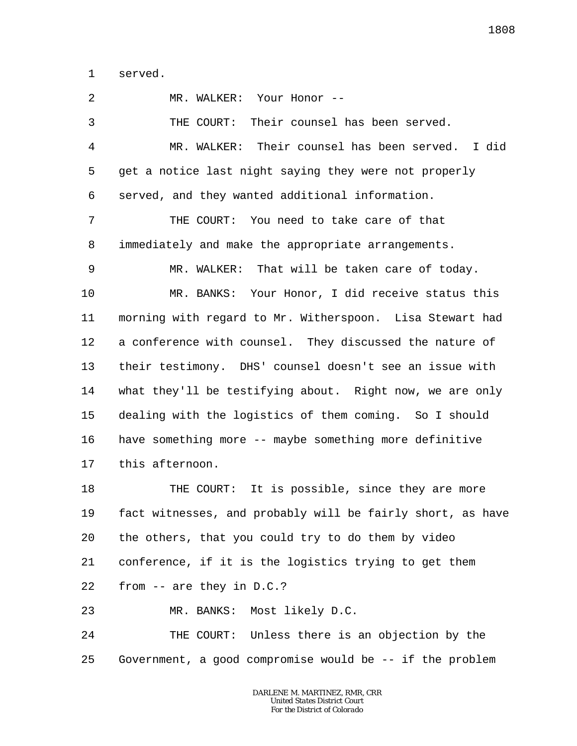1 served.

2 MR. WALKER: Your Honor --

3 THE COURT: Their counsel has been served.

4 MR. WALKER: Their counsel has been served. I did
5 get a notice last night saying they were not properly
6 served, and they wanted additional information.

7 THE COURT: You need to take care of that
8 immediately and make the appropriate arrangements.

9 MR. WALKER: That will be taken care of today.

10 MR. BANKS: Your Honor, I did receive status this
11 morning with regard to Mr. Witherspoon. Lisa Stewart had
12 a conference with counsel. They discussed the nature of
13 their testimony. DHS' counsel doesn't see an issue with
14 what they'll be testifying about. Right now, we are only
15 dealing with the logistics of them coming. So I should
16 have something more -- maybe something more definitive
17 this afternoon.

18 THE COURT: It is possible, since they are more
19 fact witnesses, and probably will be fairly short, as have
20 the others, that you could try to do them by video
21 conference, if it is the logistics trying to get them
22 from -- are they in D.C.?

23 MR. BANKS: Most likely D.C.

24 THE COURT: Unless there is an objection by the
25 Government, a good compromise would be -- if the problem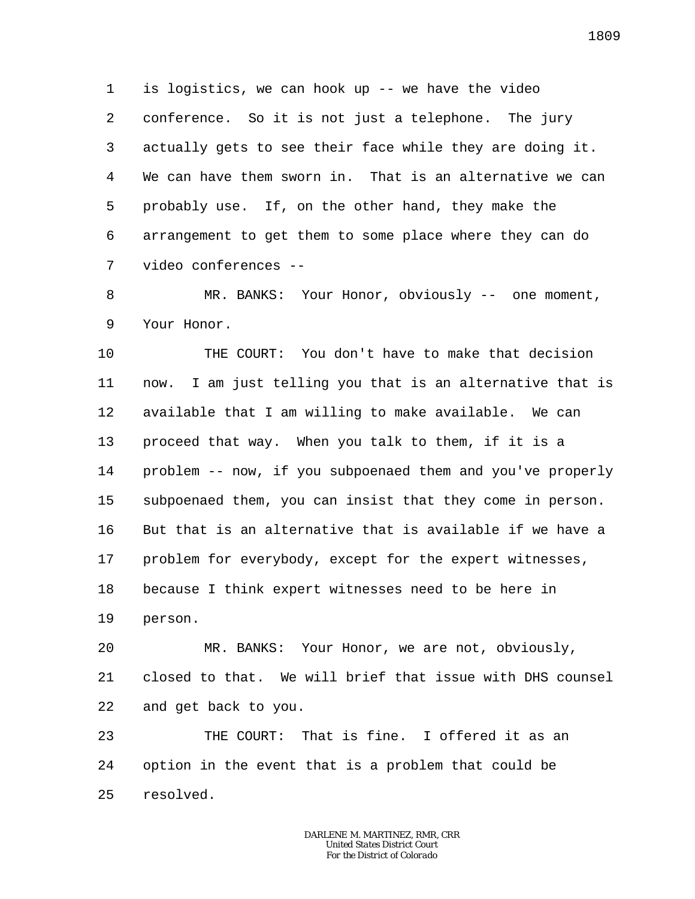is logistics, we can hook up -- we have the video conference. So it is not just a telephone. The jury actually gets to see their face while they are doing it. We can have them sworn in. That is an alternative we can probably use. If, on the other hand, they make the arrangement to get them to some place where they can do video conferences --

MR. BANKS: Your Honor, obviously -- one moment, Your Honor.

THE COURT: You don't have to make that decision now. I am just telling you that is an alternative that is available that I am willing to make available. We can proceed that way. When you talk to them, if it is a problem -- now, if you subpoenaed them and you've properly subpoenaed them, you can insist that they come in person. But that is an alternative that is available if we have a problem for everybody, except for the expert witnesses, because I think expert witnesses need to be here in person.

MR. BANKS: Your Honor, we are not, obviously, closed to that. We will brief that issue with DHS counsel and get back to you.

THE COURT: That is fine. I offered it as an option in the event that is a problem that could be resolved.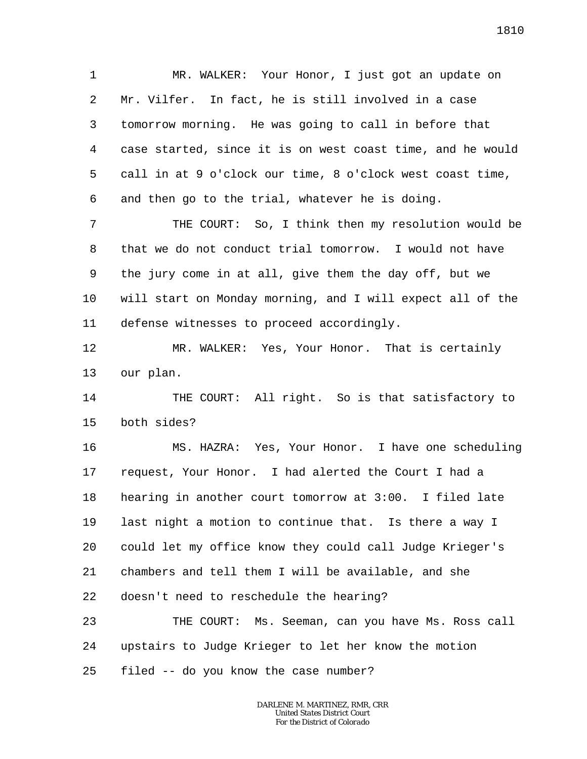MR. WALKER: Your Honor, I just got an update on Mr. Vilfer. In fact, he is still involved in a case tomorrow morning. He was going to call in before that case started, since it is on west coast time, and he would call in at 9 o'clock our time, 8 o'clock west coast time, and then go to the trial, whatever he is doing.

THE COURT: So, I think then my resolution would be that we do not conduct trial tomorrow. I would not have the jury come in at all, give them the day off, but we will start on Monday morning, and I will expect all of the defense witnesses to proceed accordingly.

MR. WALKER: Yes, Your Honor. That is certainly our plan.

THE COURT: All right. So is that satisfactory to both sides?

MS. HAZRA: Yes, Your Honor. I have one scheduling request, Your Honor. I had alerted the Court I had a hearing in another court tomorrow at 3:00. I filed late last night a motion to continue that. Is there a way I could let my office know they could call Judge Krieger's chambers and tell them I will be available, and she doesn't need to reschedule the hearing?

THE COURT: Ms. Seeman, can you have Ms. Ross call upstairs to Judge Krieger to let her know the motion filed -- do you know the case number?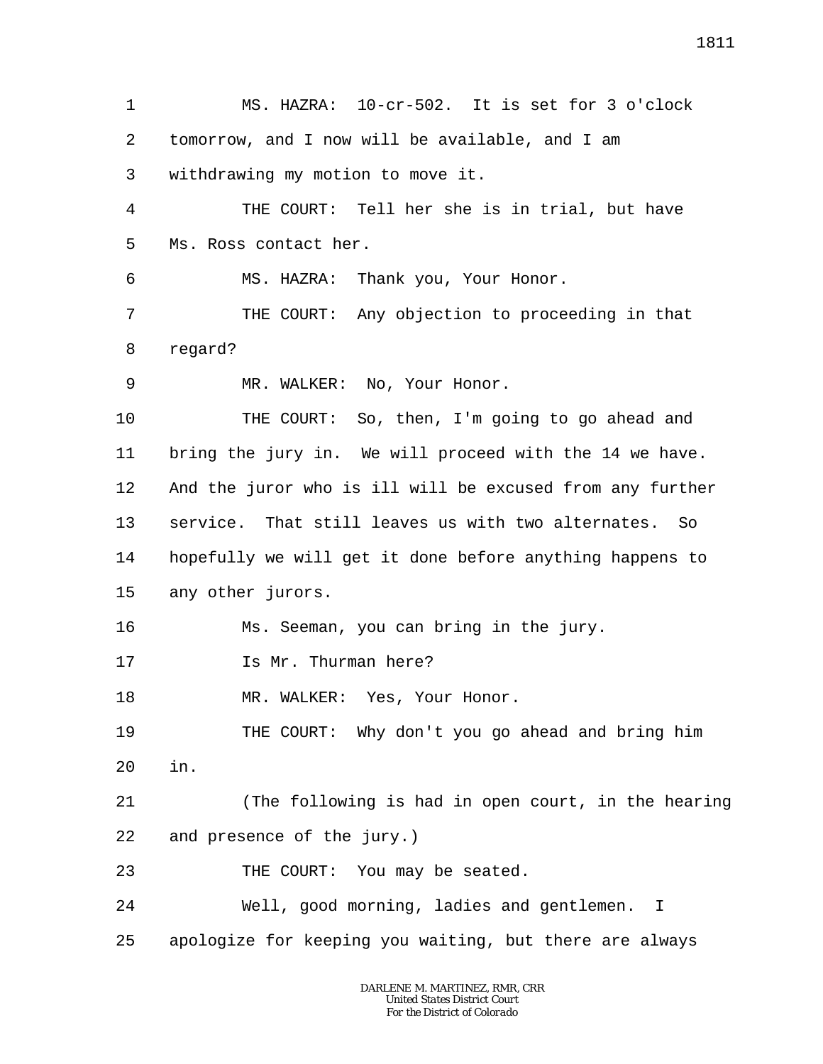MS. HAZRA: 10-cr-502. It is set for 3 o'clock tomorrow, and I now will be available, and I am withdrawing my motion to move it.

THE COURT: Tell her she is in trial, but have Ms. Ross contact her.

MS. HAZRA: Thank you, Your Honor.

THE COURT: Any objection to proceeding in that regard?

MR. WALKER: No, Your Honor.

THE COURT: So, then, I'm going to go ahead and bring the jury in. We will proceed with the 14 we have. And the juror who is ill will be excused from any further service. That still leaves us with two alternates. So hopefully we will get it done before anything happens to any other jurors.

Ms. Seeman, you can bring in the jury.

Is Mr. Thurman here?

MR. WALKER: Yes, Your Honor.

THE COURT: Why don't you go ahead and bring him in.

(The following is had in open court, in the hearing and presence of the jury.)

THE COURT: You may be seated.

Well, good morning, ladies and gentlemen. I apologize for keeping you waiting, but there are always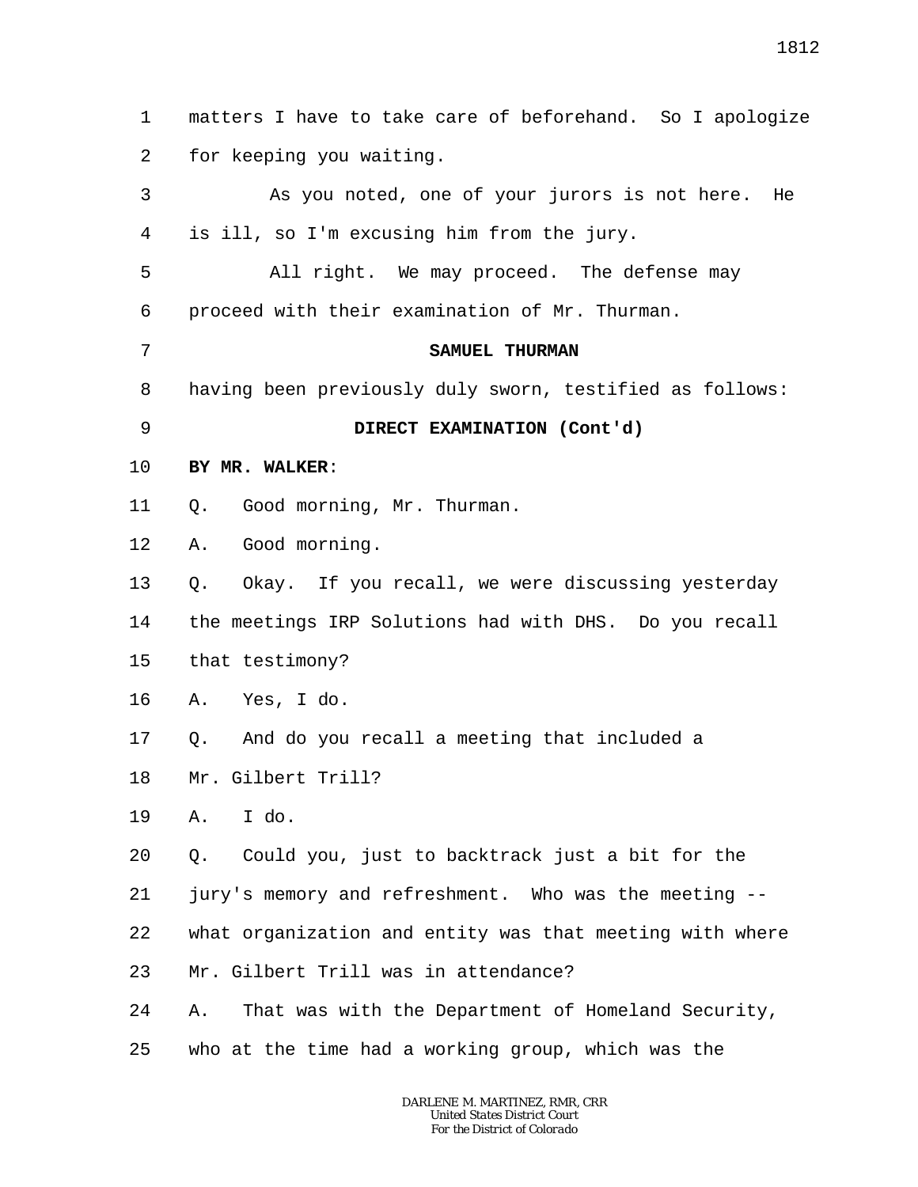1 matters I have to take care of beforehand. So I apologize
2 for keeping you waiting.
3 As you noted, one of your jurors is not here. He
4 is ill, so I'm excusing him from the jury.
5 All right. We may proceed. The defense may
6 proceed with their examination of Mr. Thurman.
7 **SAMUEL THURMAN**
8 having been previously duly sworn, testified as follows:
9 **DIRECT EXAMINATION (Cont'd)**
10 **BY MR. WALKER**:
11 Q. Good morning, Mr. Thurman.
12 A. Good morning.
13 Q. Okay. If you recall, we were discussing yesterday
14 the meetings IRP Solutions had with DHS. Do you recall
15 that testimony?
16 A. Yes, I do.
17 Q. And do you recall a meeting that included a
18 Mr. Gilbert Trill?
19 A. I do.
20 Q. Could you, just to backtrack just a bit for the
21 jury's memory and refreshment. Who was the meeting --
22 what organization and entity was that meeting with where
23 Mr. Gilbert Trill was in attendance?
24 A. That was with the Department of Homeland Security,
25 who at the time had a working group, which was the

DARLENE M. MARTINEZ, RMR, CRR
United States District Court
For the District of Colorado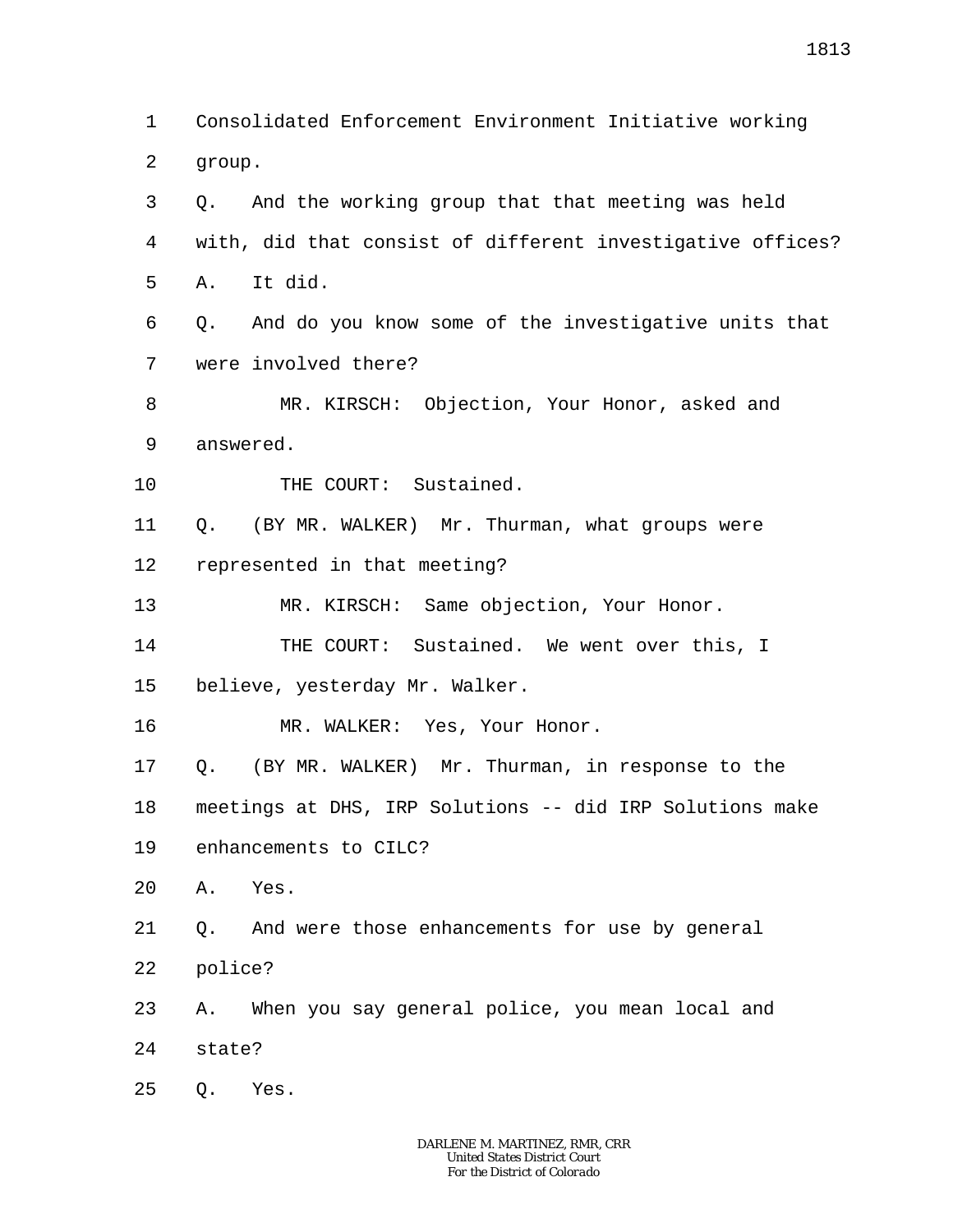1 Consolidated Enforcement Environment Initiative working
2 group.
3 Q. And the working group that that meeting was held
4 with, did that consist of different investigative offices?
5 A. It did.
6 Q. And do you know some of the investigative units that
7 were involved there?
8 MR. KIRSCH: Objection, Your Honor, asked and
9 answered.
10 THE COURT: Sustained.
11 Q. (BY MR. WALKER) Mr. Thurman, what groups were
12 represented in that meeting?
13 MR. KIRSCH: Same objection, Your Honor.
14 THE COURT: Sustained. We went over this, I
15 believe, yesterday Mr. Walker.
16 MR. WALKER: Yes, Your Honor.
17 Q. (BY MR. WALKER) Mr. Thurman, in response to the
18 meetings at DHS, IRP Solutions -- did IRP Solutions make
19 enhancements to CILC?
20 A. Yes.
21 Q. And were those enhancements for use by general
22 police?
23 A. When you say general police, you mean local and
24 state?
25 Q. Yes.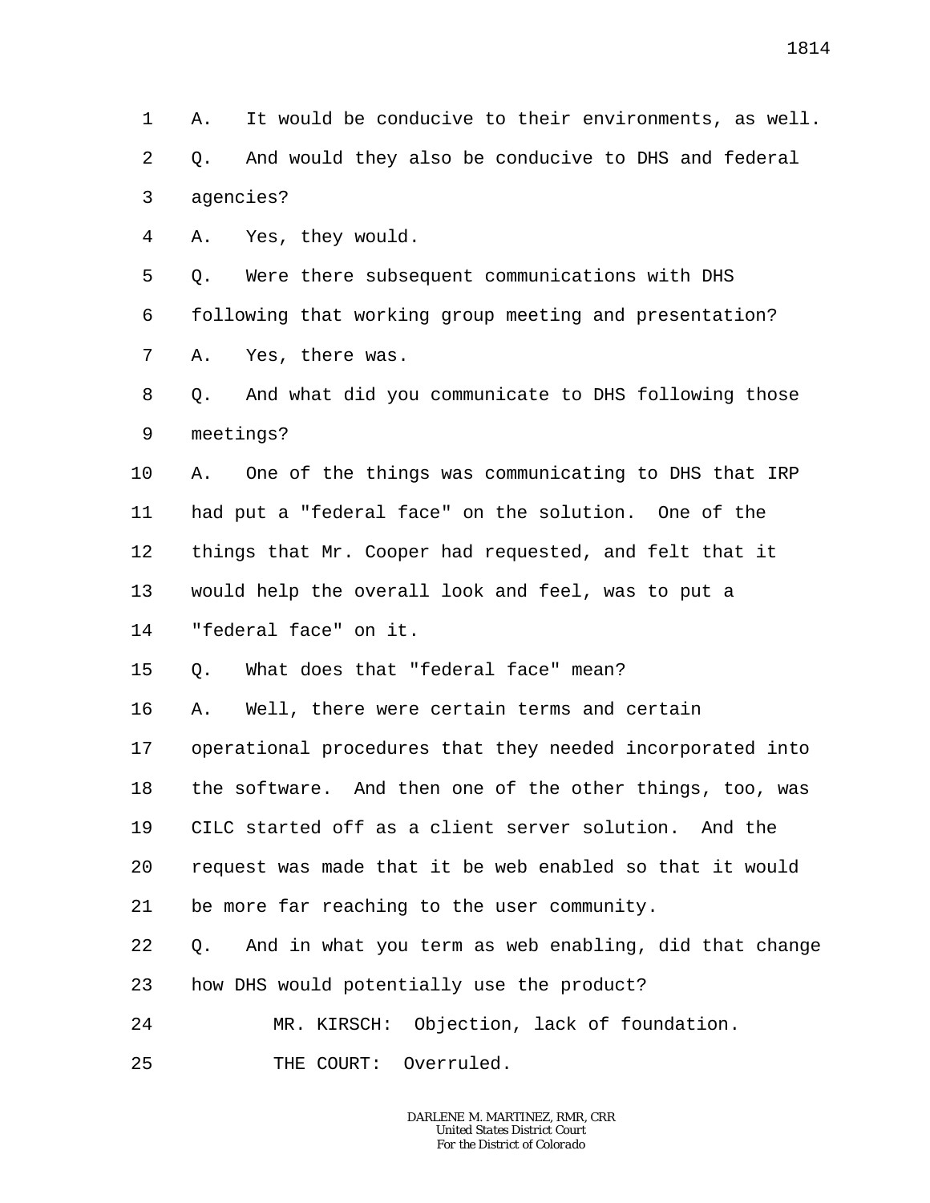1 A. It would be conducive to their environments, as well.

2 Q. And would they also be conducive to DHS and federal

3 agencies?

4 A. Yes, they would.

5 Q. Were there subsequent communications with DHS

6 following that working group meeting and presentation?

7 A. Yes, there was.

8 Q. And what did you communicate to DHS following those

9 meetings?

10 A. One of the things was communicating to DHS that IRP

11 had put a "federal face" on the solution. One of the

12 things that Mr. Cooper had requested, and felt that it

13 would help the overall look and feel, was to put a

14 "federal face" on it.

15 Q. What does that "federal face" mean?

16 A. Well, there were certain terms and certain

17 operational procedures that they needed incorporated into

18 the software. And then one of the other things, too, was

19 CILC started off as a client server solution. And the

20 request was made that it be web enabled so that it would

21 be more far reaching to the user community.

22 Q. And in what you term as web enabling, did that change

23 how DHS would potentially use the product?

24 MR. KIRSCH: Objection, lack of foundation.

25 THE COURT: Overruled.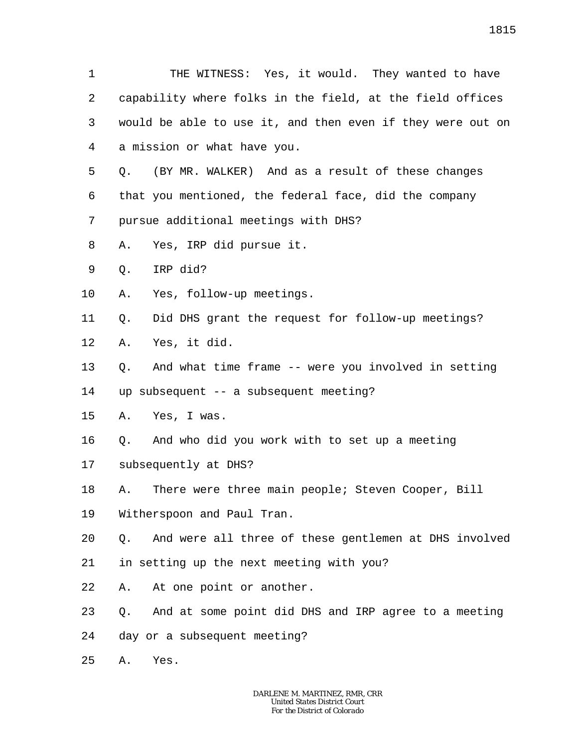THE WITNESS: Yes, it would. They wanted to have capability where folks in the field, at the field offices would be able to use it, and then even if they were out on a mission or what have you.

Q. (BY MR. WALKER) And as a result of these changes that you mentioned, the federal face, did the company pursue additional meetings with DHS?

A. Yes, IRP did pursue it.

Q. IRP did?

A. Yes, follow-up meetings.

Q. Did DHS grant the request for follow-up meetings?

A. Yes, it did.

Q. And what time frame -- were you involved in setting up subsequent -- a subsequent meeting?

A. Yes, I was.

Q. And who did you work with to set up a meeting subsequently at DHS?

A. There were three main people; Steven Cooper, Bill Witherspoon and Paul Tran.

Q. And were all three of these gentlemen at DHS involved in setting up the next meeting with you?

A. At one point or another.

Q. And at some point did DHS and IRP agree to a meeting day or a subsequent meeting?

A. Yes.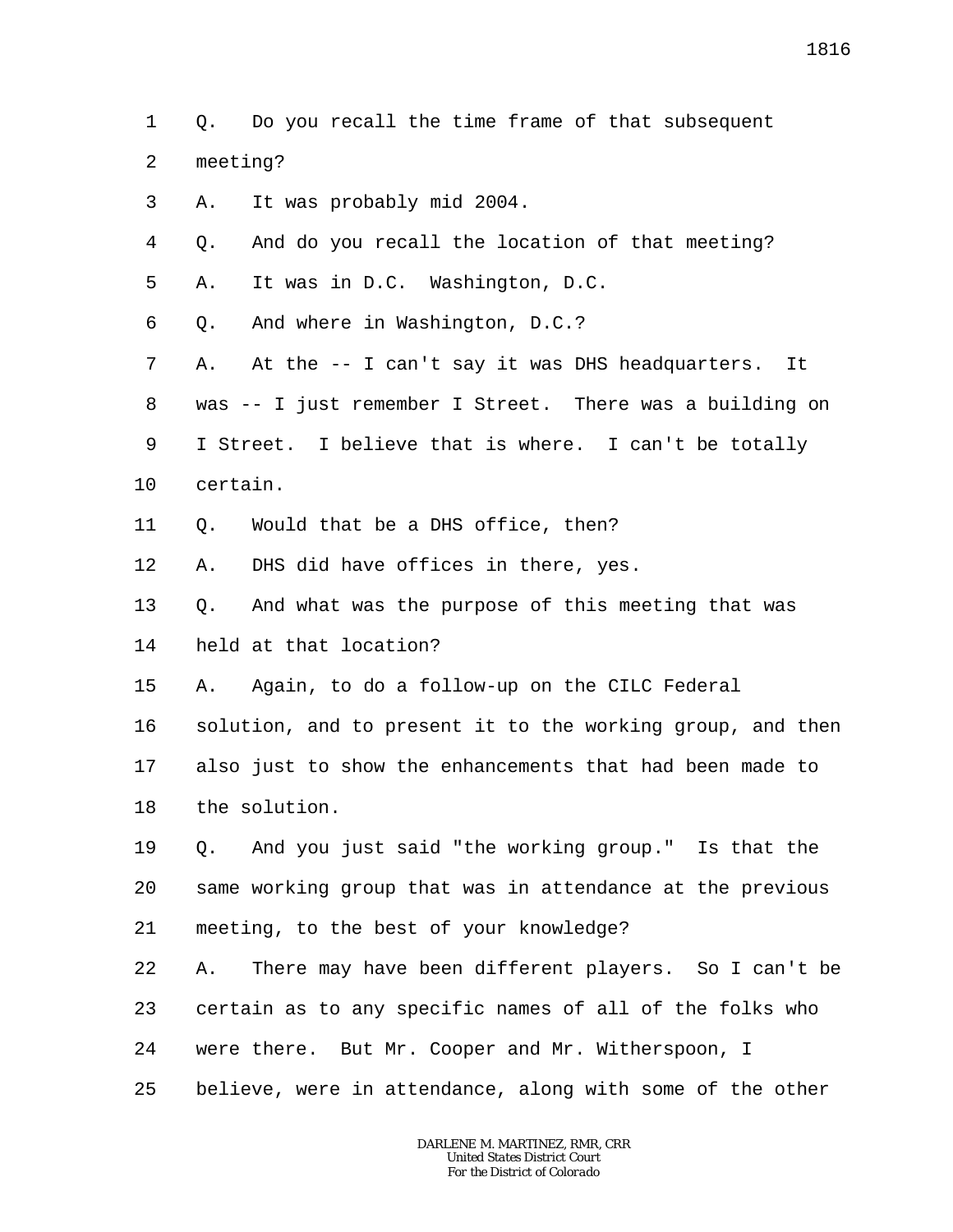Q. Do you recall the time frame of that subsequent meeting?

A. It was probably mid 2004.

Q. And do you recall the location of that meeting?

A. It was in D.C. Washington, D.C.

Q. And where in Washington, D.C.?

A. At the -- I can't say it was DHS headquarters. It was -- I just remember I Street. There was a building on I Street. I believe that is where. I can't be totally certain.

Q. Would that be a DHS office, then?

A. DHS did have offices in there, yes.

Q. And what was the purpose of this meeting that was held at that location?

A. Again, to do a follow-up on the CILC Federal solution, and to present it to the working group, and then also just to show the enhancements that had been made to the solution.

Q. And you just said "the working group." Is that the same working group that was in attendance at the previous meeting, to the best of your knowledge?

A. There may have been different players. So I can't be certain as to any specific names of all of the folks who were there. But Mr. Cooper and Mr. Witherspoon, I believe, were in attendance, along with some of the other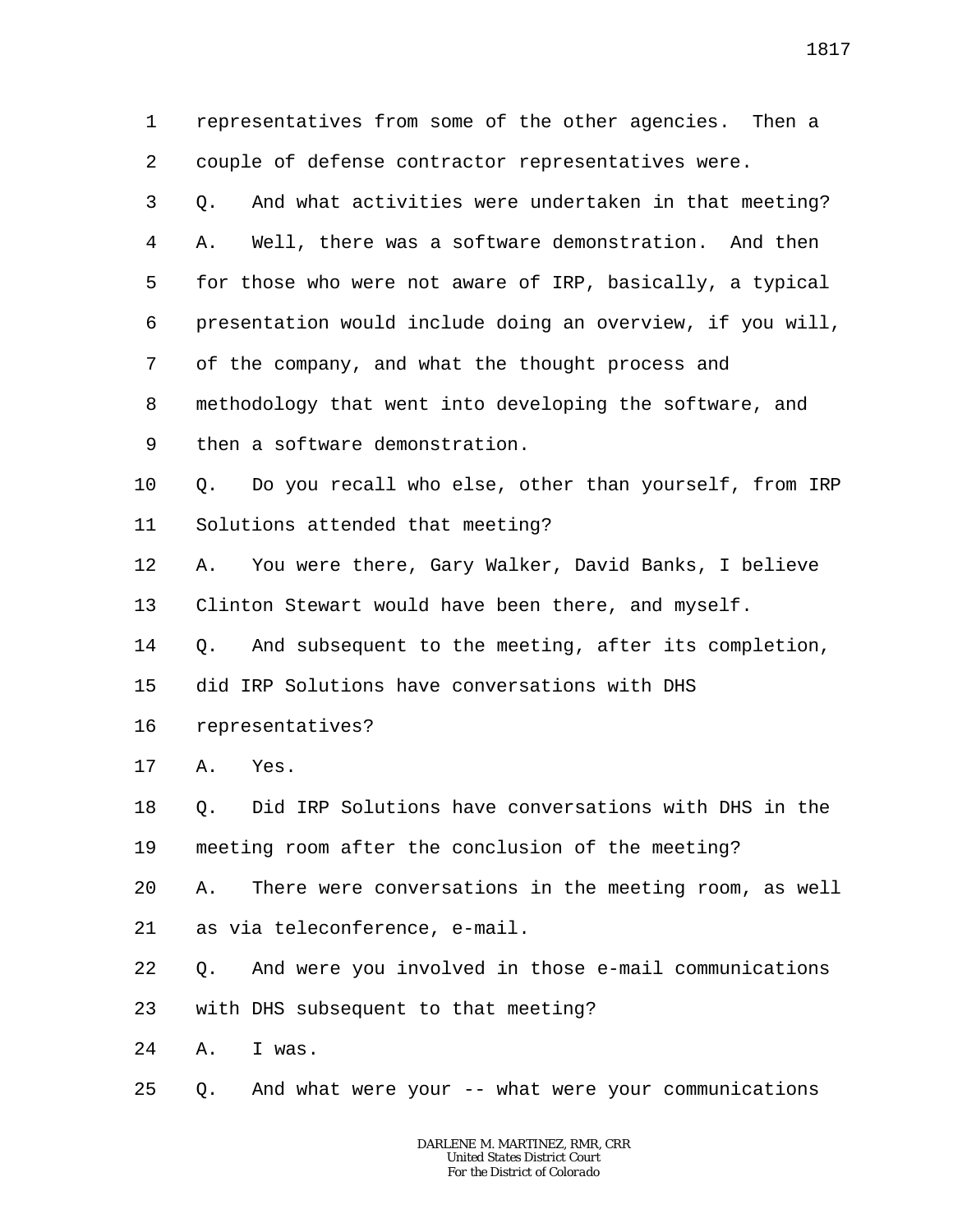1 representatives from some of the other agencies. Then a
2 couple of defense contractor representatives were.
3 Q. And what activities were undertaken in that meeting?
4 A. Well, there was a software demonstration. And then
5 for those who were not aware of IRP, basically, a typical
6 presentation would include doing an overview, if you will,
7 of the company, and what the thought process and
8 methodology that went into developing the software, and
9 then a software demonstration.
10 Q. Do you recall who else, other than yourself, from IRP
11 Solutions attended that meeting?
12 A. You were there, Gary Walker, David Banks, I believe
13 Clinton Stewart would have been there, and myself.
14 Q. And subsequent to the meeting, after its completion,
15 did IRP Solutions have conversations with DHS
16 representatives?
17 A. Yes.
18 Q. Did IRP Solutions have conversations with DHS in the
19 meeting room after the conclusion of the meeting?
20 A. There were conversations in the meeting room, as well
21 as via teleconference, e-mail.
22 Q. And were you involved in those e-mail communications
23 with DHS subsequent to that meeting?
24 A. I was.
25 Q. And what were your -- what were your communications

DARLENE M. MARTINEZ, RMR, CRR
United States District Court
For the District of Colorado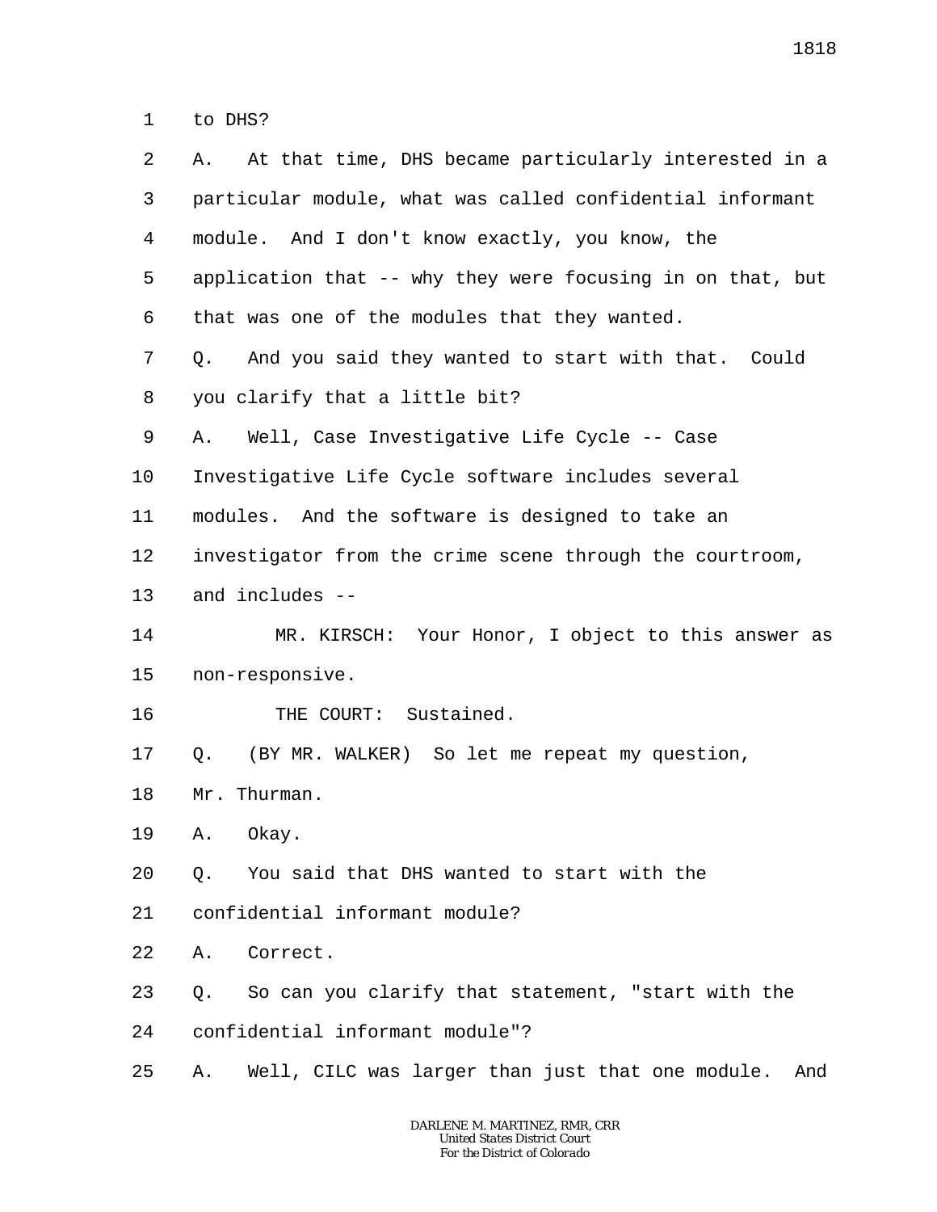1 to DHS?

2 A. At that time, DHS became particularly interested in a

3 particular module, what was called confidential informant

4 module. And I don't know exactly, you know, the

5 application that -- why they were focusing in on that, but

6 that was one of the modules that they wanted.

7 Q. And you said they wanted to start with that. Could

8 you clarify that a little bit?

9 A. Well, Case Investigative Life Cycle -- Case

10 Investigative Life Cycle software includes several

11 modules. And the software is designed to take an

12 investigator from the crime scene through the courtroom,

13 and includes --

14 MR. KIRSCH: Your Honor, I object to this answer as

15 non-responsive.

16 THE COURT: Sustained.

17 Q. (BY MR. WALKER) So let me repeat my question,

18 Mr. Thurman.

19 A. Okay.

20 Q. You said that DHS wanted to start with the

21 confidential informant module?

22 A. Correct.

23 Q. So can you clarify that statement, "start with the

24 confidential informant module"?

25 A. Well, CILC was larger than just that one module. And

DARLENE M. MARTINEZ, RMR, CRR
United States District Court
For the District of Colorado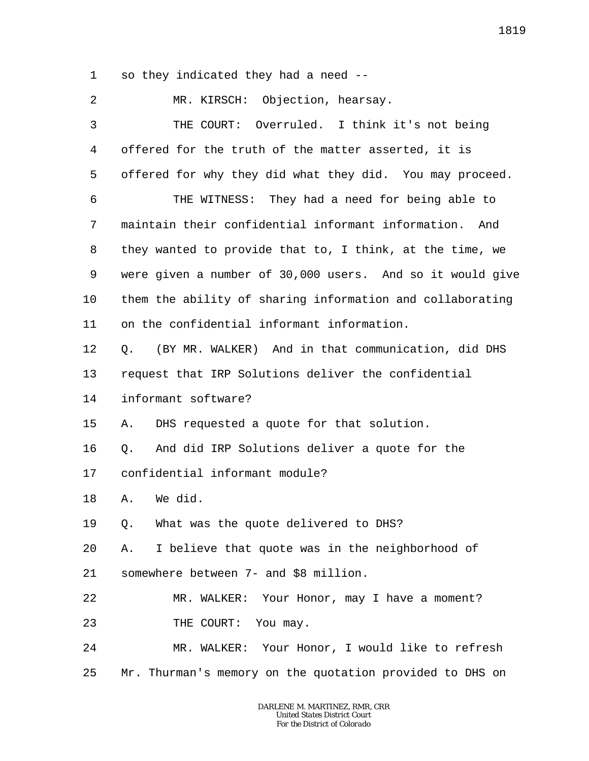1 so they indicated they had a need --

2 MR. KIRSCH: Objection, hearsay.

3 THE COURT: Overruled. I think it's not being

4 offered for the truth of the matter asserted, it is

5 offered for why they did what they did. You may proceed.

6 THE WITNESS: They had a need for being able to

7 maintain their confidential informant information. And

8 they wanted to provide that to, I think, at the time, we

9 were given a number of 30,000 users. And so it would give

10 them the ability of sharing information and collaborating

11 on the confidential informant information.

12 Q. (BY MR. WALKER) And in that communication, did DHS

13 request that IRP Solutions deliver the confidential

14 informant software?

15 A. DHS requested a quote for that solution.

16 Q. And did IRP Solutions deliver a quote for the

17 confidential informant module?

18 A. We did.

19 Q. What was the quote delivered to DHS?

20 A. I believe that quote was in the neighborhood of

21 somewhere between 7- and $8 million.

22 MR. WALKER: Your Honor, may I have a moment?

23 THE COURT: You may.

24 MR. WALKER: Your Honor, I would like to refresh

25 Mr. Thurman's memory on the quotation provided to DHS on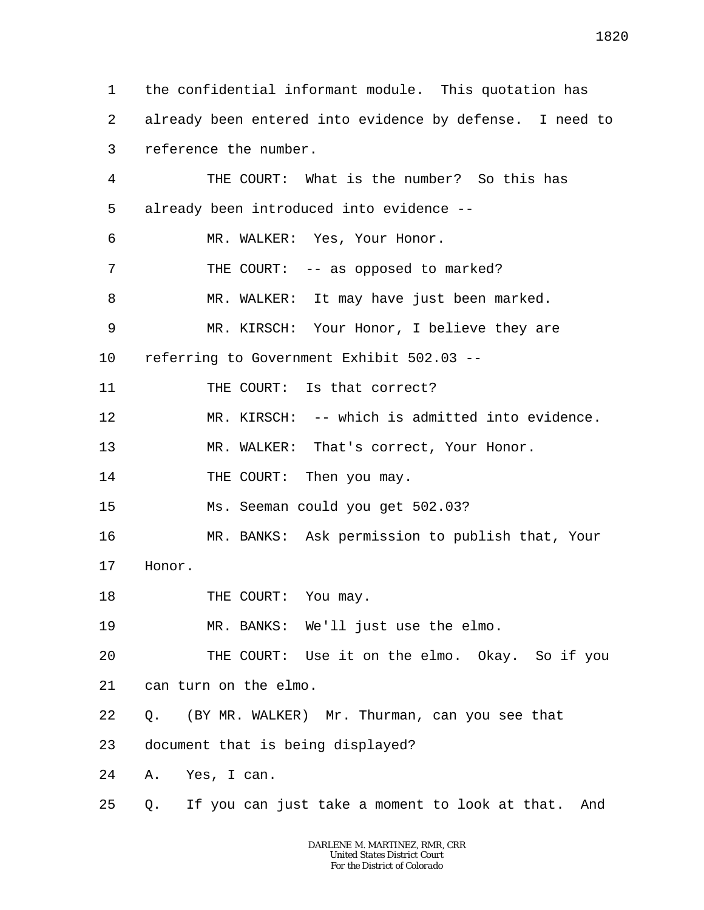1 the confidential informant module. This quotation has
2 already been entered into evidence by defense. I need to
3 reference the number.
4 THE COURT: What is the number? So this has
5 already been introduced into evidence --
6 MR. WALKER: Yes, Your Honor.
7 THE COURT: -- as opposed to marked?
8 MR. WALKER: It may have just been marked.
9 MR. KIRSCH: Your Honor, I believe they are
10 referring to Government Exhibit 502.03 --
11 THE COURT: Is that correct?
12 MR. KIRSCH: -- which is admitted into evidence.
13 MR. WALKER: That's correct, Your Honor.
14 THE COURT: Then you may.
15 Ms. Seeman could you get 502.03?
16 MR. BANKS: Ask permission to publish that, Your
17 Honor.
18 THE COURT: You may.
19 MR. BANKS: We'll just use the elmo.
20 THE COURT: Use it on the elmo. Okay. So if you
21 can turn on the elmo.
22 Q. (BY MR. WALKER) Mr. Thurman, can you see that
23 document that is being displayed?
24 A. Yes, I can.
25 Q. If you can just take a moment to look at that. And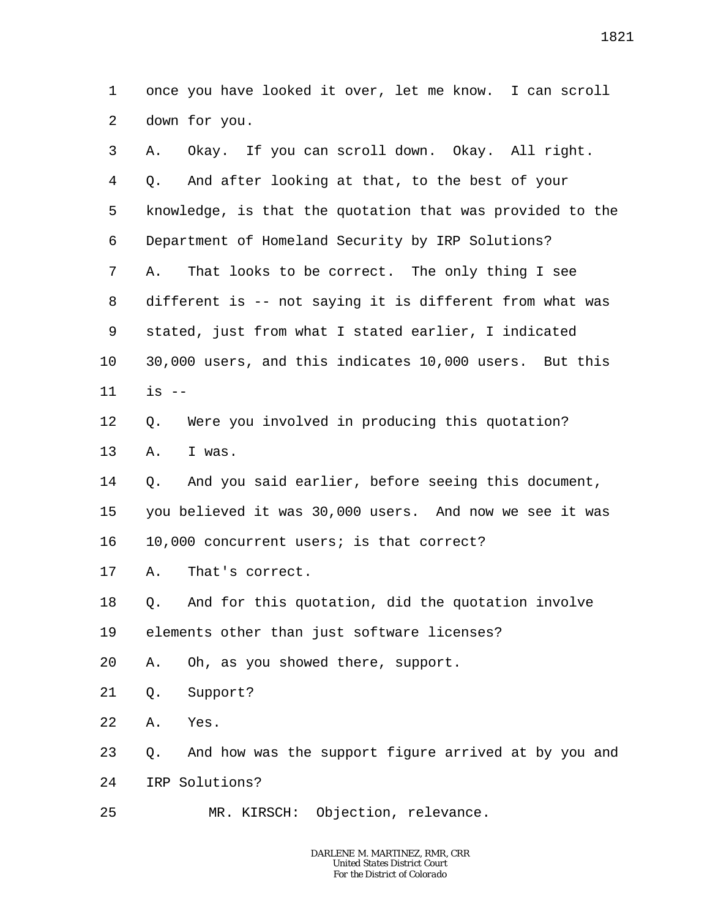1 once you have looked it over, let me know. I can scroll
2 down for you.
3 A. Okay. If you can scroll down. Okay. All right.
4 Q. And after looking at that, to the best of your
5 knowledge, is that the quotation that was provided to the
6 Department of Homeland Security by IRP Solutions?
7 A. That looks to be correct. The only thing I see
8 different is -- not saying it is different from what was
9 stated, just from what I stated earlier, I indicated
10 30,000 users, and this indicates 10,000 users. But this
11 is --
12 Q. Were you involved in producing this quotation?
13 A. I was.
14 Q. And you said earlier, before seeing this document,
15 you believed it was 30,000 users. And now we see it was
16 10,000 concurrent users; is that correct?
17 A. That's correct.
18 Q. And for this quotation, did the quotation involve
19 elements other than just software licenses?
20 A. Oh, as you showed there, support.
21 Q. Support?
22 A. Yes.
23 Q. And how was the support figure arrived at by you and
24 IRP Solutions?
25 MR. KIRSCH: Objection, relevance.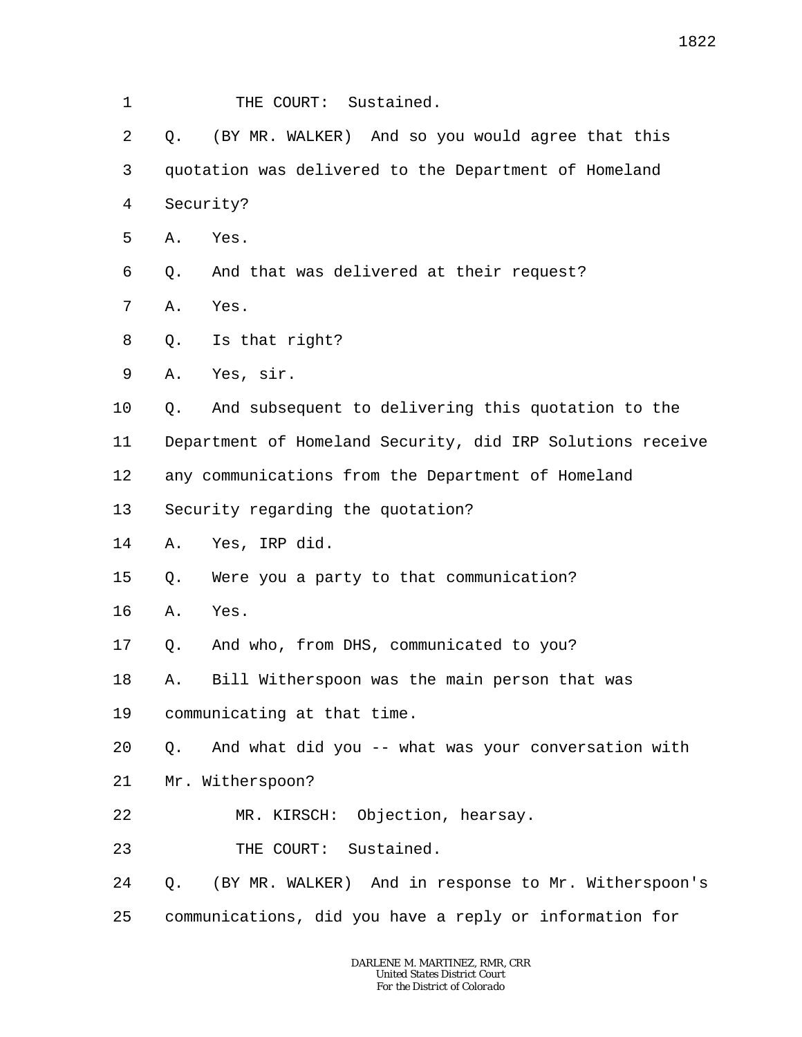1 THE COURT: Sustained.

2 Q. (BY MR. WALKER) And so you would agree that this

3 quotation was delivered to the Department of Homeland

4 Security?

5 A. Yes.

6 Q. And that was delivered at their request?

7 A. Yes.

8 Q. Is that right?

9 A. Yes, sir.

10 Q. And subsequent to delivering this quotation to the

11 Department of Homeland Security, did IRP Solutions receive

12 any communications from the Department of Homeland

13 Security regarding the quotation?

14 A. Yes, IRP did.

15 Q. Were you a party to that communication?

16 A. Yes.

17 Q. And who, from DHS, communicated to you?

18 A. Bill Witherspoon was the main person that was

19 communicating at that time.

20 Q. And what did you -- what was your conversation with

21 Mr. Witherspoon?

22 MR. KIRSCH: Objection, hearsay.

23 THE COURT: Sustained.

24 Q. (BY MR. WALKER) And in response to Mr. Witherspoon's

25 communications, did you have a reply or information for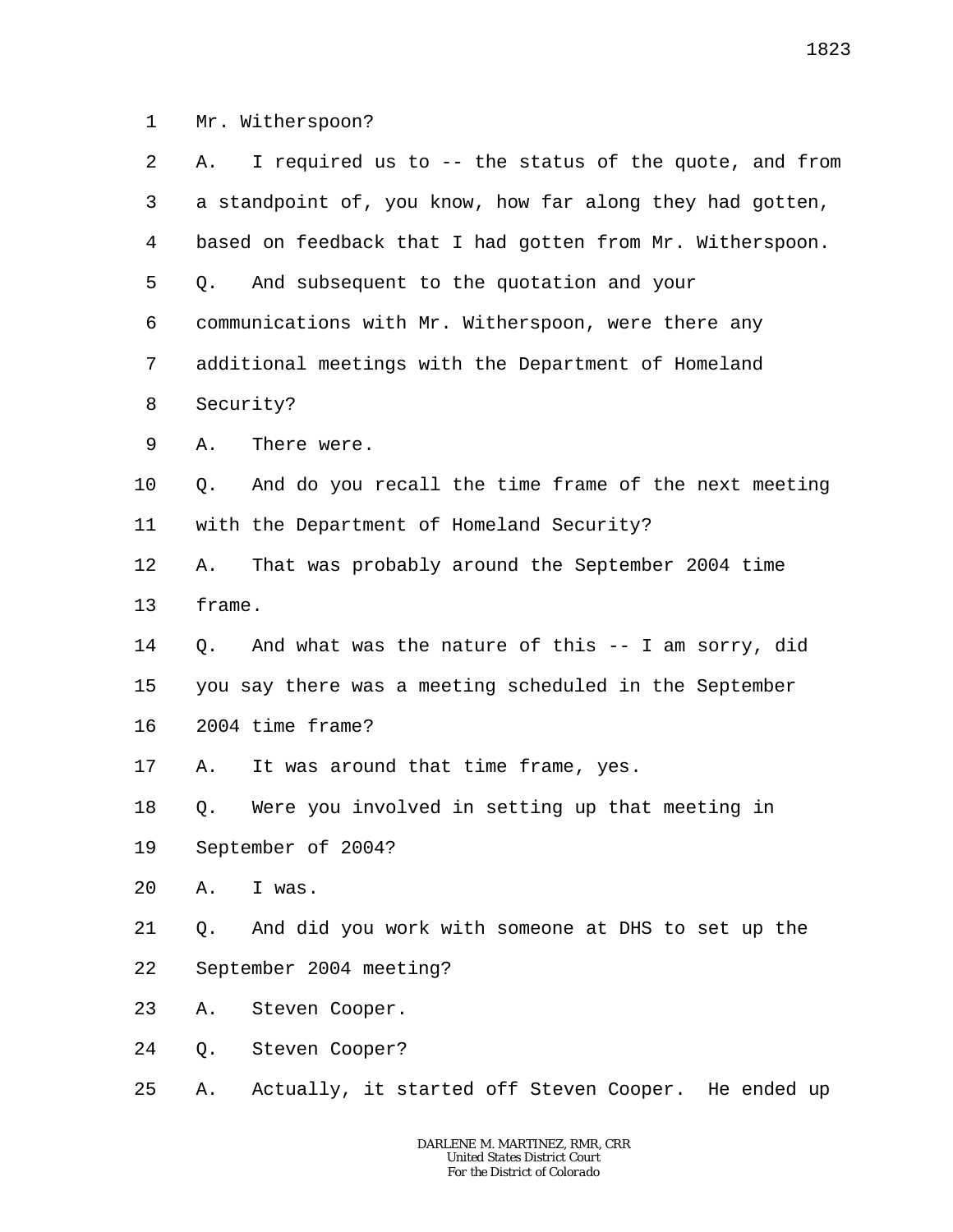1 Mr. Witherspoon?

2 A. I required us to -- the status of the quote, and from

3 a standpoint of, you know, how far along they had gotten,

4 based on feedback that I had gotten from Mr. Witherspoon.

5 Q. And subsequent to the quotation and your

6 communications with Mr. Witherspoon, were there any

7 additional meetings with the Department of Homeland

8 Security?

9 A. There were.

10 Q. And do you recall the time frame of the next meeting

11 with the Department of Homeland Security?

12 A. That was probably around the September 2004 time

13 frame.

14 Q. And what was the nature of this -- I am sorry, did

15 you say there was a meeting scheduled in the September

16 2004 time frame?

17 A. It was around that time frame, yes.

18 Q. Were you involved in setting up that meeting in

19 September of 2004?

20 A. I was.

21 Q. And did you work with someone at DHS to set up the

22 September 2004 meeting?

23 A. Steven Cooper.

24 Q. Steven Cooper?

25 A. Actually, it started off Steven Cooper. He ended up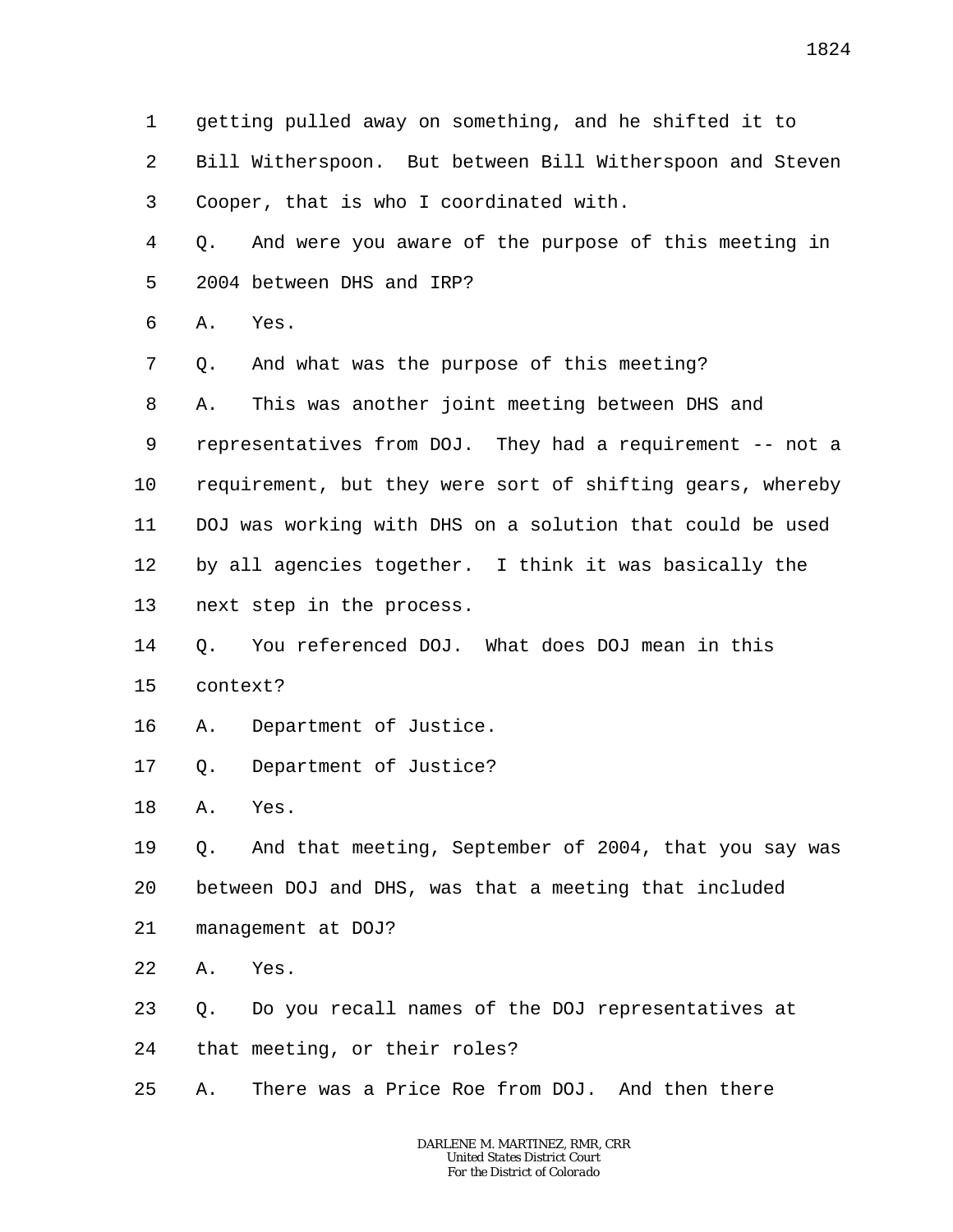1 getting pulled away on something, and he shifted it to
2 Bill Witherspoon. But between Bill Witherspoon and Steven
3 Cooper, that is who I coordinated with.
4 Q. And were you aware of the purpose of this meeting in
5 2004 between DHS and IRP?
6 A. Yes.
7 Q. And what was the purpose of this meeting?
8 A. This was another joint meeting between DHS and
9 representatives from DOJ. They had a requirement -- not a
10 requirement, but they were sort of shifting gears, whereby
11 DOJ was working with DHS on a solution that could be used
12 by all agencies together. I think it was basically the
13 next step in the process.
14 Q. You referenced DOJ. What does DOJ mean in this
15 context?
16 A. Department of Justice.
17 Q. Department of Justice?
18 A. Yes.
19 Q. And that meeting, September of 2004, that you say was
20 between DOJ and DHS, was that a meeting that included
21 management at DOJ?
22 A. Yes.
23 Q. Do you recall names of the DOJ representatives at
24 that meeting, or their roles?
25 A. There was a Price Roe from DOJ. And then there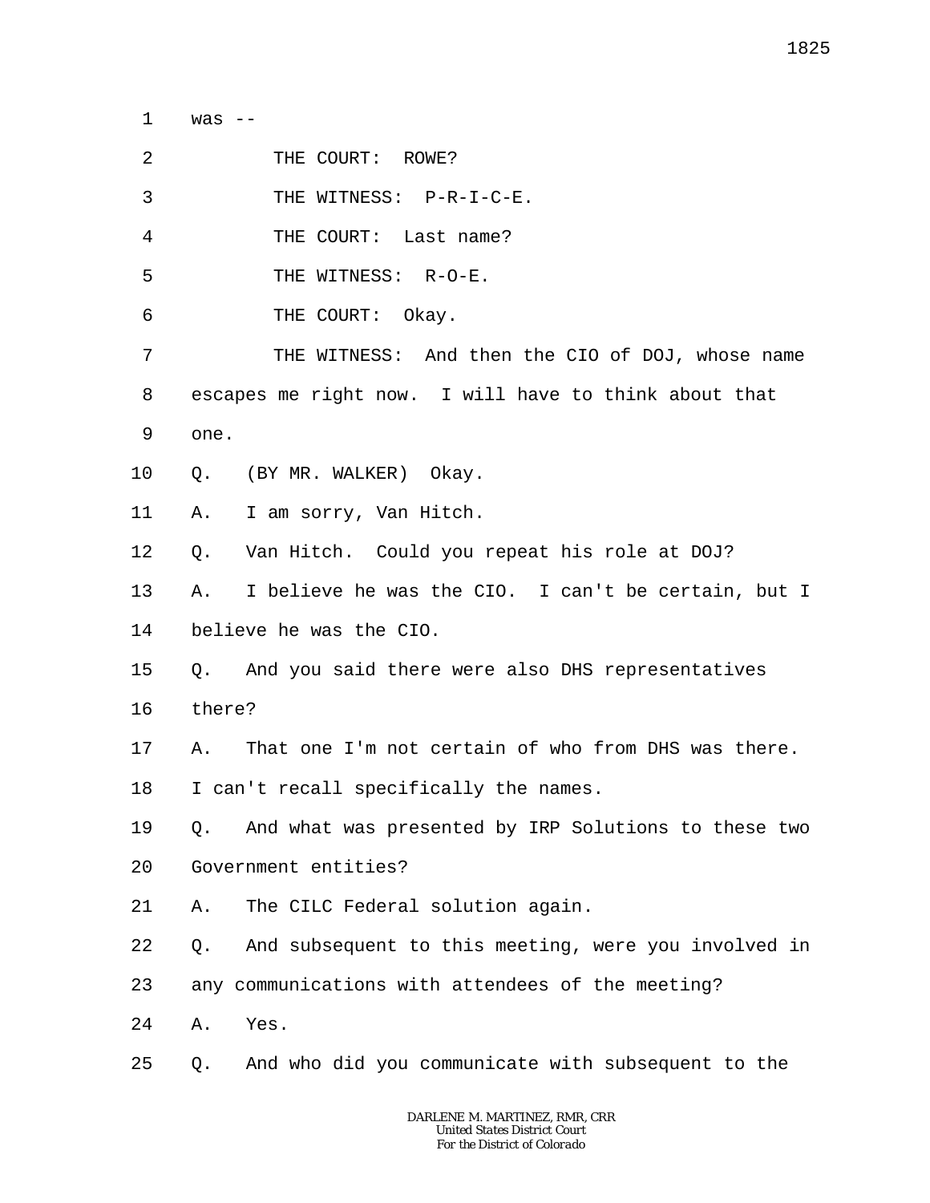1 was --

2 THE COURT: ROWE?

3 THE WITNESS: P-R-I-C-E.

4 THE COURT: Last name?

5 THE WITNESS: R-O-E.

6 THE COURT: Okay.

7 THE WITNESS: And then the CIO of DOJ, whose name

8 escapes me right now. I will have to think about that

9 one.

10 Q. (BY MR. WALKER) Okay.

11 A. I am sorry, Van Hitch.

12 Q. Van Hitch. Could you repeat his role at DOJ?

13 A. I believe he was the CIO. I can't be certain, but I

14 believe he was the CIO.

15 Q. And you said there were also DHS representatives

16 there?

17 A. That one I'm not certain of who from DHS was there.

18 I can't recall specifically the names.

19 Q. And what was presented by IRP Solutions to these two

20 Government entities?

21 A. The CILC Federal solution again.

22 Q. And subsequent to this meeting, were you involved in

23 any communications with attendees of the meeting?

24 A. Yes.

25 Q. And who did you communicate with subsequent to the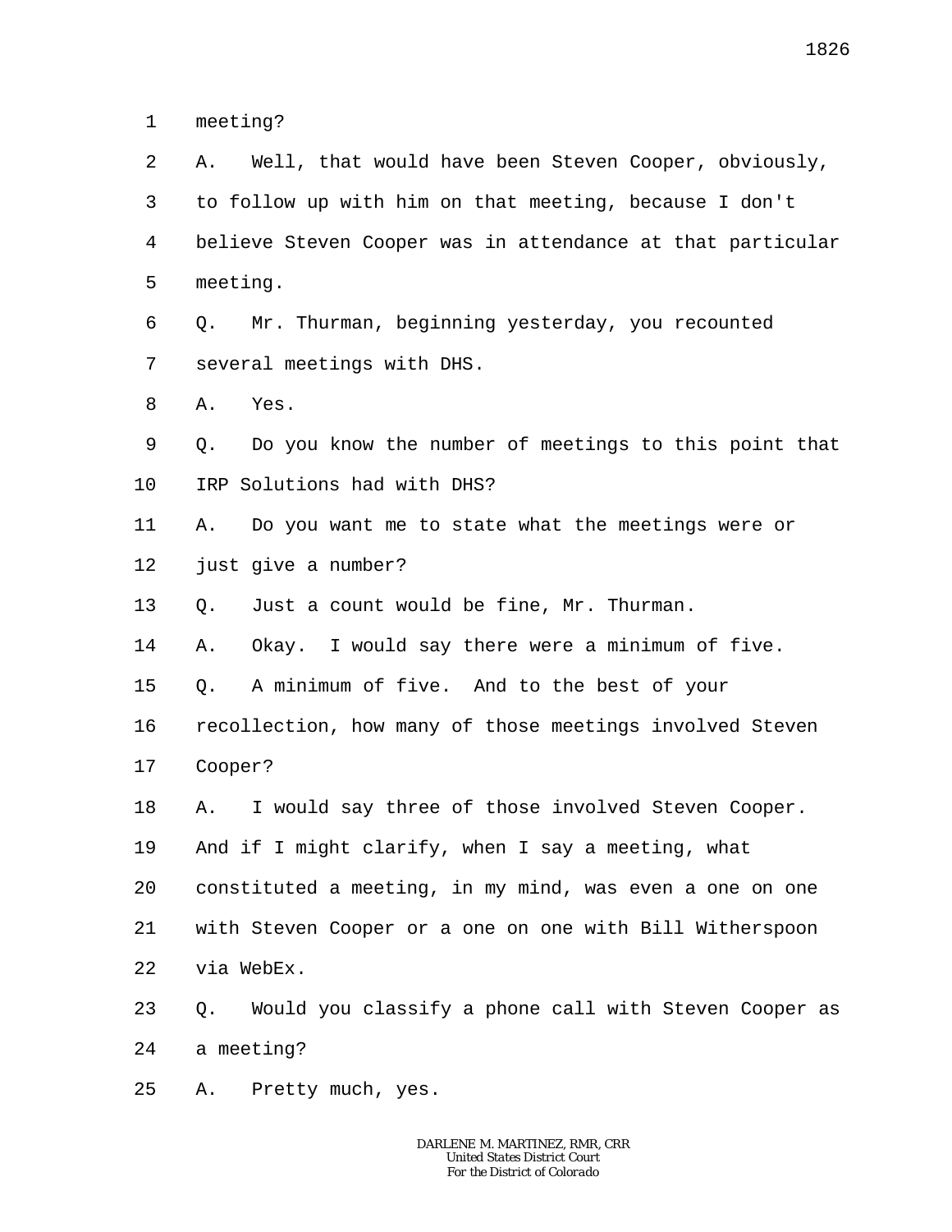meeting?

A. Well, that would have been Steven Cooper, obviously, to follow up with him on that meeting, because I don't believe Steven Cooper was in attendance at that particular meeting.

Q. Mr. Thurman, beginning yesterday, you recounted several meetings with DHS.

A. Yes.

Q. Do you know the number of meetings to this point that IRP Solutions had with DHS?

A. Do you want me to state what the meetings were or just give a number?

Q. Just a count would be fine, Mr. Thurman.

A. Okay. I would say there were a minimum of five.

Q. A minimum of five. And to the best of your recollection, how many of those meetings involved Steven Cooper?

A. I would say three of those involved Steven Cooper. And if I might clarify, when I say a meeting, what constituted a meeting, in my mind, was even a one on one with Steven Cooper or a one on one with Bill Witherspoon via WebEx.

Q. Would you classify a phone call with Steven Cooper as a meeting?

A. Pretty much, yes.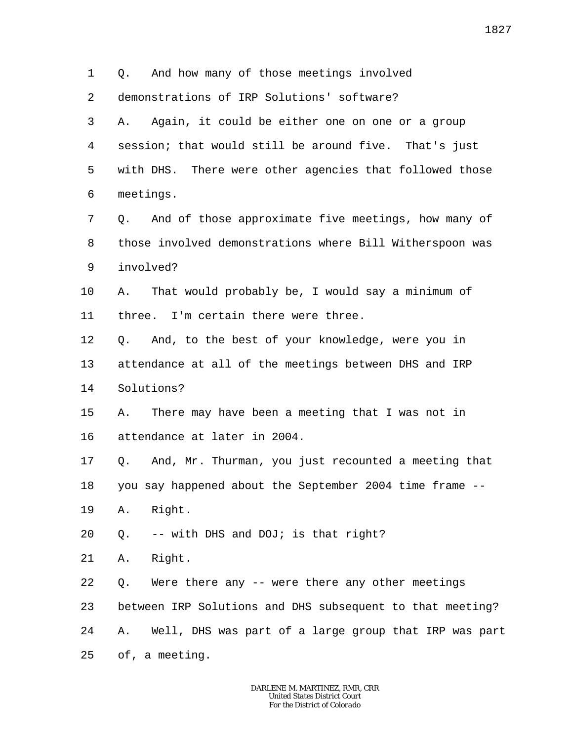1 Q. And how many of those meetings involved

2 demonstrations of IRP Solutions' software?

3 A. Again, it could be either one on one or a group

4 session; that would still be around five. That's just

5 with DHS. There were other agencies that followed those

6 meetings.

7 Q. And of those approximate five meetings, how many of

8 those involved demonstrations where Bill Witherspoon was

9 involved?

10 A. That would probably be, I would say a minimum of

11 three. I'm certain there were three.

12 Q. And, to the best of your knowledge, were you in

13 attendance at all of the meetings between DHS and IRP

14 Solutions?

15 A. There may have been a meeting that I was not in

16 attendance at later in 2004.

17 Q. And, Mr. Thurman, you just recounted a meeting that

18 you say happened about the September 2004 time frame --

19 A. Right.

20 Q. -- with DHS and DOJ; is that right?

21 A. Right.

22 Q. Were there any -- were there any other meetings

23 between IRP Solutions and DHS subsequent to that meeting?

24 A. Well, DHS was part of a large group that IRP was part

25 of, a meeting.

DARLENE M. MARTINEZ, RMR, CRR
United States District Court
For the District of Colorado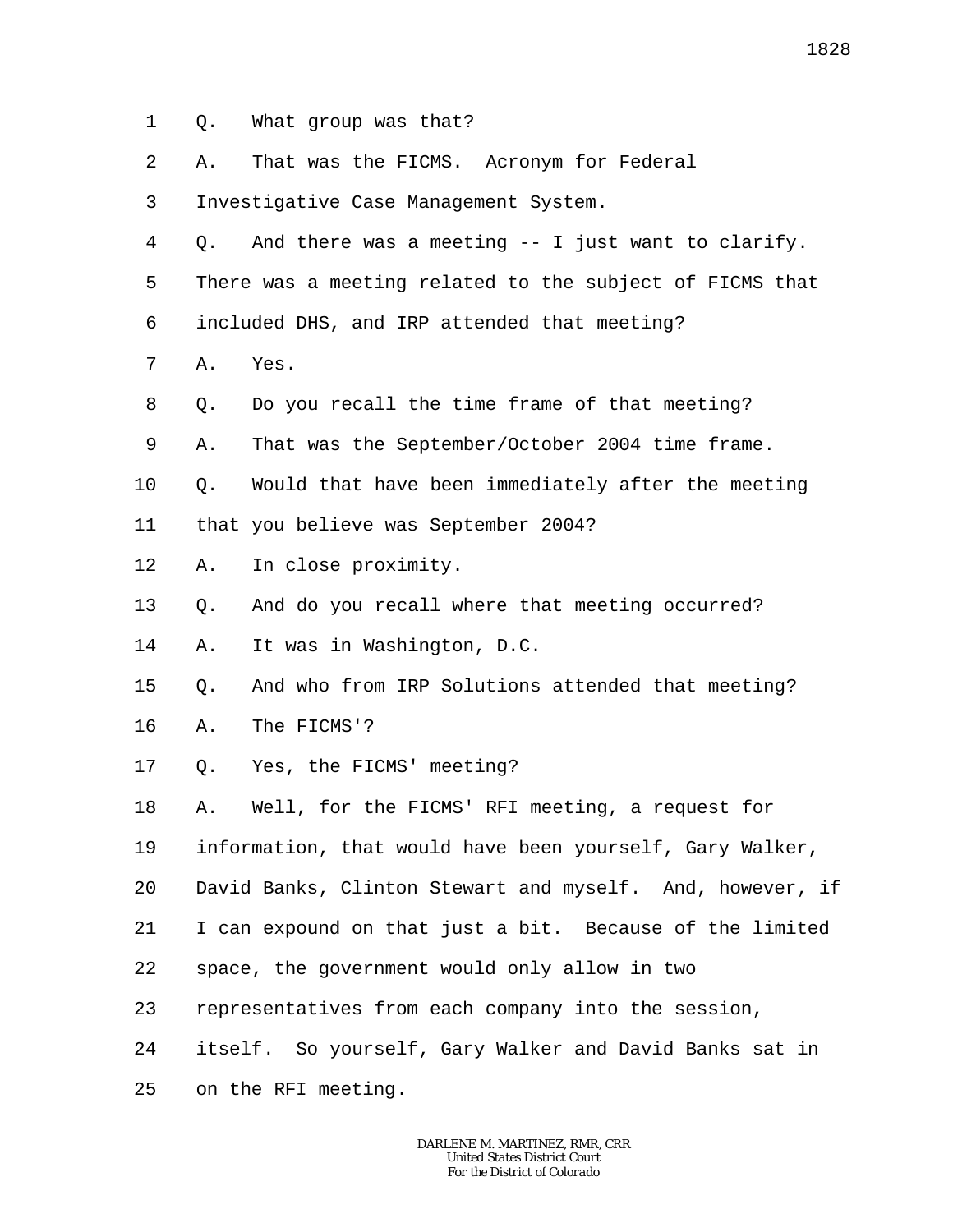1 Q. What group was that?

2 A. That was the FICMS. Acronym for Federal

3 Investigative Case Management System.

4 Q. And there was a meeting -- I just want to clarify.

5 There was a meeting related to the subject of FICMS that

6 included DHS, and IRP attended that meeting?

7 A. Yes.

8 Q. Do you recall the time frame of that meeting?

9 A. That was the September/October 2004 time frame.

10 Q. Would that have been immediately after the meeting

11 that you believe was September 2004?

12 A. In close proximity.

13 Q. And do you recall where that meeting occurred?

14 A. It was in Washington, D.C.

15 Q. And who from IRP Solutions attended that meeting?

16 A. The FICMS'?

17 Q. Yes, the FICMS' meeting?

18 A. Well, for the FICMS' RFI meeting, a request for

19 information, that would have been yourself, Gary Walker,

20 David Banks, Clinton Stewart and myself. And, however, if

21 I can expound on that just a bit. Because of the limited

22 space, the government would only allow in two

23 representatives from each company into the session,

24 itself. So yourself, Gary Walker and David Banks sat in

25 on the RFI meeting.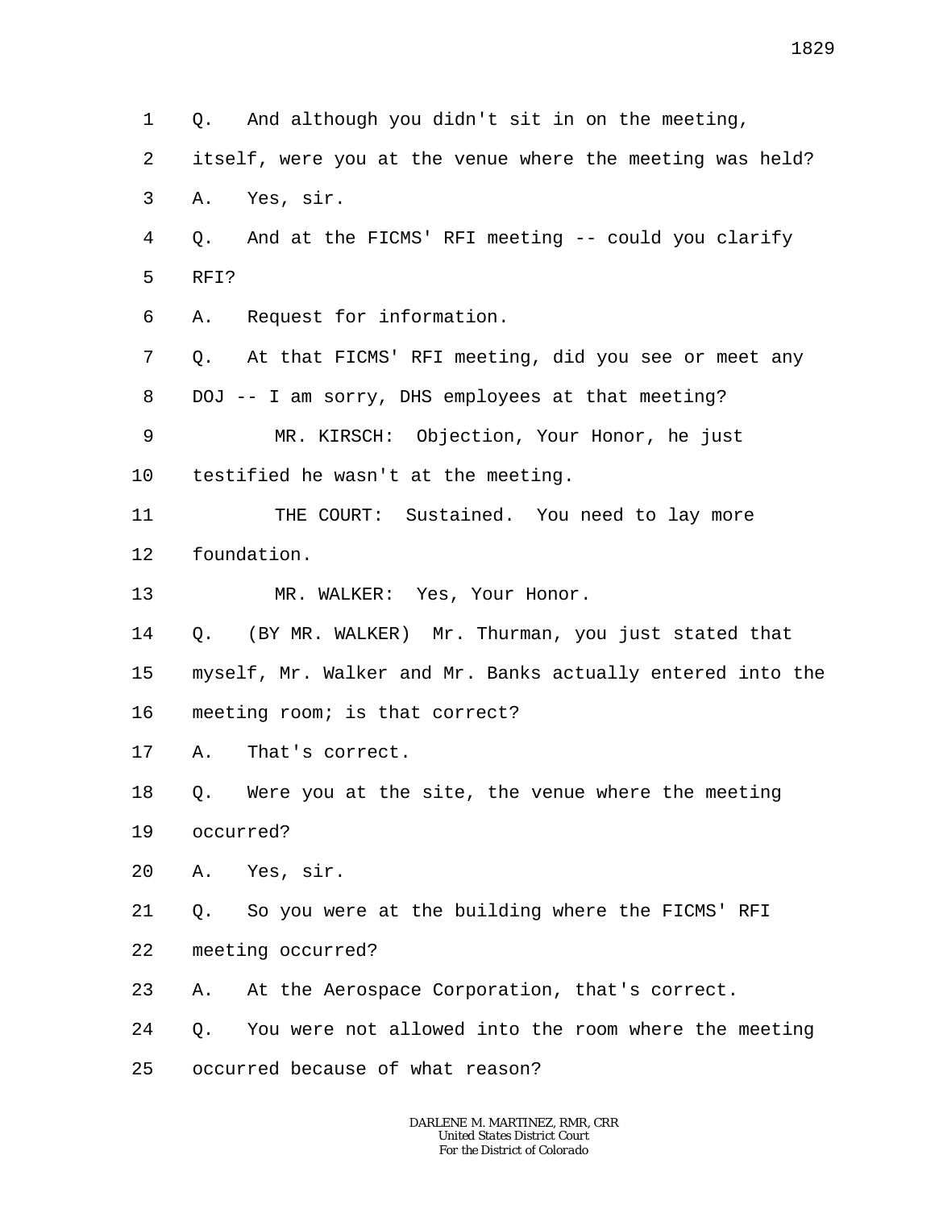1 Q. And although you didn't sit in on the meeting,
2 itself, were you at the venue where the meeting was held?
3 A. Yes, sir.
4 Q. And at the FICMS' RFI meeting -- could you clarify
5 RFI?
6 A. Request for information.
7 Q. At that FICMS' RFI meeting, did you see or meet any
8 DOJ -- I am sorry, DHS employees at that meeting?
9 MR. KIRSCH: Objection, Your Honor, he just
10 testified he wasn't at the meeting.
11 THE COURT: Sustained. You need to lay more
12 foundation.
13 MR. WALKER: Yes, Your Honor.
14 Q. (BY MR. WALKER) Mr. Thurman, you just stated that
15 myself, Mr. Walker and Mr. Banks actually entered into the
16 meeting room; is that correct?
17 A. That's correct.
18 Q. Were you at the site, the venue where the meeting
19 occurred?
20 A. Yes, sir.
21 Q. So you were at the building where the FICMS' RFI
22 meeting occurred?
23 A. At the Aerospace Corporation, that's correct.
24 Q. You were not allowed into the room where the meeting
25 occurred because of what reason?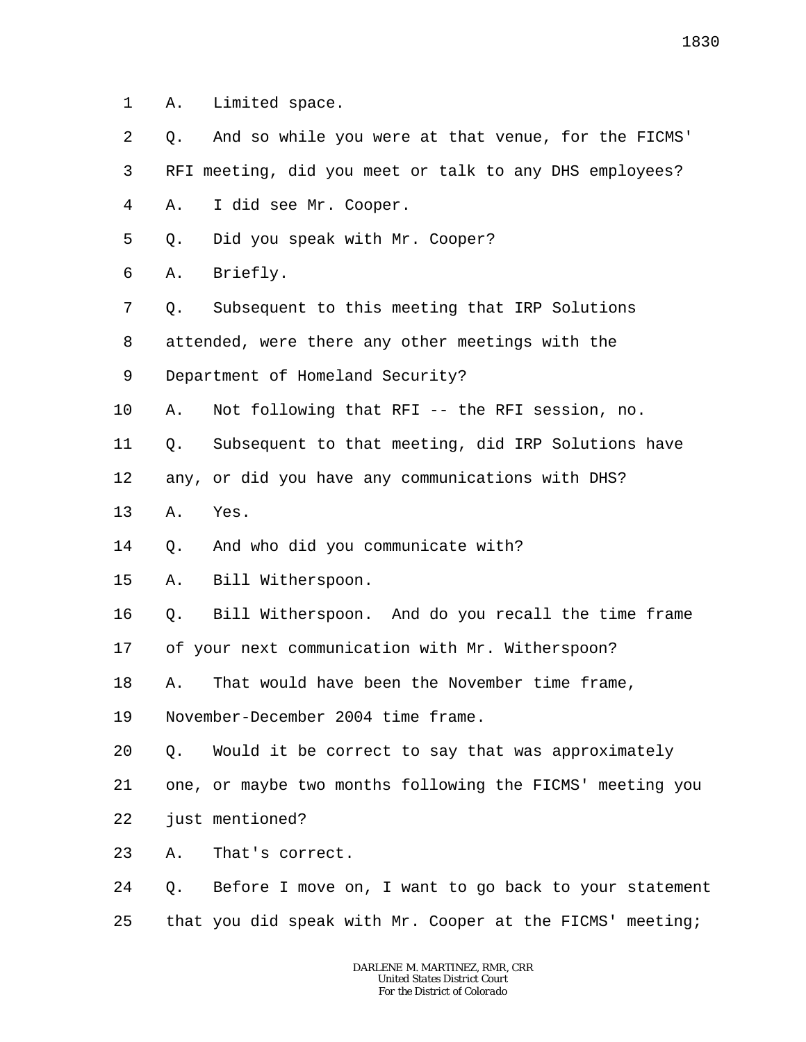1 A. Limited space.

2 Q. And so while you were at that venue, for the FICMS'

3 RFI meeting, did you meet or talk to any DHS employees?

4 A. I did see Mr. Cooper.

5 Q. Did you speak with Mr. Cooper?

6 A. Briefly.

7 Q. Subsequent to this meeting that IRP Solutions

8 attended, were there any other meetings with the

9 Department of Homeland Security?

10 A. Not following that RFI -- the RFI session, no.

11 Q. Subsequent to that meeting, did IRP Solutions have

12 any, or did you have any communications with DHS?

13 A. Yes.

14 Q. And who did you communicate with?

15 A. Bill Witherspoon.

16 Q. Bill Witherspoon. And do you recall the time frame

17 of your next communication with Mr. Witherspoon?

18 A. That would have been the November time frame,

19 November-December 2004 time frame.

20 Q. Would it be correct to say that was approximately

21 one, or maybe two months following the FICMS' meeting you

22 just mentioned?

23 A. That's correct.

24 Q. Before I move on, I want to go back to your statement

25 that you did speak with Mr. Cooper at the FICMS' meeting;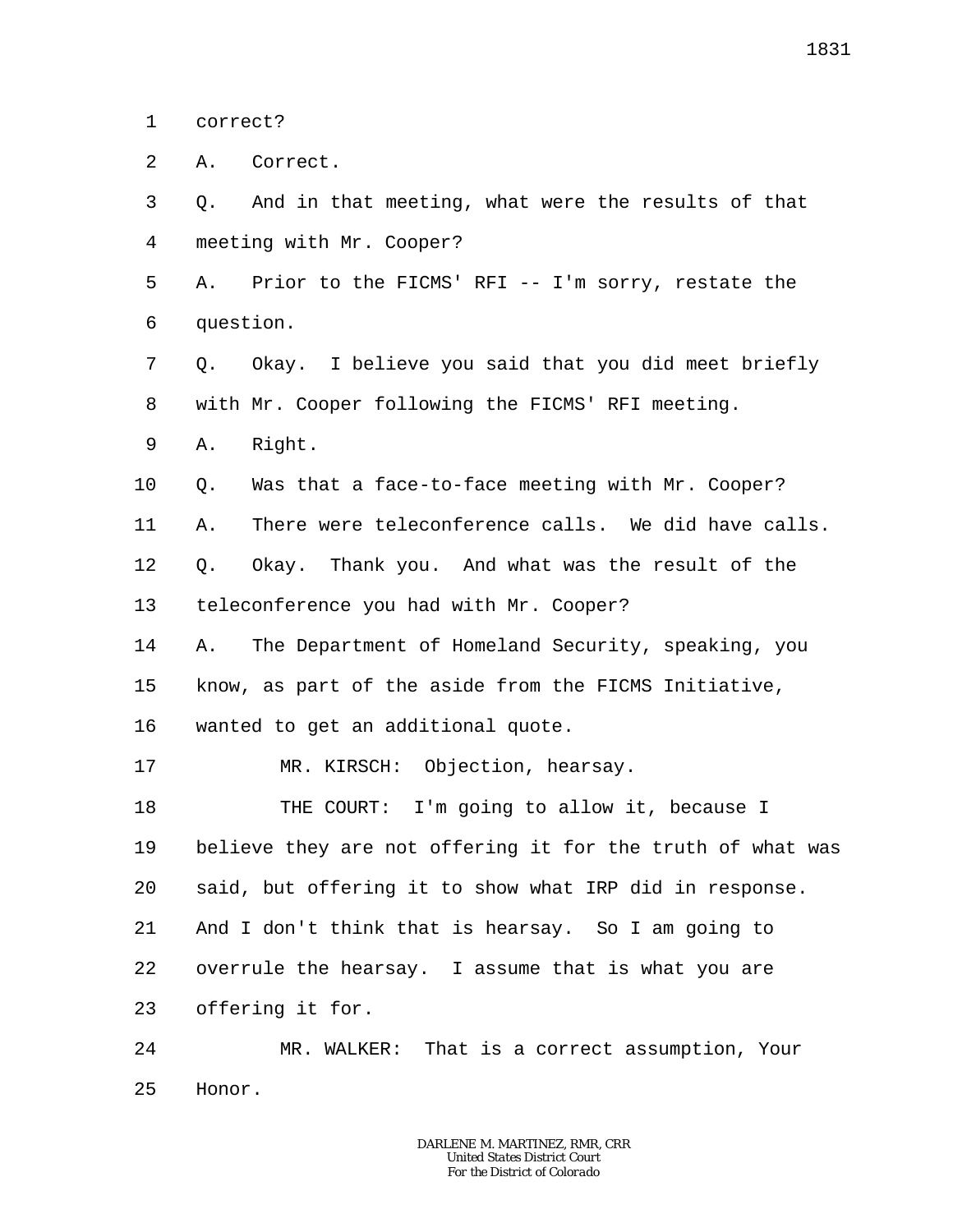1 correct?

2 A. Correct.

3 Q. And in that meeting, what were the results of that

4 meeting with Mr. Cooper?

5 A. Prior to the FICMS' RFI -- I'm sorry, restate the

6 question.

7 Q. Okay. I believe you said that you did meet briefly

8 with Mr. Cooper following the FICMS' RFI meeting.

9 A. Right.

10 Q. Was that a face-to-face meeting with Mr. Cooper?

11 A. There were teleconference calls. We did have calls.

12 Q. Okay. Thank you. And what was the result of the

13 teleconference you had with Mr. Cooper?

14 A. The Department of Homeland Security, speaking, you

15 know, as part of the aside from the FICMS Initiative,

16 wanted to get an additional quote.

17 MR. KIRSCH: Objection, hearsay.

18 THE COURT: I'm going to allow it, because I

19 believe they are not offering it for the truth of what was

20 said, but offering it to show what IRP did in response.

21 And I don't think that is hearsay. So I am going to

22 overrule the hearsay. I assume that is what you are

23 offering it for.

24 MR. WALKER: That is a correct assumption, Your

25 Honor.

DARLENE M. MARTINEZ, RMR, CRR
United States District Court
For the District of Colorado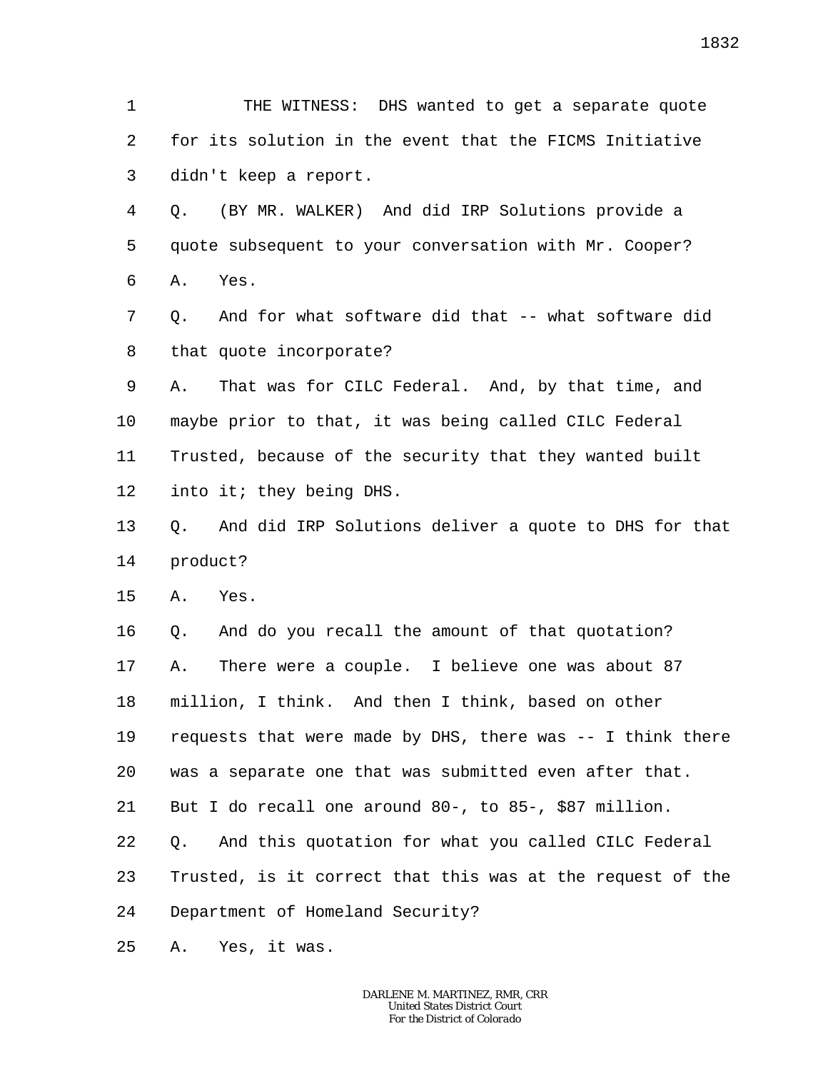THE WITNESS: DHS wanted to get a separate quote for its solution in the event that the FICMS Initiative didn't keep a report.

Q. (BY MR. WALKER) And did IRP Solutions provide a quote subsequent to your conversation with Mr. Cooper?

A. Yes.

Q. And for what software did that -- what software did that quote incorporate?

A. That was for CILC Federal. And, by that time, and maybe prior to that, it was being called CILC Federal Trusted, because of the security that they wanted built into it; they being DHS.

Q. And did IRP Solutions deliver a quote to DHS for that product?

A. Yes.

Q. And do you recall the amount of that quotation?

A. There were a couple. I believe one was about 87 million, I think. And then I think, based on other requests that were made by DHS, there was -- I think there was a separate one that was submitted even after that. But I do recall one around 80-, to 85-, $87 million.

Q. And this quotation for what you called CILC Federal Trusted, is it correct that this was at the request of the Department of Homeland Security?

A. Yes, it was.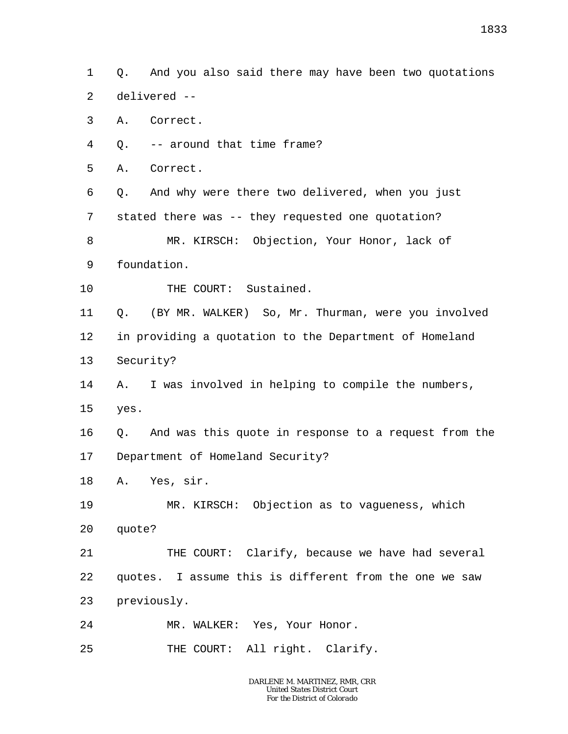1 Q. And you also said there may have been two quotations
2 delivered --
3 A. Correct.
4 Q. -- around that time frame?
5 A. Correct.
6 Q. And why were there two delivered, when you just
7 stated there was -- they requested one quotation?
8 MR. KIRSCH: Objection, Your Honor, lack of
9 foundation.
10 THE COURT: Sustained.
11 Q. (BY MR. WALKER) So, Mr. Thurman, were you involved
12 in providing a quotation to the Department of Homeland
13 Security?
14 A. I was involved in helping to compile the numbers,
15 yes.
16 Q. And was this quote in response to a request from the
17 Department of Homeland Security?
18 A. Yes, sir.
19 MR. KIRSCH: Objection as to vagueness, which
20 quote?
21 THE COURT: Clarify, because we have had several
22 quotes. I assume this is different from the one we saw
23 previously.
24 MR. WALKER: Yes, Your Honor.
25 THE COURT: All right. Clarify.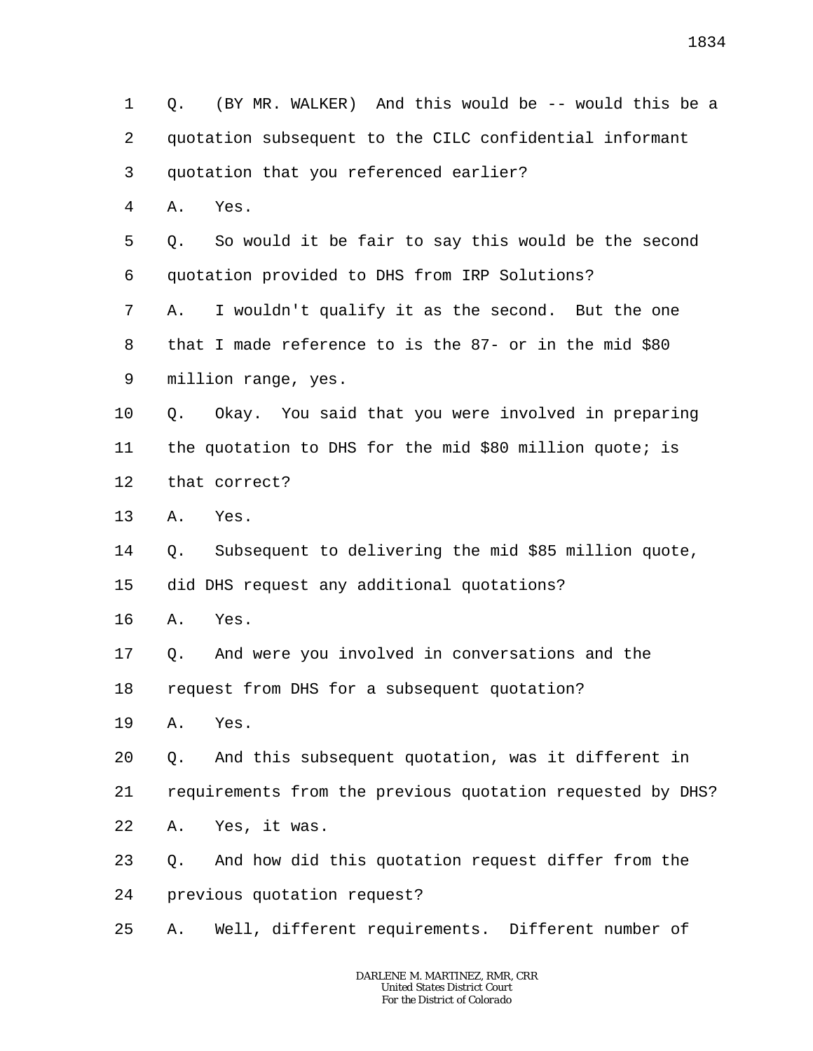1 Q. (BY MR. WALKER) And this would be -- would this be a
2 quotation subsequent to the CILC confidential informant
3 quotation that you referenced earlier?
4 A. Yes.
5 Q. So would it be fair to say this would be the second
6 quotation provided to DHS from IRP Solutions?
7 A. I wouldn't qualify it as the second. But the one
8 that I made reference to is the 87- or in the mid $80
9 million range, yes.
10 Q. Okay. You said that you were involved in preparing
11 the quotation to DHS for the mid $80 million quote; is
12 that correct?
13 A. Yes.
14 Q. Subsequent to delivering the mid $85 million quote,
15 did DHS request any additional quotations?
16 A. Yes.
17 Q. And were you involved in conversations and the
18 request from DHS for a subsequent quotation?
19 A. Yes.
20 Q. And this subsequent quotation, was it different in
21 requirements from the previous quotation requested by DHS?
22 A. Yes, it was.
23 Q. And how did this quotation request differ from the
24 previous quotation request?
25 A. Well, different requirements. Different number of

DARLENE M. MARTINEZ, RMR, CRR
United States District Court
For the District of Colorado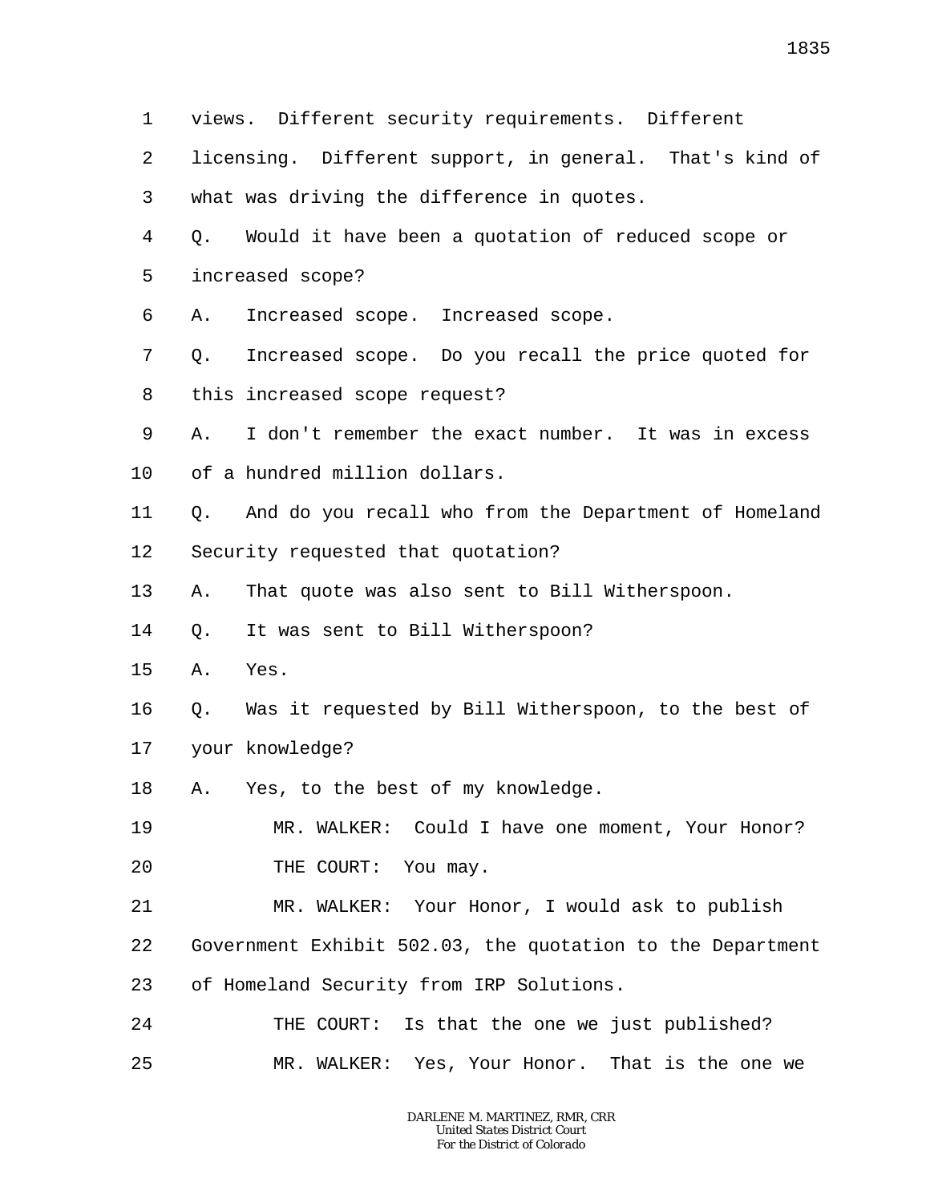1 views. Different security requirements. Different
2 licensing. Different support, in general. That's kind of
3 what was driving the difference in quotes.
4 Q. Would it have been a quotation of reduced scope or
5 increased scope?
6 A. Increased scope. Increased scope.
7 Q. Increased scope. Do you recall the price quoted for
8 this increased scope request?
9 A. I don't remember the exact number. It was in excess
10 of a hundred million dollars.
11 Q. And do you recall who from the Department of Homeland
12 Security requested that quotation?
13 A. That quote was also sent to Bill Witherspoon.
14 Q. It was sent to Bill Witherspoon?
15 A. Yes.
16 Q. Was it requested by Bill Witherspoon, to the best of
17 your knowledge?
18 A. Yes, to the best of my knowledge.
19 MR. WALKER: Could I have one moment, Your Honor?
20 THE COURT: You may.
21 MR. WALKER: Your Honor, I would ask to publish
22 Government Exhibit 502.03, the quotation to the Department
23 of Homeland Security from IRP Solutions.
24 THE COURT: Is that the one we just published?
25 MR. WALKER: Yes, Your Honor. That is the one we

DARLENE M. MARTINEZ, RMR, CRR
United States District Court
For the District of Colorado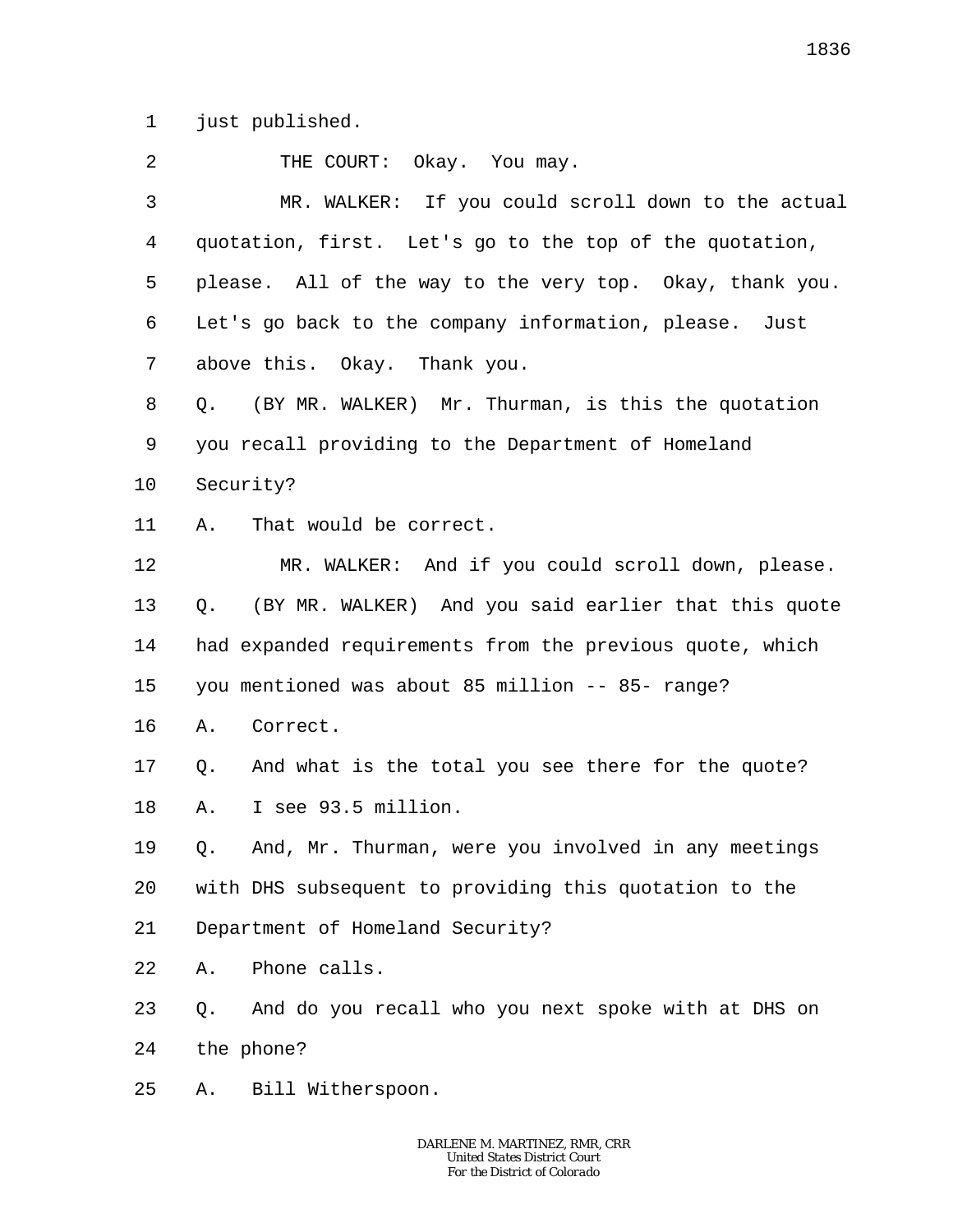just published.

THE COURT: Okay. You may.

MR. WALKER: If you could scroll down to the actual quotation, first. Let's go to the top of the quotation, please. All of the way to the very top. Okay, thank you. Let's go back to the company information, please. Just above this. Okay. Thank you.

Q. (BY MR. WALKER) Mr. Thurman, is this the quotation you recall providing to the Department of Homeland Security?

A. That would be correct.

MR. WALKER: And if you could scroll down, please.

Q. (BY MR. WALKER) And you said earlier that this quote had expanded requirements from the previous quote, which you mentioned was about 85 million -- 85- range?

A. Correct.

Q. And what is the total you see there for the quote?

A. I see 93.5 million.

Q. And, Mr. Thurman, were you involved in any meetings with DHS subsequent to providing this quotation to the Department of Homeland Security?

A. Phone calls.

Q. And do you recall who you next spoke with at DHS on the phone?

A. Bill Witherspoon.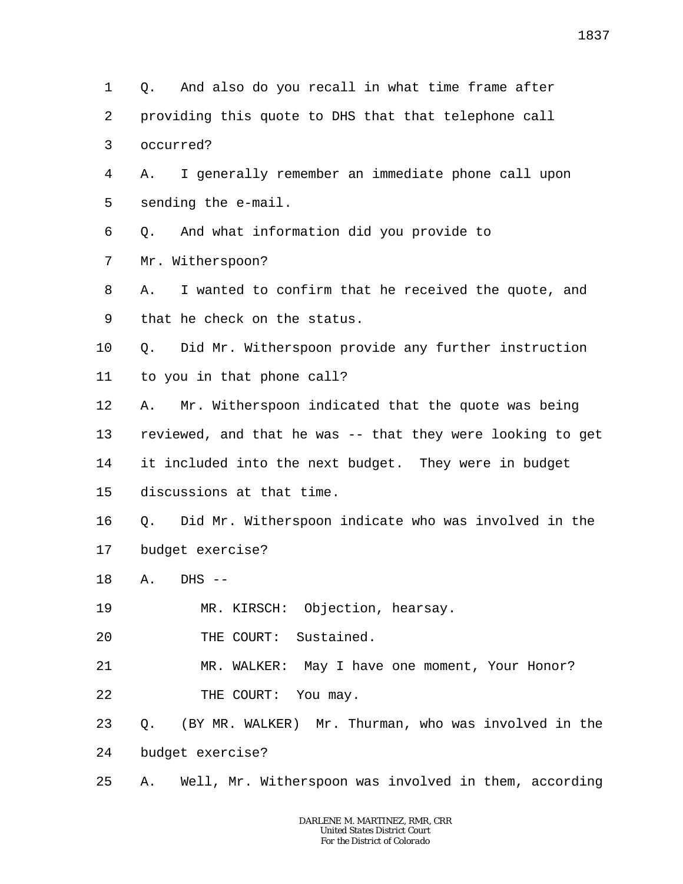1 Q. And also do you recall in what time frame after
2 providing this quote to DHS that that telephone call
3 occurred?
4 A. I generally remember an immediate phone call upon
5 sending the e-mail.
6 Q. And what information did you provide to
7 Mr. Witherspoon?
8 A. I wanted to confirm that he received the quote, and
9 that he check on the status.
10 Q. Did Mr. Witherspoon provide any further instruction
11 to you in that phone call?
12 A. Mr. Witherspoon indicated that the quote was being
13 reviewed, and that he was -- that they were looking to get
14 it included into the next budget. They were in budget
15 discussions at that time.
16 Q. Did Mr. Witherspoon indicate who was involved in the
17 budget exercise?
18 A. DHS --
19 MR. KIRSCH: Objection, hearsay.
20 THE COURT: Sustained.
21 MR. WALKER: May I have one moment, Your Honor?
22 THE COURT: You may.
23 Q. (BY MR. WALKER) Mr. Thurman, who was involved in the
24 budget exercise?
25 A. Well, Mr. Witherspoon was involved in them, according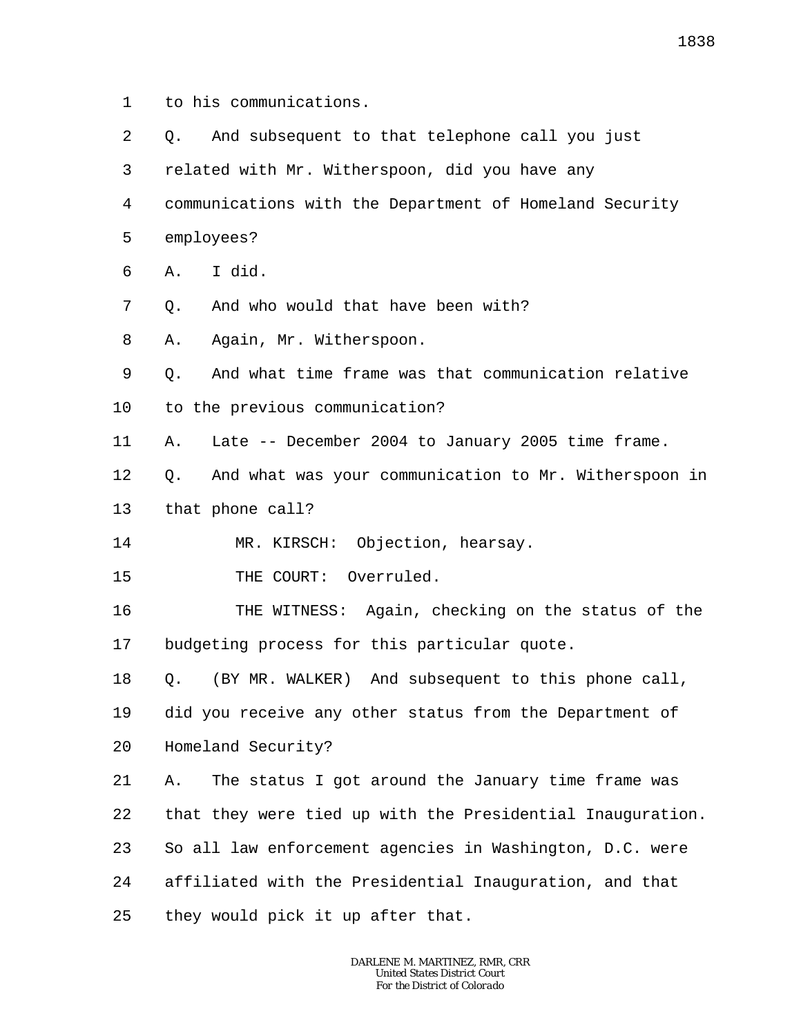to his communications.

Q. And subsequent to that telephone call you just related with Mr. Witherspoon, did you have any communications with the Department of Homeland Security employees?

A. I did.

Q. And who would that have been with?

A. Again, Mr. Witherspoon.

Q. And what time frame was that communication relative to the previous communication?

A. Late -- December 2004 to January 2005 time frame.

Q. And what was your communication to Mr. Witherspoon in that phone call?

MR. KIRSCH: Objection, hearsay.

THE COURT: Overruled.

THE WITNESS: Again, checking on the status of the budgeting process for this particular quote.

Q. (BY MR. WALKER) And subsequent to this phone call, did you receive any other status from the Department of Homeland Security?

A. The status I got around the January time frame was that they were tied up with the Presidential Inauguration. So all law enforcement agencies in Washington, D.C. were affiliated with the Presidential Inauguration, and that they would pick it up after that.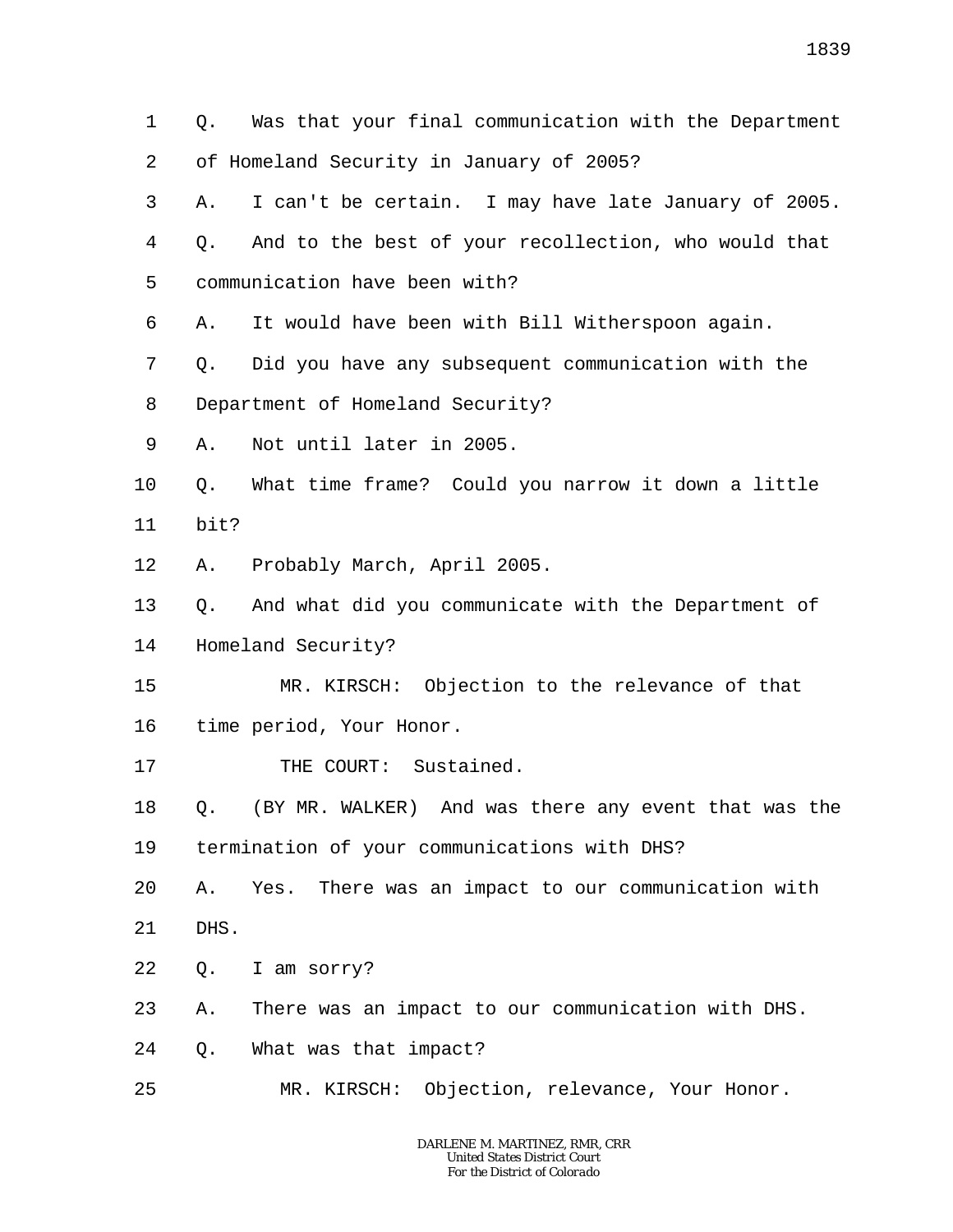1 Q. Was that your final communication with the Department
2 of Homeland Security in January of 2005?
3 A. I can't be certain. I may have late January of 2005.
4 Q. And to the best of your recollection, who would that
5 communication have been with?
6 A. It would have been with Bill Witherspoon again.
7 Q. Did you have any subsequent communication with the
8 Department of Homeland Security?
9 A. Not until later in 2005.
10 Q. What time frame? Could you narrow it down a little
11 bit?
12 A. Probably March, April 2005.
13 Q. And what did you communicate with the Department of
14 Homeland Security?
15 MR. KIRSCH: Objection to the relevance of that
16 time period, Your Honor.
17 THE COURT: Sustained.
18 Q. (BY MR. WALKER) And was there any event that was the
19 termination of your communications with DHS?
20 A. Yes. There was an impact to our communication with
21 DHS.
22 Q. I am sorry?
23 A. There was an impact to our communication with DHS.
24 Q. What was that impact?
25 MR. KIRSCH: Objection, relevance, Your Honor.

DARLENE M. MARTINEZ, RMR, CRR
United States District Court
For the District of Colorado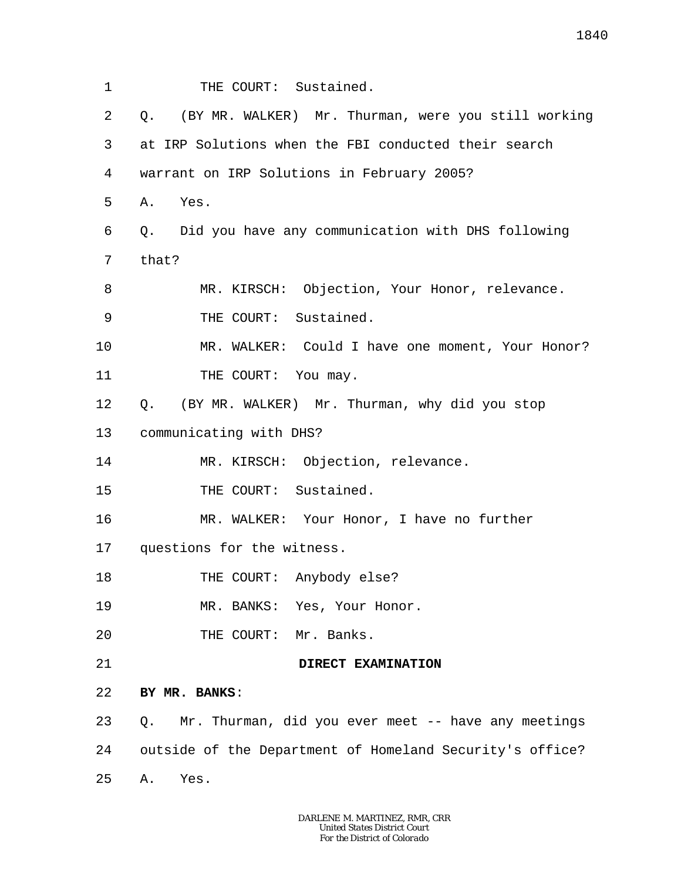THE COURT: Sustained.

Q. (BY MR. WALKER) Mr. Thurman, were you still working at IRP Solutions when the FBI conducted their search warrant on IRP Solutions in February 2005?

A. Yes.

Q. Did you have any communication with DHS following that?

MR. KIRSCH: Objection, Your Honor, relevance.

THE COURT: Sustained.

MR. WALKER: Could I have one moment, Your Honor?

THE COURT: You may.

Q. (BY MR. WALKER) Mr. Thurman, why did you stop communicating with DHS?

MR. KIRSCH: Objection, relevance.

THE COURT: Sustained.

MR. WALKER: Your Honor, I have no further questions for the witness.

THE COURT: Anybody else?

MR. BANKS: Yes, Your Honor.

THE COURT: Mr. Banks.

**DIRECT EXAMINATION**

**BY MR. BANKS**:

Q. Mr. Thurman, did you ever meet -- have any meetings outside of the Department of Homeland Security's office?

A. Yes.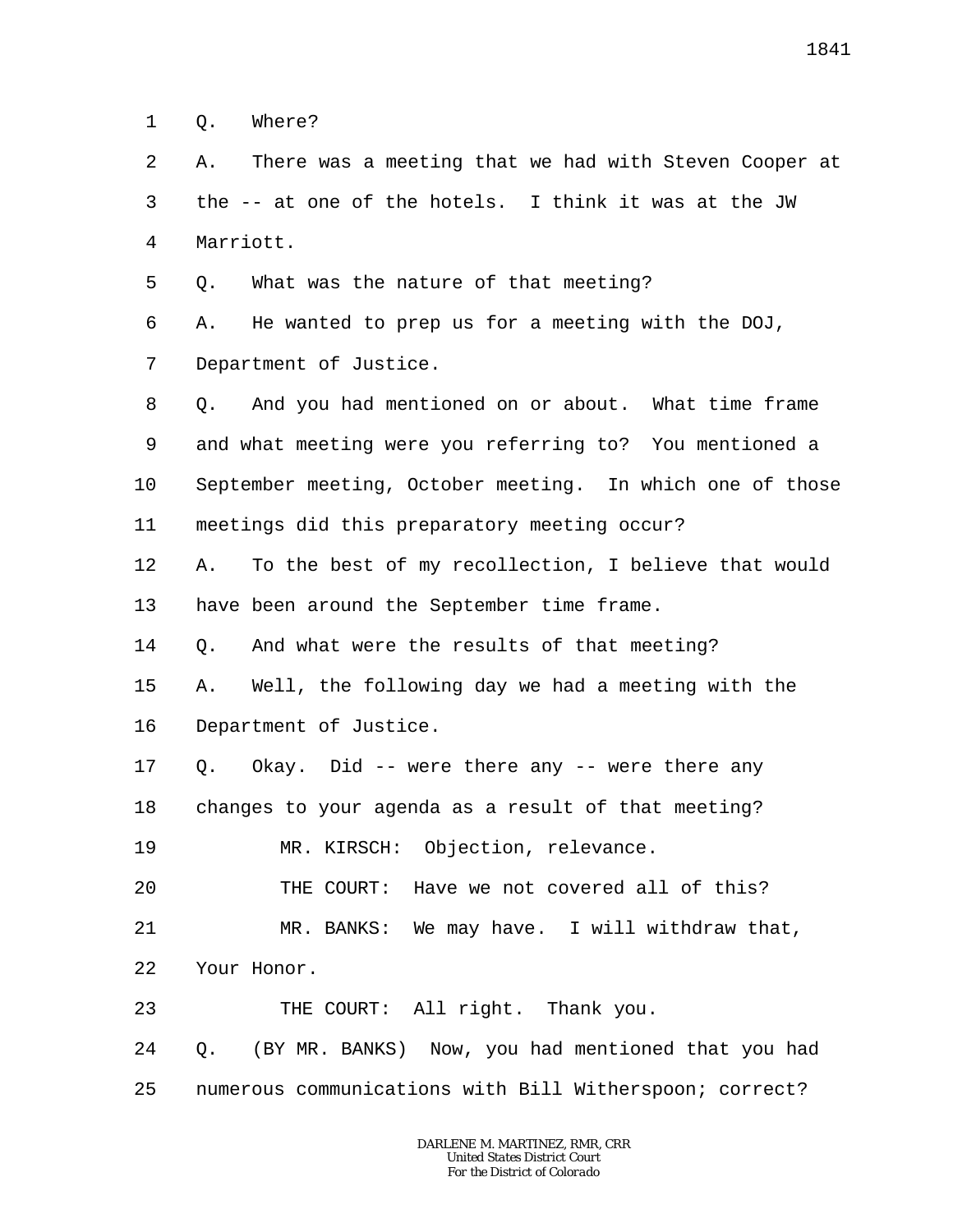1 Q. Where?

2 A. There was a meeting that we had with Steven Cooper at

3 the -- at one of the hotels. I think it was at the JW

4 Marriott.

5 Q. What was the nature of that meeting?

6 A. He wanted to prep us for a meeting with the DOJ,

7 Department of Justice.

8 Q. And you had mentioned on or about. What time frame

9 and what meeting were you referring to? You mentioned a

10 September meeting, October meeting. In which one of those

11 meetings did this preparatory meeting occur?

12 A. To the best of my recollection, I believe that would

13 have been around the September time frame.

14 Q. And what were the results of that meeting?

15 A. Well, the following day we had a meeting with the

16 Department of Justice.

17 Q. Okay. Did -- were there any -- were there any

18 changes to your agenda as a result of that meeting?

19 MR. KIRSCH: Objection, relevance.

20 THE COURT: Have we not covered all of this?

21 MR. BANKS: We may have. I will withdraw that,

22 Your Honor.

23 THE COURT: All right. Thank you.

24 Q. (BY MR. BANKS) Now, you had mentioned that you had

25 numerous communications with Bill Witherspoon; correct?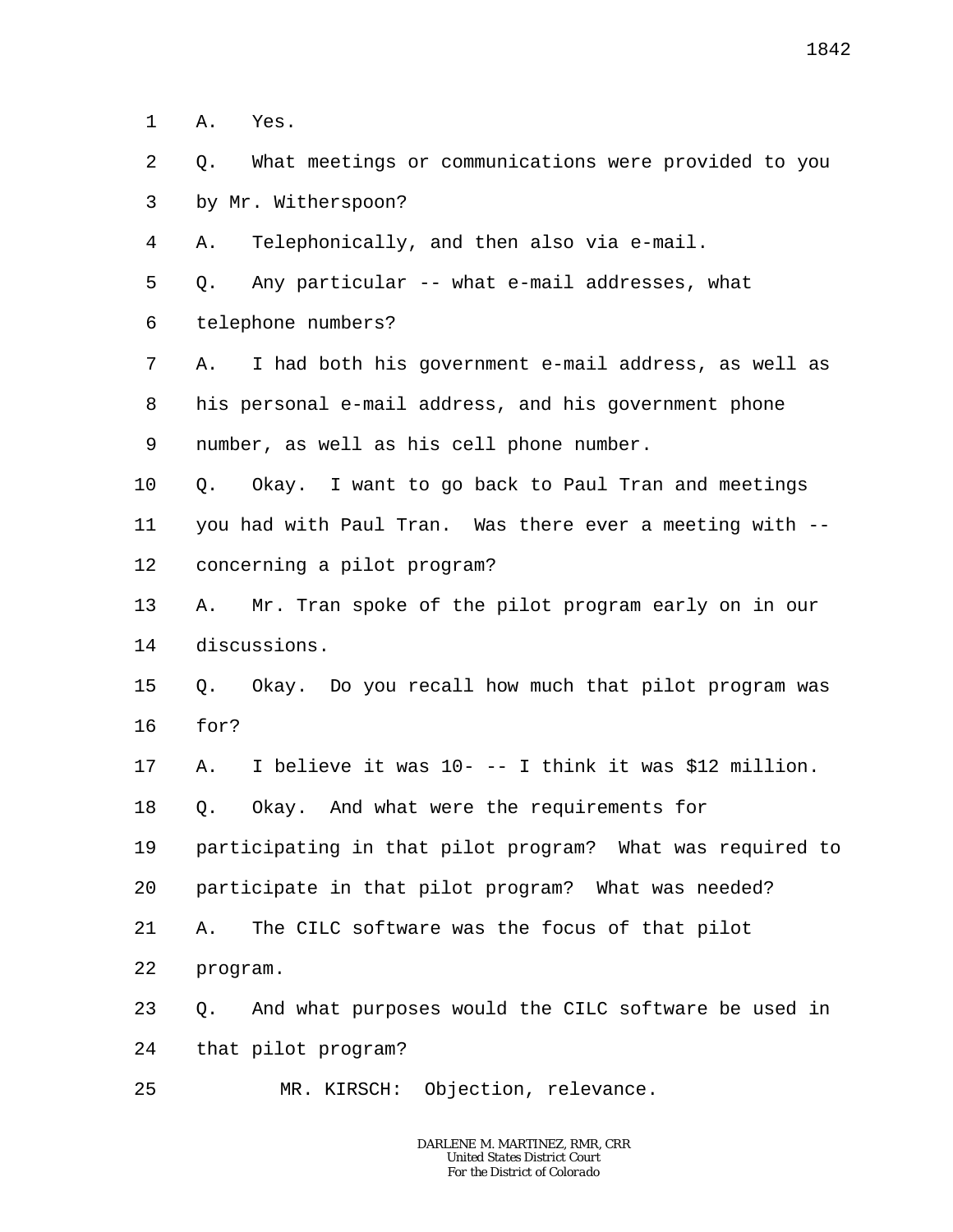1 A. Yes.

2 Q. What meetings or communications were provided to you

3 by Mr. Witherspoon?

4 A. Telephonically, and then also via e-mail.

5 Q. Any particular -- what e-mail addresses, what

6 telephone numbers?

7 A. I had both his government e-mail address, as well as

8 his personal e-mail address, and his government phone

9 number, as well as his cell phone number.

10 Q. Okay. I want to go back to Paul Tran and meetings

11 you had with Paul Tran. Was there ever a meeting with --

12 concerning a pilot program?

13 A. Mr. Tran spoke of the pilot program early on in our

14 discussions.

15 Q. Okay. Do you recall how much that pilot program was

16 for?

17 A. I believe it was 10- -- I think it was $12 million.

18 Q. Okay. And what were the requirements for

19 participating in that pilot program? What was required to

20 participate in that pilot program? What was needed?

21 A. The CILC software was the focus of that pilot

22 program.

23 Q. And what purposes would the CILC software be used in

24 that pilot program?

25 MR. KIRSCH: Objection, relevance.

DARLENE M. MARTINEZ, RMR, CRR
United States District Court
For the District of Colorado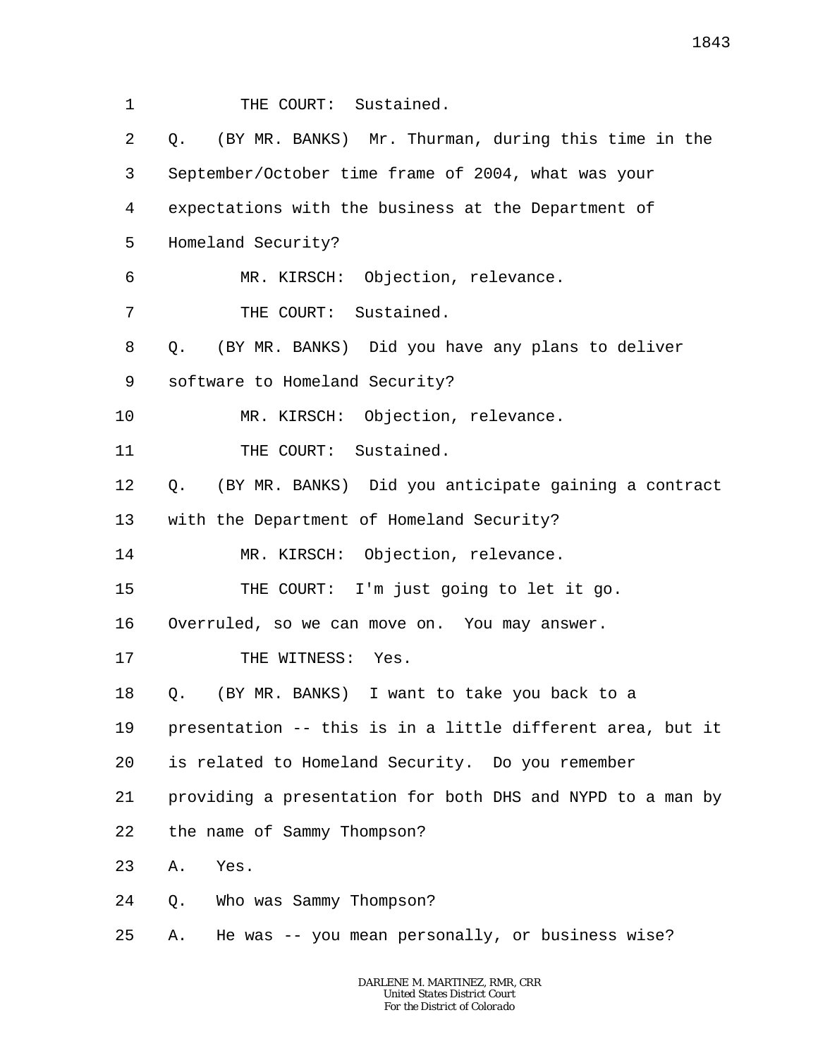1 THE COURT: Sustained.

2 Q. (BY MR. BANKS) Mr. Thurman, during this time in the

3 September/October time frame of 2004, what was your

4 expectations with the business at the Department of

5 Homeland Security?

6 MR. KIRSCH: Objection, relevance.

7 THE COURT: Sustained.

8 Q. (BY MR. BANKS) Did you have any plans to deliver

9 software to Homeland Security?

10 MR. KIRSCH: Objection, relevance.

11 THE COURT: Sustained.

12 Q. (BY MR. BANKS) Did you anticipate gaining a contract

13 with the Department of Homeland Security?

14 MR. KIRSCH: Objection, relevance.

15 THE COURT: I'm just going to let it go.

16 Overruled, so we can move on. You may answer.

17 THE WITNESS: Yes.

18 Q. (BY MR. BANKS) I want to take you back to a

19 presentation -- this is in a little different area, but it

20 is related to Homeland Security. Do you remember

21 providing a presentation for both DHS and NYPD to a man by

22 the name of Sammy Thompson?

23 A. Yes.

24 Q. Who was Sammy Thompson?

25 A. He was -- you mean personally, or business wise?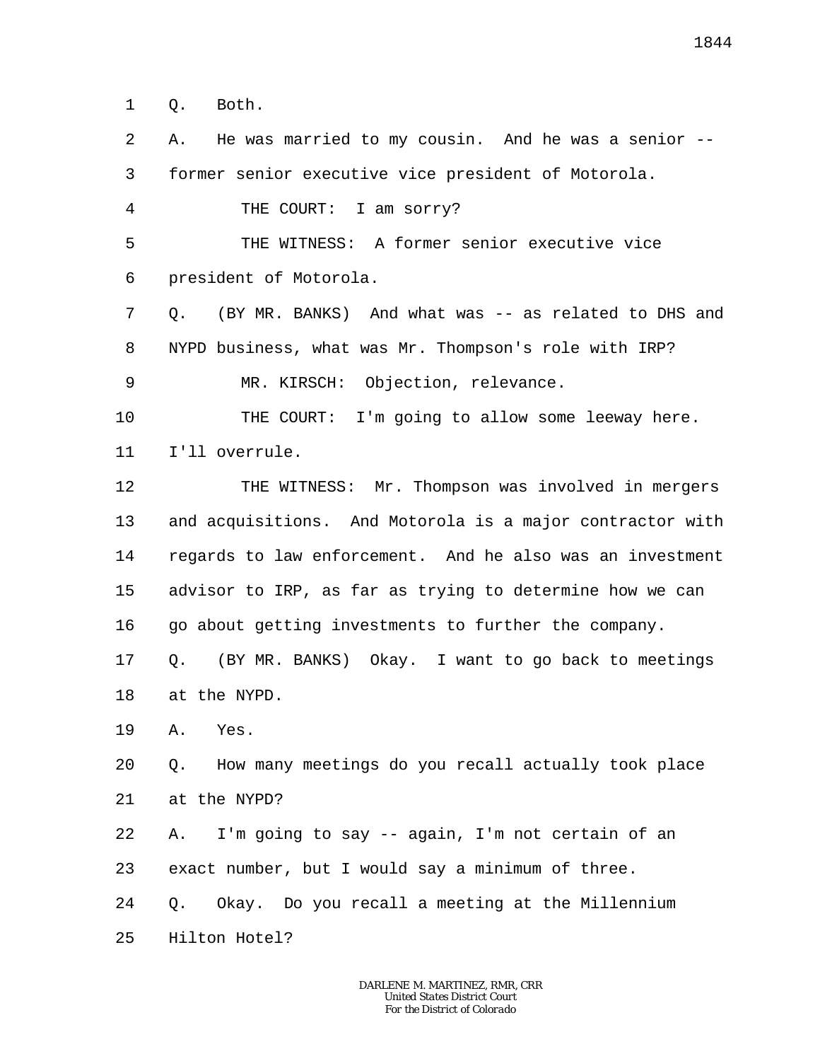1 Q. Both.

2 A. He was married to my cousin. And he was a senior --

3 former senior executive vice president of Motorola.

4 THE COURT: I am sorry?

5 THE WITNESS: A former senior executive vice

6 president of Motorola.

7 Q. (BY MR. BANKS) And what was -- as related to DHS and

8 NYPD business, what was Mr. Thompson's role with IRP?

9 MR. KIRSCH: Objection, relevance.

10 THE COURT: I'm going to allow some leeway here.

11 I'll overrule.

12 THE WITNESS: Mr. Thompson was involved in mergers

13 and acquisitions. And Motorola is a major contractor with

14 regards to law enforcement. And he also was an investment

15 advisor to IRP, as far as trying to determine how we can

16 go about getting investments to further the company.

17 Q. (BY MR. BANKS) Okay. I want to go back to meetings

18 at the NYPD.

19 A. Yes.

20 Q. How many meetings do you recall actually took place

21 at the NYPD?

22 A. I'm going to say -- again, I'm not certain of an

23 exact number, but I would say a minimum of three.

24 Q. Okay. Do you recall a meeting at the Millennium

25 Hilton Hotel?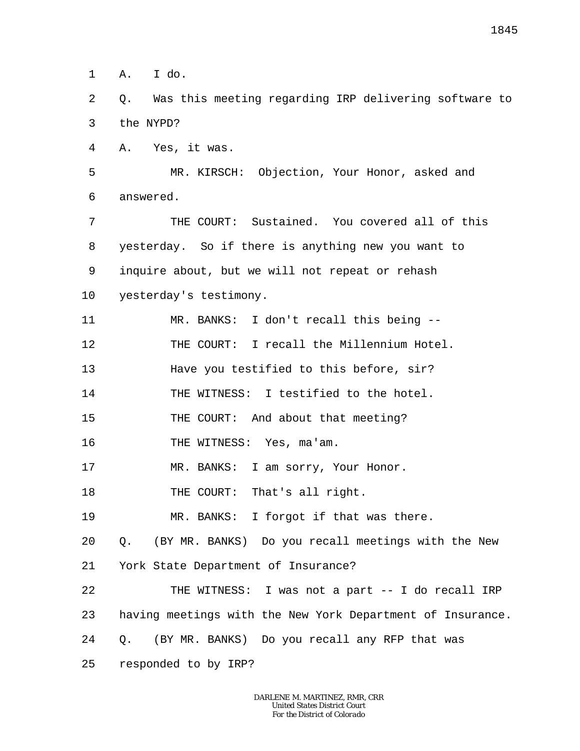1 A. I do.

2 Q. Was this meeting regarding IRP delivering software to

3 the NYPD?

4 A. Yes, it was.

5 MR. KIRSCH: Objection, Your Honor, asked and

6 answered.

7 THE COURT: Sustained. You covered all of this

8 yesterday. So if there is anything new you want to

9 inquire about, but we will not repeat or rehash

10 yesterday's testimony.

11 MR. BANKS: I don't recall this being --

12 THE COURT: I recall the Millennium Hotel.

13 Have you testified to this before, sir?

14 THE WITNESS: I testified to the hotel.

15 THE COURT: And about that meeting?

16 THE WITNESS: Yes, ma'am.

17 MR. BANKS: I am sorry, Your Honor.

18 THE COURT: That's all right.

19 MR. BANKS: I forgot if that was there.

20 Q. (BY MR. BANKS) Do you recall meetings with the New

21 York State Department of Insurance?

22 THE WITNESS: I was not a part -- I do recall IRP

23 having meetings with the New York Department of Insurance.

24 Q. (BY MR. BANKS) Do you recall any RFP that was

25 responded to by IRP?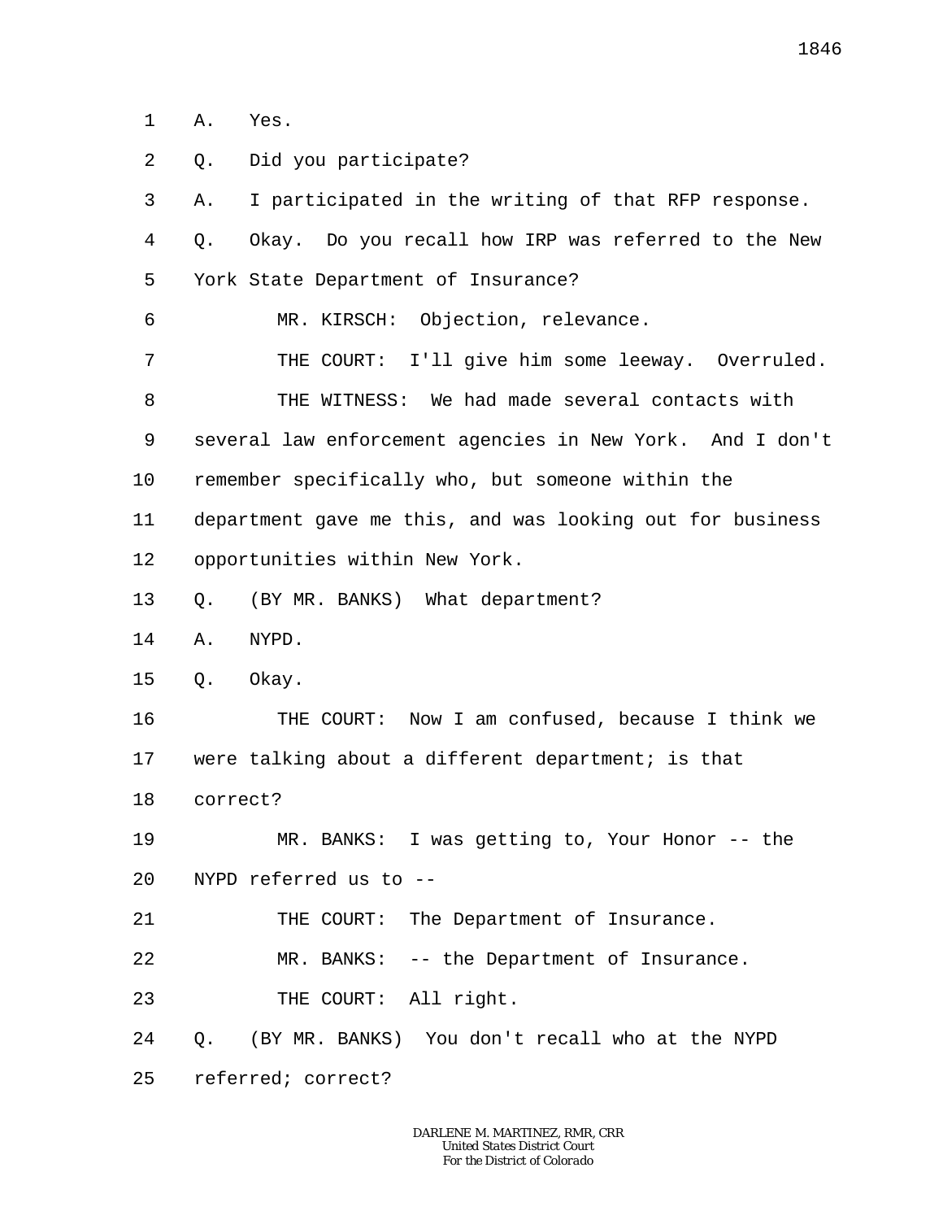1 A. Yes.

2 Q. Did you participate?

3 A. I participated in the writing of that RFP response.

4 Q. Okay. Do you recall how IRP was referred to the New

5 York State Department of Insurance?

6 MR. KIRSCH: Objection, relevance.

7 THE COURT: I'll give him some leeway. Overruled.

8 THE WITNESS: We had made several contacts with

9 several law enforcement agencies in New York. And I don't

10 remember specifically who, but someone within the

11 department gave me this, and was looking out for business

12 opportunities within New York.

13 Q. (BY MR. BANKS) What department?

14 A. NYPD.

15 Q. Okay.

16 THE COURT: Now I am confused, because I think we

17 were talking about a different department; is that

18 correct?

19 MR. BANKS: I was getting to, Your Honor -- the

20 NYPD referred us to --

21 THE COURT: The Department of Insurance.

22 MR. BANKS: -- the Department of Insurance.

23 THE COURT: All right.

24 Q. (BY MR. BANKS) You don't recall who at the NYPD

25 referred; correct?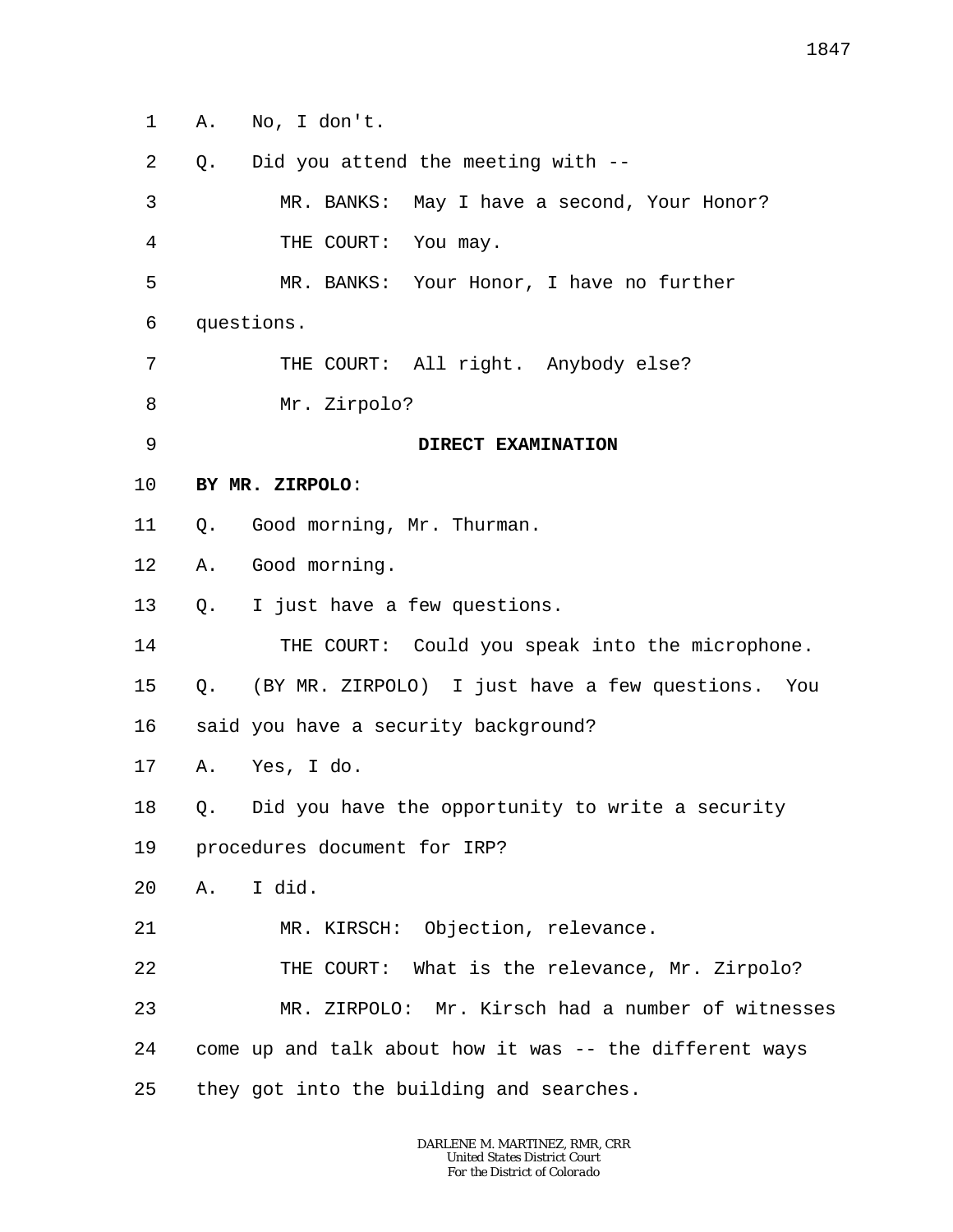1 A. No, I don't.

2 Q. Did you attend the meeting with --

3 MR. BANKS: May I have a second, Your Honor?

4 THE COURT: You may.

5 MR. BANKS: Your Honor, I have no further

6 questions.

7 THE COURT: All right. Anybody else?

8 Mr. Zirpolo?

9 **DIRECT EXAMINATION**

10 **BY MR. ZIRPOLO**:

11 Q. Good morning, Mr. Thurman.

12 A. Good morning.

13 Q. I just have a few questions.

14 THE COURT: Could you speak into the microphone.

15 Q. (BY MR. ZIRPOLO) I just have a few questions. You

16 said you have a security background?

17 A. Yes, I do.

18 Q. Did you have the opportunity to write a security

19 procedures document for IRP?

20 A. I did.

21 MR. KIRSCH: Objection, relevance.

22 THE COURT: What is the relevance, Mr. Zirpolo?

23 MR. ZIRPOLO: Mr. Kirsch had a number of witnesses

24 come up and talk about how it was -- the different ways

25 they got into the building and searches.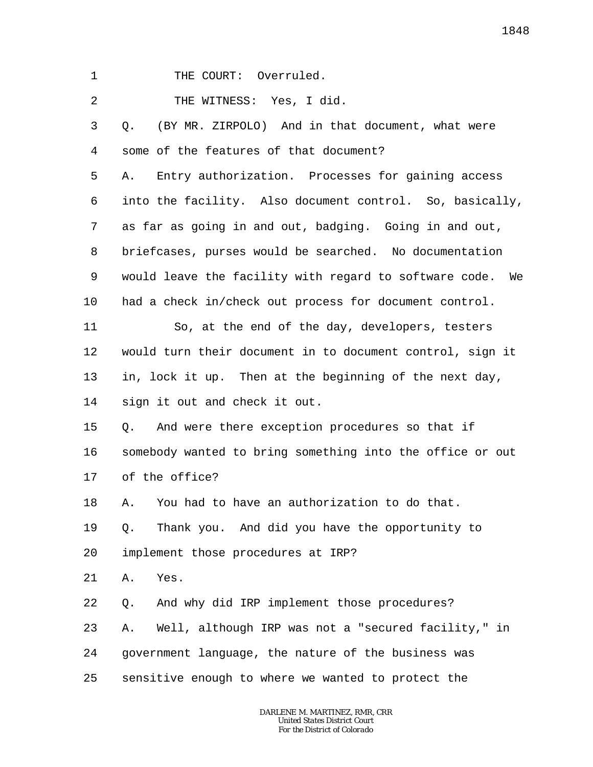THE COURT: Overruled.

THE WITNESS: Yes, I did.

Q. (BY MR. ZIRPOLO) And in that document, what were some of the features of that document?

A. Entry authorization. Processes for gaining access into the facility. Also document control. So, basically, as far as going in and out, badging. Going in and out, briefcases, purses would be searched. No documentation would leave the facility with regard to software code. We had a check in/check out process for document control.

So, at the end of the day, developers, testers would turn their document in to document control, sign it in, lock it up. Then at the beginning of the next day, sign it out and check it out.

Q. And were there exception procedures so that if somebody wanted to bring something into the office or out of the office?

A. You had to have an authorization to do that.

Q. Thank you. And did you have the opportunity to implement those procedures at IRP?

A. Yes.

Q. And why did IRP implement those procedures?

A. Well, although IRP was not a "secured facility," in government language, the nature of the business was sensitive enough to where we wanted to protect the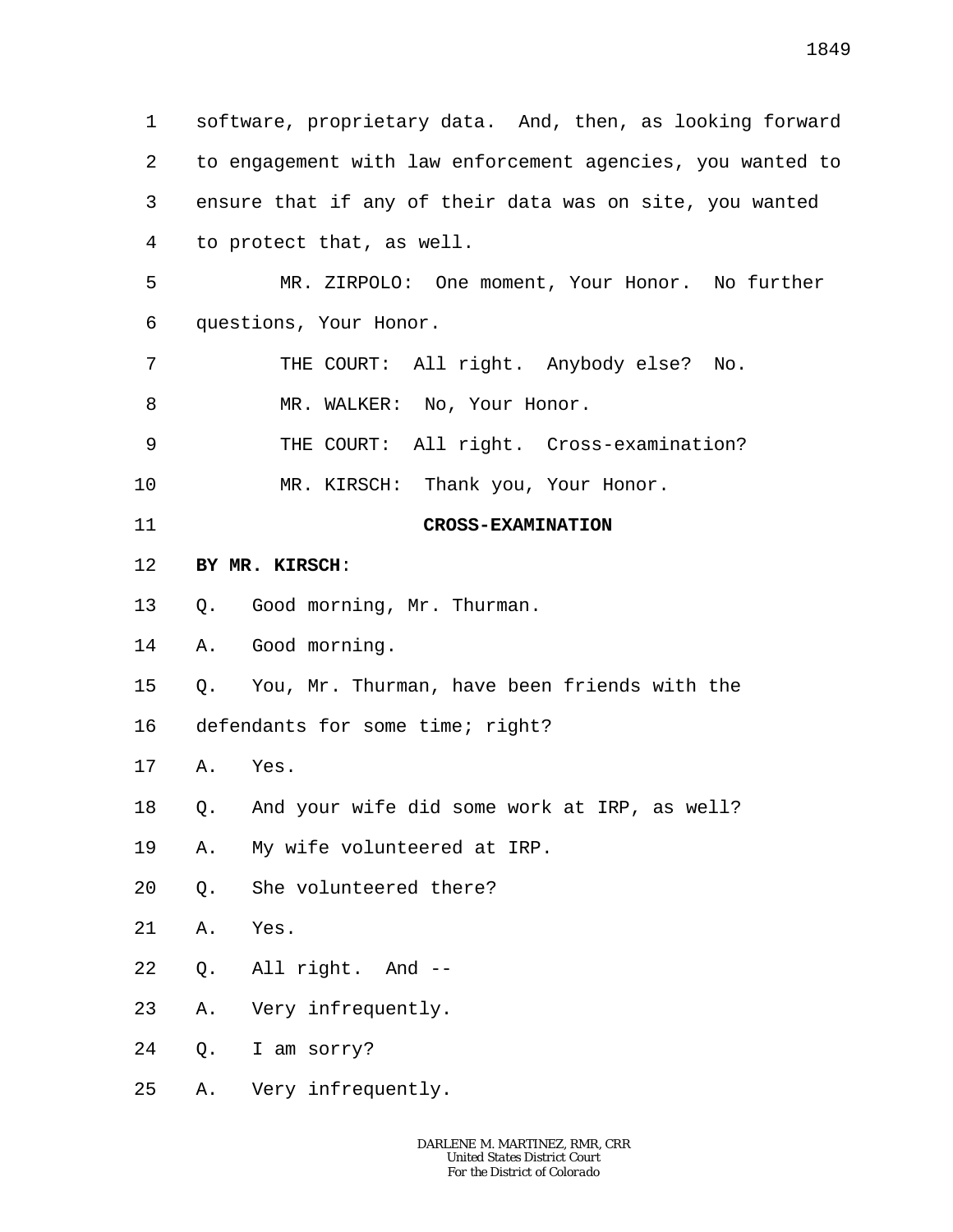software, proprietary data. And, then, as looking forward to engagement with law enforcement agencies, you wanted to ensure that if any of their data was on site, you wanted to protect that, as well.

MR. ZIRPOLO: One moment, Your Honor. No further questions, Your Honor.

THE COURT: All right. Anybody else? No.

MR. WALKER: No, Your Honor.

THE COURT: All right. Cross-examination?

MR. KIRSCH: Thank you, Your Honor.

**CROSS-EXAMINATION**

**BY MR. KIRSCH**:

Q. Good morning, Mr. Thurman.

A. Good morning.

Q. You, Mr. Thurman, have been friends with the defendants for some time; right?

A. Yes.

Q. And your wife did some work at IRP, as well?

A. My wife volunteered at IRP.

Q. She volunteered there?

A. Yes.

Q. All right. And --

A. Very infrequently.

Q. I am sorry?

A. Very infrequently.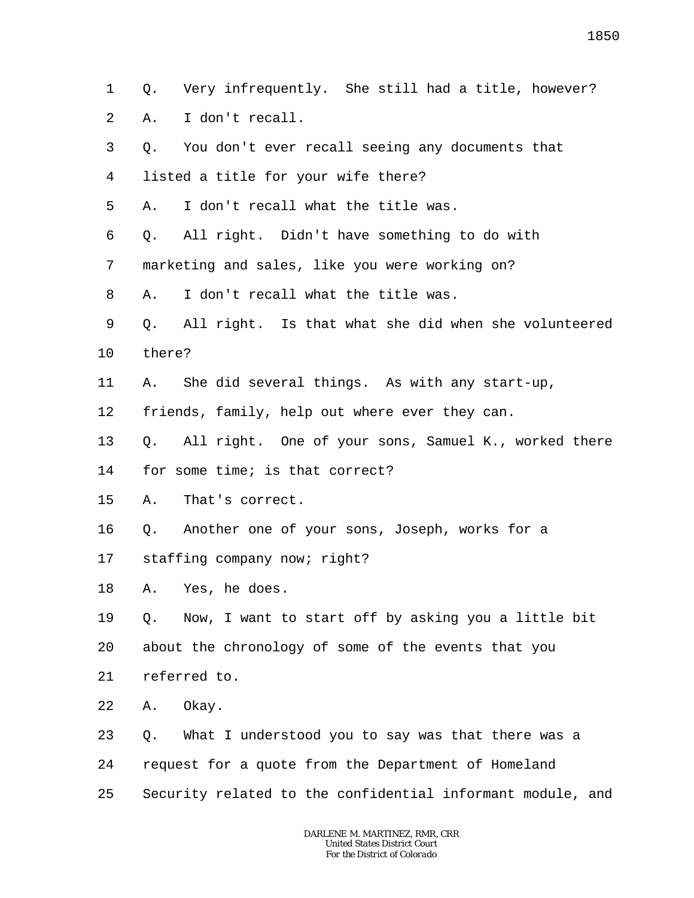1 Q. Very infrequently. She still had a title, however?

2 A. I don't recall.

3 Q. You don't ever recall seeing any documents that

4 listed a title for your wife there?

5 A. I don't recall what the title was.

6 Q. All right. Didn't have something to do with

7 marketing and sales, like you were working on?

8 A. I don't recall what the title was.

9 Q. All right. Is that what she did when she volunteered

10 there?

11 A. She did several things. As with any start-up,

12 friends, family, help out where ever they can.

13 Q. All right. One of your sons, Samuel K., worked there

14 for some time; is that correct?

15 A. That's correct.

16 Q. Another one of your sons, Joseph, works for a

17 staffing company now; right?

18 A. Yes, he does.

19 Q. Now, I want to start off by asking you a little bit

20 about the chronology of some of the events that you

21 referred to.

22 A. Okay.

23 Q. What I understood you to say was that there was a

24 request for a quote from the Department of Homeland

25 Security related to the confidential informant module, and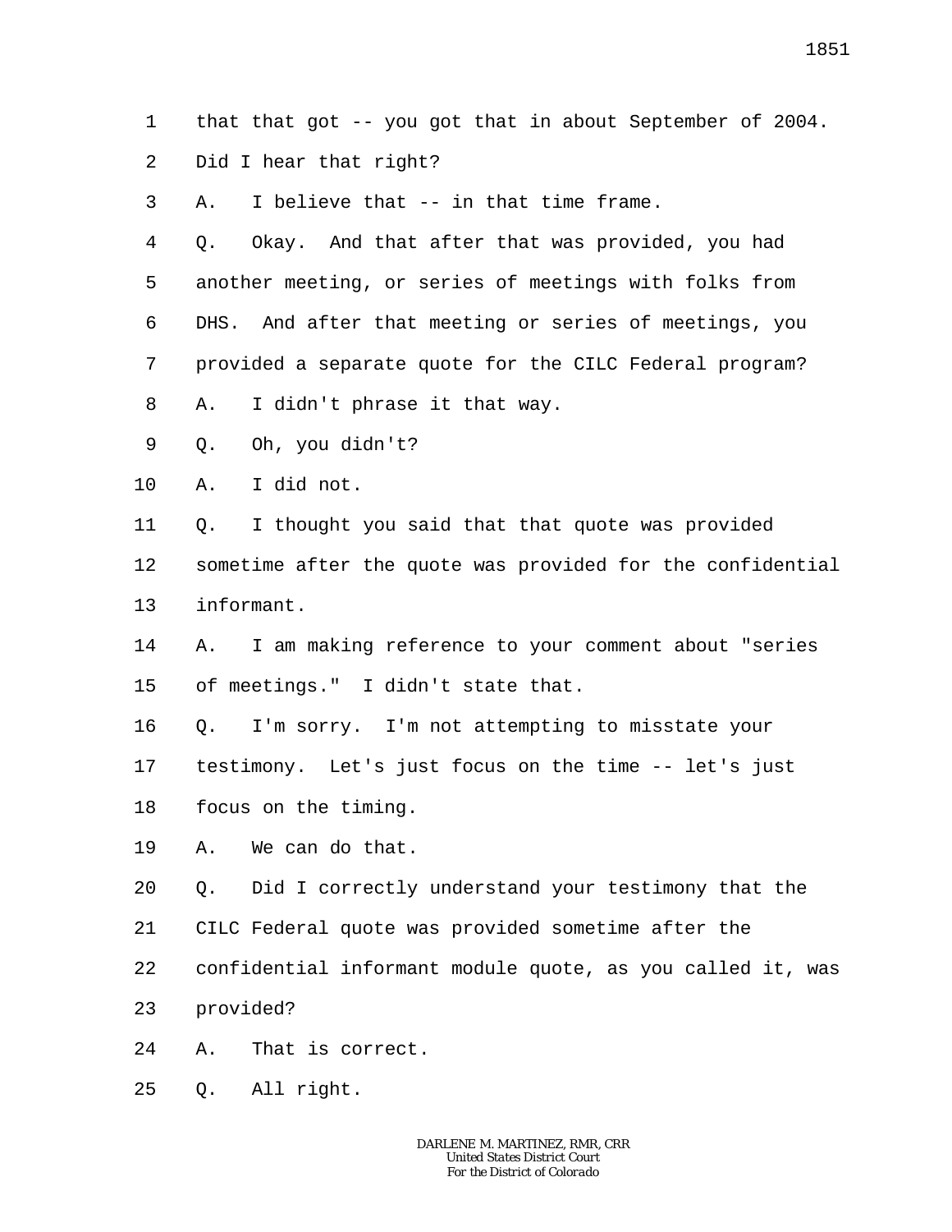1 that that got -- you got that in about September of 2004.
2 Did I hear that right?
3 A. I believe that -- in that time frame.
4 Q. Okay. And that after that was provided, you had
5 another meeting, or series of meetings with folks from
6 DHS. And after that meeting or series of meetings, you
7 provided a separate quote for the CILC Federal program?
8 A. I didn't phrase it that way.
9 Q. Oh, you didn't?
10 A. I did not.
11 Q. I thought you said that that quote was provided
12 sometime after the quote was provided for the confidential
13 informant.
14 A. I am making reference to your comment about "series
15 of meetings." I didn't state that.
16 Q. I'm sorry. I'm not attempting to misstate your
17 testimony. Let's just focus on the time -- let's just
18 focus on the timing.
19 A. We can do that.
20 Q. Did I correctly understand your testimony that the
21 CILC Federal quote was provided sometime after the
22 confidential informant module quote, as you called it, was
23 provided?
24 A. That is correct.
25 Q. All right.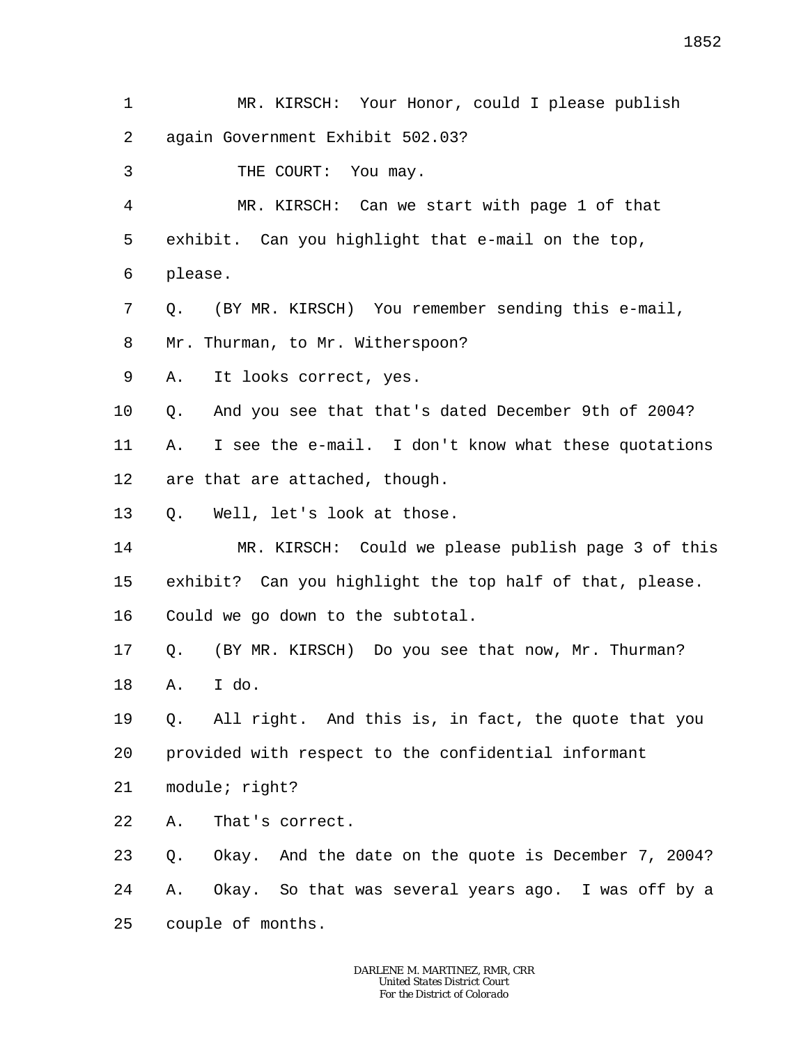MR. KIRSCH: Your Honor, could I please publish again Government Exhibit 502.03?

THE COURT: You may.

MR. KIRSCH: Can we start with page 1 of that exhibit. Can you highlight that e-mail on the top, please.

Q. (BY MR. KIRSCH) You remember sending this e-mail, Mr. Thurman, to Mr. Witherspoon?

A. It looks correct, yes.

Q. And you see that that's dated December 9th of 2004?

A. I see the e-mail. I don't know what these quotations are that are attached, though.

Q. Well, let's look at those.

MR. KIRSCH: Could we please publish page 3 of this exhibit? Can you highlight the top half of that, please. Could we go down to the subtotal.

Q. (BY MR. KIRSCH) Do you see that now, Mr. Thurman?

A. I do.

Q. All right. And this is, in fact, the quote that you provided with respect to the confidential informant module; right?

A. That's correct.

Q. Okay. And the date on the quote is December 7, 2004?

A. Okay. So that was several years ago. I was off by a couple of months.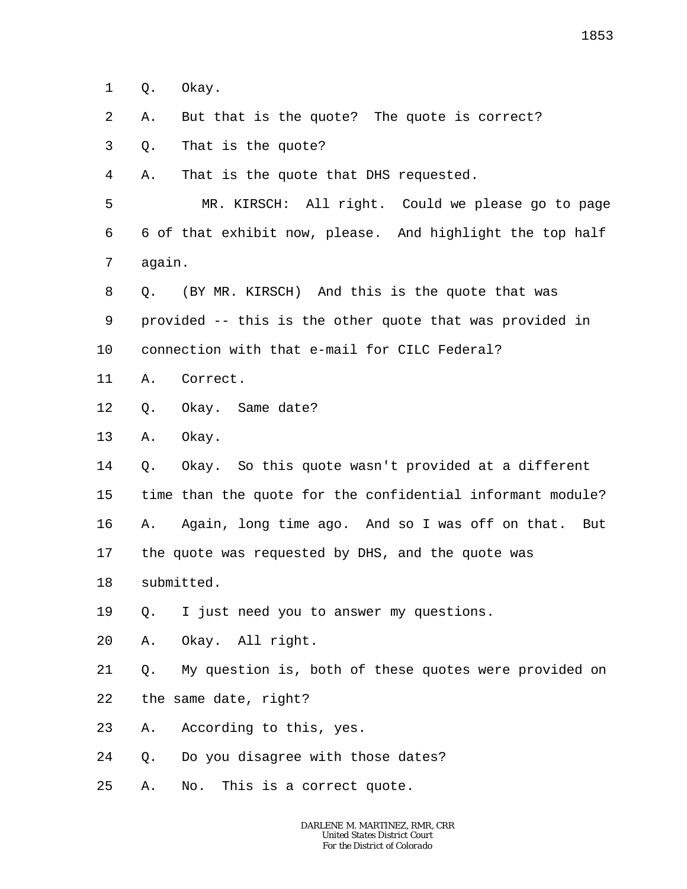Q. Okay.

A. But that is the quote? The quote is correct?

Q. That is the quote?

A. That is the quote that DHS requested.

MR. KIRSCH: All right. Could we please go to page 6 of that exhibit now, please. And highlight the top half again.

Q. (BY MR. KIRSCH) And this is the quote that was provided -- this is the other quote that was provided in connection with that e-mail for CILC Federal?

A. Correct.

Q. Okay. Same date?

A. Okay.

Q. Okay. So this quote wasn't provided at a different time than the quote for the confidential informant module?

A. Again, long time ago. And so I was off on that. But the quote was requested by DHS, and the quote was submitted.

Q. I just need you to answer my questions.

A. Okay. All right.

Q. My question is, both of these quotes were provided on the same date, right?

A. According to this, yes.

Q. Do you disagree with those dates?

A. No. This is a correct quote.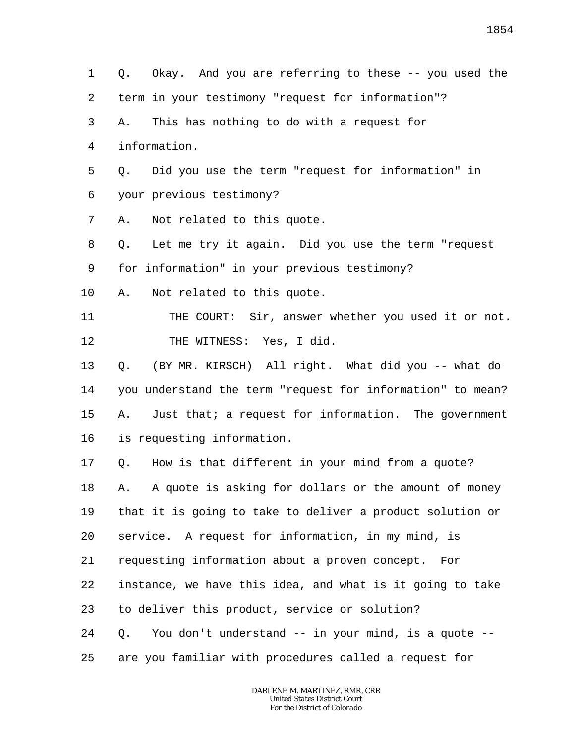1 Q. Okay. And you are referring to these -- you used the
2 term in your testimony "request for information"?
3 A. This has nothing to do with a request for
4 information.
5 Q. Did you use the term "request for information" in
6 your previous testimony?
7 A. Not related to this quote.
8 Q. Let me try it again. Did you use the term "request
9 for information" in your previous testimony?
10 A. Not related to this quote.
11 THE COURT: Sir, answer whether you used it or not.
12 THE WITNESS: Yes, I did.
13 Q. (BY MR. KIRSCH) All right. What did you -- what do
14 you understand the term "request for information" to mean?
15 A. Just that; a request for information. The government
16 is requesting information.
17 Q. How is that different in your mind from a quote?
18 A. A quote is asking for dollars or the amount of money
19 that it is going to take to deliver a product solution or
20 service. A request for information, in my mind, is
21 requesting information about a proven concept. For
22 instance, we have this idea, and what is it going to take
23 to deliver this product, service or solution?
24 Q. You don't understand -- in your mind, is a quote --
25 are you familiar with procedures called a request for

DARLENE M. MARTINEZ, RMR, CRR
United States District Court
For the District of Colorado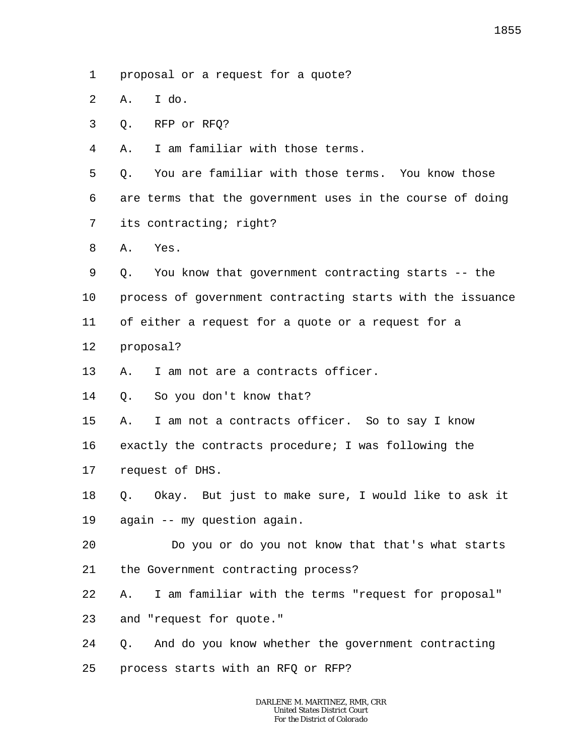1 proposal or a request for a quote?

2 A. I do.

3 Q. RFP or RFQ?

4 A. I am familiar with those terms.

5 Q. You are familiar with those terms. You know those

6 are terms that the government uses in the course of doing

7 its contracting; right?

8 A. Yes.

9 Q. You know that government contracting starts -- the

10 process of government contracting starts with the issuance

11 of either a request for a quote or a request for a

12 proposal?

13 A. I am not are a contracts officer.

14 Q. So you don't know that?

15 A. I am not a contracts officer. So to say I know

16 exactly the contracts procedure; I was following the

17 request of DHS.

18 Q. Okay. But just to make sure, I would like to ask it

19 again -- my question again.

20 Do you or do you not know that that's what starts

21 the Government contracting process?

22 A. I am familiar with the terms "request for proposal"

23 and "request for quote."

24 Q. And do you know whether the government contracting

25 process starts with an RFQ or RFP?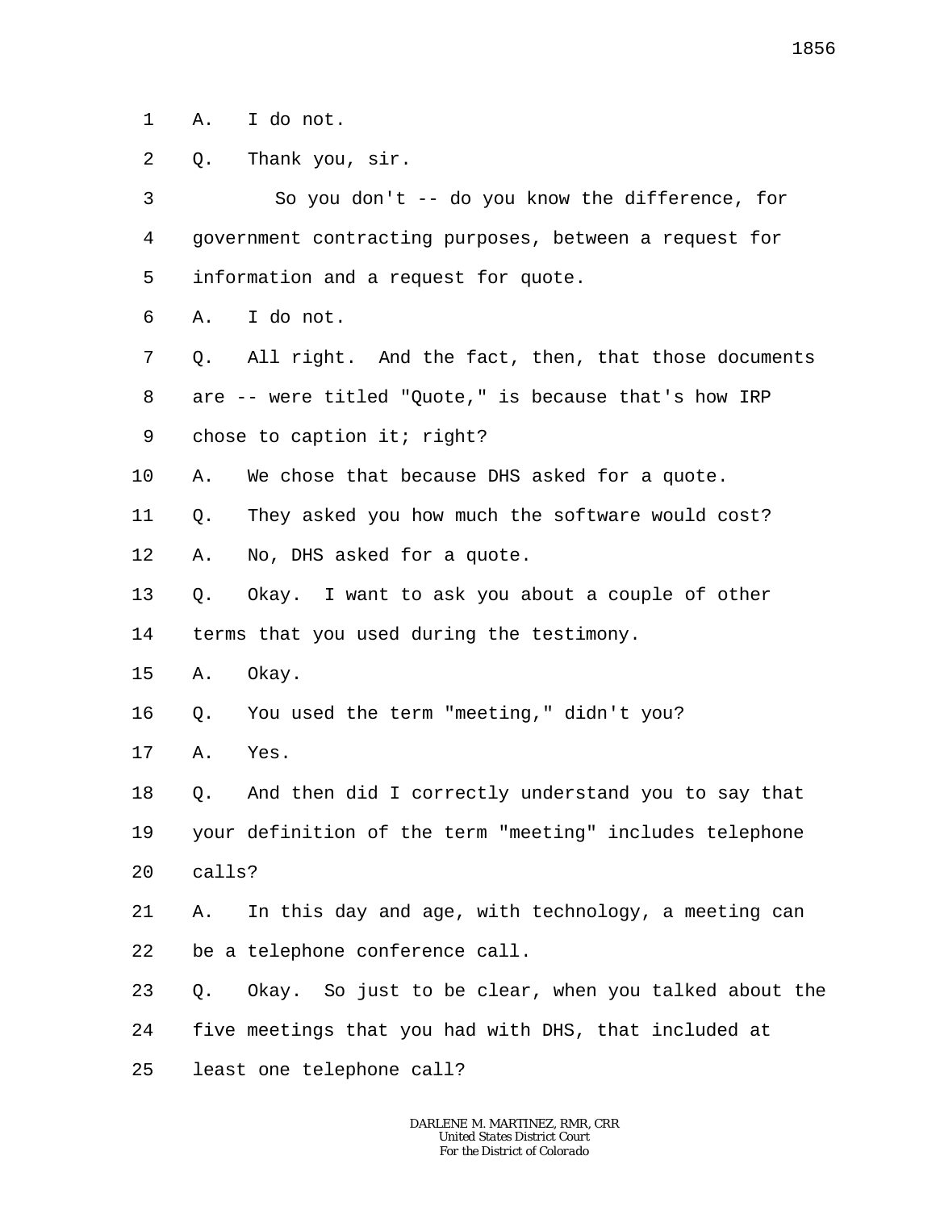1 A. I do not.

2 Q. Thank you, sir.

3 So you don't -- do you know the difference, for

4 government contracting purposes, between a request for

5 information and a request for quote.

6 A. I do not.

7 Q. All right. And the fact, then, that those documents

8 are -- were titled "Quote," is because that's how IRP

9 chose to caption it; right?

10 A. We chose that because DHS asked for a quote.

11 Q. They asked you how much the software would cost?

12 A. No, DHS asked for a quote.

13 Q. Okay. I want to ask you about a couple of other

14 terms that you used during the testimony.

15 A. Okay.

16 Q. You used the term "meeting," didn't you?

17 A. Yes.

18 Q. And then did I correctly understand you to say that

19 your definition of the term "meeting" includes telephone

20 calls?

21 A. In this day and age, with technology, a meeting can

22 be a telephone conference call.

23 Q. Okay. So just to be clear, when you talked about the

24 five meetings that you had with DHS, that included at

25 least one telephone call?

DARLENE M. MARTINEZ, RMR, CRR
United States District Court
For the District of Colorado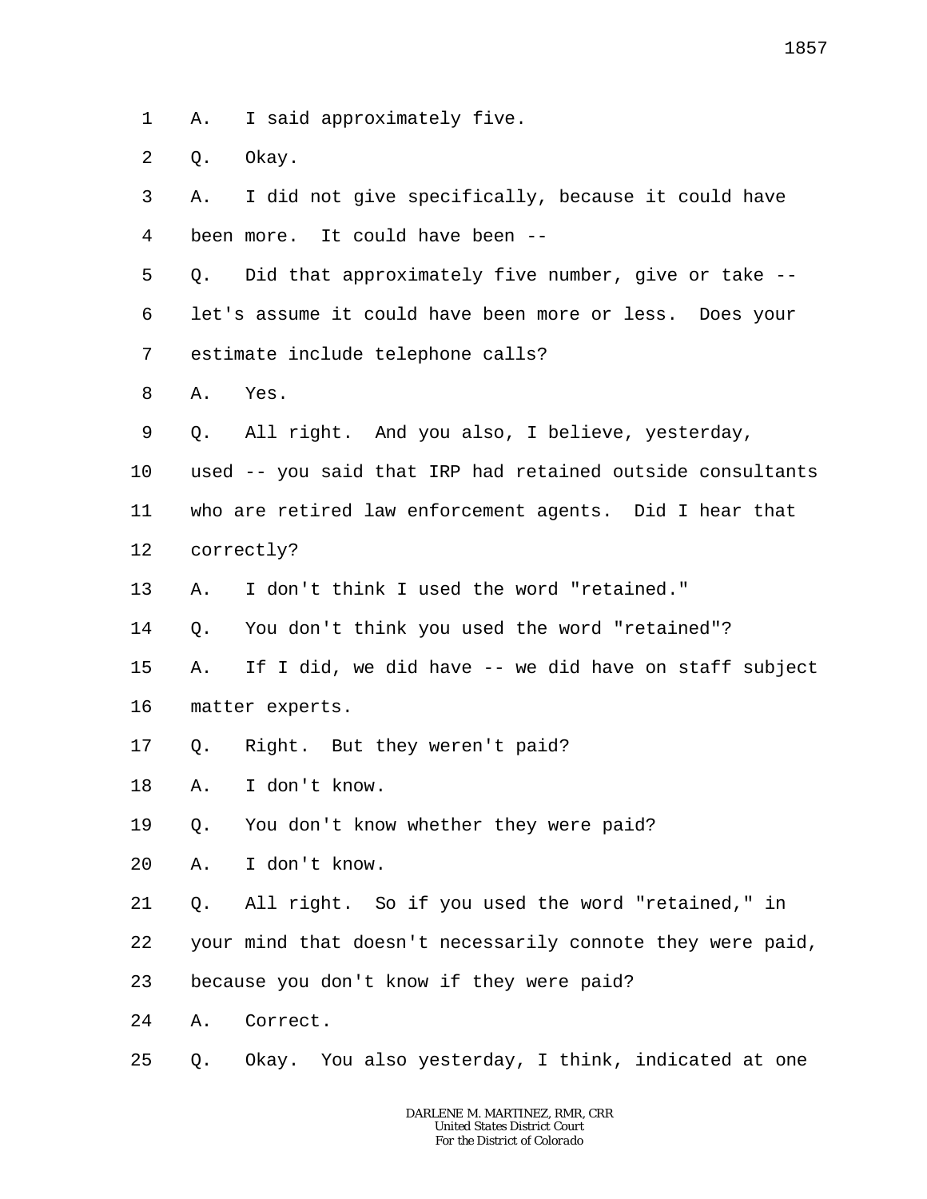1 A. I said approximately five.

2 Q. Okay.

3 A. I did not give specifically, because it could have

4 been more. It could have been --

5 Q. Did that approximately five number, give or take --

6 let's assume it could have been more or less. Does your

7 estimate include telephone calls?

8 A. Yes.

9 Q. All right. And you also, I believe, yesterday,

10 used -- you said that IRP had retained outside consultants

11 who are retired law enforcement agents. Did I hear that

12 correctly?

13 A. I don't think I used the word "retained."

14 Q. You don't think you used the word "retained"?

15 A. If I did, we did have -- we did have on staff subject

16 matter experts.

17 Q. Right. But they weren't paid?

18 A. I don't know.

19 Q. You don't know whether they were paid?

20 A. I don't know.

21 Q. All right. So if you used the word "retained," in

22 your mind that doesn't necessarily connote they were paid,

23 because you don't know if they were paid?

24 A. Correct.

25 Q. Okay. You also yesterday, I think, indicated at one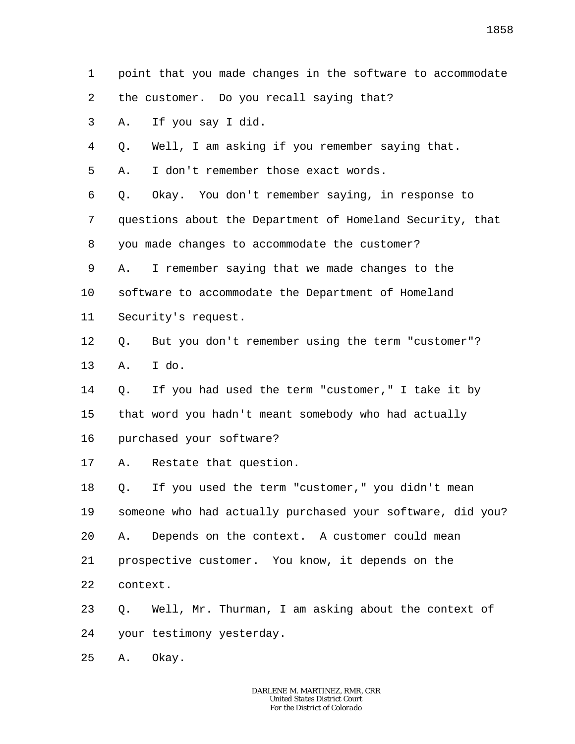1 point that you made changes in the software to accommodate
2 the customer. Do you recall saying that?
3 A. If you say I did.
4 Q. Well, I am asking if you remember saying that.
5 A. I don't remember those exact words.
6 Q. Okay. You don't remember saying, in response to
7 questions about the Department of Homeland Security, that
8 you made changes to accommodate the customer?
9 A. I remember saying that we made changes to the
10 software to accommodate the Department of Homeland
11 Security's request.
12 Q. But you don't remember using the term "customer"?
13 A. I do.
14 Q. If you had used the term "customer," I take it by
15 that word you hadn't meant somebody who had actually
16 purchased your software?
17 A. Restate that question.
18 Q. If you used the term "customer," you didn't mean
19 someone who had actually purchased your software, did you?
20 A. Depends on the context. A customer could mean
21 prospective customer. You know, it depends on the
22 context.
23 Q. Well, Mr. Thurman, I am asking about the context of
24 your testimony yesterday.
25 A. Okay.

DARLENE M. MARTINEZ, RMR, CRR
United States District Court
For the District of Colorado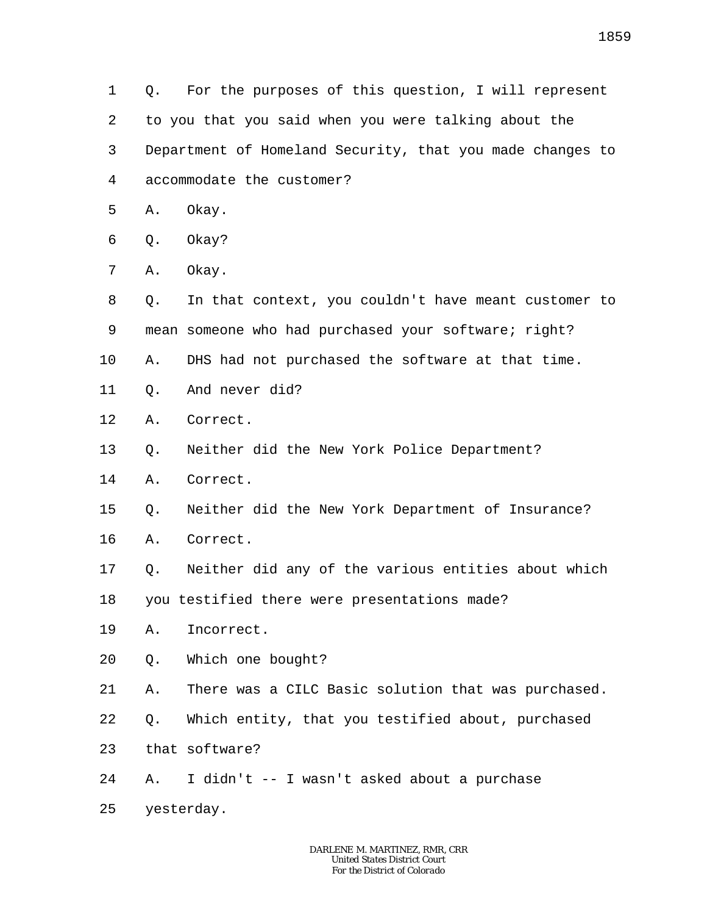1 Q. For the purposes of this question, I will represent
2 to you that you said when you were talking about the
3 Department of Homeland Security, that you made changes to
4 accommodate the customer?
5 A. Okay.
6 Q. Okay?
7 A. Okay.
8 Q. In that context, you couldn't have meant customer to
9 mean someone who had purchased your software; right?
10 A. DHS had not purchased the software at that time.
11 Q. And never did?
12 A. Correct.
13 Q. Neither did the New York Police Department?
14 A. Correct.
15 Q. Neither did the New York Department of Insurance?
16 A. Correct.
17 Q. Neither did any of the various entities about which
18 you testified there were presentations made?
19 A. Incorrect.
20 Q. Which one bought?
21 A. There was a CILC Basic solution that was purchased.
22 Q. Which entity, that you testified about, purchased
23 that software?
24 A. I didn't -- I wasn't asked about a purchase
25 yesterday.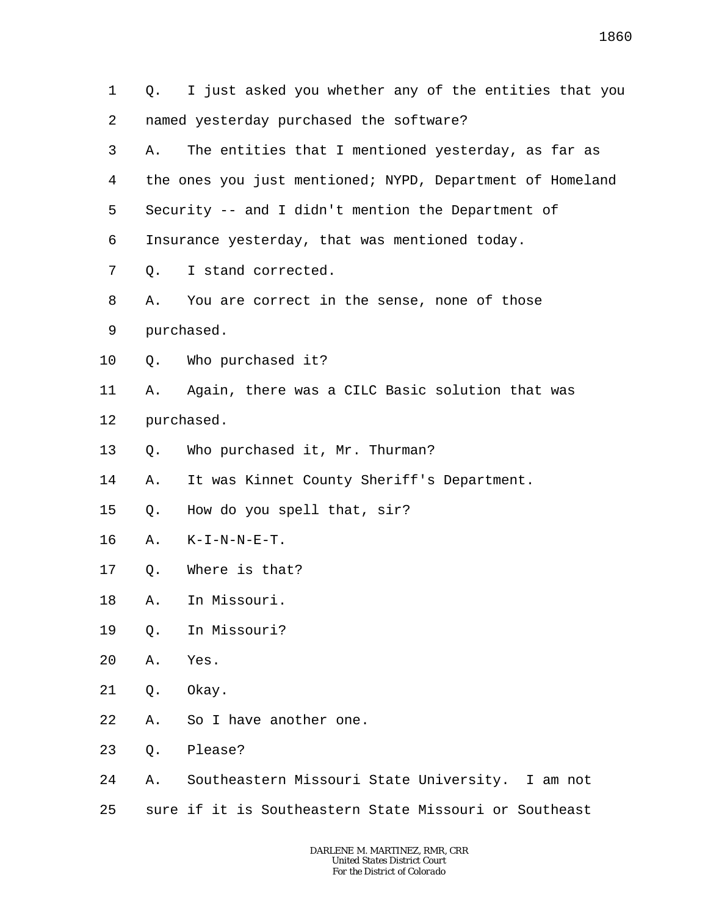1 Q. I just asked you whether any of the entities that you
2 named yesterday purchased the software?
3 A. The entities that I mentioned yesterday, as far as
4 the ones you just mentioned; NYPD, Department of Homeland
5 Security -- and I didn't mention the Department of
6 Insurance yesterday, that was mentioned today.
7 Q. I stand corrected.
8 A. You are correct in the sense, none of those
9 purchased.
10 Q. Who purchased it?
11 A. Again, there was a CILC Basic solution that was
12 purchased.
13 Q. Who purchased it, Mr. Thurman?
14 A. It was Kinnet County Sheriff's Department.
15 Q. How do you spell that, sir?
16 A. K-I-N-N-E-T.
17 Q. Where is that?
18 A. In Missouri.
19 Q. In Missouri?
20 A. Yes.
21 Q. Okay.
22 A. So I have another one.
23 Q. Please?
24 A. Southeastern Missouri State University. I am not
25 sure if it is Southeastern State Missouri or Southeast

DARLENE M. MARTINEZ, RMR, CRR
United States District Court
For the District of Colorado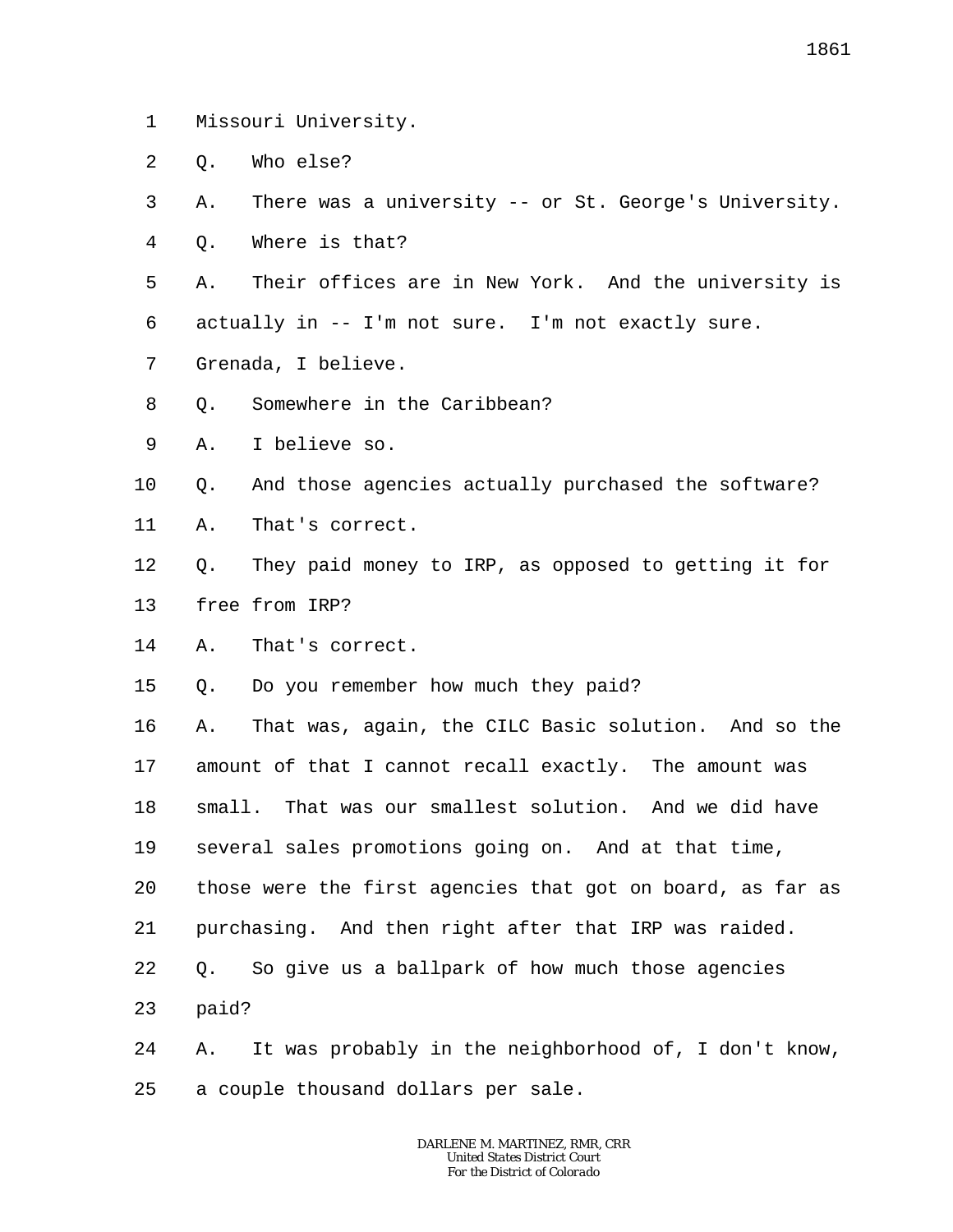1 Missouri University.

2 Q. Who else?

3 A. There was a university -- or St. George's University.

4 Q. Where is that?

5 A. Their offices are in New York. And the university is

6 actually in -- I'm not sure. I'm not exactly sure.

7 Grenada, I believe.

8 Q. Somewhere in the Caribbean?

9 A. I believe so.

10 Q. And those agencies actually purchased the software?

11 A. That's correct.

12 Q. They paid money to IRP, as opposed to getting it for

13 free from IRP?

14 A. That's correct.

15 Q. Do you remember how much they paid?

16 A. That was, again, the CILC Basic solution. And so the

17 amount of that I cannot recall exactly. The amount was

18 small. That was our smallest solution. And we did have

19 several sales promotions going on. And at that time,

20 those were the first agencies that got on board, as far as

21 purchasing. And then right after that IRP was raided.

22 Q. So give us a ballpark of how much those agencies

23 paid?

24 A. It was probably in the neighborhood of, I don't know,

25 a couple thousand dollars per sale.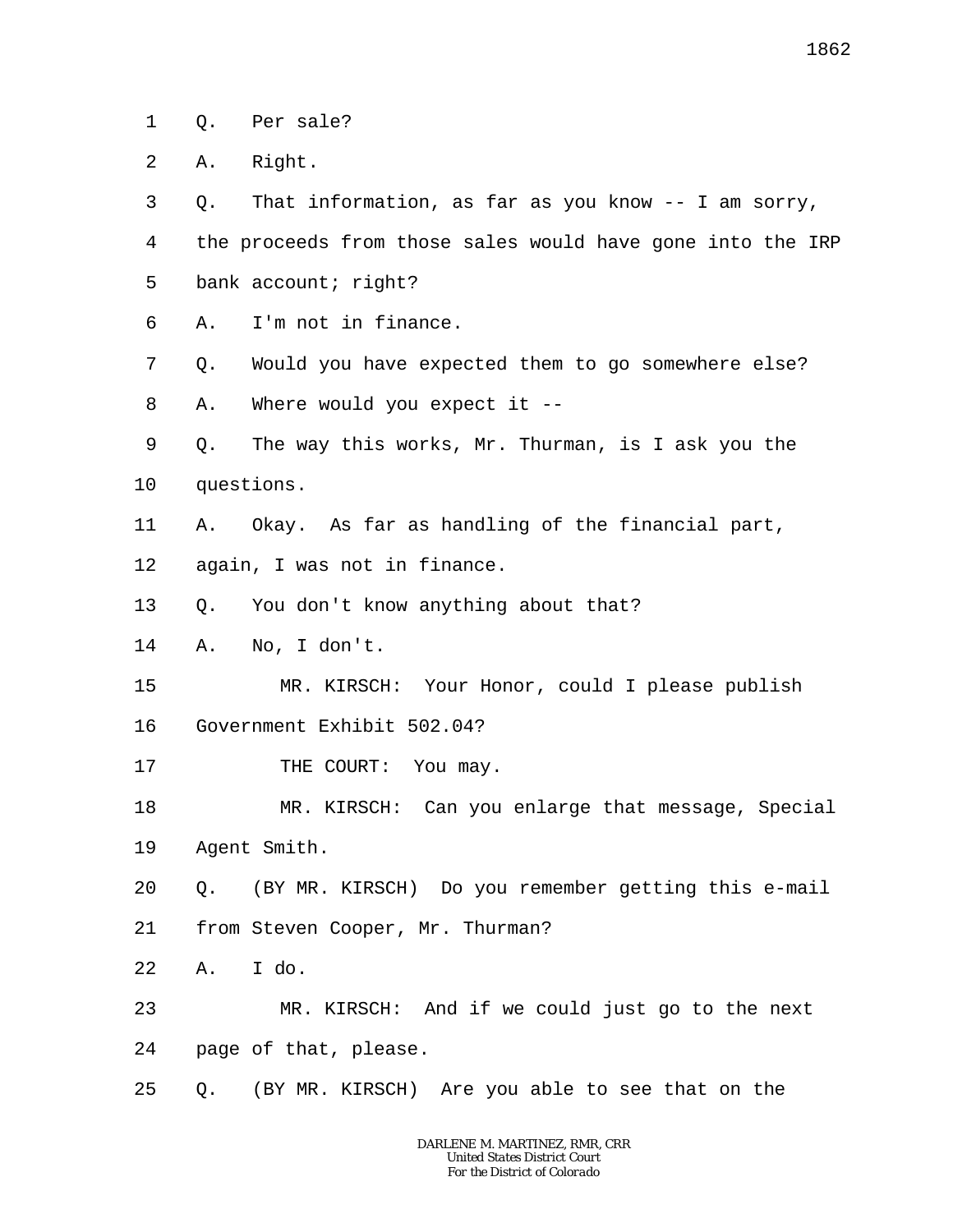1 Q. Per sale?

2 A. Right.

3 Q. That information, as far as you know -- I am sorry,

4 the proceeds from those sales would have gone into the IRP

5 bank account; right?

6 A. I'm not in finance.

7 Q. Would you have expected them to go somewhere else?

8 A. Where would you expect it --

9 Q. The way this works, Mr. Thurman, is I ask you the

10 questions.

11 A. Okay. As far as handling of the financial part,

12 again, I was not in finance.

13 Q. You don't know anything about that?

14 A. No, I don't.

15 MR. KIRSCH: Your Honor, could I please publish

16 Government Exhibit 502.04?

17 THE COURT: You may.

18 MR. KIRSCH: Can you enlarge that message, Special

19 Agent Smith.

20 Q. (BY MR. KIRSCH) Do you remember getting this e-mail

21 from Steven Cooper, Mr. Thurman?

22 A. I do.

23 MR. KIRSCH: And if we could just go to the next

24 page of that, please.

25 Q. (BY MR. KIRSCH) Are you able to see that on the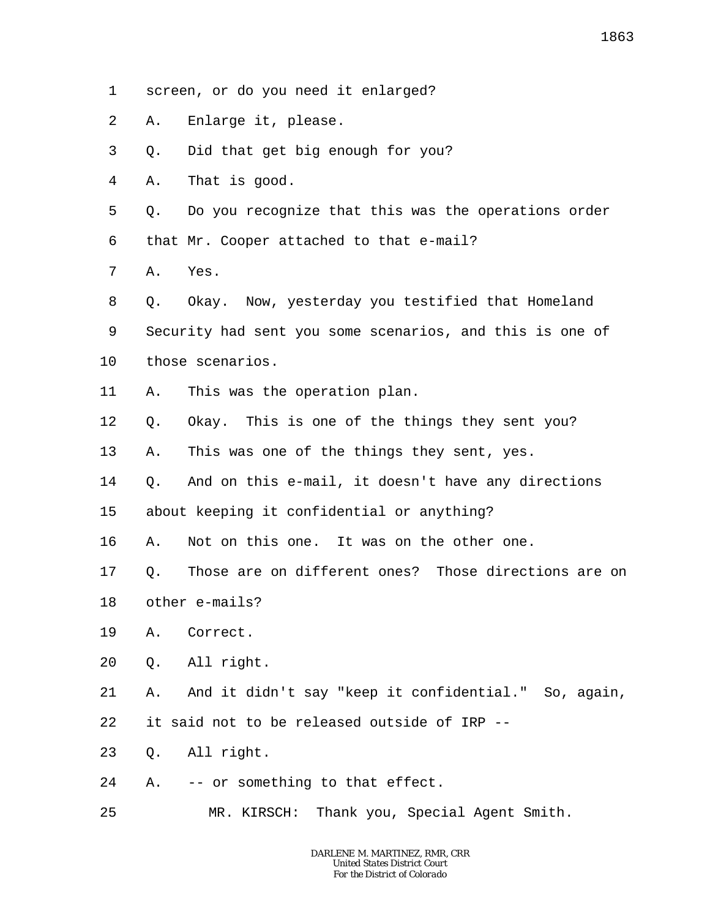1 screen, or do you need it enlarged?

2 A. Enlarge it, please.

3 Q. Did that get big enough for you?

4 A. That is good.

5 Q. Do you recognize that this was the operations order

6 that Mr. Cooper attached to that e-mail?

7 A. Yes.

8 Q. Okay. Now, yesterday you testified that Homeland

9 Security had sent you some scenarios, and this is one of

10 those scenarios.

11 A. This was the operation plan.

12 Q. Okay. This is one of the things they sent you?

13 A. This was one of the things they sent, yes.

14 Q. And on this e-mail, it doesn't have any directions

15 about keeping it confidential or anything?

16 A. Not on this one. It was on the other one.

17 Q. Those are on different ones? Those directions are on

18 other e-mails?

19 A. Correct.

20 Q. All right.

21 A. And it didn't say "keep it confidential." So, again,

22 it said not to be released outside of IRP --

23 Q. All right.

24 A. -- or something to that effect.

25 MR. KIRSCH: Thank you, Special Agent Smith.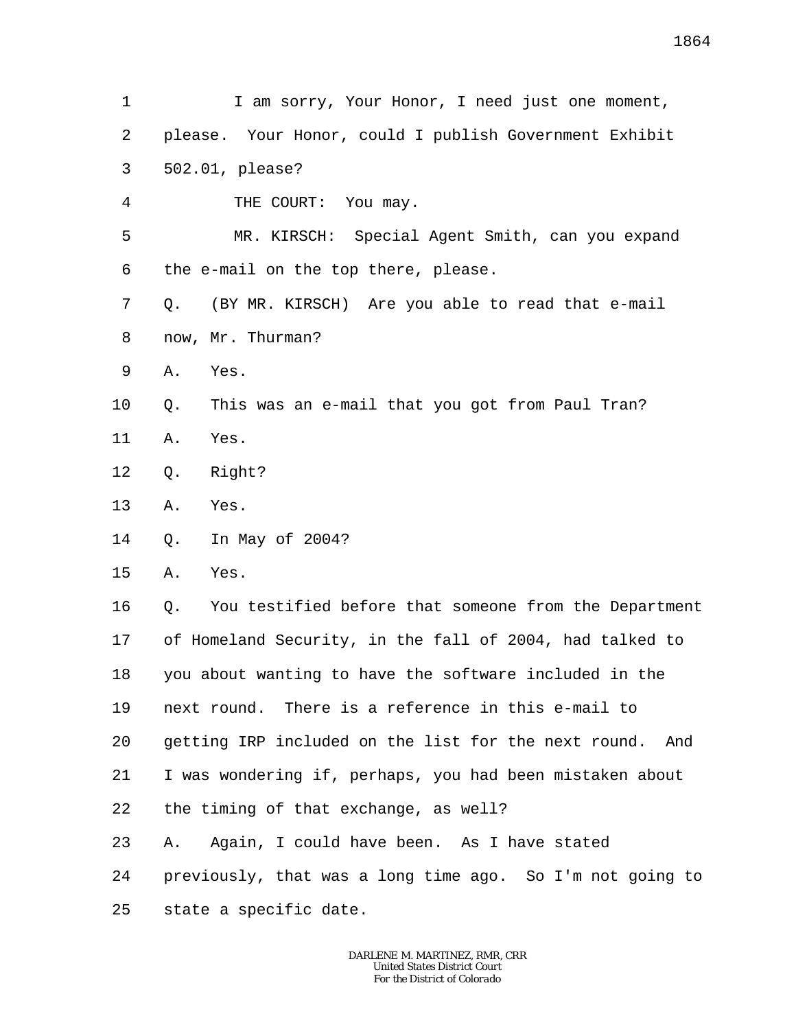1 I am sorry, Your Honor, I need just one moment,
2 please. Your Honor, could I publish Government Exhibit
3 502.01, please?
4 THE COURT: You may.
5 MR. KIRSCH: Special Agent Smith, can you expand
6 the e-mail on the top there, please.
7 Q. (BY MR. KIRSCH) Are you able to read that e-mail
8 now, Mr. Thurman?
9 A. Yes.
10 Q. This was an e-mail that you got from Paul Tran?
11 A. Yes.
12 Q. Right?
13 A. Yes.
14 Q. In May of 2004?
15 A. Yes.
16 Q. You testified before that someone from the Department
17 of Homeland Security, in the fall of 2004, had talked to
18 you about wanting to have the software included in the
19 next round. There is a reference in this e-mail to
20 getting IRP included on the list for the next round. And
21 I was wondering if, perhaps, you had been mistaken about
22 the timing of that exchange, as well?
23 A. Again, I could have been. As I have stated
24 previously, that was a long time ago. So I'm not going to
25 state a specific date.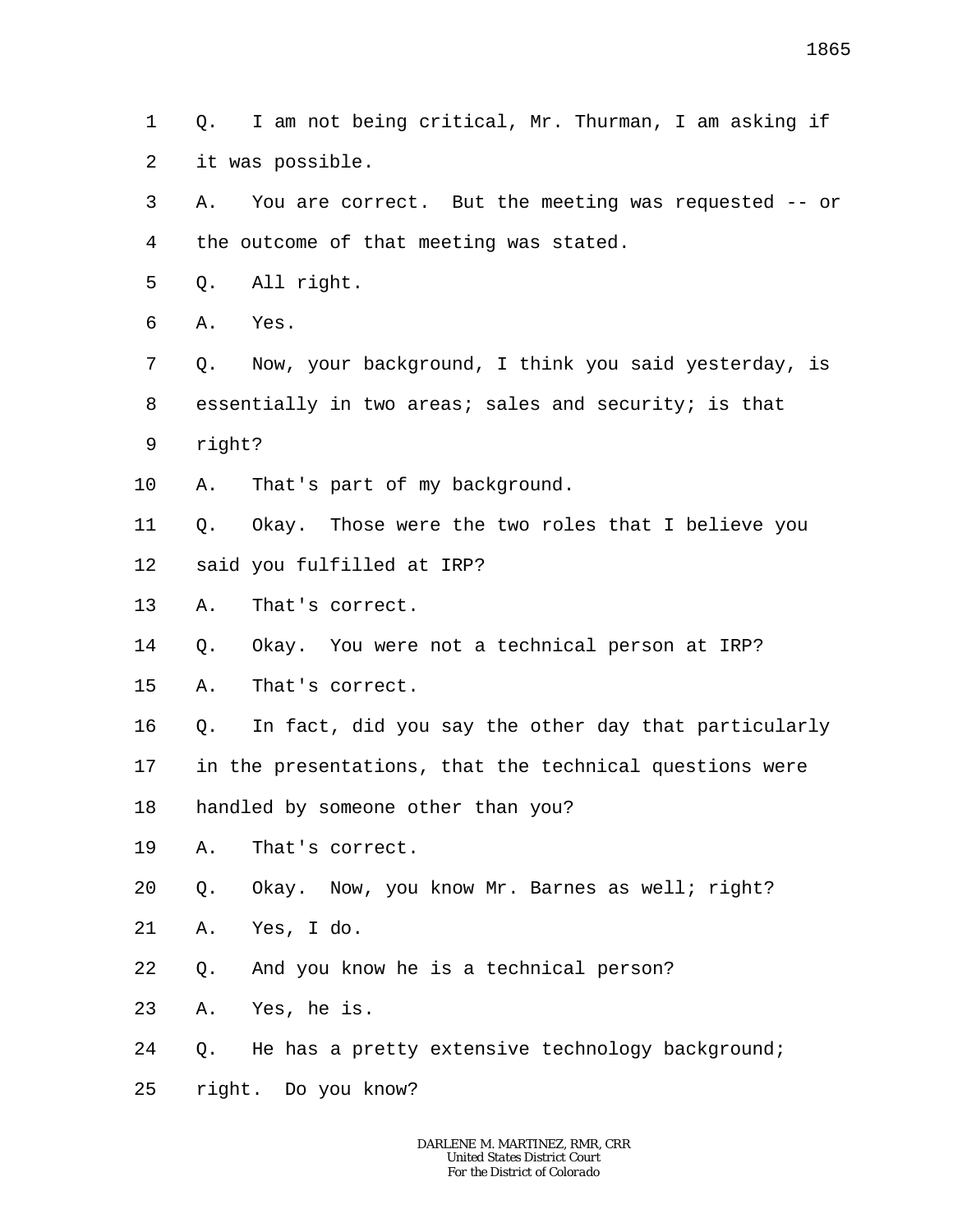1 Q. I am not being critical, Mr. Thurman, I am asking if
2 it was possible.
3 A. You are correct. But the meeting was requested -- or
4 the outcome of that meeting was stated.
5 Q. All right.
6 A. Yes.
7 Q. Now, your background, I think you said yesterday, is
8 essentially in two areas; sales and security; is that
9 right?
10 A. That's part of my background.
11 Q. Okay. Those were the two roles that I believe you
12 said you fulfilled at IRP?
13 A. That's correct.
14 Q. Okay. You were not a technical person at IRP?
15 A. That's correct.
16 Q. In fact, did you say the other day that particularly
17 in the presentations, that the technical questions were
18 handled by someone other than you?
19 A. That's correct.
20 Q. Okay. Now, you know Mr. Barnes as well; right?
21 A. Yes, I do.
22 Q. And you know he is a technical person?
23 A. Yes, he is.
24 Q. He has a pretty extensive technology background;
25 right. Do you know?

DARLENE M. MARTINEZ, RMR, CRR
United States District Court
For the District of Colorado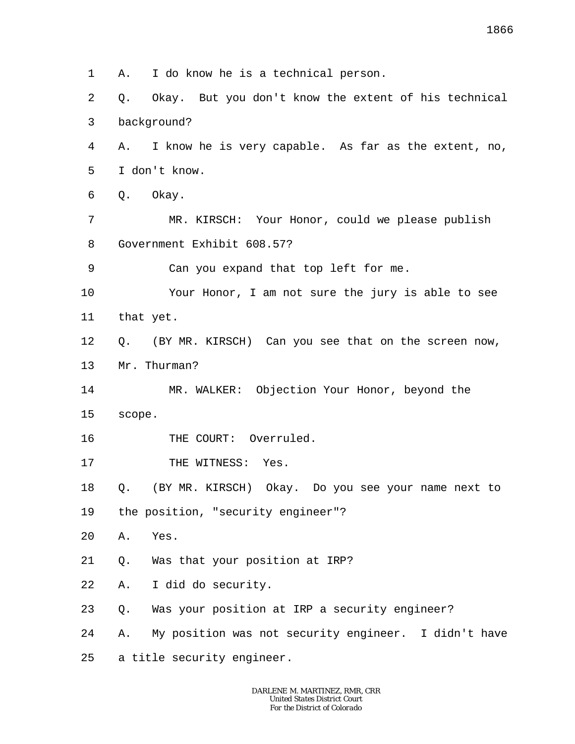1 A. I do know he is a technical person.

2 Q. Okay. But you don't know the extent of his technical

3 background?

4 A. I know he is very capable. As far as the extent, no,

5 I don't know.

6 Q. Okay.

7 MR. KIRSCH: Your Honor, could we please publish

8 Government Exhibit 608.57?

9 Can you expand that top left for me.

10 Your Honor, I am not sure the jury is able to see

11 that yet.

12 Q. (BY MR. KIRSCH) Can you see that on the screen now,

13 Mr. Thurman?

14 MR. WALKER: Objection Your Honor, beyond the

15 scope.

16 THE COURT: Overruled.

17 THE WITNESS: Yes.

18 Q. (BY MR. KIRSCH) Okay. Do you see your name next to

19 the position, "security engineer"?

20 A. Yes.

21 Q. Was that your position at IRP?

22 A. I did do security.

23 Q. Was your position at IRP a security engineer?

24 A. My position was not security engineer. I didn't have

25 a title security engineer.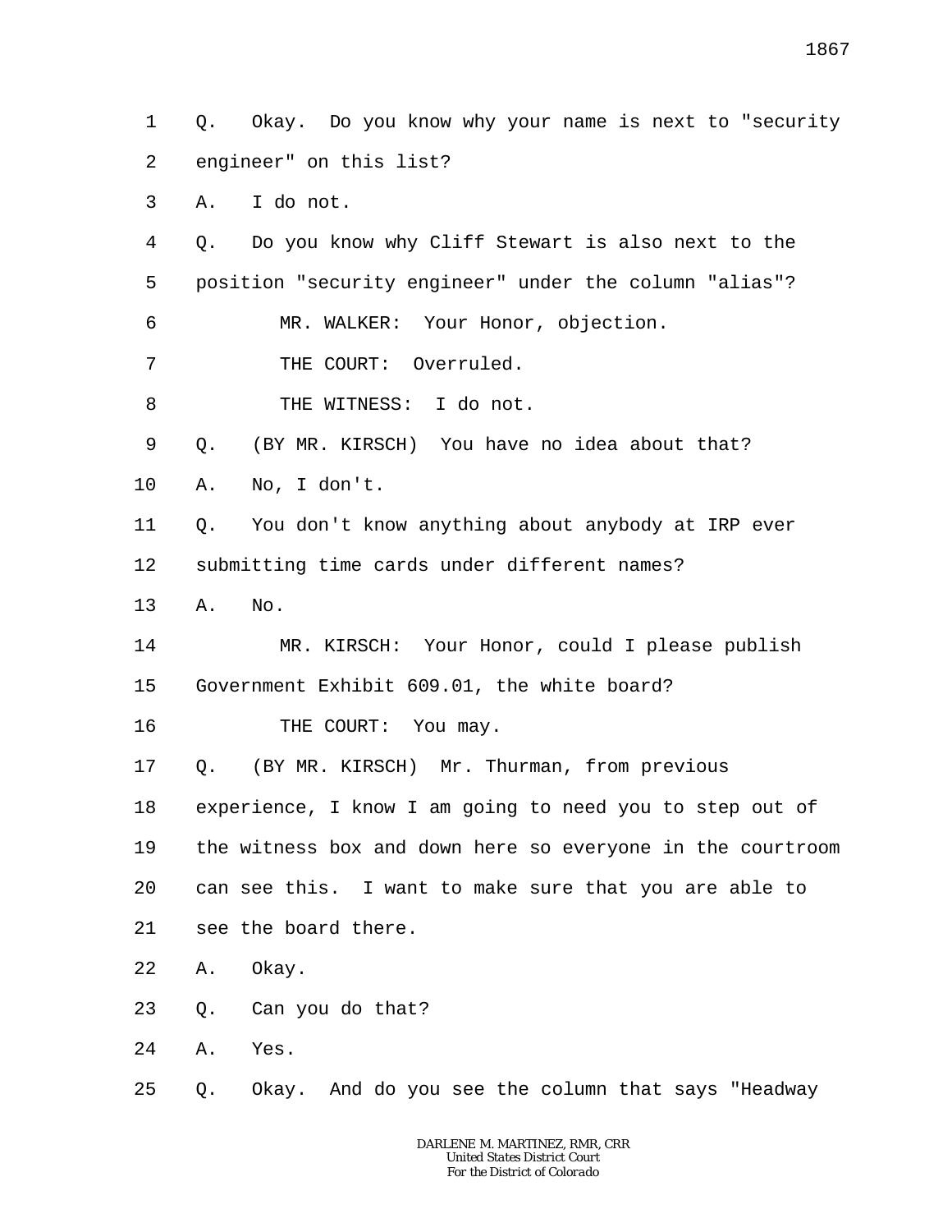1 Q. Okay. Do you know why your name is next to "security
2 engineer" on this list?
3 A. I do not.
4 Q. Do you know why Cliff Stewart is also next to the
5 position "security engineer" under the column "alias"?
6 MR. WALKER: Your Honor, objection.
7 THE COURT: Overruled.
8 THE WITNESS: I do not.
9 Q. (BY MR. KIRSCH) You have no idea about that?
10 A. No, I don't.
11 Q. You don't know anything about anybody at IRP ever
12 submitting time cards under different names?
13 A. No.
14 MR. KIRSCH: Your Honor, could I please publish
15 Government Exhibit 609.01, the white board?
16 THE COURT: You may.
17 Q. (BY MR. KIRSCH) Mr. Thurman, from previous
18 experience, I know I am going to need you to step out of
19 the witness box and down here so everyone in the courtroom
20 can see this. I want to make sure that you are able to
21 see the board there.
22 A. Okay.
23 Q. Can you do that?
24 A. Yes.
25 Q. Okay. And do you see the column that says "Headway

DARLENE M. MARTINEZ, RMR, CRR
United States District Court
For the District of Colorado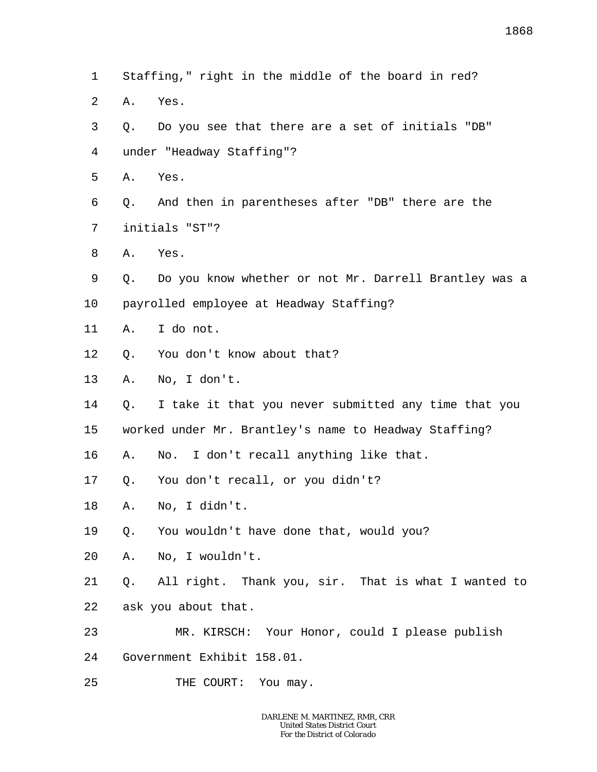Staffing," right in the middle of the board in red?

A. Yes.

Q. Do you see that there are a set of initials "DB" under "Headway Staffing"?

A. Yes.

Q. And then in parentheses after "DB" there are the initials "ST"?

A. Yes.

Q. Do you know whether or not Mr. Darrell Brantley was a payrolled employee at Headway Staffing?

A. I do not.

Q. You don't know about that?

A. No, I don't.

Q. I take it that you never submitted any time that you worked under Mr. Brantley's name to Headway Staffing?

A. No. I don't recall anything like that.

Q. You don't recall, or you didn't?

A. No, I didn't.

Q. You wouldn't have done that, would you?

A. No, I wouldn't.

Q. All right. Thank you, sir. That is what I wanted to ask you about that.

MR. KIRSCH: Your Honor, could I please publish Government Exhibit 158.01.

THE COURT: You may.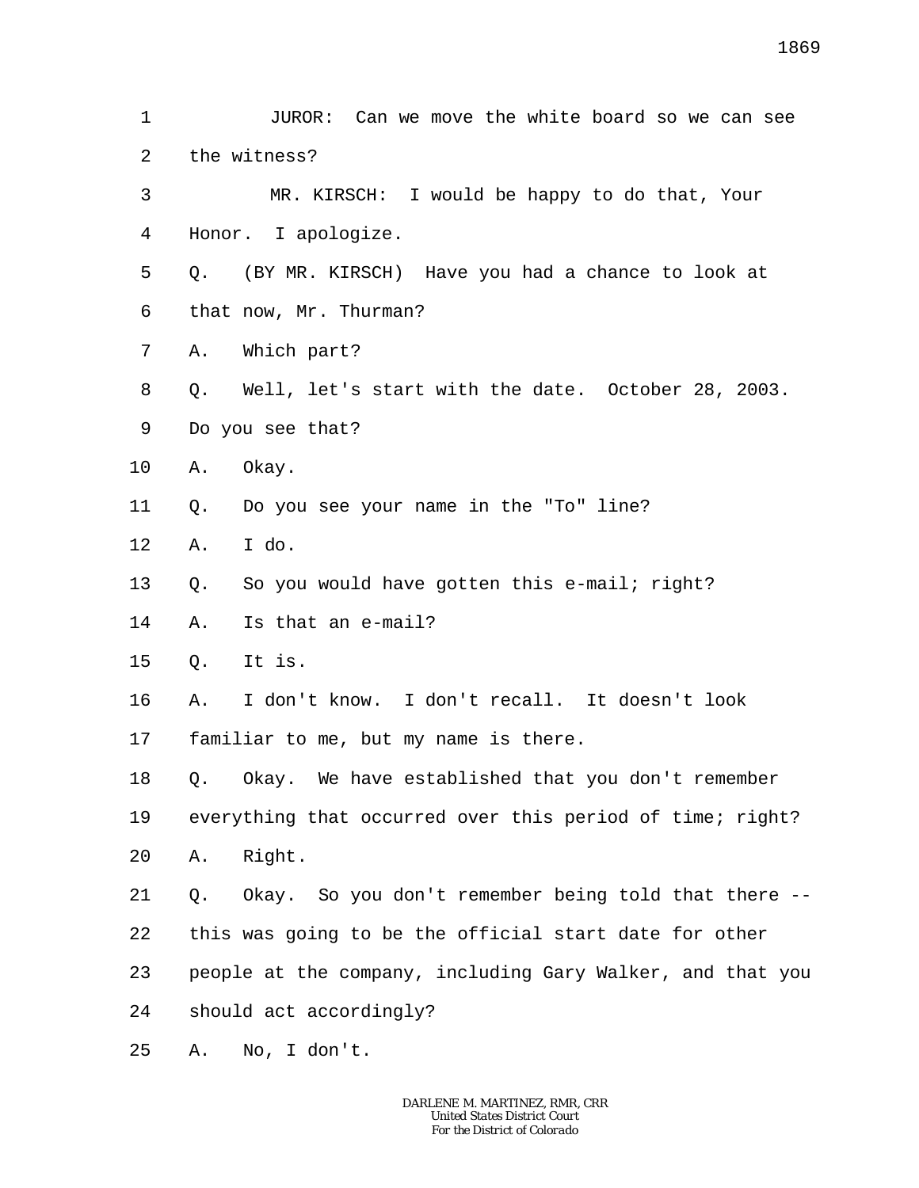1 JUROR: Can we move the white board so we can see
2 the witness?
3 MR. KIRSCH: I would be happy to do that, Your
4 Honor. I apologize.
5 Q. (BY MR. KIRSCH) Have you had a chance to look at
6 that now, Mr. Thurman?
7 A. Which part?
8 Q. Well, let's start with the date. October 28, 2003.
9 Do you see that?
10 A. Okay.
11 Q. Do you see your name in the "To" line?
12 A. I do.
13 Q. So you would have gotten this e-mail; right?
14 A. Is that an e-mail?
15 Q. It is.
16 A. I don't know. I don't recall. It doesn't look
17 familiar to me, but my name is there.
18 Q. Okay. We have established that you don't remember
19 everything that occurred over this period of time; right?
20 A. Right.
21 Q. Okay. So you don't remember being told that there --
22 this was going to be the official start date for other
23 people at the company, including Gary Walker, and that you
24 should act accordingly?
25 A. No, I don't.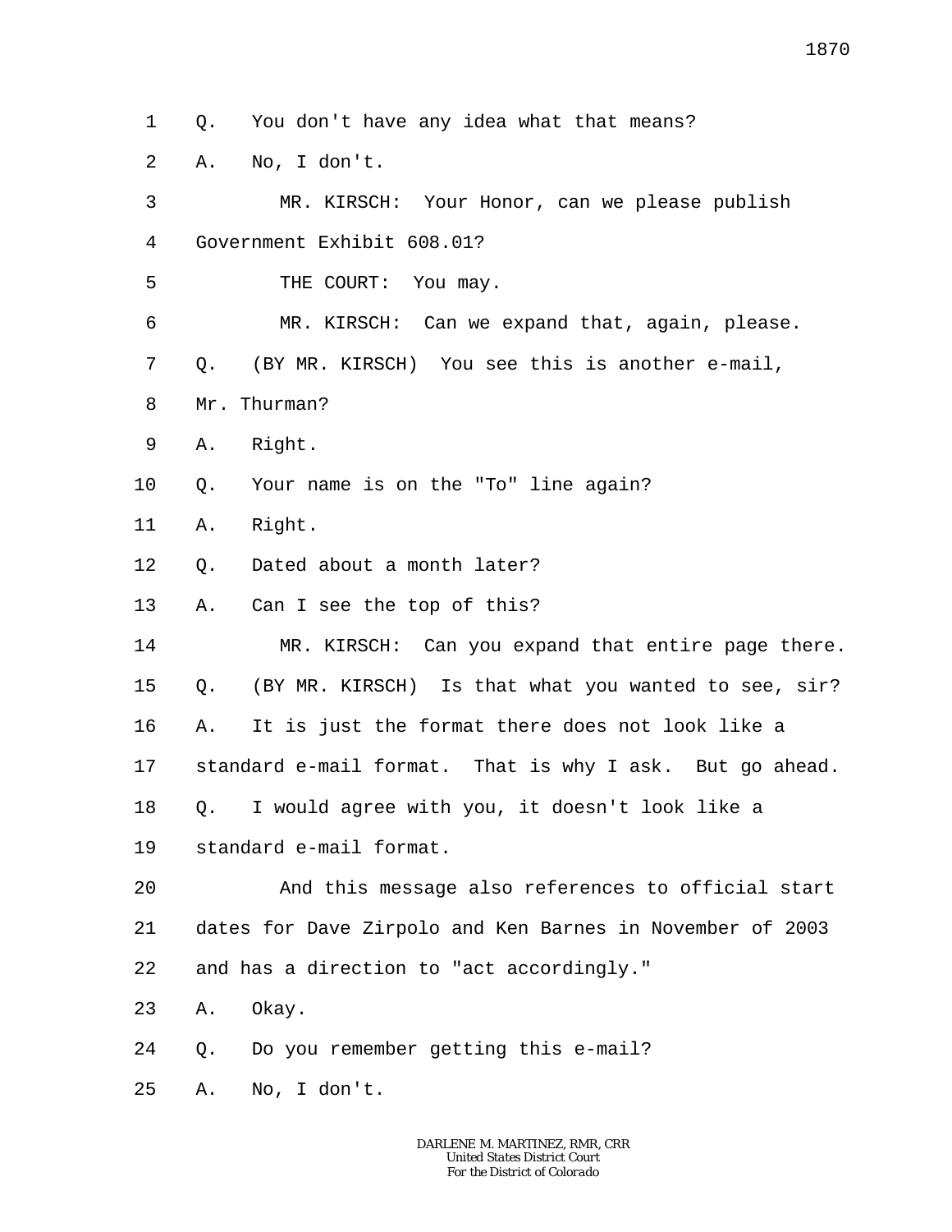1 Q. You don't have any idea what that means?

2 A. No, I don't.

3 MR. KIRSCH: Your Honor, can we please publish

4 Government Exhibit 608.01?

5 THE COURT: You may.

6 MR. KIRSCH: Can we expand that, again, please.

7 Q. (BY MR. KIRSCH) You see this is another e-mail,

8 Mr. Thurman?

9 A. Right.

10 Q. Your name is on the "To" line again?

11 A. Right.

12 Q. Dated about a month later?

13 A. Can I see the top of this?

14 MR. KIRSCH: Can you expand that entire page there.

15 Q. (BY MR. KIRSCH) Is that what you wanted to see, sir?

16 A. It is just the format there does not look like a

17 standard e-mail format. That is why I ask. But go ahead.

18 Q. I would agree with you, it doesn't look like a

19 standard e-mail format.

20 And this message also references to official start

21 dates for Dave Zirpolo and Ken Barnes in November of 2003

22 and has a direction to "act accordingly."

23 A. Okay.

24 Q. Do you remember getting this e-mail?

25 A. No, I don't.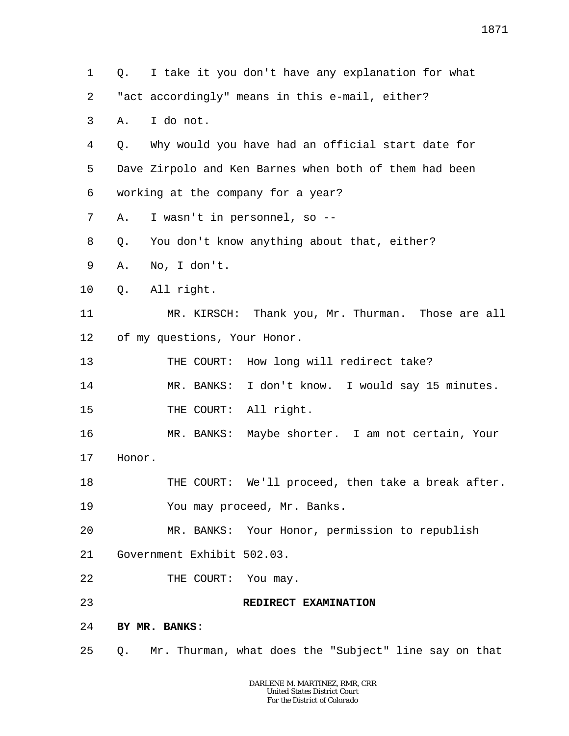Q. I take it you don't have any explanation for what "act accordingly" means in this e-mail, either?

A. I do not.

Q. Why would you have had an official start date for Dave Zirpolo and Ken Barnes when both of them had been working at the company for a year?

A. I wasn't in personnel, so --

Q. You don't know anything about that, either?

A. No, I don't.

Q. All right.

MR. KIRSCH: Thank you, Mr. Thurman. Those are all of my questions, Your Honor.

THE COURT: How long will redirect take?

MR. BANKS: I don't know. I would say 15 minutes.

THE COURT: All right.

MR. BANKS: Maybe shorter. I am not certain, Your Honor.

THE COURT: We'll proceed, then take a break after.

You may proceed, Mr. Banks.

MR. BANKS: Your Honor, permission to republish Government Exhibit 502.03.

THE COURT: You may.

## REDIRECT EXAMINATION

**BY MR. BANKS**:

Q. Mr. Thurman, what does the "Subject" line say on that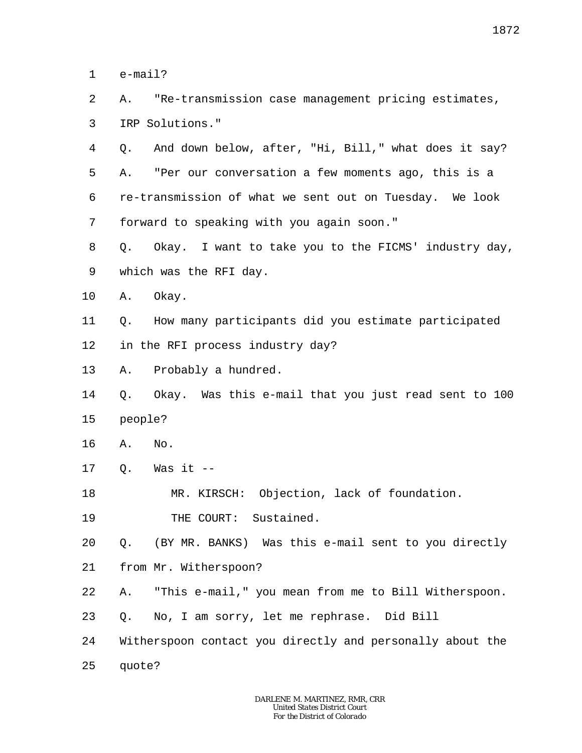1 e-mail?

2 A. "Re-transmission case management pricing estimates,

3 IRP Solutions."

4 Q. And down below, after, "Hi, Bill," what does it say?

5 A. "Per our conversation a few moments ago, this is a

6 re-transmission of what we sent out on Tuesday. We look

7 forward to speaking with you again soon."

8 Q. Okay. I want to take you to the FICMS' industry day,

9 which was the RFI day.

10 A. Okay.

11 Q. How many participants did you estimate participated

12 in the RFI process industry day?

13 A. Probably a hundred.

14 Q. Okay. Was this e-mail that you just read sent to 100

15 people?

16 A. No.

17 Q. Was it --

18 MR. KIRSCH: Objection, lack of foundation.

19 THE COURT: Sustained.

20 Q. (BY MR. BANKS) Was this e-mail sent to you directly

21 from Mr. Witherspoon?

22 A. "This e-mail," you mean from me to Bill Witherspoon.

23 Q. No, I am sorry, let me rephrase. Did Bill

24 Witherspoon contact you directly and personally about the

25 quote?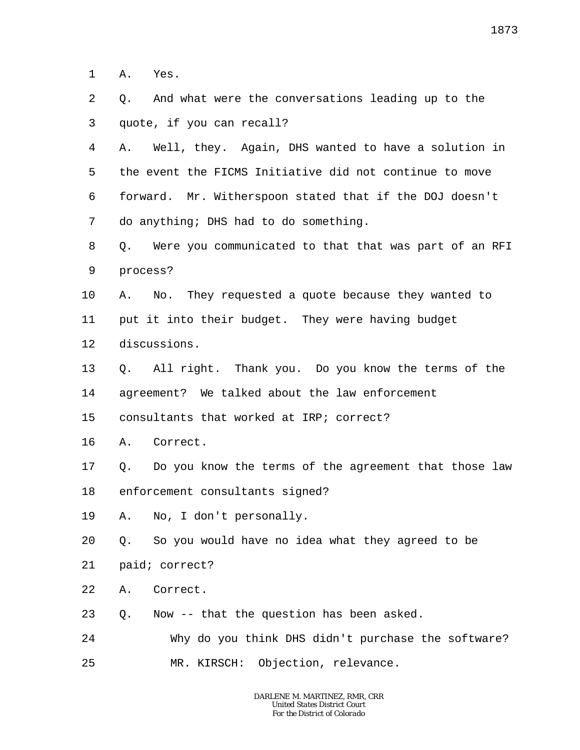1 A. Yes.

2 Q. And what were the conversations leading up to the

3 quote, if you can recall?

4 A. Well, they. Again, DHS wanted to have a solution in

5 the event the FICMS Initiative did not continue to move

6 forward. Mr. Witherspoon stated that if the DOJ doesn't

7 do anything; DHS had to do something.

8 Q. Were you communicated to that that was part of an RFI

9 process?

10 A. No. They requested a quote because they wanted to

11 put it into their budget. They were having budget

12 discussions.

13 Q. All right. Thank you. Do you know the terms of the

14 agreement? We talked about the law enforcement

15 consultants that worked at IRP; correct?

16 A. Correct.

17 Q. Do you know the terms of the agreement that those law

18 enforcement consultants signed?

19 A. No, I don't personally.

20 Q. So you would have no idea what they agreed to be

21 paid; correct?

22 A. Correct.

23 Q. Now -- that the question has been asked.

24 Why do you think DHS didn't purchase the software?

25 MR. KIRSCH: Objection, relevance.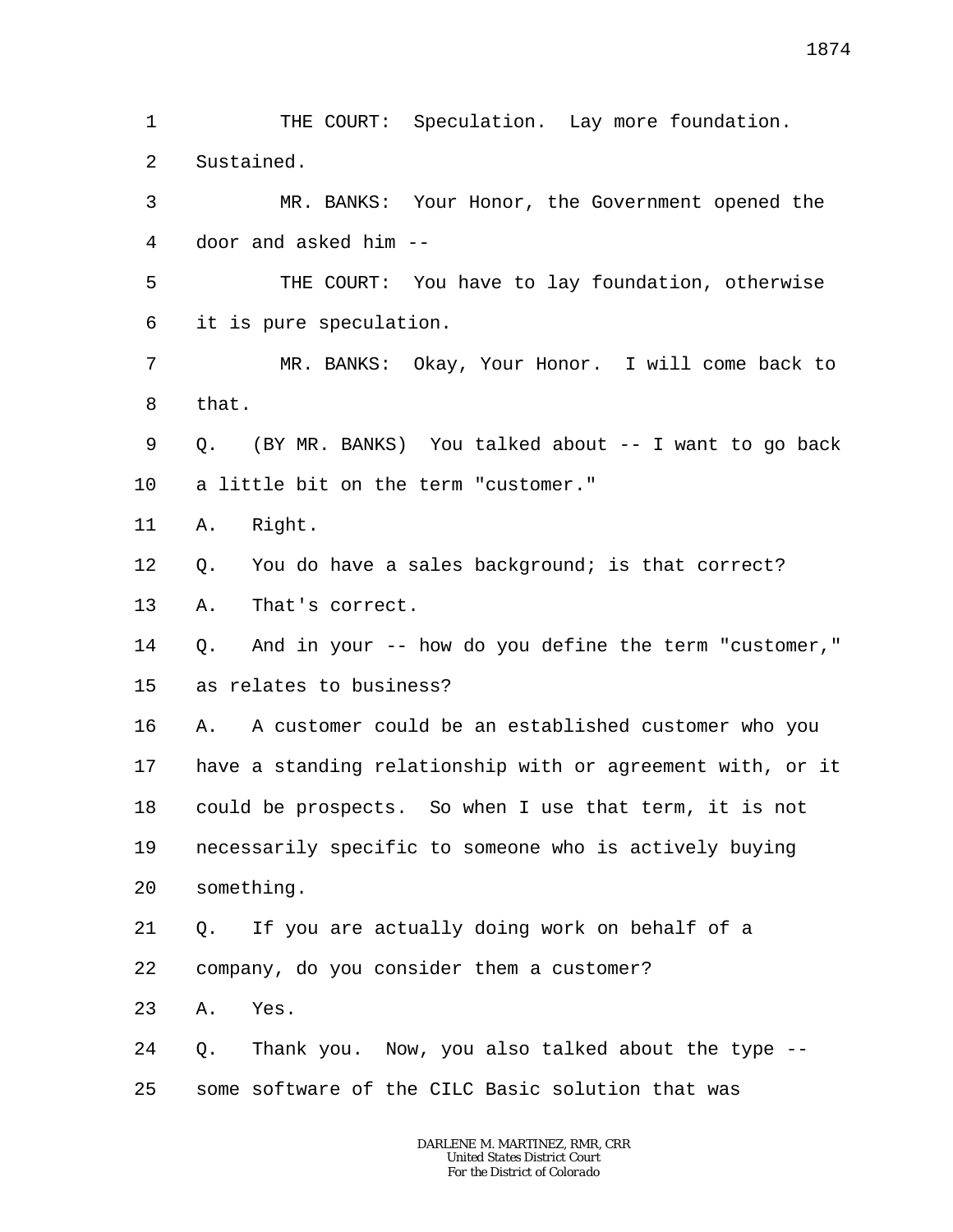THE COURT: Speculation. Lay more foundation. Sustained.

MR. BANKS: Your Honor, the Government opened the door and asked him --

THE COURT: You have to lay foundation, otherwise it is pure speculation.

MR. BANKS: Okay, Your Honor. I will come back to that.

Q. (BY MR. BANKS) You talked about -- I want to go back a little bit on the term "customer."

A. Right.

Q. You do have a sales background; is that correct?

A. That's correct.

Q. And in your -- how do you define the term "customer," as relates to business?

A. A customer could be an established customer who you have a standing relationship with or agreement with, or it could be prospects. So when I use that term, it is not necessarily specific to someone who is actively buying something.

Q. If you are actually doing work on behalf of a company, do you consider them a customer?

A. Yes.

Q. Thank you. Now, you also talked about the type -- some software of the CILC Basic solution that was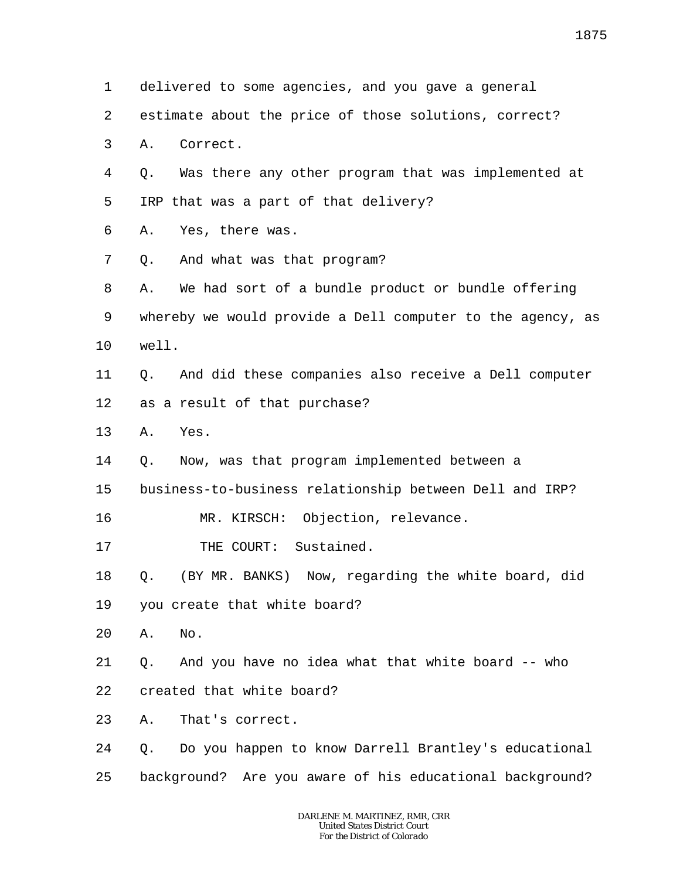1 delivered to some agencies, and you gave a general
2 estimate about the price of those solutions, correct?
3 A. Correct.
4 Q. Was there any other program that was implemented at
5 IRP that was a part of that delivery?
6 A. Yes, there was.
7 Q. And what was that program?
8 A. We had sort of a bundle product or bundle offering
9 whereby we would provide a Dell computer to the agency, as
10 well.
11 Q. And did these companies also receive a Dell computer
12 as a result of that purchase?
13 A. Yes.
14 Q. Now, was that program implemented between a
15 business-to-business relationship between Dell and IRP?
16 MR. KIRSCH: Objection, relevance.
17 THE COURT: Sustained.
18 Q. (BY MR. BANKS) Now, regarding the white board, did
19 you create that white board?
20 A. No.
21 Q. And you have no idea what that white board -- who
22 created that white board?
23 A. That's correct.
24 Q. Do you happen to know Darrell Brantley's educational
25 background? Are you aware of his educational background?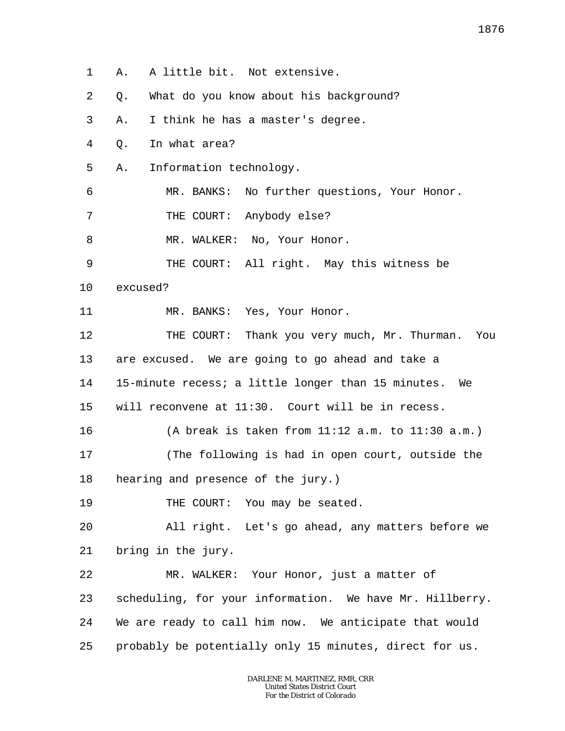1 A. A little bit. Not extensive.

2 Q. What do you know about his background?

3 A. I think he has a master's degree.

4 Q. In what area?

5 A. Information technology.

6 MR. BANKS: No further questions, Your Honor.

7 THE COURT: Anybody else?

8 MR. WALKER: No, Your Honor.

9 THE COURT: All right. May this witness be

10 excused?

11 MR. BANKS: Yes, Your Honor.

12 THE COURT: Thank you very much, Mr. Thurman. You

13 are excused. We are going to go ahead and take a

14 15-minute recess; a little longer than 15 minutes. We

15 will reconvene at 11:30. Court will be in recess.

16 (A break is taken from 11:12 a.m. to 11:30 a.m.)

17 (The following is had in open court, outside the

18 hearing and presence of the jury.)

19 THE COURT: You may be seated.

20 All right. Let's go ahead, any matters before we

21 bring in the jury.

22 MR. WALKER: Your Honor, just a matter of

23 scheduling, for your information. We have Mr. Hillberry.

24 We are ready to call him now. We anticipate that would

25 probably be potentially only 15 minutes, direct for us.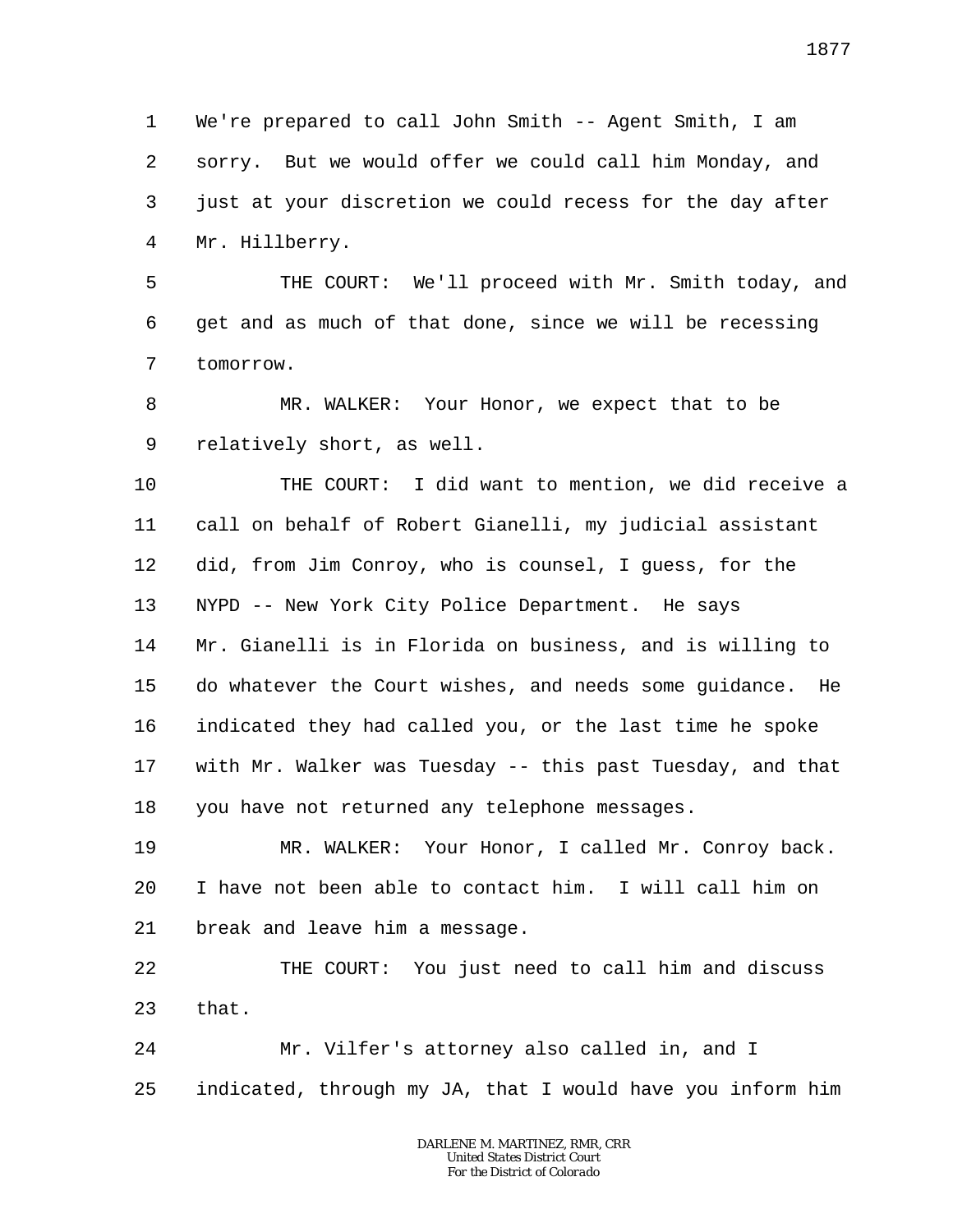1 We're prepared to call John Smith -- Agent Smith, I am
2 sorry. But we would offer we could call him Monday, and
3 just at your discretion we could recess for the day after
4 Mr. Hillberry.
5 THE COURT: We'll proceed with Mr. Smith today, and
6 get and as much of that done, since we will be recessing
7 tomorrow.
8 MR. WALKER: Your Honor, we expect that to be
9 relatively short, as well.
10 THE COURT: I did want to mention, we did receive a
11 call on behalf of Robert Gianelli, my judicial assistant
12 did, from Jim Conroy, who is counsel, I guess, for the
13 NYPD -- New York City Police Department. He says
14 Mr. Gianelli is in Florida on business, and is willing to
15 do whatever the Court wishes, and needs some guidance. He
16 indicated they had called you, or the last time he spoke
17 with Mr. Walker was Tuesday -- this past Tuesday, and that
18 you have not returned any telephone messages.
19 MR. WALKER: Your Honor, I called Mr. Conroy back.
20 I have not been able to contact him. I will call him on
21 break and leave him a message.
22 THE COURT: You just need to call him and discuss
23 that.
24 Mr. Vilfer's attorney also called in, and I
25 indicated, through my JA, that I would have you inform him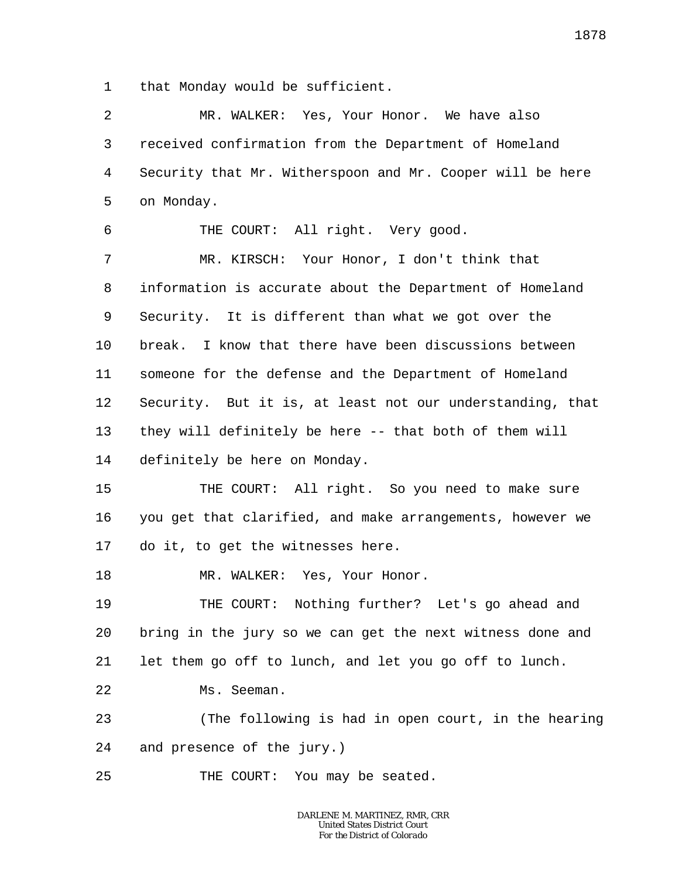that Monday would be sufficient.

MR. WALKER: Yes, Your Honor. We have also received confirmation from the Department of Homeland Security that Mr. Witherspoon and Mr. Cooper will be here on Monday.

THE COURT: All right. Very good.

MR. KIRSCH: Your Honor, I don't think that information is accurate about the Department of Homeland Security. It is different than what we got over the break. I know that there have been discussions between someone for the defense and the Department of Homeland Security. But it is, at least not our understanding, that they will definitely be here -- that both of them will definitely be here on Monday.

THE COURT: All right. So you need to make sure you get that clarified, and make arrangements, however we do it, to get the witnesses here.

MR. WALKER: Yes, Your Honor.

THE COURT: Nothing further? Let's go ahead and bring in the jury so we can get the next witness done and let them go off to lunch, and let you go off to lunch.

Ms. Seeman.

(The following is had in open court, in the hearing and presence of the jury.)

THE COURT: You may be seated.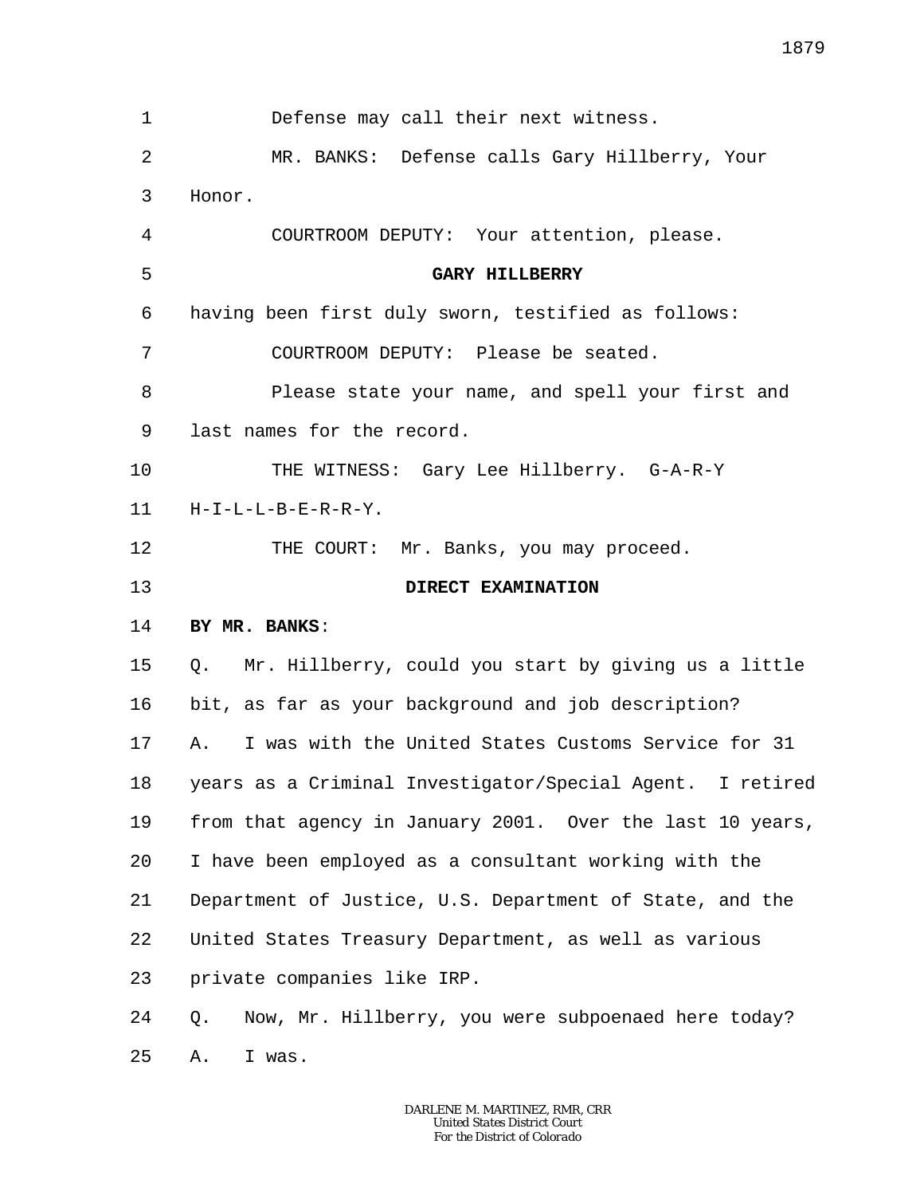Defense may call their next witness.

MR. BANKS: Defense calls Gary Hillberry, Your Honor.

COURTROOM DEPUTY: Your attention, please.

**GARY HILLBERRY**

having been first duly sworn, testified as follows:

COURTROOM DEPUTY: Please be seated.

Please state your name, and spell your first and last names for the record.

THE WITNESS: Gary Lee Hillberry. G-A-R-Y H-I-L-L-B-E-R-R-Y.

THE COURT: Mr. Banks, you may proceed.

**DIRECT EXAMINATION**

**BY MR. BANKS**:

Q. Mr. Hillberry, could you start by giving us a little bit, as far as your background and job description?

A. I was with the United States Customs Service for 31 years as a Criminal Investigator/Special Agent. I retired from that agency in January 2001. Over the last 10 years, I have been employed as a consultant working with the Department of Justice, U.S. Department of State, and the United States Treasury Department, as well as various private companies like IRP.

Q. Now, Mr. Hillberry, you were subpoenaed here today?

A. I was.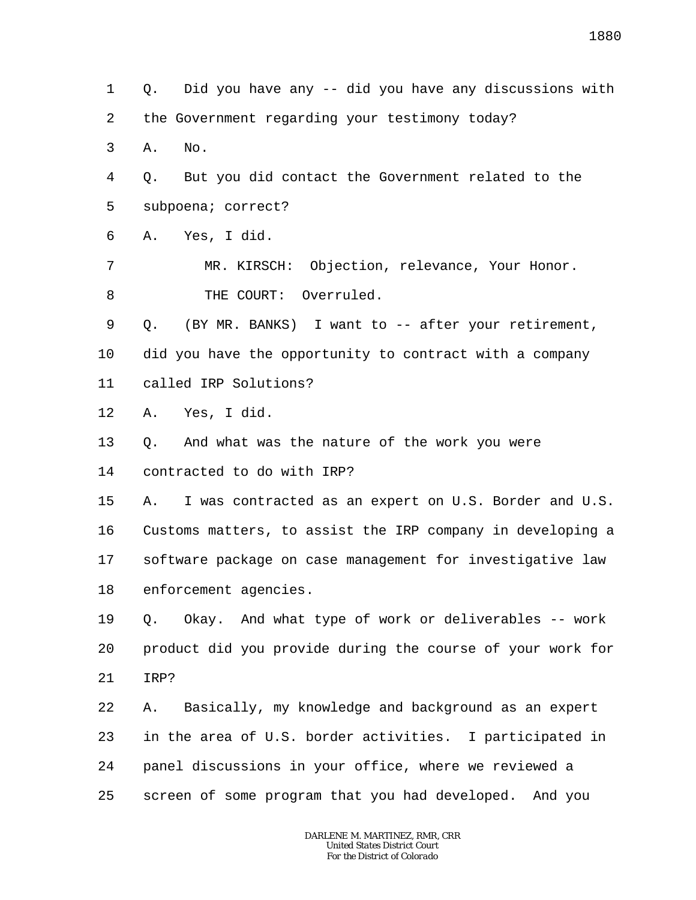1 Q. Did you have any -- did you have any discussions with
2 the Government regarding your testimony today?
3 A. No.
4 Q. But you did contact the Government related to the
5 subpoena; correct?
6 A. Yes, I did.
7 MR. KIRSCH: Objection, relevance, Your Honor.
8 THE COURT: Overruled.
9 Q. (BY MR. BANKS) I want to -- after your retirement,
10 did you have the opportunity to contract with a company
11 called IRP Solutions?
12 A. Yes, I did.
13 Q. And what was the nature of the work you were
14 contracted to do with IRP?
15 A. I was contracted as an expert on U.S. Border and U.S.
16 Customs matters, to assist the IRP company in developing a
17 software package on case management for investigative law
18 enforcement agencies.
19 Q. Okay. And what type of work or deliverables -- work
20 product did you provide during the course of your work for
21 IRP?
22 A. Basically, my knowledge and background as an expert
23 in the area of U.S. border activities. I participated in
24 panel discussions in your office, where we reviewed a
25 screen of some program that you had developed. And you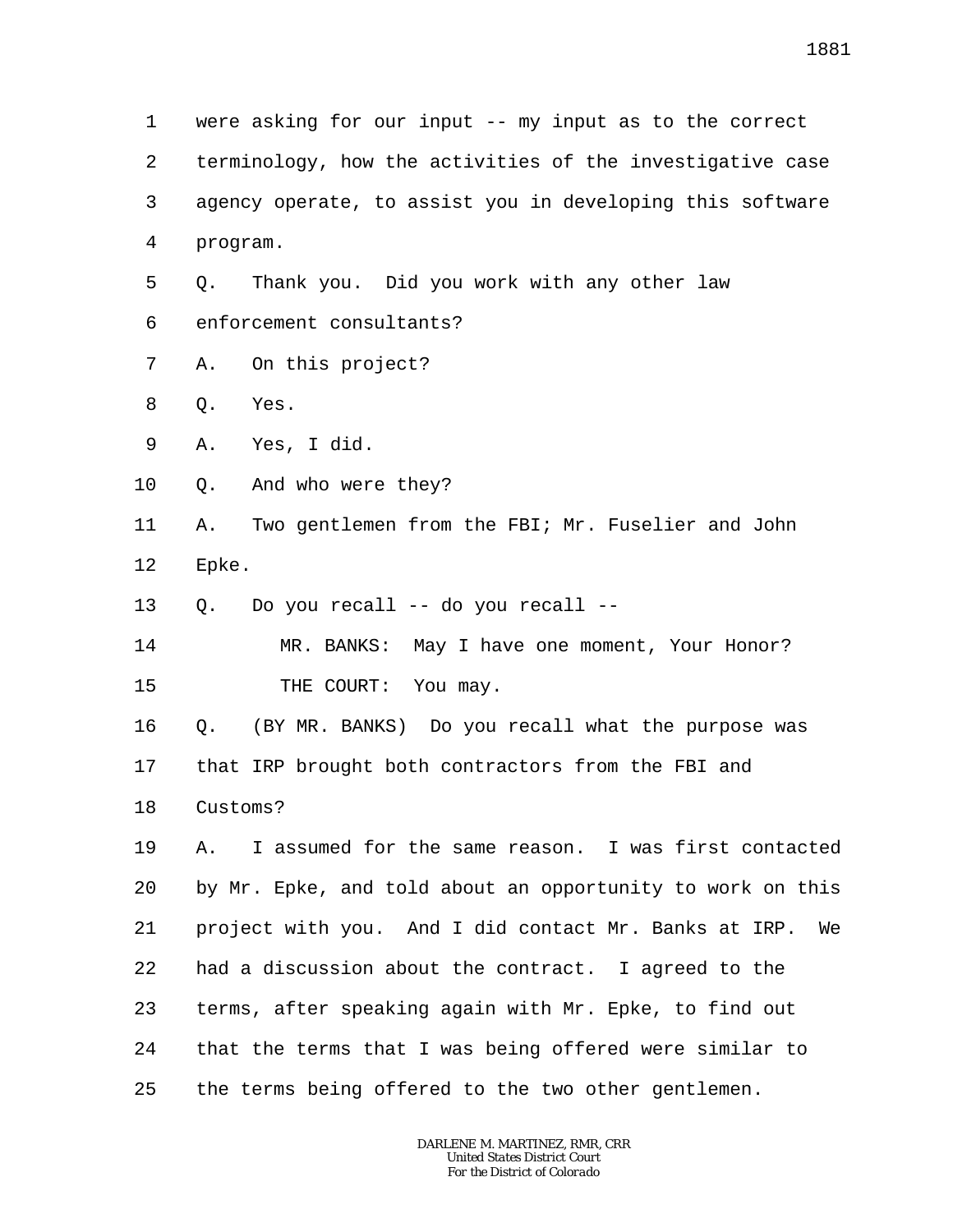1 were asking for our input -- my input as to the correct
2 terminology, how the activities of the investigative case
3 agency operate, to assist you in developing this software
4 program.
5 Q. Thank you. Did you work with any other law
6 enforcement consultants?
7 A. On this project?
8 Q. Yes.
9 A. Yes, I did.
10 Q. And who were they?
11 A. Two gentlemen from the FBI; Mr. Fuselier and John
12 Epke.
13 Q. Do you recall -- do you recall --
14 MR. BANKS: May I have one moment, Your Honor?
15 THE COURT: You may.
16 Q. (BY MR. BANKS) Do you recall what the purpose was
17 that IRP brought both contractors from the FBI and
18 Customs?
19 A. I assumed for the same reason. I was first contacted
20 by Mr. Epke, and told about an opportunity to work on this
21 project with you. And I did contact Mr. Banks at IRP. We
22 had a discussion about the contract. I agreed to the
23 terms, after speaking again with Mr. Epke, to find out
24 that the terms that I was being offered were similar to
25 the terms being offered to the two other gentlemen.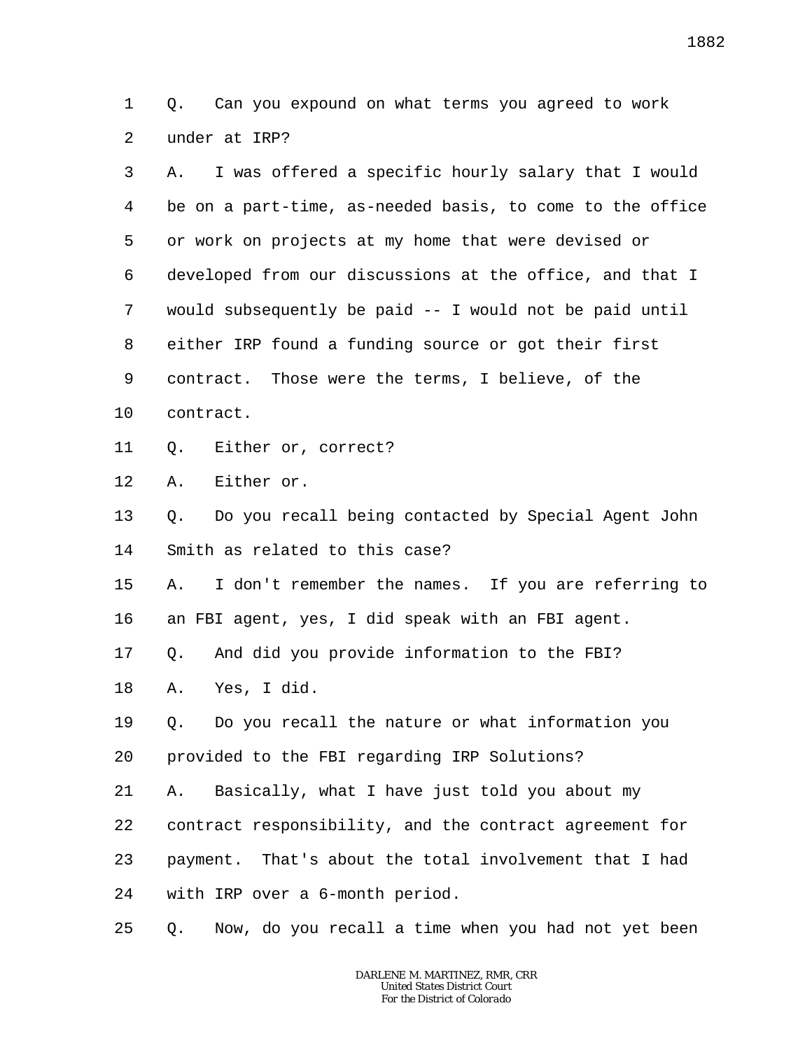1 Q. Can you expound on what terms you agreed to work
2 under at IRP?
3 A. I was offered a specific hourly salary that I would
4 be on a part-time, as-needed basis, to come to the office
5 or work on projects at my home that were devised or
6 developed from our discussions at the office, and that I
7 would subsequently be paid -- I would not be paid until
8 either IRP found a funding source or got their first
9 contract. Those were the terms, I believe, of the
10 contract.
11 Q. Either or, correct?
12 A. Either or.
13 Q. Do you recall being contacted by Special Agent John
14 Smith as related to this case?
15 A. I don't remember the names. If you are referring to
16 an FBI agent, yes, I did speak with an FBI agent.
17 Q. And did you provide information to the FBI?
18 A. Yes, I did.
19 Q. Do you recall the nature or what information you
20 provided to the FBI regarding IRP Solutions?
21 A. Basically, what I have just told you about my
22 contract responsibility, and the contract agreement for
23 payment. That's about the total involvement that I had
24 with IRP over a 6-month period.
25 Q. Now, do you recall a time when you had not yet been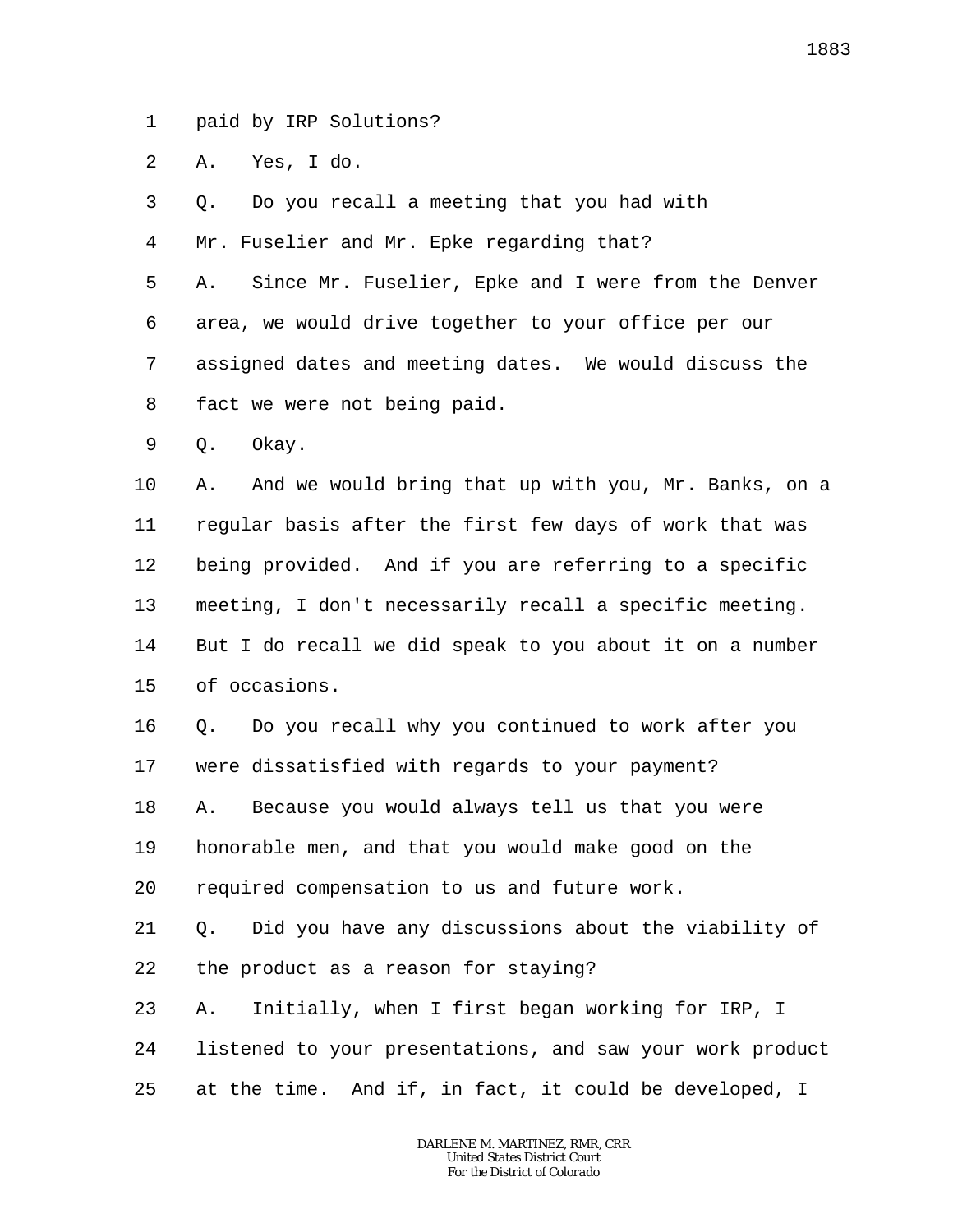1 paid by IRP Solutions?

2 A. Yes, I do.

3 Q. Do you recall a meeting that you had with

4 Mr. Fuselier and Mr. Epke regarding that?

5 A. Since Mr. Fuselier, Epke and I were from the Denver

6 area, we would drive together to your office per our

7 assigned dates and meeting dates. We would discuss the

8 fact we were not being paid.

9 Q. Okay.

10 A. And we would bring that up with you, Mr. Banks, on a

11 regular basis after the first few days of work that was

12 being provided. And if you are referring to a specific

13 meeting, I don't necessarily recall a specific meeting.

14 But I do recall we did speak to you about it on a number

15 of occasions.

16 Q. Do you recall why you continued to work after you

17 were dissatisfied with regards to your payment?

18 A. Because you would always tell us that you were

19 honorable men, and that you would make good on the

20 required compensation to us and future work.

21 Q. Did you have any discussions about the viability of

22 the product as a reason for staying?

23 A. Initially, when I first began working for IRP, I

24 listened to your presentations, and saw your work product

25 at the time. And if, in fact, it could be developed, I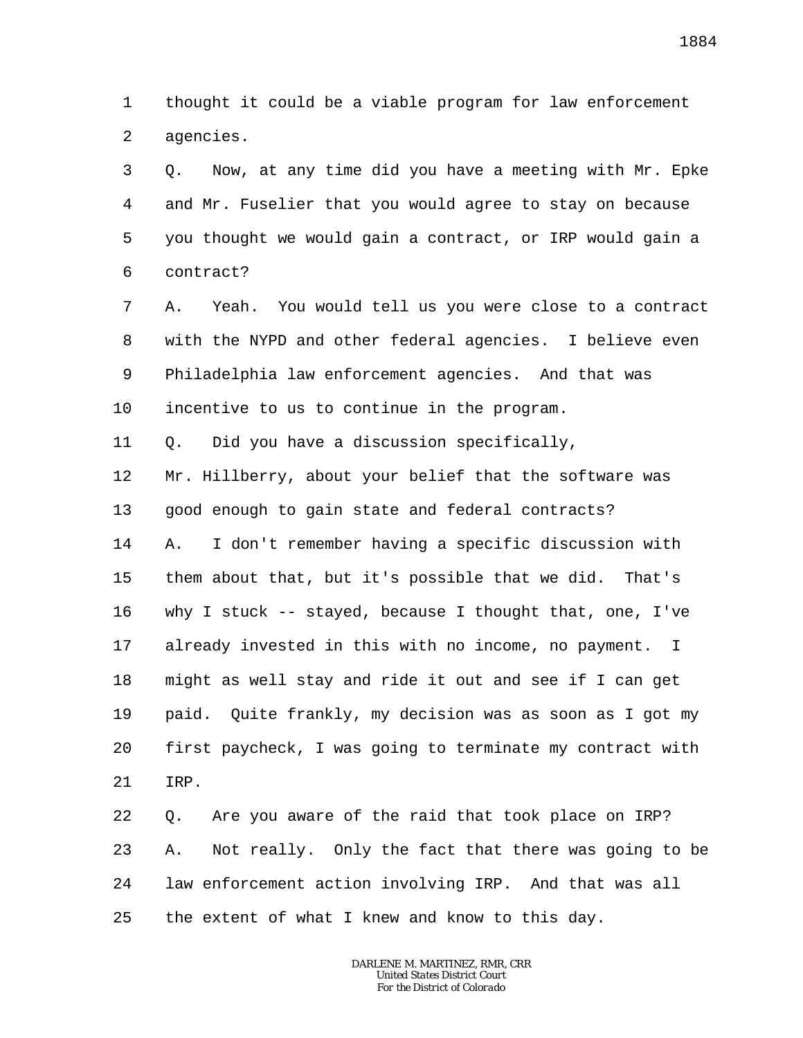thought it could be a viable program for law enforcement agencies.

Q. Now, at any time did you have a meeting with Mr. Epke and Mr. Fuselier that you would agree to stay on because you thought we would gain a contract, or IRP would gain a contract?

A. Yeah. You would tell us you were close to a contract with the NYPD and other federal agencies. I believe even Philadelphia law enforcement agencies. And that was incentive to us to continue in the program.

Q. Did you have a discussion specifically, Mr. Hillberry, about your belief that the software was good enough to gain state and federal contracts?

A. I don't remember having a specific discussion with them about that, but it's possible that we did. That's why I stuck -- stayed, because I thought that, one, I've already invested in this with no income, no payment. I might as well stay and ride it out and see if I can get paid. Quite frankly, my decision was as soon as I got my first paycheck, I was going to terminate my contract with IRP.

Q. Are you aware of the raid that took place on IRP?

A. Not really. Only the fact that there was going to be law enforcement action involving IRP. And that was all the extent of what I knew and know to this day.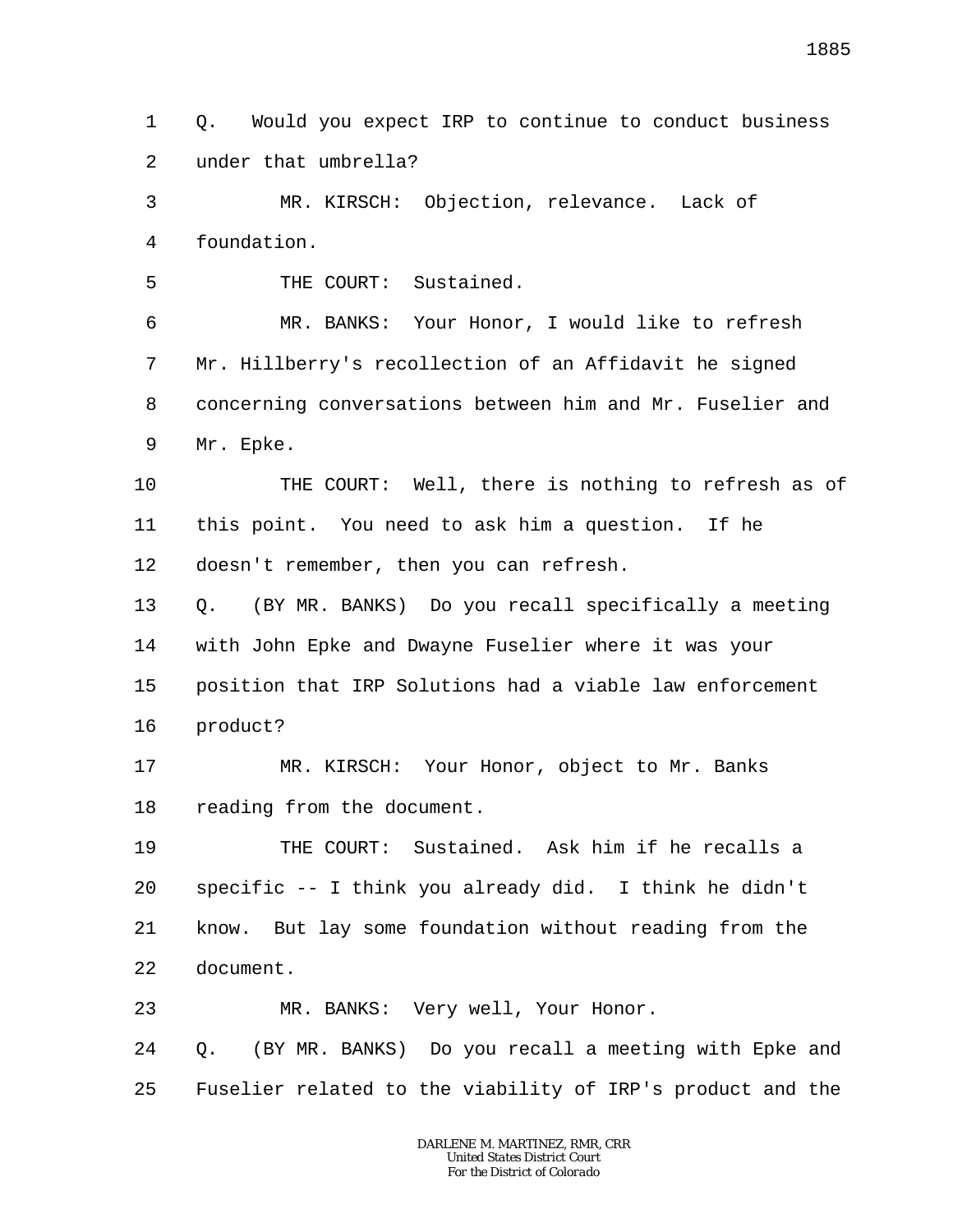1 Q. Would you expect IRP to continue to conduct business
2 under that umbrella?
3 MR. KIRSCH: Objection, relevance. Lack of
4 foundation.
5 THE COURT: Sustained.
6 MR. BANKS: Your Honor, I would like to refresh
7 Mr. Hillberry's recollection of an Affidavit he signed
8 concerning conversations between him and Mr. Fuselier and
9 Mr. Epke.
10 THE COURT: Well, there is nothing to refresh as of
11 this point. You need to ask him a question. If he
12 doesn't remember, then you can refresh.
13 Q. (BY MR. BANKS) Do you recall specifically a meeting
14 with John Epke and Dwayne Fuselier where it was your
15 position that IRP Solutions had a viable law enforcement
16 product?
17 MR. KIRSCH: Your Honor, object to Mr. Banks
18 reading from the document.
19 THE COURT: Sustained. Ask him if he recalls a
20 specific -- I think you already did. I think he didn't
21 know. But lay some foundation without reading from the
22 document.
23 MR. BANKS: Very well, Your Honor.
24 Q. (BY MR. BANKS) Do you recall a meeting with Epke and
25 Fuselier related to the viability of IRP's product and the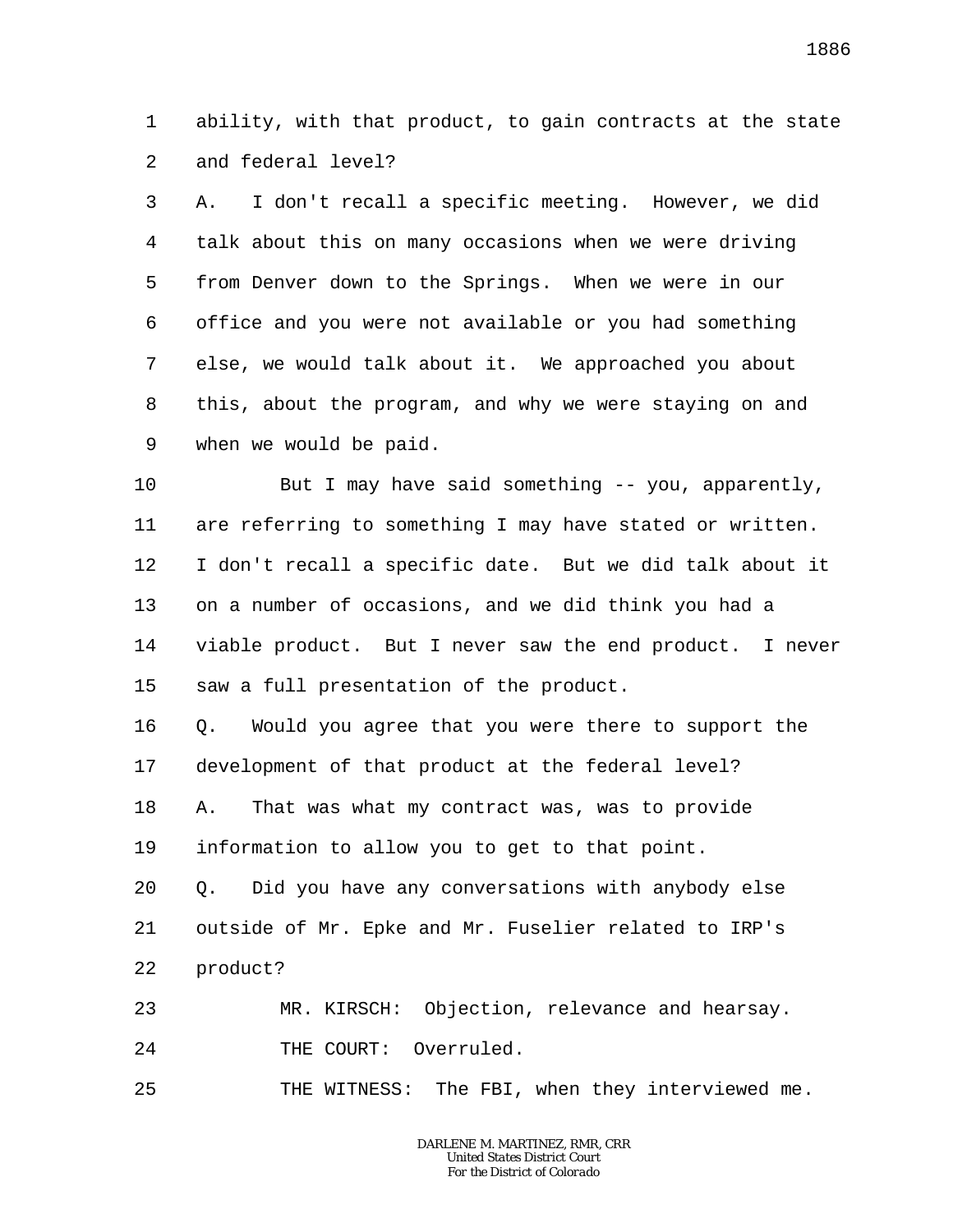1 ability, with that product, to gain contracts at the state
2 and federal level?
3 A. I don't recall a specific meeting. However, we did
4 talk about this on many occasions when we were driving
5 from Denver down to the Springs. When we were in our
6 office and you were not available or you had something
7 else, we would talk about it. We approached you about
8 this, about the program, and why we were staying on and
9 when we would be paid.
10 But I may have said something -- you, apparently,
11 are referring to something I may have stated or written.
12 I don't recall a specific date. But we did talk about it
13 on a number of occasions, and we did think you had a
14 viable product. But I never saw the end product. I never
15 saw a full presentation of the product.
16 Q. Would you agree that you were there to support the
17 development of that product at the federal level?
18 A. That was what my contract was, was to provide
19 information to allow you to get to that point.
20 Q. Did you have any conversations with anybody else
21 outside of Mr. Epke and Mr. Fuselier related to IRP's
22 product?
23 MR. KIRSCH: Objection, relevance and hearsay.
24 THE COURT: Overruled.
25 THE WITNESS: The FBI, when they interviewed me.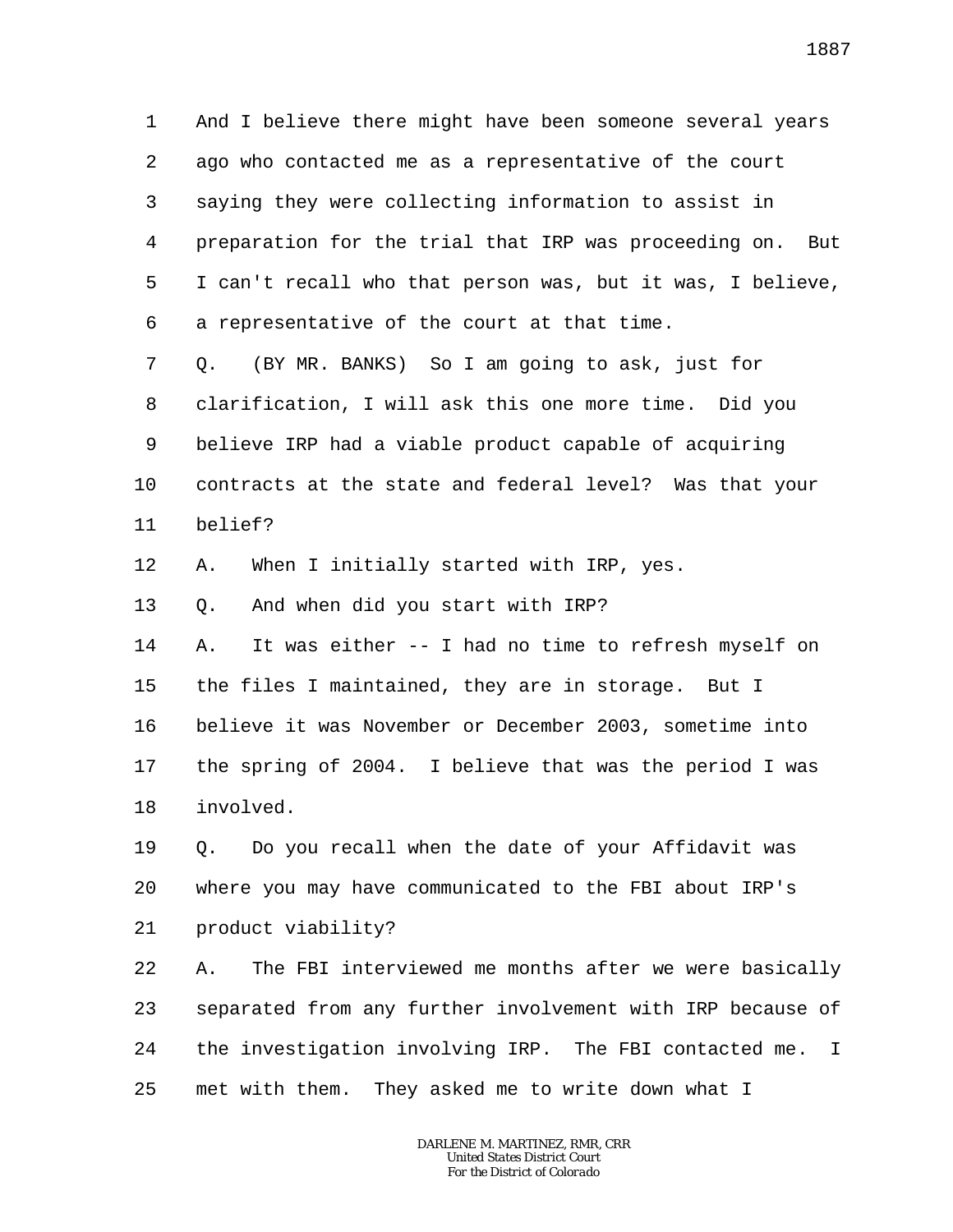1 And I believe there might have been someone several years
2 ago who contacted me as a representative of the court
3 saying they were collecting information to assist in
4 preparation for the trial that IRP was proceeding on. But
5 I can't recall who that person was, but it was, I believe,
6 a representative of the court at that time.
7 Q. (BY MR. BANKS) So I am going to ask, just for
8 clarification, I will ask this one more time. Did you
9 believe IRP had a viable product capable of acquiring
10 contracts at the state and federal level? Was that your
11 belief?
12 A. When I initially started with IRP, yes.
13 Q. And when did you start with IRP?
14 A. It was either -- I had no time to refresh myself on
15 the files I maintained, they are in storage. But I
16 believe it was November or December 2003, sometime into
17 the spring of 2004. I believe that was the period I was
18 involved.
19 Q. Do you recall when the date of your Affidavit was
20 where you may have communicated to the FBI about IRP's
21 product viability?
22 A. The FBI interviewed me months after we were basically
23 separated from any further involvement with IRP because of
24 the investigation involving IRP. The FBI contacted me. I
25 met with them. They asked me to write down what I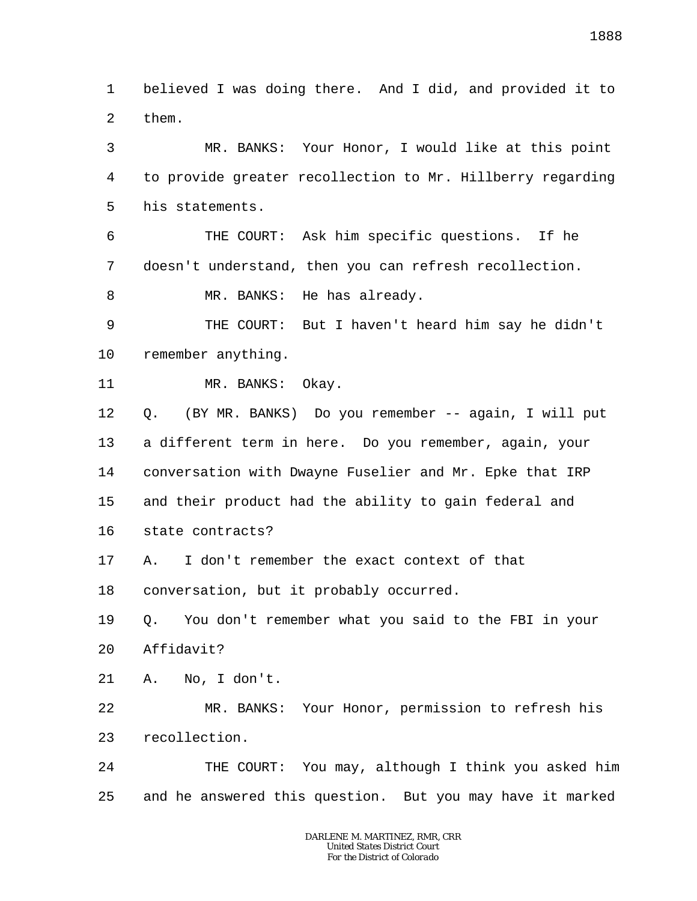believed I was doing there. And I did, and provided it to them.

MR. BANKS: Your Honor, I would like at this point to provide greater recollection to Mr. Hillberry regarding his statements.

THE COURT: Ask him specific questions. If he doesn't understand, then you can refresh recollection.

MR. BANKS: He has already.

THE COURT: But I haven't heard him say he didn't remember anything.

MR. BANKS: Okay.

Q. (BY MR. BANKS) Do you remember -- again, I will put a different term in here. Do you remember, again, your conversation with Dwayne Fuselier and Mr. Epke that IRP and their product had the ability to gain federal and state contracts?

A. I don't remember the exact context of that conversation, but it probably occurred.

Q. You don't remember what you said to the FBI in your Affidavit?

A. No, I don't.

MR. BANKS: Your Honor, permission to refresh his recollection.

THE COURT: You may, although I think you asked him and he answered this question. But you may have it marked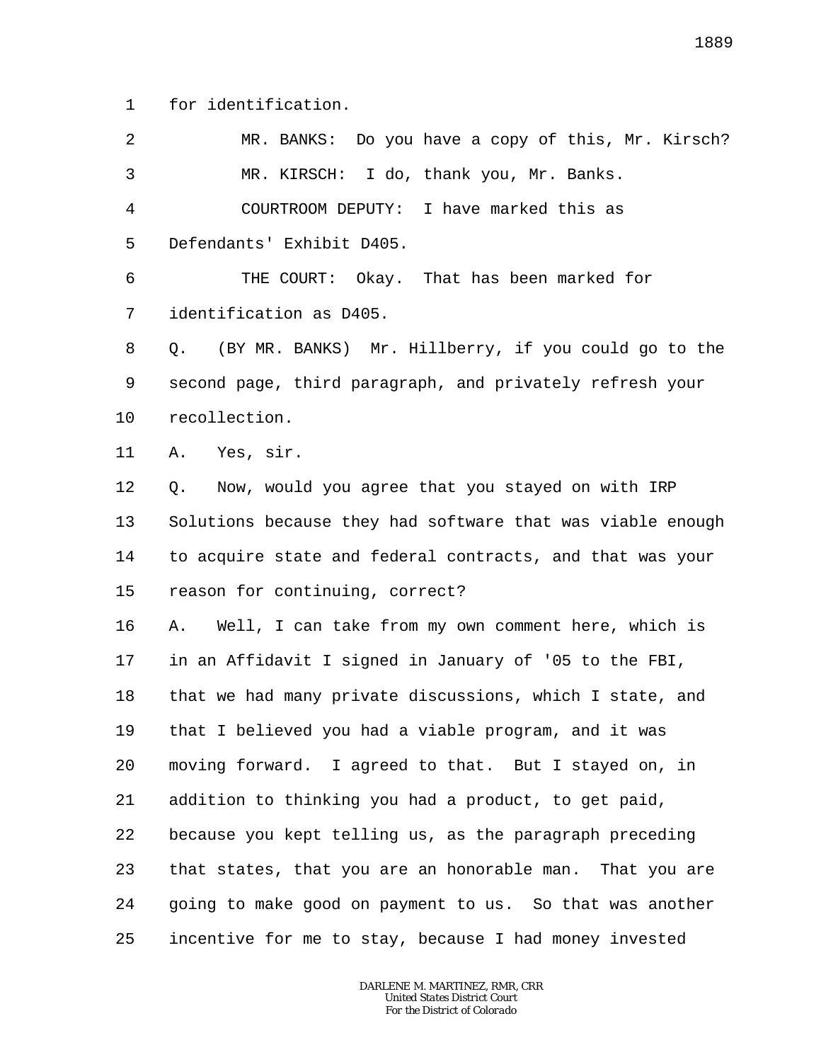for identification.

MR. BANKS: Do you have a copy of this, Mr. Kirsch?

MR. KIRSCH: I do, thank you, Mr. Banks.

COURTROOM DEPUTY: I have marked this as Defendants' Exhibit D405.

THE COURT: Okay. That has been marked for identification as D405.

Q. (BY MR. BANKS) Mr. Hillberry, if you could go to the second page, third paragraph, and privately refresh your recollection.

A. Yes, sir.

Q. Now, would you agree that you stayed on with IRP Solutions because they had software that was viable enough to acquire state and federal contracts, and that was your reason for continuing, correct?

A. Well, I can take from my own comment here, which is in an Affidavit I signed in January of '05 to the FBI, that we had many private discussions, which I state, and that I believed you had a viable program, and it was moving forward. I agreed to that. But I stayed on, in addition to thinking you had a product, to get paid, because you kept telling us, as the paragraph preceding that states, that you are an honorable man. That you are going to make good on payment to us. So that was another incentive for me to stay, because I had money invested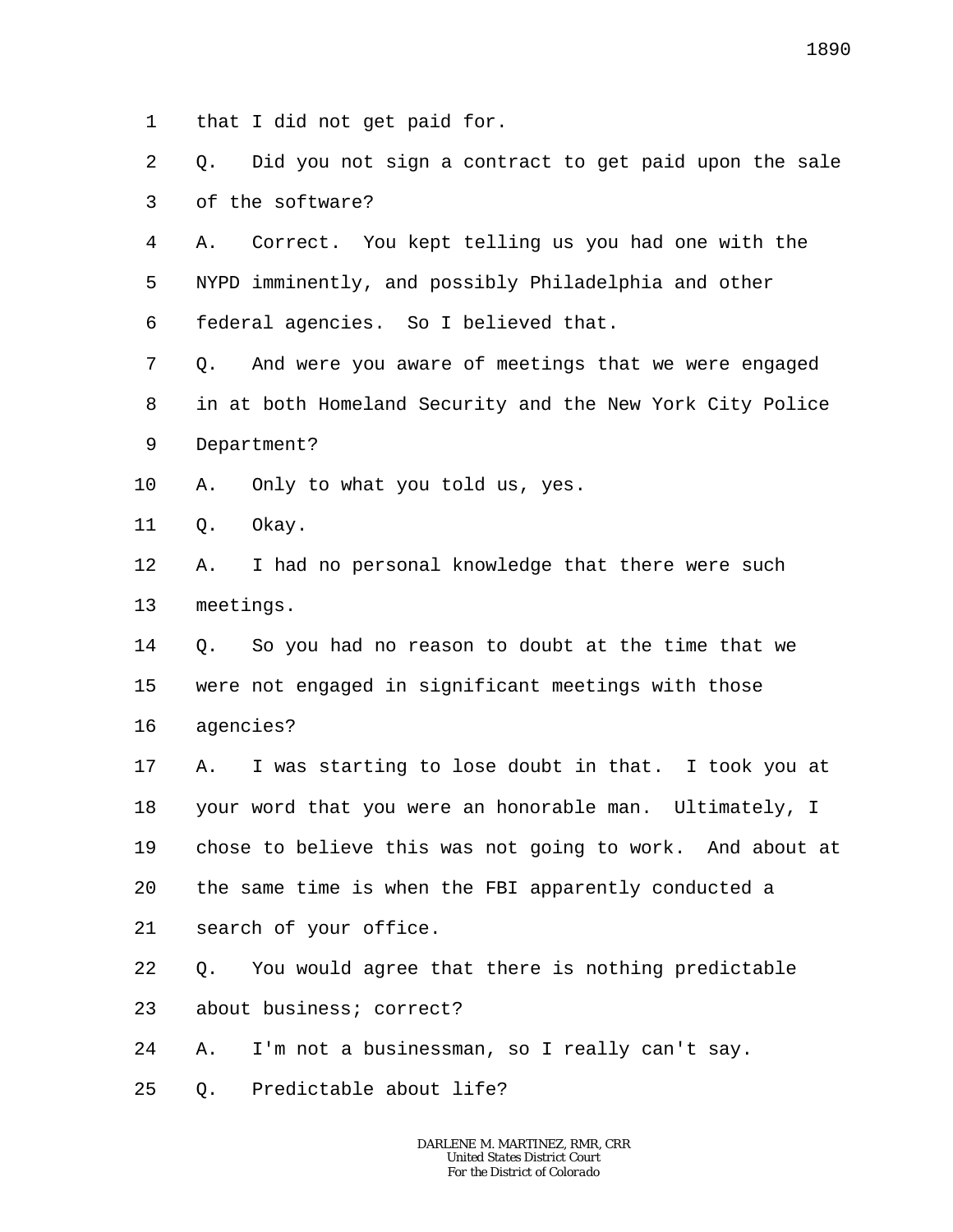1 that I did not get paid for.

2 Q. Did you not sign a contract to get paid upon the sale

3 of the software?

4 A. Correct. You kept telling us you had one with the

5 NYPD imminently, and possibly Philadelphia and other

6 federal agencies. So I believed that.

7 Q. And were you aware of meetings that we were engaged

8 in at both Homeland Security and the New York City Police

9 Department?

10 A. Only to what you told us, yes.

11 Q. Okay.

12 A. I had no personal knowledge that there were such

13 meetings.

14 Q. So you had no reason to doubt at the time that we

15 were not engaged in significant meetings with those

16 agencies?

17 A. I was starting to lose doubt in that. I took you at

18 your word that you were an honorable man. Ultimately, I

19 chose to believe this was not going to work. And about at

20 the same time is when the FBI apparently conducted a

21 search of your office.

22 Q. You would agree that there is nothing predictable

23 about business; correct?

24 A. I'm not a businessman, so I really can't say.

25 Q. Predictable about life?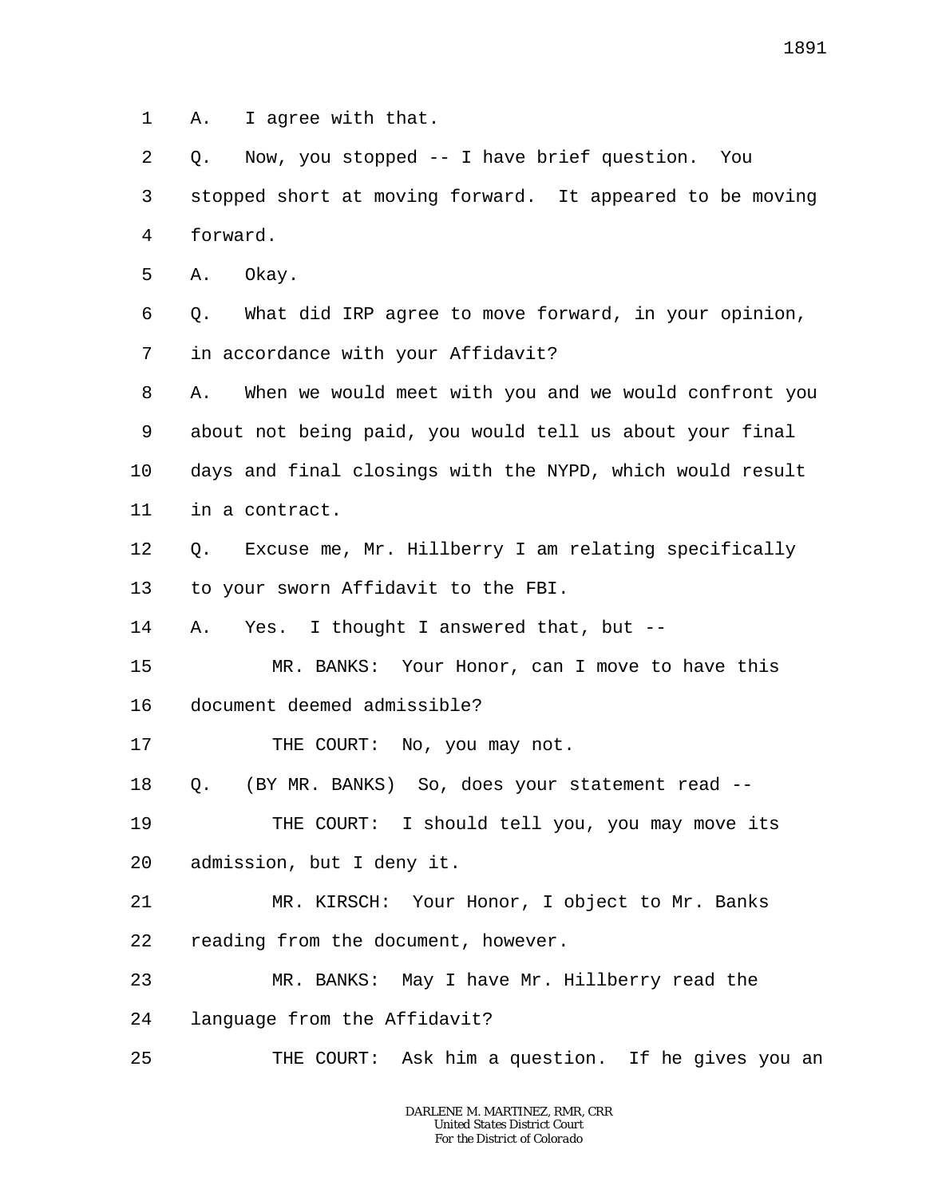1 A. I agree with that.

2 Q. Now, you stopped -- I have brief question. You

3 stopped short at moving forward. It appeared to be moving

4 forward.

5 A. Okay.

6 Q. What did IRP agree to move forward, in your opinion,

7 in accordance with your Affidavit?

8 A. When we would meet with you and we would confront you

9 about not being paid, you would tell us about your final

10 days and final closings with the NYPD, which would result

11 in a contract.

12 Q. Excuse me, Mr. Hillberry I am relating specifically

13 to your sworn Affidavit to the FBI.

14 A. Yes. I thought I answered that, but --

15 MR. BANKS: Your Honor, can I move to have this

16 document deemed admissible?

17 THE COURT: No, you may not.

18 Q. (BY MR. BANKS) So, does your statement read --

19 THE COURT: I should tell you, you may move its

20 admission, but I deny it.

21 MR. KIRSCH: Your Honor, I object to Mr. Banks

22 reading from the document, however.

23 MR. BANKS: May I have Mr. Hillberry read the

24 language from the Affidavit?

25 THE COURT: Ask him a question. If he gives you an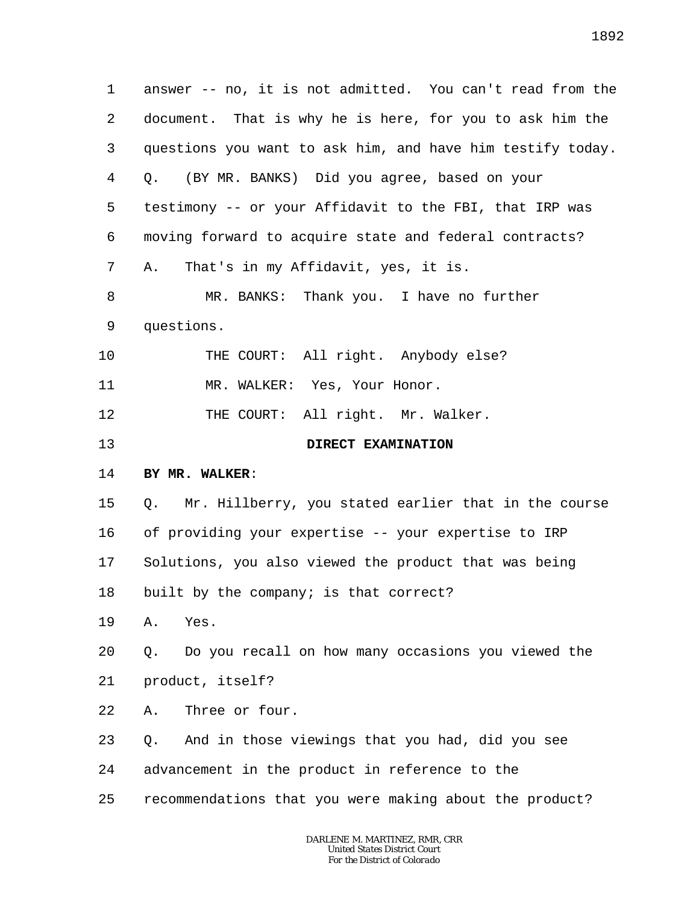1 answer -- no, it is not admitted. You can't read from the
2 document. That is why he is here, for you to ask him the
3 questions you want to ask him, and have him testify today.
4 Q. (BY MR. BANKS) Did you agree, based on your
5 testimony -- or your Affidavit to the FBI, that IRP was
6 moving forward to acquire state and federal contracts?
7 A. That's in my Affidavit, yes, it is.
8 MR. BANKS: Thank you. I have no further
9 questions.
10 THE COURT: All right. Anybody else?
11 MR. WALKER: Yes, Your Honor.
12 THE COURT: All right. Mr. Walker.
13 **DIRECT EXAMINATION**
14 **BY MR. WALKER**:
15 Q. Mr. Hillberry, you stated earlier that in the course
16 of providing your expertise -- your expertise to IRP
17 Solutions, you also viewed the product that was being
18 built by the company; is that correct?
19 A. Yes.
20 Q. Do you recall on how many occasions you viewed the
21 product, itself?
22 A. Three or four.
23 Q. And in those viewings that you had, did you see
24 advancement in the product in reference to the
25 recommendations that you were making about the product?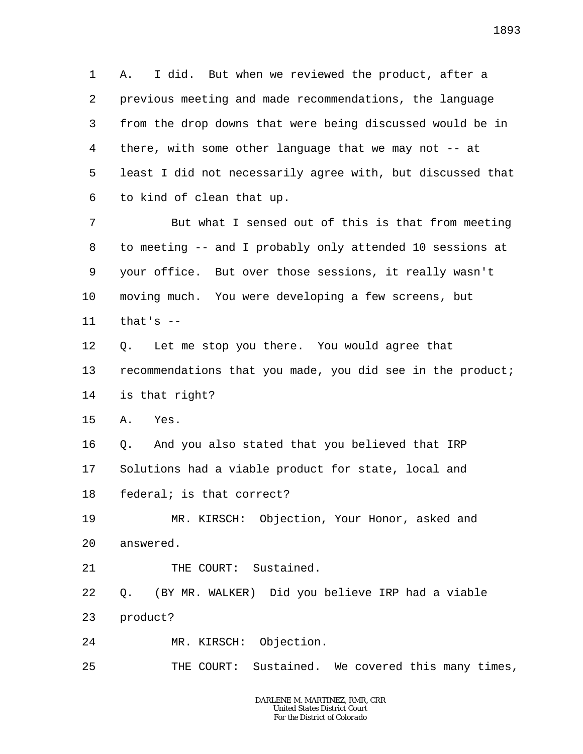A. I did. But when we reviewed the product, after a previous meeting and made recommendations, the language from the drop downs that were being discussed would be in there, with some other language that we may not -- at least I did not necessarily agree with, but discussed that to kind of clean that up.

But what I sensed out of this is that from meeting to meeting -- and I probably only attended 10 sessions at your office. But over those sessions, it really wasn't moving much. You were developing a few screens, but that's --

Q. Let me stop you there. You would agree that recommendations that you made, you did see in the product; is that right?

A. Yes.

Q. And you also stated that you believed that IRP Solutions had a viable product for state, local and federal; is that correct?

MR. KIRSCH: Objection, Your Honor, asked and answered.

THE COURT: Sustained.

Q. (BY MR. WALKER) Did you believe IRP had a viable product?

MR. KIRSCH: Objection.

THE COURT: Sustained. We covered this many times,

DARLENE M. MARTINEZ, RMR, CRR
United States District Court
For the District of Colorado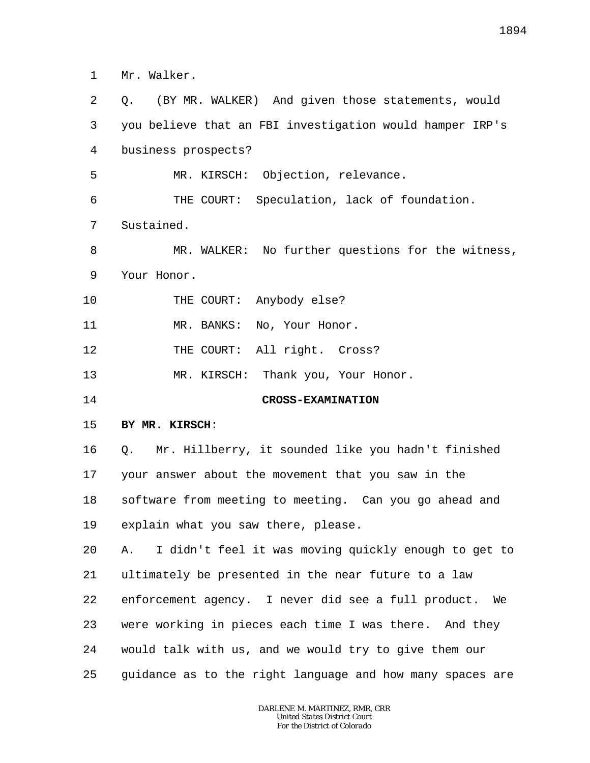Mr. Walker.

Q. (BY MR. WALKER) And given those statements, would you believe that an FBI investigation would hamper IRP's business prospects?

MR. KIRSCH: Objection, relevance.

THE COURT: Speculation, lack of foundation. Sustained.

MR. WALKER: No further questions for the witness, Your Honor.

THE COURT: Anybody else?

MR. BANKS: No, Your Honor.

THE COURT: All right. Cross?

MR. KIRSCH: Thank you, Your Honor.

**CROSS-EXAMINATION**

**BY MR. KIRSCH**:

Q. Mr. Hillberry, it sounded like you hadn't finished your answer about the movement that you saw in the software from meeting to meeting. Can you go ahead and explain what you saw there, please.

A. I didn't feel it was moving quickly enough to get to ultimately be presented in the near future to a law enforcement agency. I never did see a full product. We were working in pieces each time I was there. And they would talk with us, and we would try to give them our guidance as to the right language and how many spaces are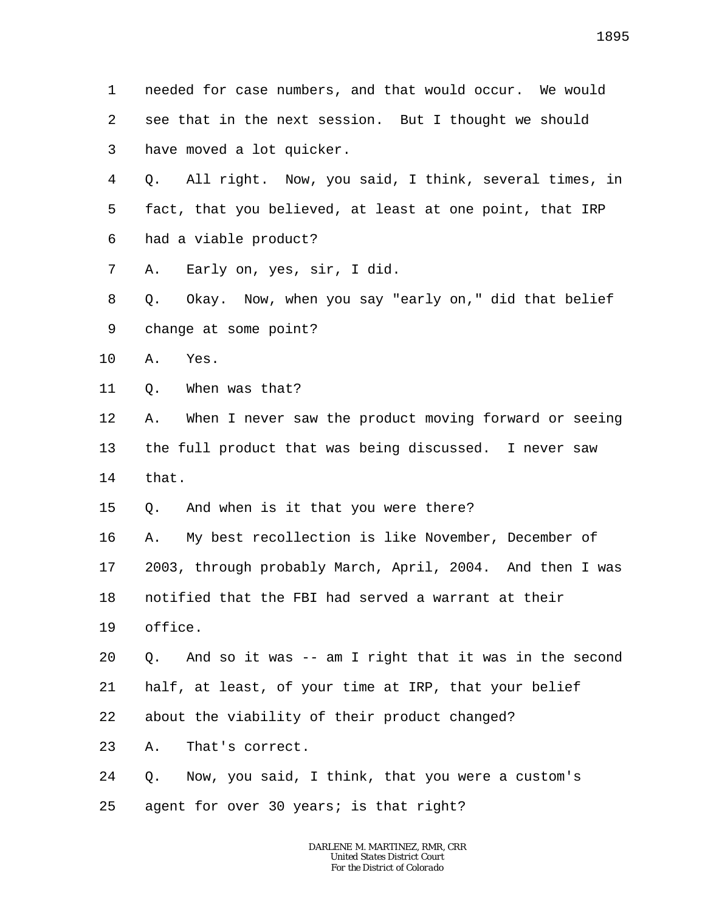1 needed for case numbers, and that would occur. We would
2 see that in the next session. But I thought we should
3 have moved a lot quicker.
4 Q. All right. Now, you said, I think, several times, in
5 fact, that you believed, at least at one point, that IRP
6 had a viable product?
7 A. Early on, yes, sir, I did.
8 Q. Okay. Now, when you say "early on," did that belief
9 change at some point?
10 A. Yes.
11 Q. When was that?
12 A. When I never saw the product moving forward or seeing
13 the full product that was being discussed. I never saw
14 that.
15 Q. And when is it that you were there?
16 A. My best recollection is like November, December of
17 2003, through probably March, April, 2004. And then I was
18 notified that the FBI had served a warrant at their
19 office.
20 Q. And so it was -- am I right that it was in the second
21 half, at least, of your time at IRP, that your belief
22 about the viability of their product changed?
23 A. That's correct.
24 Q. Now, you said, I think, that you were a custom's
25 agent for over 30 years; is that right?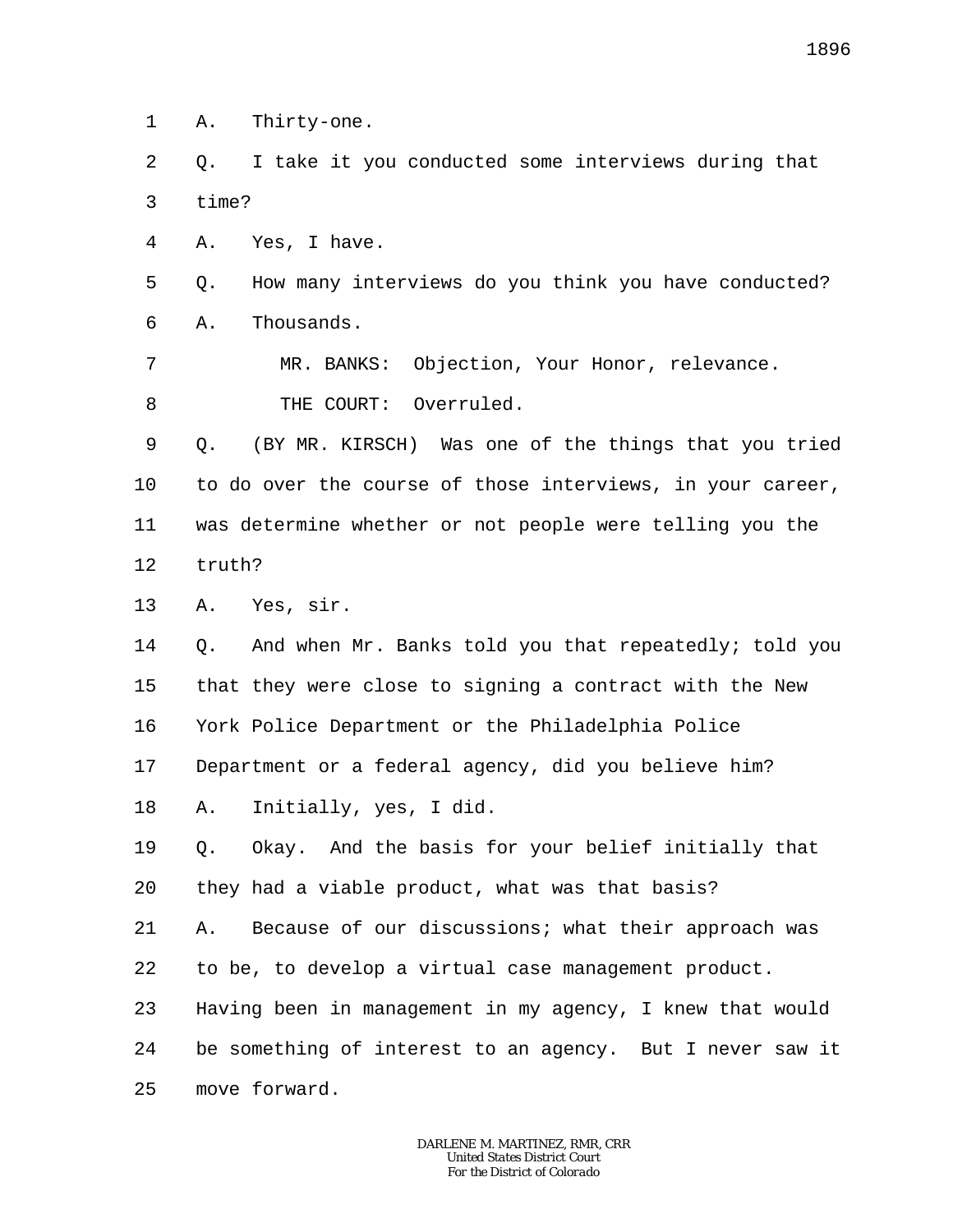1 A. Thirty-one.

2 Q. I take it you conducted some interviews during that

3 time?

4 A. Yes, I have.

5 Q. How many interviews do you think you have conducted?

6 A. Thousands.

7 MR. BANKS: Objection, Your Honor, relevance.

8 THE COURT: Overruled.

9 Q. (BY MR. KIRSCH) Was one of the things that you tried

10 to do over the course of those interviews, in your career,

11 was determine whether or not people were telling you the

12 truth?

13 A. Yes, sir.

14 Q. And when Mr. Banks told you that repeatedly; told you

15 that they were close to signing a contract with the New

16 York Police Department or the Philadelphia Police

17 Department or a federal agency, did you believe him?

18 A. Initially, yes, I did.

19 Q. Okay. And the basis for your belief initially that

20 they had a viable product, what was that basis?

21 A. Because of our discussions; what their approach was

22 to be, to develop a virtual case management product.

23 Having been in management in my agency, I knew that would

24 be something of interest to an agency. But I never saw it

25 move forward.

DARLENE M. MARTINEZ, RMR, CRR
United States District Court
For the District of Colorado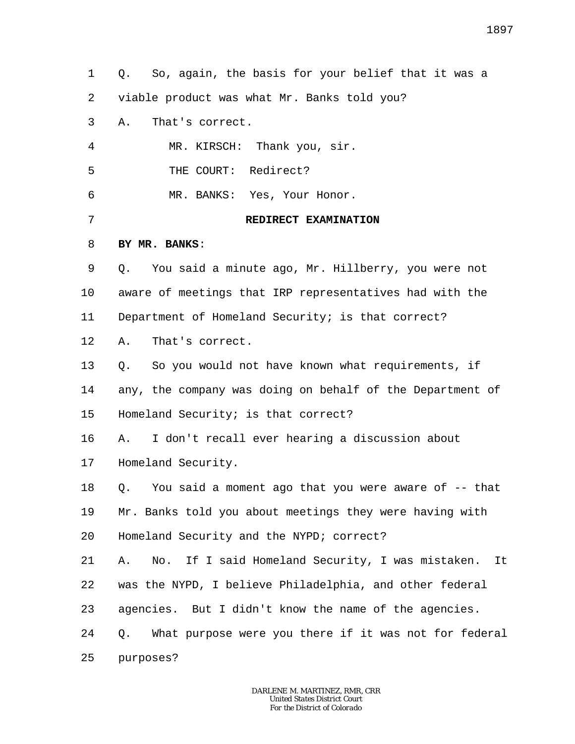1 Q. So, again, the basis for your belief that it was a

2 viable product was what Mr. Banks told you?

3 A. That's correct.

4 MR. KIRSCH: Thank you, sir.

5 THE COURT: Redirect?

6 MR. BANKS: Yes, Your Honor.

7 **REDIRECT EXAMINATION**

8 **BY MR. BANKS**:

9 Q. You said a minute ago, Mr. Hillberry, you were not

10 aware of meetings that IRP representatives had with the

11 Department of Homeland Security; is that correct?

12 A. That's correct.

13 Q. So you would not have known what requirements, if

14 any, the company was doing on behalf of the Department of

15 Homeland Security; is that correct?

16 A. I don't recall ever hearing a discussion about

17 Homeland Security.

18 Q. You said a moment ago that you were aware of -- that

19 Mr. Banks told you about meetings they were having with

20 Homeland Security and the NYPD; correct?

21 A. No. If I said Homeland Security, I was mistaken. It

22 was the NYPD, I believe Philadelphia, and other federal

23 agencies. But I didn't know the name of the agencies.

24 Q. What purpose were you there if it was not for federal

25 purposes?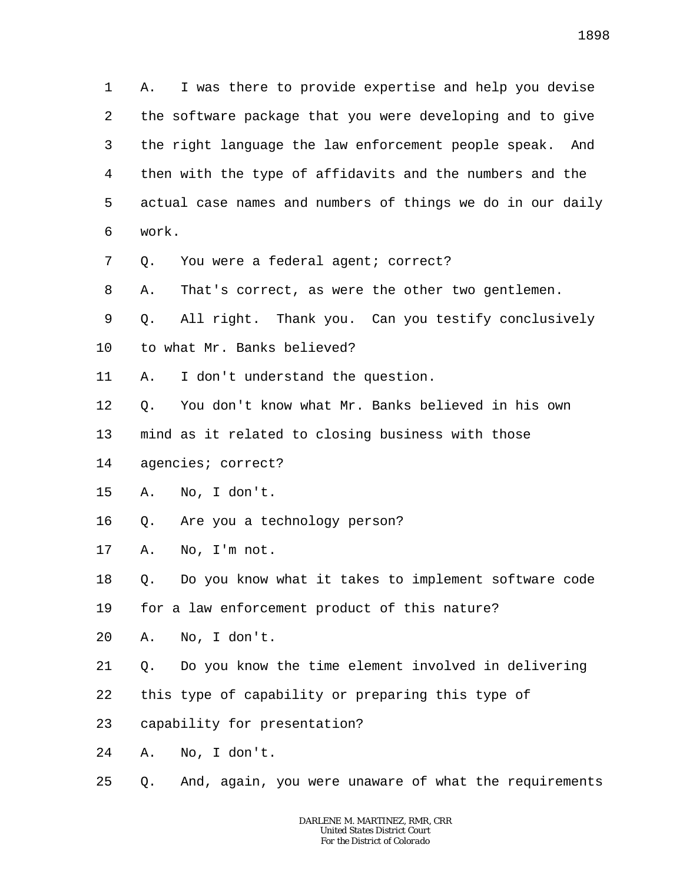1 A. I was there to provide expertise and help you devise
2 the software package that you were developing and to give
3 the right language the law enforcement people speak. And
4 then with the type of affidavits and the numbers and the
5 actual case names and numbers of things we do in our daily
6 work.

7 Q. You were a federal agent; correct?

8 A. That's correct, as were the other two gentlemen.

9 Q. All right. Thank you. Can you testify conclusively
10 to what Mr. Banks believed?

11 A. I don't understand the question.

12 Q. You don't know what Mr. Banks believed in his own
13 mind as it related to closing business with those
14 agencies; correct?

15 A. No, I don't.

16 Q. Are you a technology person?

17 A. No, I'm not.

18 Q. Do you know what it takes to implement software code
19 for a law enforcement product of this nature?

20 A. No, I don't.

21 Q. Do you know the time element involved in delivering
22 this type of capability or preparing this type of
23 capability for presentation?

24 A. No, I don't.

25 Q. And, again, you were unaware of what the requirements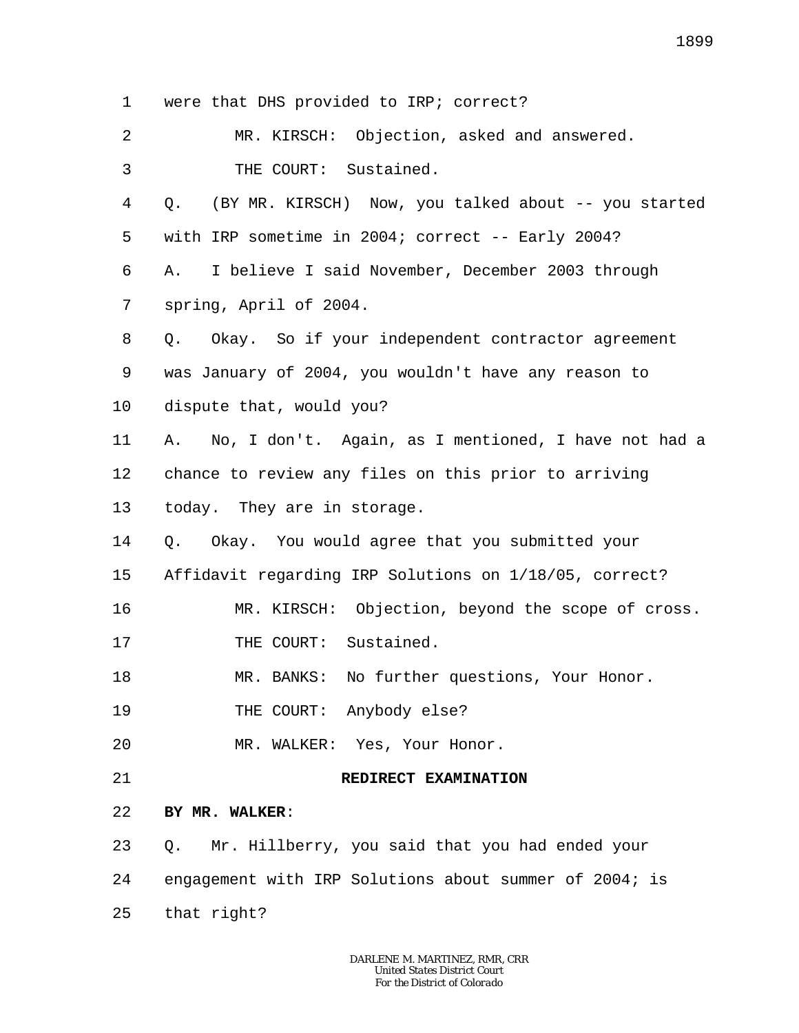1 were that DHS provided to IRP; correct?

2 MR. KIRSCH: Objection, asked and answered.

3 THE COURT: Sustained.

4 Q. (BY MR. KIRSCH) Now, you talked about -- you started

5 with IRP sometime in 2004; correct -- Early 2004?

6 A. I believe I said November, December 2003 through

7 spring, April of 2004.

8 Q. Okay. So if your independent contractor agreement

9 was January of 2004, you wouldn't have any reason to

10 dispute that, would you?

11 A. No, I don't. Again, as I mentioned, I have not had a

12 chance to review any files on this prior to arriving

13 today. They are in storage.

14 Q. Okay. You would agree that you submitted your

15 Affidavit regarding IRP Solutions on 1/18/05, correct?

16 MR. KIRSCH: Objection, beyond the scope of cross.

17 THE COURT: Sustained.

18 MR. BANKS: No further questions, Your Honor.

19 THE COURT: Anybody else?

20 MR. WALKER: Yes, Your Honor.

21 **REDIRECT EXAMINATION**

22 **BY MR. WALKER**:

23 Q. Mr. Hillberry, you said that you had ended your

24 engagement with IRP Solutions about summer of 2004; is

25 that right?

DARLENE M. MARTINEZ, RMR, CRR
United States District Court
For the District of Colorado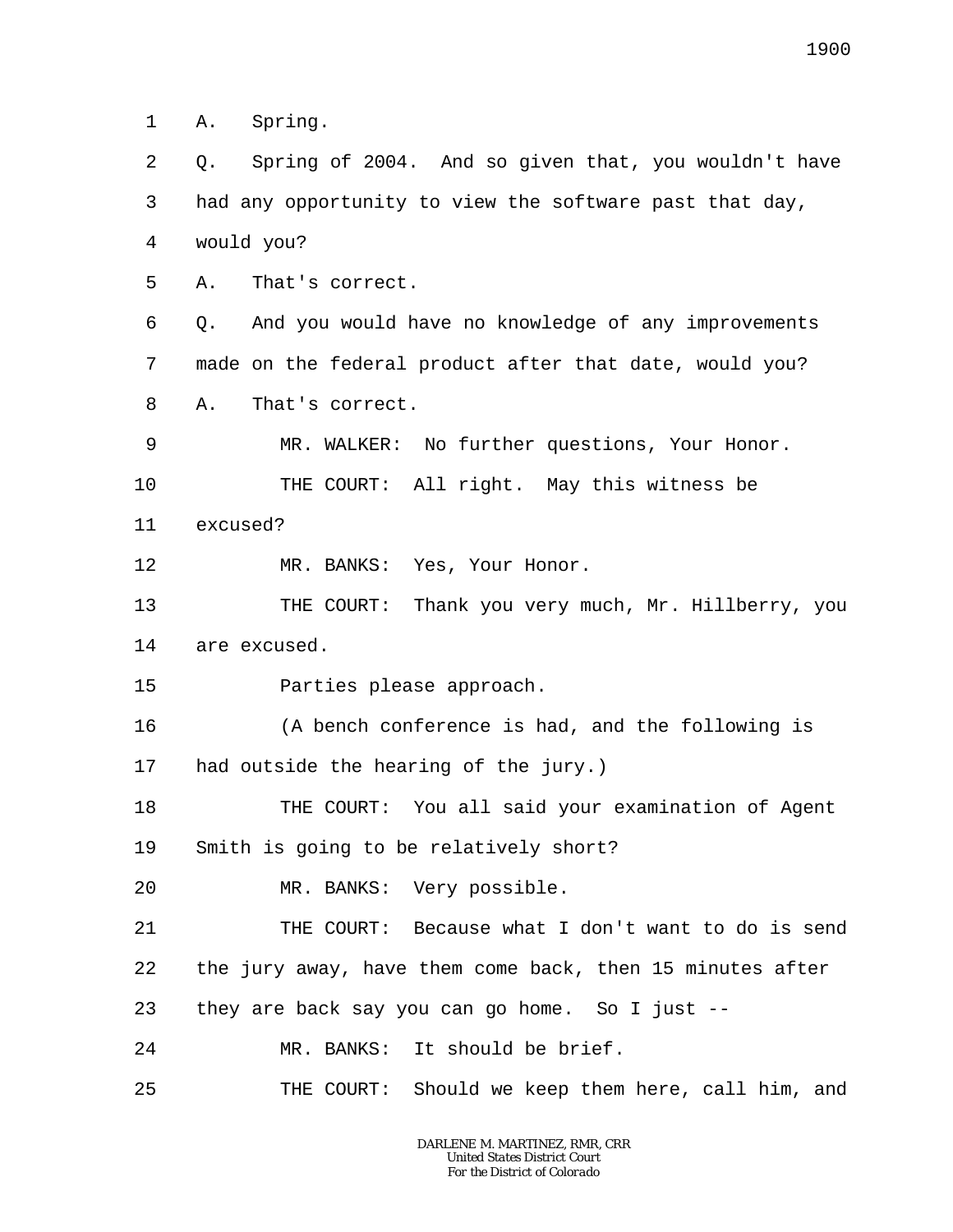1 A. Spring.

2 Q. Spring of 2004. And so given that, you wouldn't have

3 had any opportunity to view the software past that day,

4 would you?

5 A. That's correct.

6 Q. And you would have no knowledge of any improvements

7 made on the federal product after that date, would you?

8 A. That's correct.

9 MR. WALKER: No further questions, Your Honor.

10 THE COURT: All right. May this witness be

11 excused?

12 MR. BANKS: Yes, Your Honor.

13 THE COURT: Thank you very much, Mr. Hillberry, you

14 are excused.

15 Parties please approach.

16 (A bench conference is had, and the following is

17 had outside the hearing of the jury.)

18 THE COURT: You all said your examination of Agent

19 Smith is going to be relatively short?

20 MR. BANKS: Very possible.

21 THE COURT: Because what I don't want to do is send

22 the jury away, have them come back, then 15 minutes after

23 they are back say you can go home. So I just --

24 MR. BANKS: It should be brief.

25 THE COURT: Should we keep them here, call him, and

DARLENE M. MARTINEZ, RMR, CRR
United States District Court
For the District of Colorado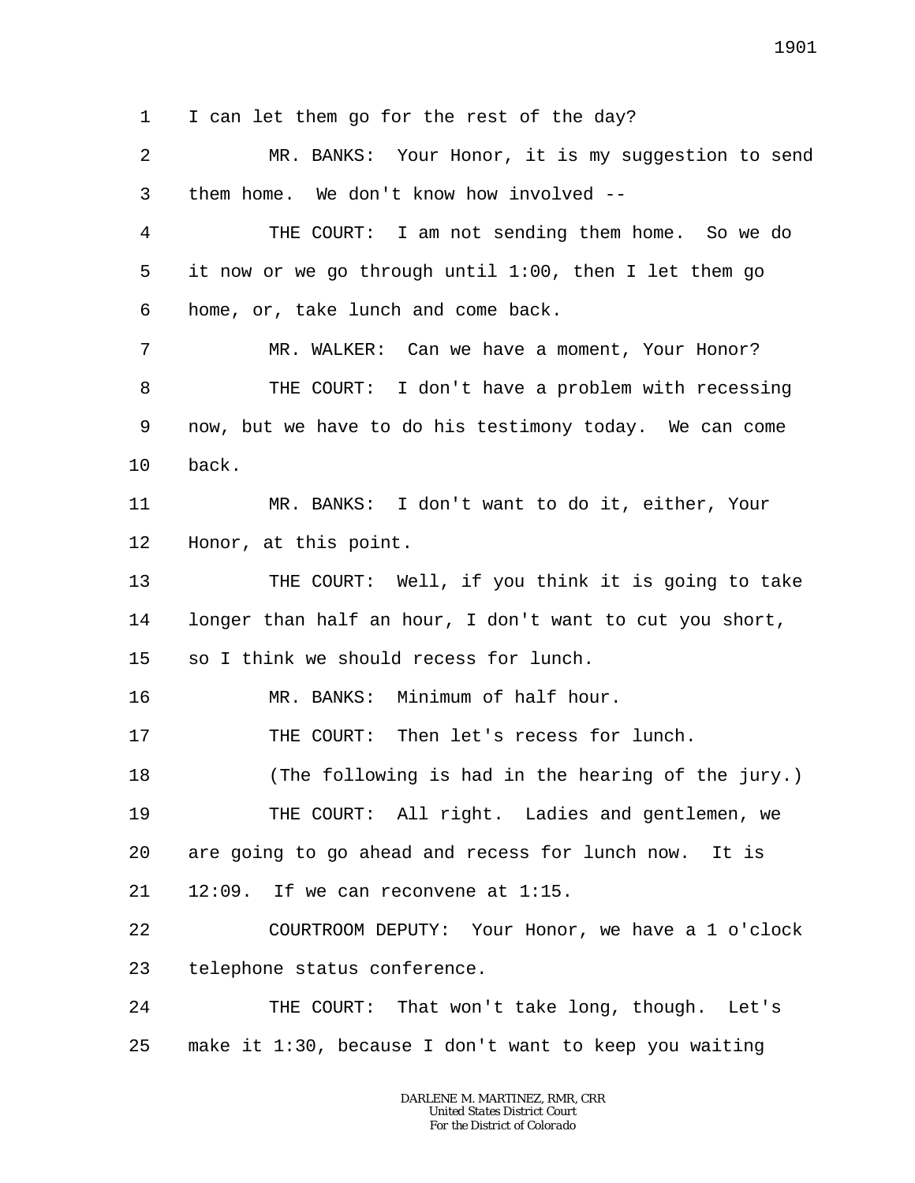1 I can let them go for the rest of the day?

2 MR. BANKS: Your Honor, it is my suggestion to send

3 them home. We don't know how involved --

4 THE COURT: I am not sending them home. So we do

5 it now or we go through until 1:00, then I let them go

6 home, or, take lunch and come back.

7 MR. WALKER: Can we have a moment, Your Honor?

8 THE COURT: I don't have a problem with recessing

9 now, but we have to do his testimony today. We can come

10 back.

11 MR. BANKS: I don't want to do it, either, Your

12 Honor, at this point.

13 THE COURT: Well, if you think it is going to take

14 longer than half an hour, I don't want to cut you short,

15 so I think we should recess for lunch.

16 MR. BANKS: Minimum of half hour.

17 THE COURT: Then let's recess for lunch.

18 (The following is had in the hearing of the jury.)

19 THE COURT: All right. Ladies and gentlemen, we

20 are going to go ahead and recess for lunch now. It is

21 12:09. If we can reconvene at 1:15.

22 COURTROOM DEPUTY: Your Honor, we have a 1 o'clock

23 telephone status conference.

24 THE COURT: That won't take long, though. Let's

25 make it 1:30, because I don't want to keep you waiting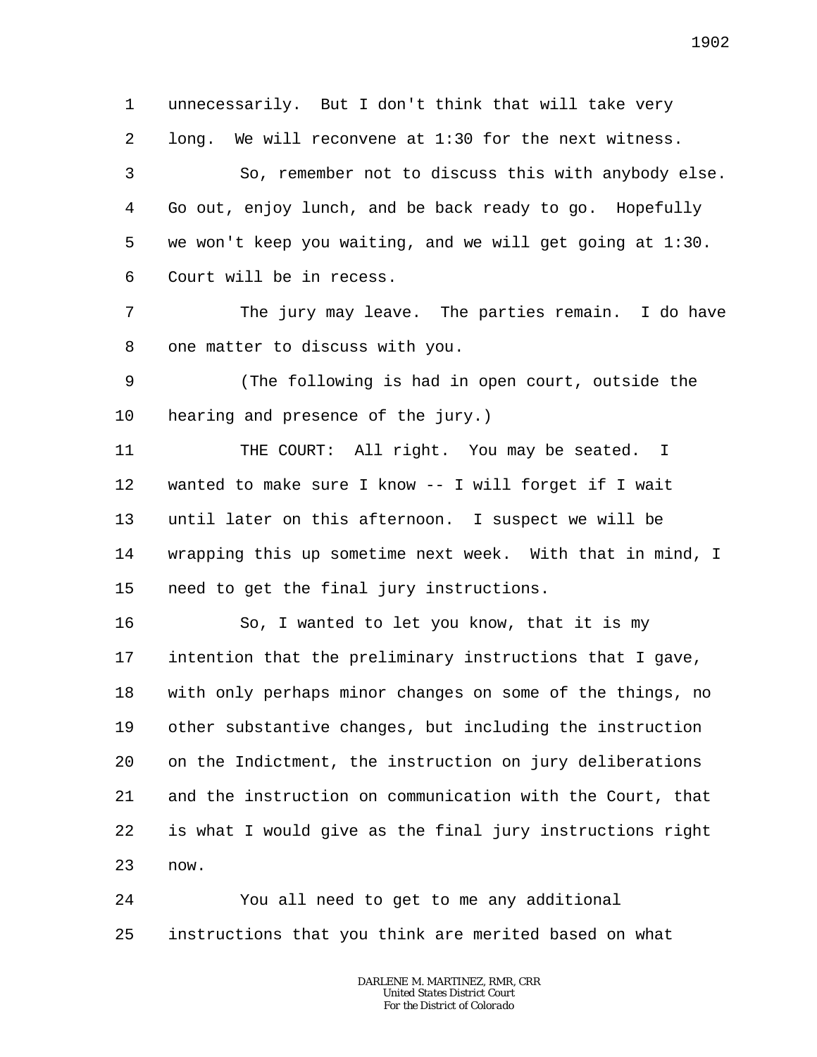unnecessarily. But I don't think that will take very long. We will reconvene at 1:30 for the next witness.

So, remember not to discuss this with anybody else. Go out, enjoy lunch, and be back ready to go. Hopefully we won't keep you waiting, and we will get going at 1:30. Court will be in recess.

The jury may leave. The parties remain. I do have one matter to discuss with you.

(The following is had in open court, outside the hearing and presence of the jury.)

THE COURT: All right. You may be seated. I wanted to make sure I know -- I will forget if I wait until later on this afternoon. I suspect we will be wrapping this up sometime next week. With that in mind, I need to get the final jury instructions.

So, I wanted to let you know, that it is my intention that the preliminary instructions that I gave, with only perhaps minor changes on some of the things, no other substantive changes, but including the instruction on the Indictment, the instruction on jury deliberations and the instruction on communication with the Court, that is what I would give as the final jury instructions right now.

You all need to get to me any additional instructions that you think are merited based on what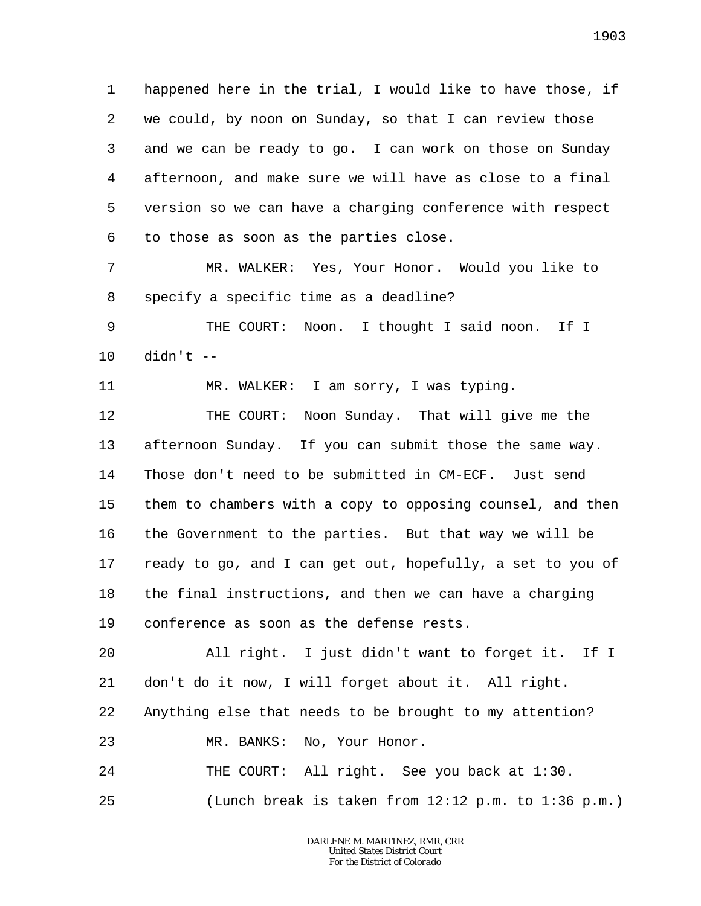1 happened here in the trial, I would like to have those, if
2 we could, by noon on Sunday, so that I can review those
3 and we can be ready to go. I can work on those on Sunday
4 afternoon, and make sure we will have as close to a final
5 version so we can have a charging conference with respect
6 to those as soon as the parties close.

7 MR. WALKER: Yes, Your Honor. Would you like to
8 specify a specific time as a deadline?

9 THE COURT: Noon. I thought I said noon. If I
10 didn't --

11 MR. WALKER: I am sorry, I was typing.

12 THE COURT: Noon Sunday. That will give me the
13 afternoon Sunday. If you can submit those the same way.
14 Those don't need to be submitted in CM-ECF. Just send
15 them to chambers with a copy to opposing counsel, and then
16 the Government to the parties. But that way we will be
17 ready to go, and I can get out, hopefully, a set to you of
18 the final instructions, and then we can have a charging
19 conference as soon as the defense rests.

20 All right. I just didn't want to forget it. If I
21 don't do it now, I will forget about it. All right.
22 Anything else that needs to be brought to my attention?

23 MR. BANKS: No, Your Honor.

24 THE COURT: All right. See you back at 1:30.

25 (Lunch break is taken from 12:12 p.m. to 1:36 p.m.)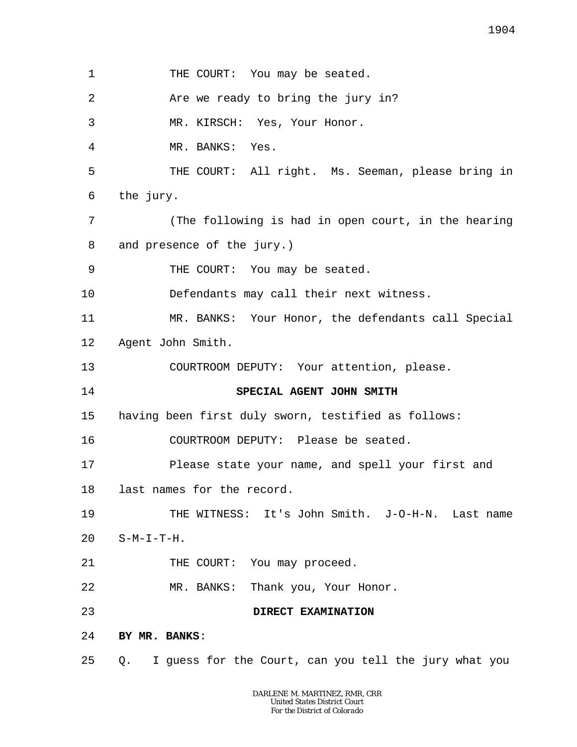1 THE COURT: You may be seated.

2 Are we ready to bring the jury in?

3 MR. KIRSCH: Yes, Your Honor.

4 MR. BANKS: Yes.

5 THE COURT: All right. Ms. Seeman, please bring in

6 the jury.

7 (The following is had in open court, in the hearing

8 and presence of the jury.)

9 THE COURT: You may be seated.

10 Defendants may call their next witness.

11 MR. BANKS: Your Honor, the defendants call Special

12 Agent John Smith.

13 COURTROOM DEPUTY: Your attention, please.

14 **SPECIAL AGENT JOHN SMITH**

15 having been first duly sworn, testified as follows:

16 COURTROOM DEPUTY: Please be seated.

17 Please state your name, and spell your first and

18 last names for the record.

19 THE WITNESS: It's John Smith. J-O-H-N. Last name

20 S-M-I-T-H.

21 THE COURT: You may proceed.

22 MR. BANKS: Thank you, Your Honor.

23 **DIRECT EXAMINATION**

24 **BY MR. BANKS**:

25 Q. I guess for the Court, can you tell the jury what you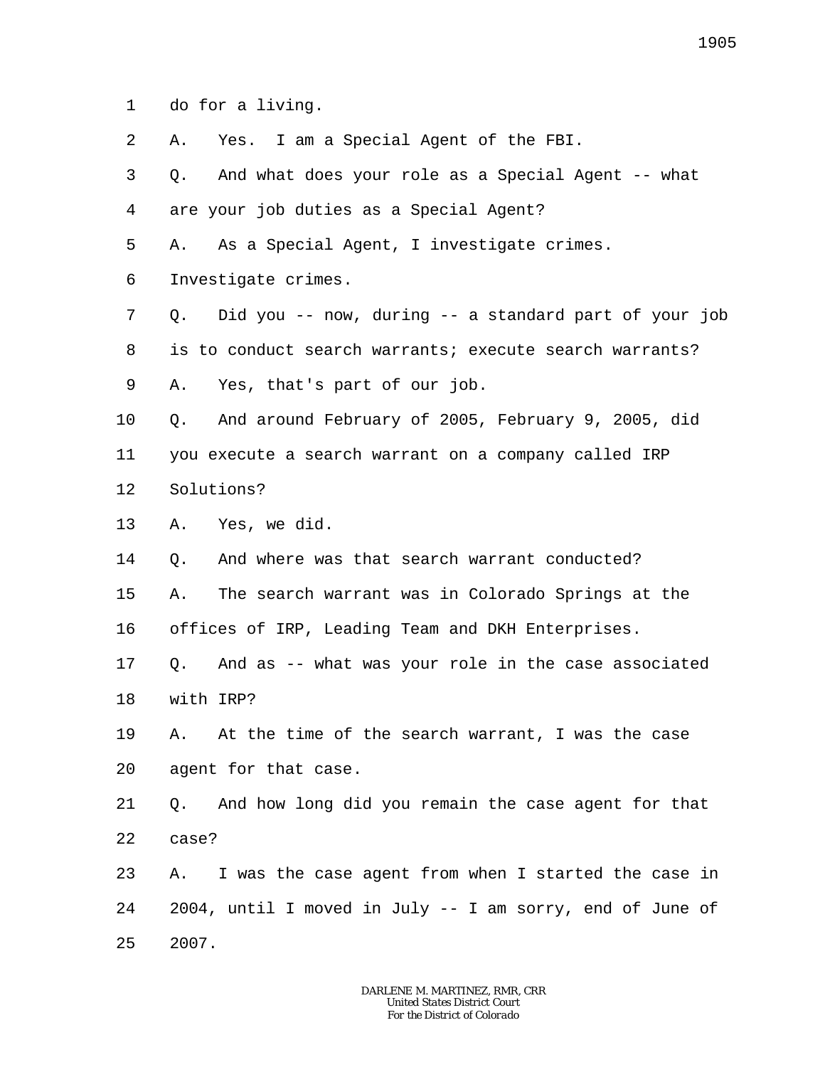do for a living.

A. Yes. I am a Special Agent of the FBI.

Q. And what does your role as a Special Agent -- what are your job duties as a Special Agent?

A. As a Special Agent, I investigate crimes. Investigate crimes.

Q. Did you -- now, during -- a standard part of your job is to conduct search warrants; execute search warrants?

A. Yes, that's part of our job.

Q. And around February of 2005, February 9, 2005, did you execute a search warrant on a company called IRP Solutions?

A. Yes, we did.

Q. And where was that search warrant conducted?

A. The search warrant was in Colorado Springs at the offices of IRP, Leading Team and DKH Enterprises.

Q. And as -- what was your role in the case associated with IRP?

A. At the time of the search warrant, I was the case agent for that case.

Q. And how long did you remain the case agent for that case?

A. I was the case agent from when I started the case in 2004, until I moved in July -- I am sorry, end of June of 2007.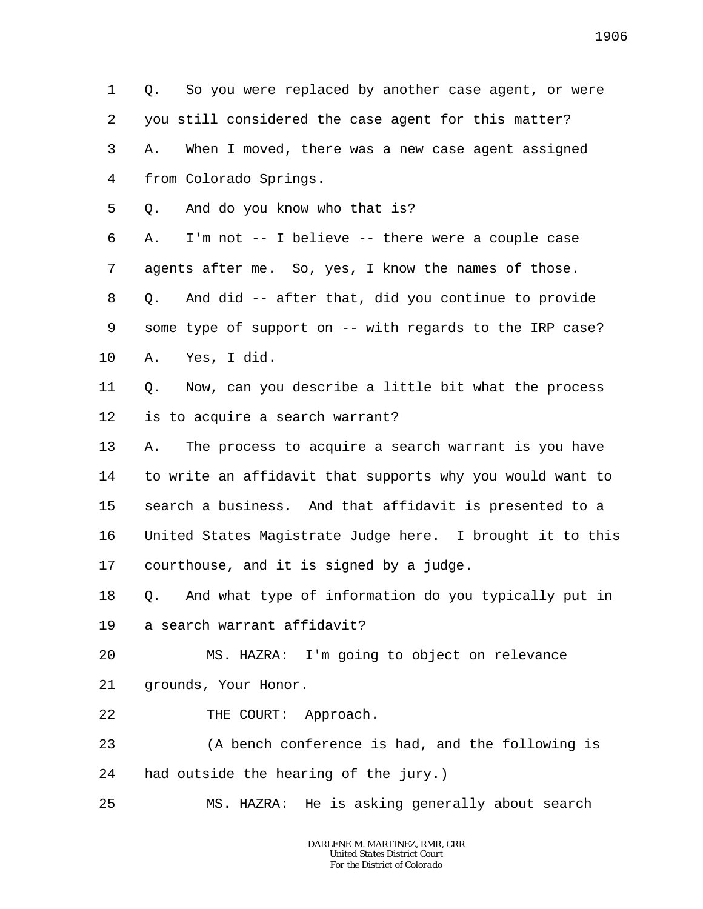1 Q. So you were replaced by another case agent, or were
2 you still considered the case agent for this matter?
3 A. When I moved, there was a new case agent assigned
4 from Colorado Springs.
5 Q. And do you know who that is?
6 A. I'm not -- I believe -- there were a couple case
7 agents after me. So, yes, I know the names of those.
8 Q. And did -- after that, did you continue to provide
9 some type of support on -- with regards to the IRP case?
10 A. Yes, I did.
11 Q. Now, can you describe a little bit what the process
12 is to acquire a search warrant?
13 A. The process to acquire a search warrant is you have
14 to write an affidavit that supports why you would want to
15 search a business. And that affidavit is presented to a
16 United States Magistrate Judge here. I brought it to this
17 courthouse, and it is signed by a judge.
18 Q. And what type of information do you typically put in
19 a search warrant affidavit?
20 MS. HAZRA: I'm going to object on relevance
21 grounds, Your Honor.
22 THE COURT: Approach.
23 (A bench conference is had, and the following is
24 had outside the hearing of the jury.)
25 MS. HAZRA: He is asking generally about search

DARLENE M. MARTINEZ, RMR, CRR
United States District Court
For the District of Colorado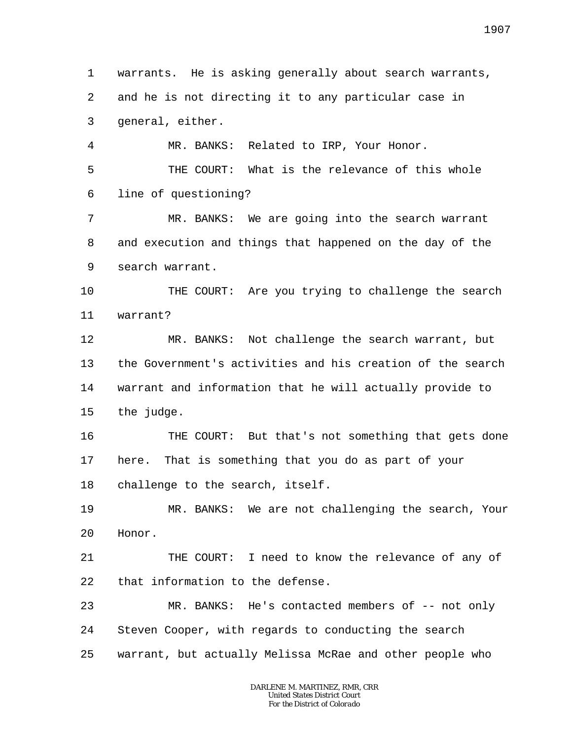1 warrants. He is asking generally about search warrants,
2 and he is not directing it to any particular case in
3 general, either.
4 MR. BANKS: Related to IRP, Your Honor.
5 THE COURT: What is the relevance of this whole
6 line of questioning?
7 MR. BANKS: We are going into the search warrant
8 and execution and things that happened on the day of the
9 search warrant.
10 THE COURT: Are you trying to challenge the search
11 warrant?
12 MR. BANKS: Not challenge the search warrant, but
13 the Government's activities and his creation of the search
14 warrant and information that he will actually provide to
15 the judge.
16 THE COURT: But that's not something that gets done
17 here. That is something that you do as part of your
18 challenge to the search, itself.
19 MR. BANKS: We are not challenging the search, Your
20 Honor.
21 THE COURT: I need to know the relevance of any of
22 that information to the defense.
23 MR. BANKS: He's contacted members of -- not only
24 Steven Cooper, with regards to conducting the search
25 warrant, but actually Melissa McRae and other people who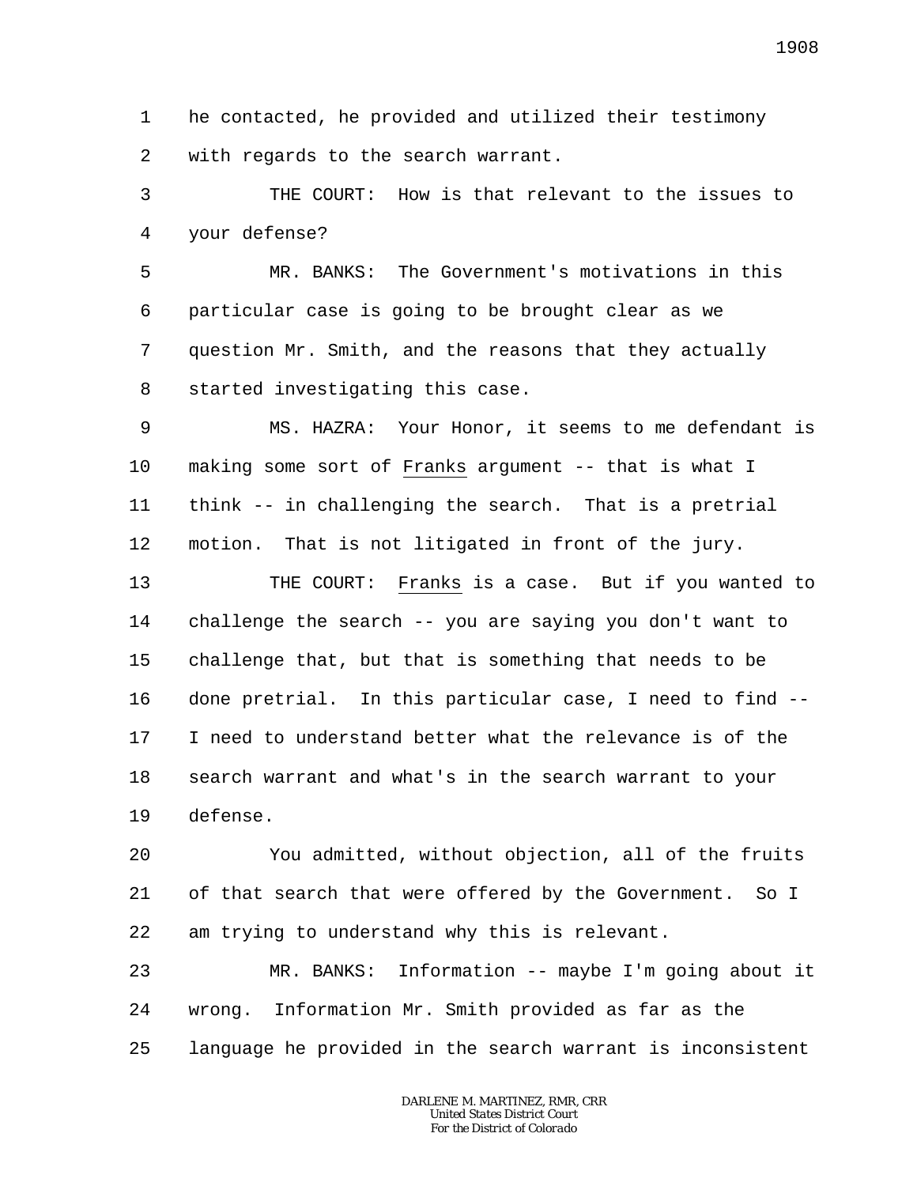he contacted, he provided and utilized their testimony with regards to the search warrant.

THE COURT: How is that relevant to the issues to your defense?

MR. BANKS: The Government's motivations in this particular case is going to be brought clear as we question Mr. Smith, and the reasons that they actually started investigating this case.

MS. HAZRA: Your Honor, it seems to me defendant is making some sort of Franks argument -- that is what I think -- in challenging the search. That is a pretrial motion. That is not litigated in front of the jury.

THE COURT: Franks is a case. But if you wanted to challenge the search -- you are saying you don't want to challenge that, but that is something that needs to be done pretrial. In this particular case, I need to find -- I need to understand better what the relevance is of the search warrant and what's in the search warrant to your defense.

You admitted, without objection, all of the fruits of that search that were offered by the Government. So I am trying to understand why this is relevant.

MR. BANKS: Information -- maybe I'm going about it wrong. Information Mr. Smith provided as far as the language he provided in the search warrant is inconsistent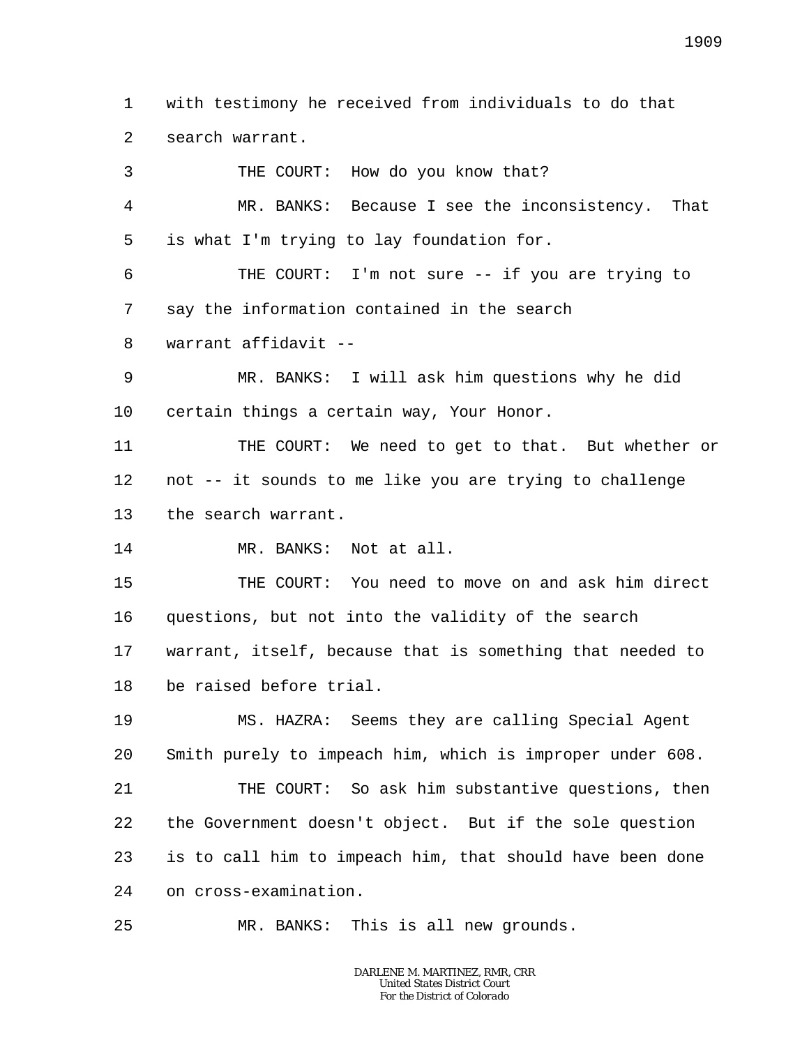with testimony he received from individuals to do that search warrant.

THE COURT: How do you know that?

MR. BANKS: Because I see the inconsistency. That is what I'm trying to lay foundation for.

THE COURT: I'm not sure -- if you are trying to say the information contained in the search warrant affidavit --

MR. BANKS: I will ask him questions why he did certain things a certain way, Your Honor.

THE COURT: We need to get to that. But whether or not -- it sounds to me like you are trying to challenge the search warrant.

MR. BANKS: Not at all.

THE COURT: You need to move on and ask him direct questions, but not into the validity of the search warrant, itself, because that is something that needed to be raised before trial.

MS. HAZRA: Seems they are calling Special Agent Smith purely to impeach him, which is improper under 608.

THE COURT: So ask him substantive questions, then the Government doesn't object. But if the sole question is to call him to impeach him, that should have been done on cross-examination.

MR. BANKS: This is all new grounds.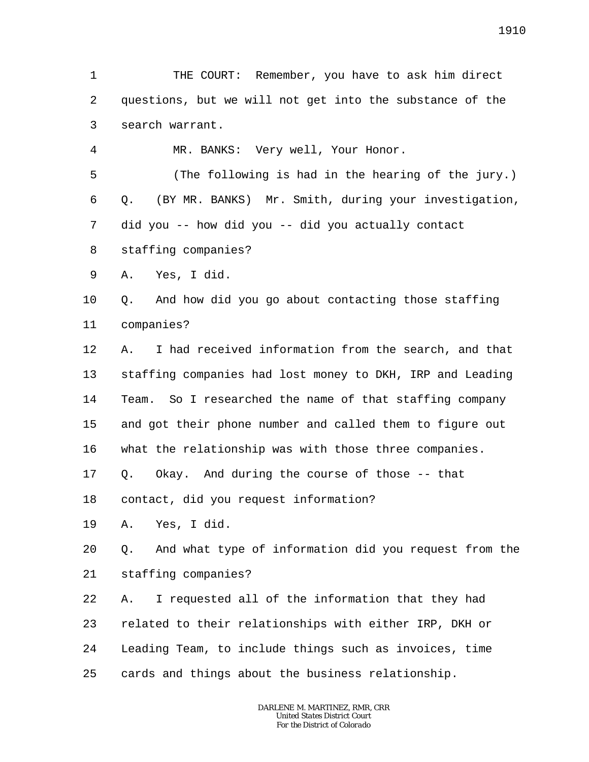THE COURT: Remember, you have to ask him direct questions, but we will not get into the substance of the search warrant.

MR. BANKS: Very well, Your Honor.

(The following is had in the hearing of the jury.)

Q. (BY MR. BANKS) Mr. Smith, during your investigation, did you -- how did you -- did you actually contact staffing companies?

A. Yes, I did.

Q. And how did you go about contacting those staffing companies?

A. I had received information from the search, and that staffing companies had lost money to DKH, IRP and Leading Team. So I researched the name of that staffing company and got their phone number and called them to figure out what the relationship was with those three companies.

Q. Okay. And during the course of those -- that contact, did you request information?

A. Yes, I did.

Q. And what type of information did you request from the staffing companies?

A. I requested all of the information that they had related to their relationships with either IRP, DKH or Leading Team, to include things such as invoices, time cards and things about the business relationship.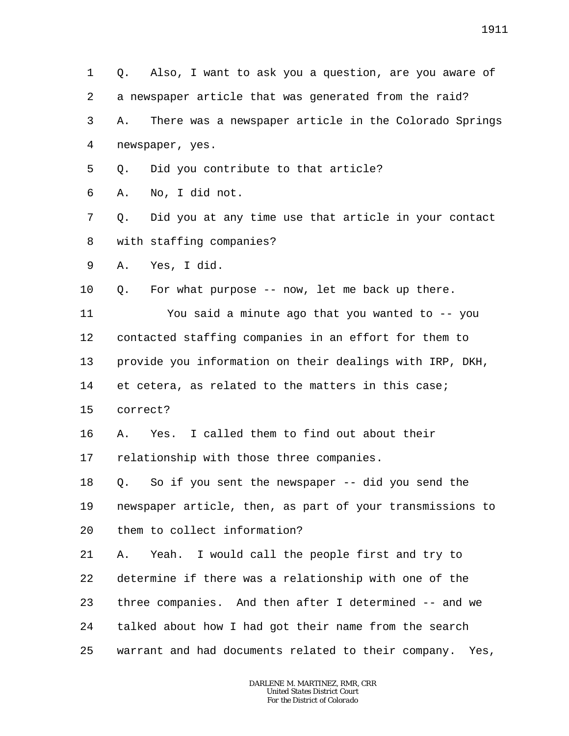Q. Also, I want to ask you a question, are you aware of a newspaper article that was generated from the raid?

A. There was a newspaper article in the Colorado Springs newspaper, yes.

Q. Did you contribute to that article?

A. No, I did not.

Q. Did you at any time use that article in your contact with staffing companies?

A. Yes, I did.

Q. For what purpose -- now, let me back up there.

You said a minute ago that you wanted to -- you contacted staffing companies in an effort for them to provide you information on their dealings with IRP, DKH, et cetera, as related to the matters in this case; correct?

A. Yes. I called them to find out about their relationship with those three companies.

Q. So if you sent the newspaper -- did you send the newspaper article, then, as part of your transmissions to them to collect information?

A. Yeah. I would call the people first and try to determine if there was a relationship with one of the three companies. And then after I determined -- and we talked about how I had got their name from the search warrant and had documents related to their company. Yes,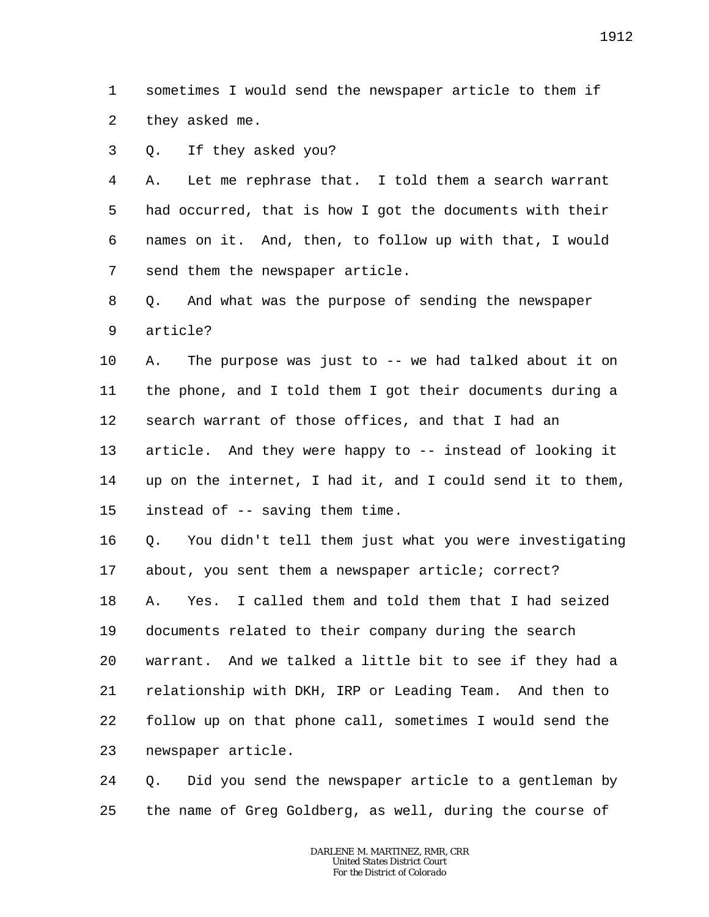1 sometimes I would send the newspaper article to them if
2 they asked me.
3 Q. If they asked you?
4 A. Let me rephrase that. I told them a search warrant
5 had occurred, that is how I got the documents with their
6 names on it. And, then, to follow up with that, I would
7 send them the newspaper article.
8 Q. And what was the purpose of sending the newspaper
9 article?
10 A. The purpose was just to -- we had talked about it on
11 the phone, and I told them I got their documents during a
12 search warrant of those offices, and that I had an
13 article. And they were happy to -- instead of looking it
14 up on the internet, I had it, and I could send it to them,
15 instead of -- saving them time.
16 Q. You didn't tell them just what you were investigating
17 about, you sent them a newspaper article; correct?
18 A. Yes. I called them and told them that I had seized
19 documents related to their company during the search
20 warrant. And we talked a little bit to see if they had a
21 relationship with DKH, IRP or Leading Team. And then to
22 follow up on that phone call, sometimes I would send the
23 newspaper article.
24 Q. Did you send the newspaper article to a gentleman by
25 the name of Greg Goldberg, as well, during the course of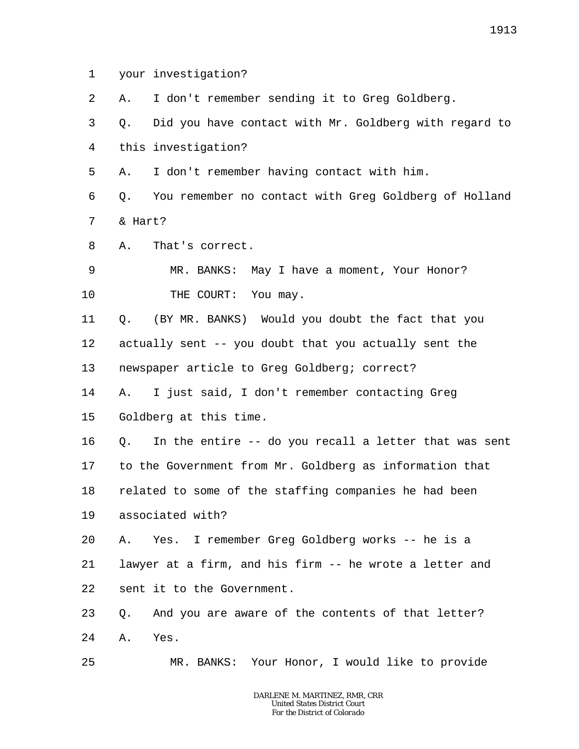1 your investigation?

2 A. I don't remember sending it to Greg Goldberg.

3 Q. Did you have contact with Mr. Goldberg with regard to

4 this investigation?

5 A. I don't remember having contact with him.

6 Q. You remember no contact with Greg Goldberg of Holland

7 & Hart?

8 A. That's correct.

9 MR. BANKS: May I have a moment, Your Honor?

10 THE COURT: You may.

11 Q. (BY MR. BANKS) Would you doubt the fact that you

12 actually sent -- you doubt that you actually sent the

13 newspaper article to Greg Goldberg; correct?

14 A. I just said, I don't remember contacting Greg

15 Goldberg at this time.

16 Q. In the entire -- do you recall a letter that was sent

17 to the Government from Mr. Goldberg as information that

18 related to some of the staffing companies he had been

19 associated with?

20 A. Yes. I remember Greg Goldberg works -- he is a

21 lawyer at a firm, and his firm -- he wrote a letter and

22 sent it to the Government.

23 Q. And you are aware of the contents of that letter?

24 A. Yes.

25 MR. BANKS: Your Honor, I would like to provide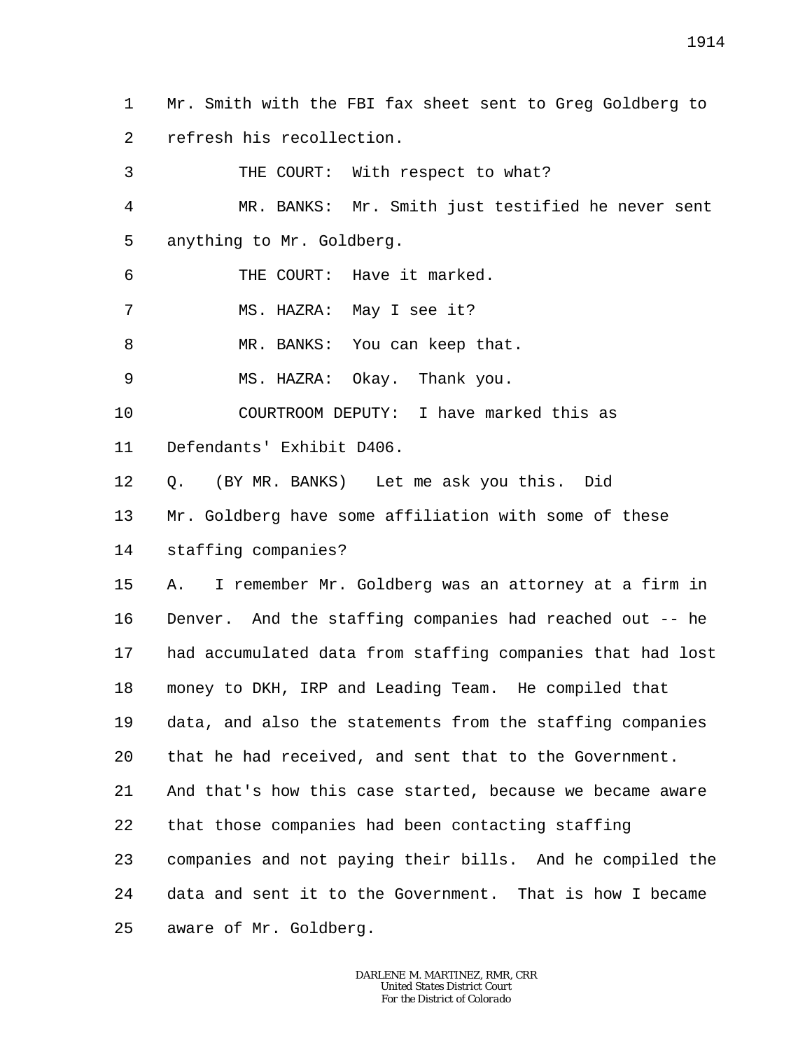Mr. Smith with the FBI fax sheet sent to Greg Goldberg to refresh his recollection.

THE COURT: With respect to what?

MR. BANKS: Mr. Smith just testified he never sent anything to Mr. Goldberg.

THE COURT: Have it marked.

MS. HAZRA: May I see it?

MR. BANKS: You can keep that.

MS. HAZRA: Okay. Thank you.

COURTROOM DEPUTY: I have marked this as Defendants' Exhibit D406.

Q. (BY MR. BANKS) Let me ask you this. Did Mr. Goldberg have some affiliation with some of these staffing companies?

A. I remember Mr. Goldberg was an attorney at a firm in Denver. And the staffing companies had reached out -- he had accumulated data from staffing companies that had lost money to DKH, IRP and Leading Team. He compiled that data, and also the statements from the staffing companies that he had received, and sent that to the Government. And that's how this case started, because we became aware that those companies had been contacting staffing companies and not paying their bills. And he compiled the data and sent it to the Government. That is how I became aware of Mr. Goldberg.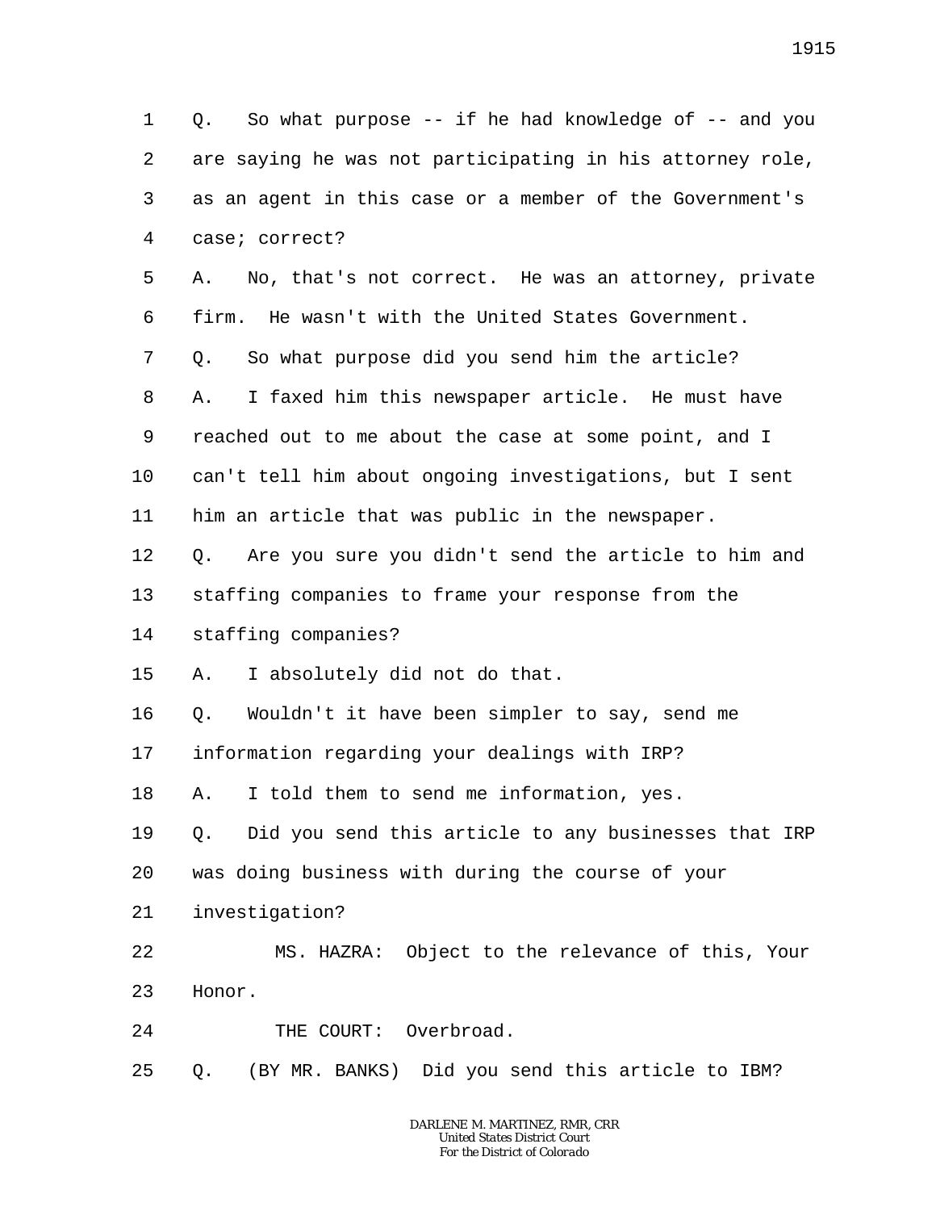1 Q. So what purpose -- if he had knowledge of -- and you
2 are saying he was not participating in his attorney role,
3 as an agent in this case or a member of the Government's
4 case; correct?
5 A. No, that's not correct. He was an attorney, private
6 firm. He wasn't with the United States Government.
7 Q. So what purpose did you send him the article?
8 A. I faxed him this newspaper article. He must have
9 reached out to me about the case at some point, and I
10 can't tell him about ongoing investigations, but I sent
11 him an article that was public in the newspaper.
12 Q. Are you sure you didn't send the article to him and
13 staffing companies to frame your response from the
14 staffing companies?
15 A. I absolutely did not do that.
16 Q. Wouldn't it have been simpler to say, send me
17 information regarding your dealings with IRP?
18 A. I told them to send me information, yes.
19 Q. Did you send this article to any businesses that IRP
20 was doing business with during the course of your
21 investigation?
22 MS. HAZRA: Object to the relevance of this, Your
23 Honor.
24 THE COURT: Overbroad.
25 Q. (BY MR. BANKS) Did you send this article to IBM?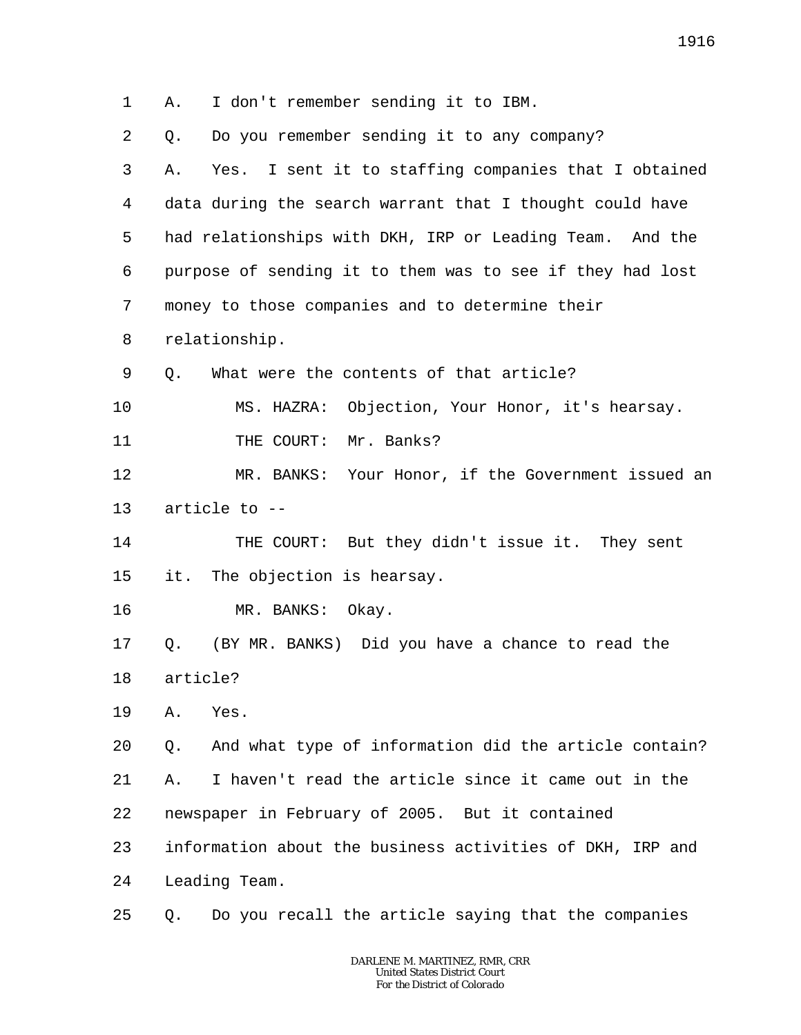1 A. I don't remember sending it to IBM.

2 Q. Do you remember sending it to any company?

3 A. Yes. I sent it to staffing companies that I obtained

4 data during the search warrant that I thought could have

5 had relationships with DKH, IRP or Leading Team. And the

6 purpose of sending it to them was to see if they had lost

7 money to those companies and to determine their

8 relationship.

9 Q. What were the contents of that article?

10 MS. HAZRA: Objection, Your Honor, it's hearsay.

11 THE COURT: Mr. Banks?

12 MR. BANKS: Your Honor, if the Government issued an

13 article to --

14 THE COURT: But they didn't issue it. They sent

15 it. The objection is hearsay.

16 MR. BANKS: Okay.

17 Q. (BY MR. BANKS) Did you have a chance to read the

18 article?

19 A. Yes.

20 Q. And what type of information did the article contain?

21 A. I haven't read the article since it came out in the

22 newspaper in February of 2005. But it contained

23 information about the business activities of DKH, IRP and

24 Leading Team.

25 Q. Do you recall the article saying that the companies

DARLENE M. MARTINEZ, RMR, CRR
United States District Court
For the District of Colorado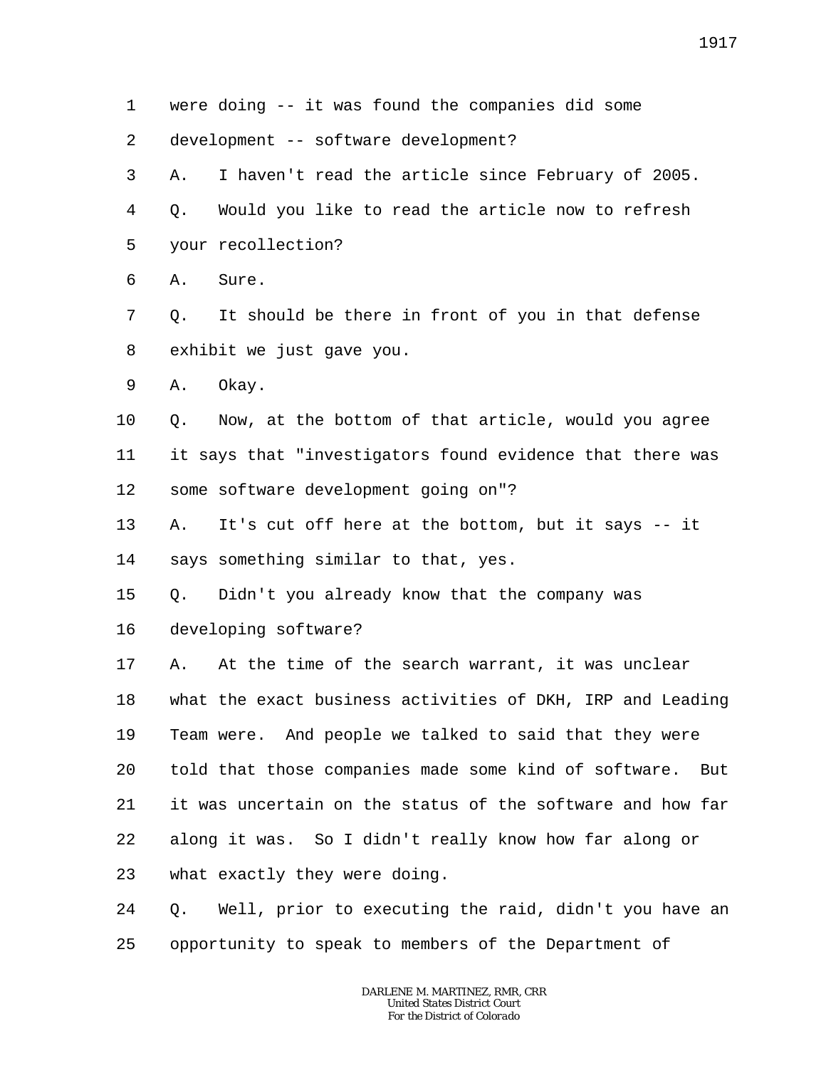were doing -- it was found the companies did some development -- software development?

A. I haven't read the article since February of 2005.

Q. Would you like to read the article now to refresh your recollection?

A. Sure.

Q. It should be there in front of you in that defense exhibit we just gave you.

A. Okay.

Q. Now, at the bottom of that article, would you agree it says that "investigators found evidence that there was some software development going on"?

A. It's cut off here at the bottom, but it says -- it says something similar to that, yes.

Q. Didn't you already know that the company was developing software?

A. At the time of the search warrant, it was unclear what the exact business activities of DKH, IRP and Leading Team were. And people we talked to said that they were told that those companies made some kind of software. But it was uncertain on the status of the software and how far along it was. So I didn't really know how far along or what exactly they were doing.

Q. Well, prior to executing the raid, didn't you have an opportunity to speak to members of the Department of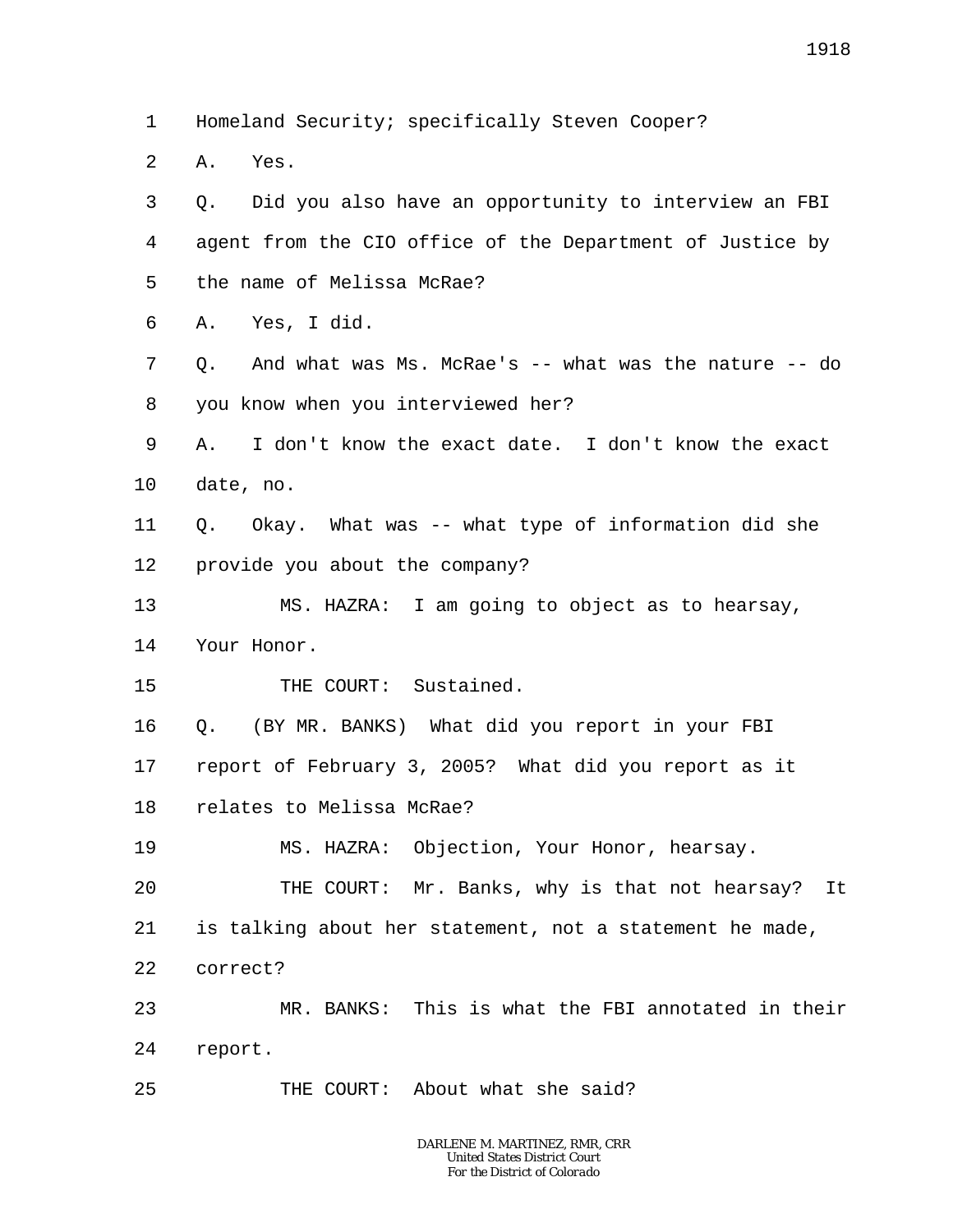1 Homeland Security; specifically Steven Cooper?

2 A. Yes.

3 Q. Did you also have an opportunity to interview an FBI

4 agent from the CIO office of the Department of Justice by

5 the name of Melissa McRae?

6 A. Yes, I did.

7 Q. And what was Ms. McRae's -- what was the nature -- do

8 you know when you interviewed her?

9 A. I don't know the exact date. I don't know the exact

10 date, no.

11 Q. Okay. What was -- what type of information did she

12 provide you about the company?

13 MS. HAZRA: I am going to object as to hearsay,

14 Your Honor.

15 THE COURT: Sustained.

16 Q. (BY MR. BANKS) What did you report in your FBI

17 report of February 3, 2005? What did you report as it

18 relates to Melissa McRae?

19 MS. HAZRA: Objection, Your Honor, hearsay.

20 THE COURT: Mr. Banks, why is that not hearsay? It

21 is talking about her statement, not a statement he made,

22 correct?

23 MR. BANKS: This is what the FBI annotated in their

24 report.

25 THE COURT: About what she said?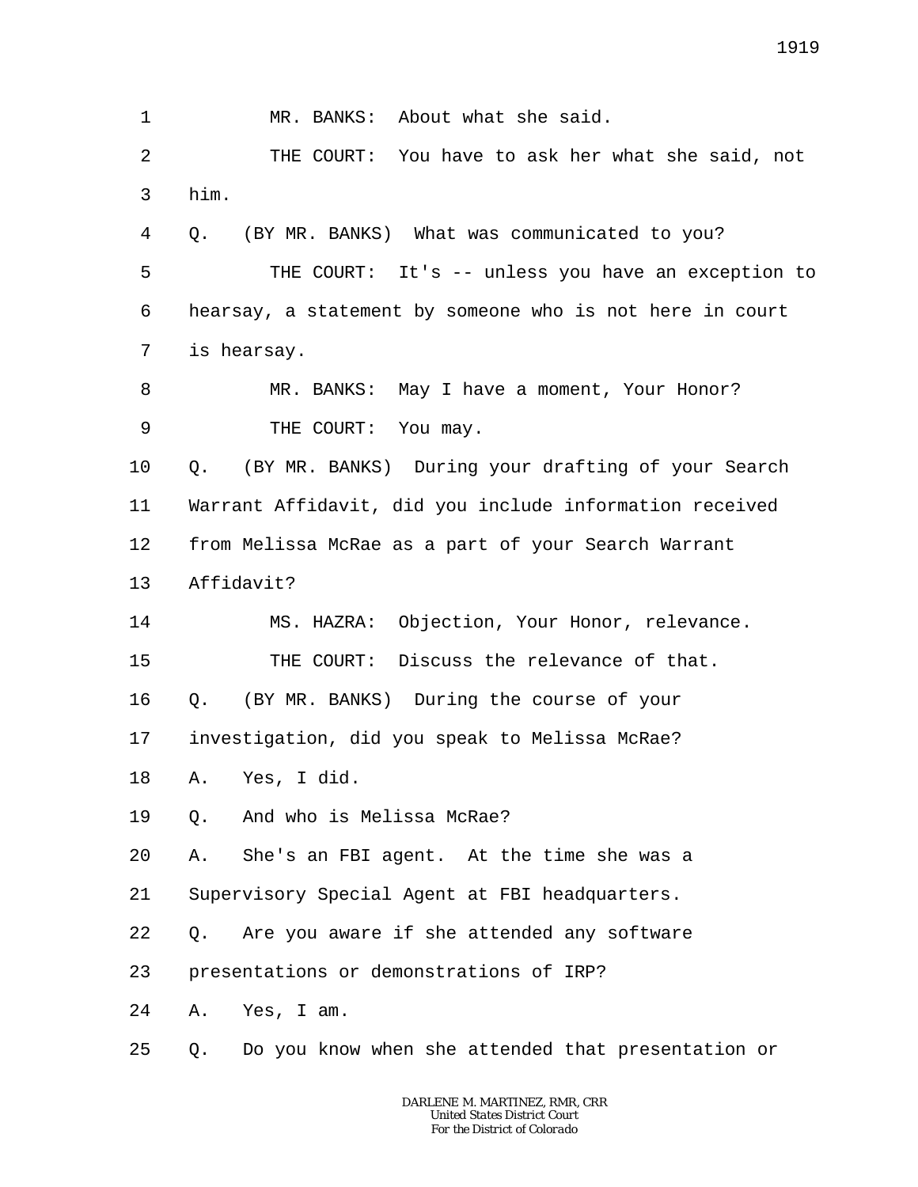1 MR. BANKS: About what she said.

2 THE COURT: You have to ask her what she said, not

3 him.

4 Q. (BY MR. BANKS) What was communicated to you?

5 THE COURT: It's -- unless you have an exception to

6 hearsay, a statement by someone who is not here in court

7 is hearsay.

8 MR. BANKS: May I have a moment, Your Honor?

9 THE COURT: You may.

10 Q. (BY MR. BANKS) During your drafting of your Search

11 Warrant Affidavit, did you include information received

12 from Melissa McRae as a part of your Search Warrant

13 Affidavit?

14 MS. HAZRA: Objection, Your Honor, relevance.

15 THE COURT: Discuss the relevance of that.

16 Q. (BY MR. BANKS) During the course of your

17 investigation, did you speak to Melissa McRae?

18 A. Yes, I did.

19 Q. And who is Melissa McRae?

20 A. She's an FBI agent. At the time she was a

21 Supervisory Special Agent at FBI headquarters.

22 Q. Are you aware if she attended any software

23 presentations or demonstrations of IRP?

24 A. Yes, I am.

25 Q. Do you know when she attended that presentation or

DARLENE M. MARTINEZ, RMR, CRR
United States District Court
For the District of Colorado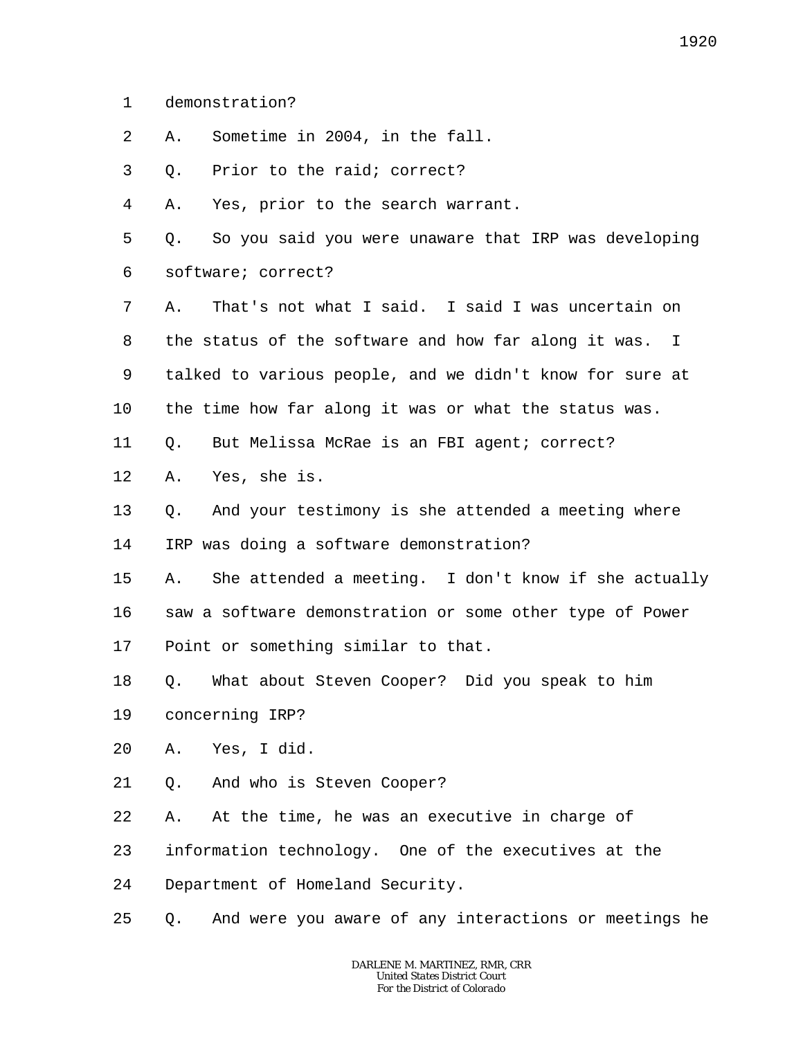1 demonstration?

2 A. Sometime in 2004, in the fall.

3 Q. Prior to the raid; correct?

4 A. Yes, prior to the search warrant.

5 Q. So you said you were unaware that IRP was developing

6 software; correct?

7 A. That's not what I said. I said I was uncertain on

8 the status of the software and how far along it was. I

9 talked to various people, and we didn't know for sure at

10 the time how far along it was or what the status was.

11 Q. But Melissa McRae is an FBI agent; correct?

12 A. Yes, she is.

13 Q. And your testimony is she attended a meeting where

14 IRP was doing a software demonstration?

15 A. She attended a meeting. I don't know if she actually

16 saw a software demonstration or some other type of Power

17 Point or something similar to that.

18 Q. What about Steven Cooper? Did you speak to him

19 concerning IRP?

20 A. Yes, I did.

21 Q. And who is Steven Cooper?

22 A. At the time, he was an executive in charge of

23 information technology. One of the executives at the

24 Department of Homeland Security.

25 Q. And were you aware of any interactions or meetings he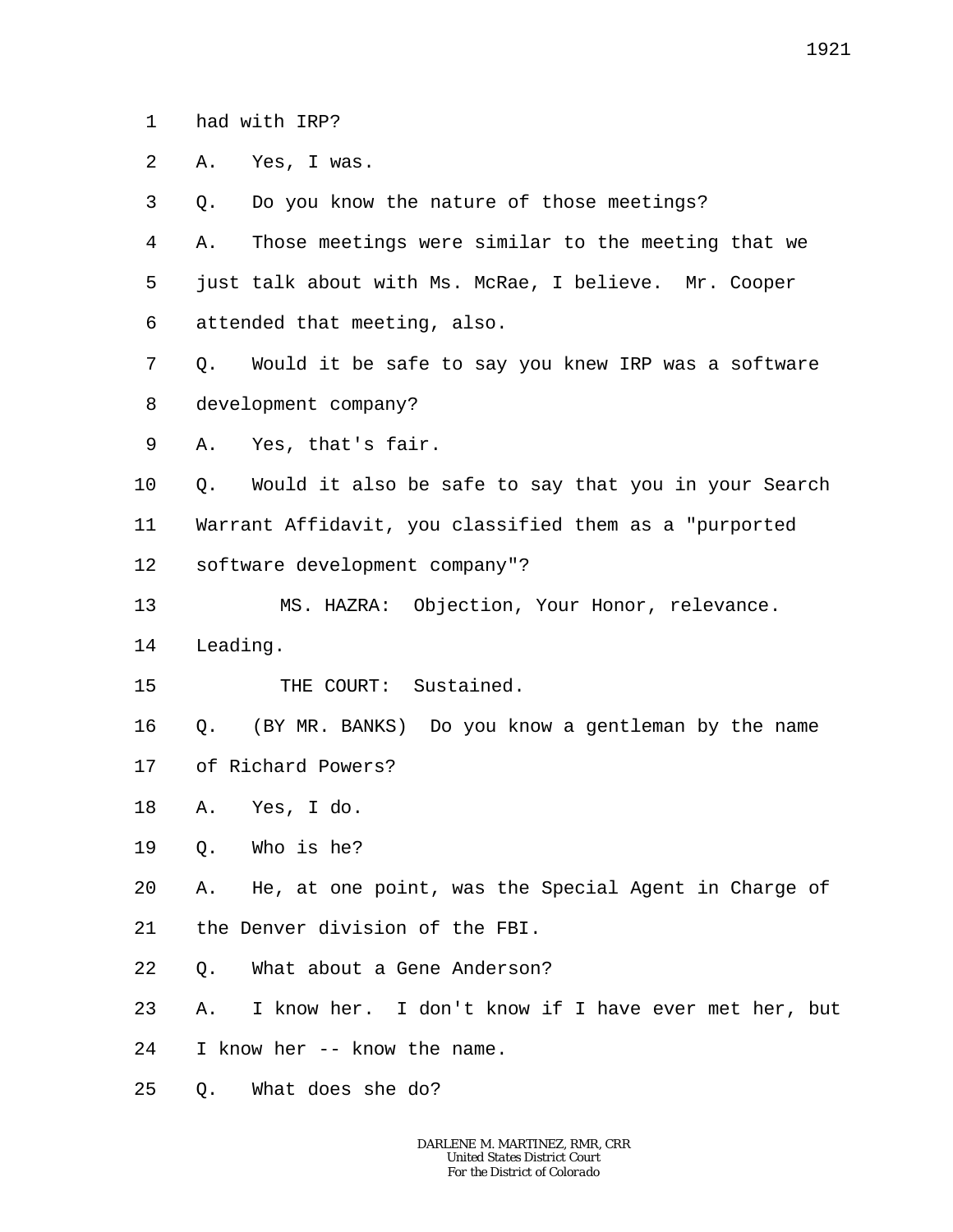1 had with IRP?

2 A. Yes, I was.

3 Q. Do you know the nature of those meetings?

4 A. Those meetings were similar to the meeting that we

5 just talk about with Ms. McRae, I believe. Mr. Cooper

6 attended that meeting, also.

7 Q. Would it be safe to say you knew IRP was a software

8 development company?

9 A. Yes, that's fair.

10 Q. Would it also be safe to say that you in your Search

11 Warrant Affidavit, you classified them as a "purported

12 software development company"?

13 MS. HAZRA: Objection, Your Honor, relevance.

14 Leading.

15 THE COURT: Sustained.

16 Q. (BY MR. BANKS) Do you know a gentleman by the name

17 of Richard Powers?

18 A. Yes, I do.

19 Q. Who is he?

20 A. He, at one point, was the Special Agent in Charge of

21 the Denver division of the FBI.

22 Q. What about a Gene Anderson?

23 A. I know her. I don't know if I have ever met her, but

24 I know her -- know the name.

25 Q. What does she do?

DARLENE M. MARTINEZ, RMR, CRR
United States District Court
For the District of Colorado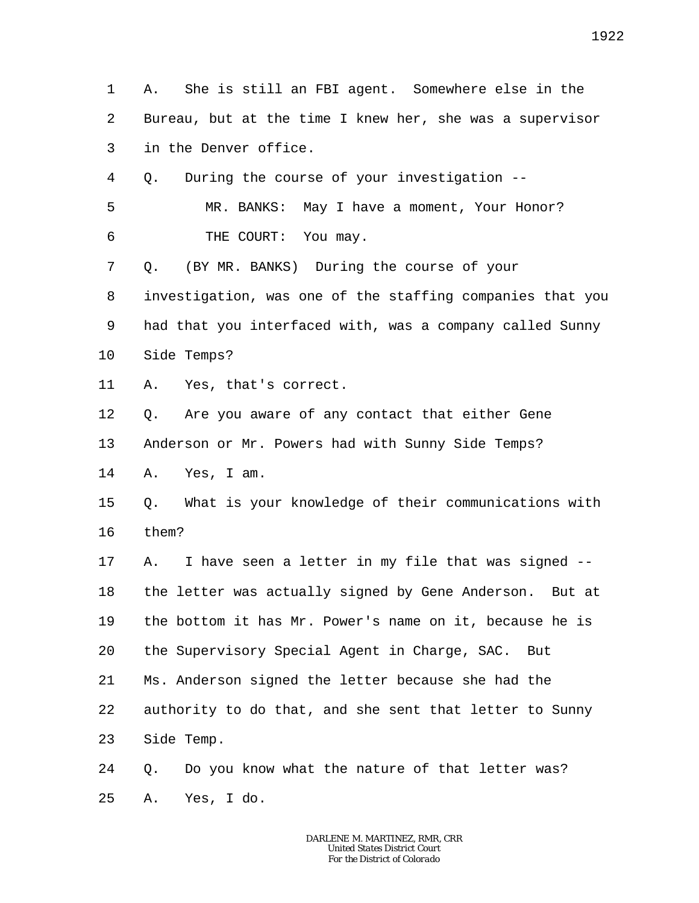1 A. She is still an FBI agent. Somewhere else in the
2 Bureau, but at the time I knew her, she was a supervisor
3 in the Denver office.
4 Q. During the course of your investigation --
5 MR. BANKS: May I have a moment, Your Honor?
6 THE COURT: You may.
7 Q. (BY MR. BANKS) During the course of your
8 investigation, was one of the staffing companies that you
9 had that you interfaced with, was a company called Sunny
10 Side Temps?
11 A. Yes, that's correct.
12 Q. Are you aware of any contact that either Gene
13 Anderson or Mr. Powers had with Sunny Side Temps?
14 A. Yes, I am.
15 Q. What is your knowledge of their communications with
16 them?
17 A. I have seen a letter in my file that was signed --
18 the letter was actually signed by Gene Anderson. But at
19 the bottom it has Mr. Power's name on it, because he is
20 the Supervisory Special Agent in Charge, SAC. But
21 Ms. Anderson signed the letter because she had the
22 authority to do that, and she sent that letter to Sunny
23 Side Temp.
24 Q. Do you know what the nature of that letter was?
25 A. Yes, I do.

DARLENE M. MARTINEZ, RMR, CRR
United States District Court
For the District of Colorado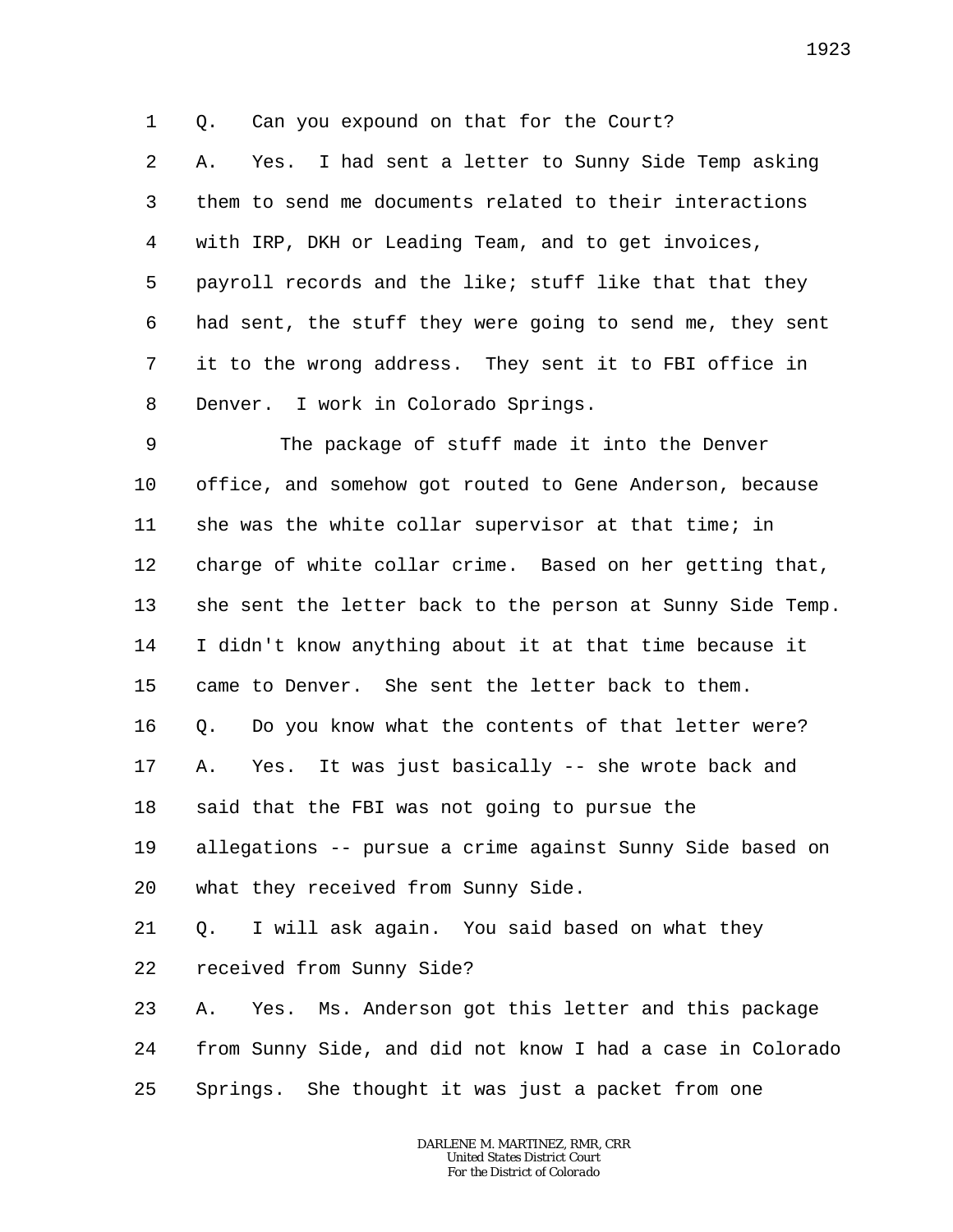Q. Can you expound on that for the Court?

A. Yes. I had sent a letter to Sunny Side Temp asking them to send me documents related to their interactions with IRP, DKH or Leading Team, and to get invoices, payroll records and the like; stuff like that that they had sent, the stuff they were going to send me, they sent it to the wrong address. They sent it to FBI office in Denver. I work in Colorado Springs.

The package of stuff made it into the Denver office, and somehow got routed to Gene Anderson, because she was the white collar supervisor at that time; in charge of white collar crime. Based on her getting that, she sent the letter back to the person at Sunny Side Temp. I didn't know anything about it at that time because it came to Denver. She sent the letter back to them.

Q. Do you know what the contents of that letter were?

A. Yes. It was just basically -- she wrote back and said that the FBI was not going to pursue the allegations -- pursue a crime against Sunny Side based on what they received from Sunny Side.

Q. I will ask again. You said based on what they received from Sunny Side?

A. Yes. Ms. Anderson got this letter and this package from Sunny Side, and did not know I had a case in Colorado Springs. She thought it was just a packet from one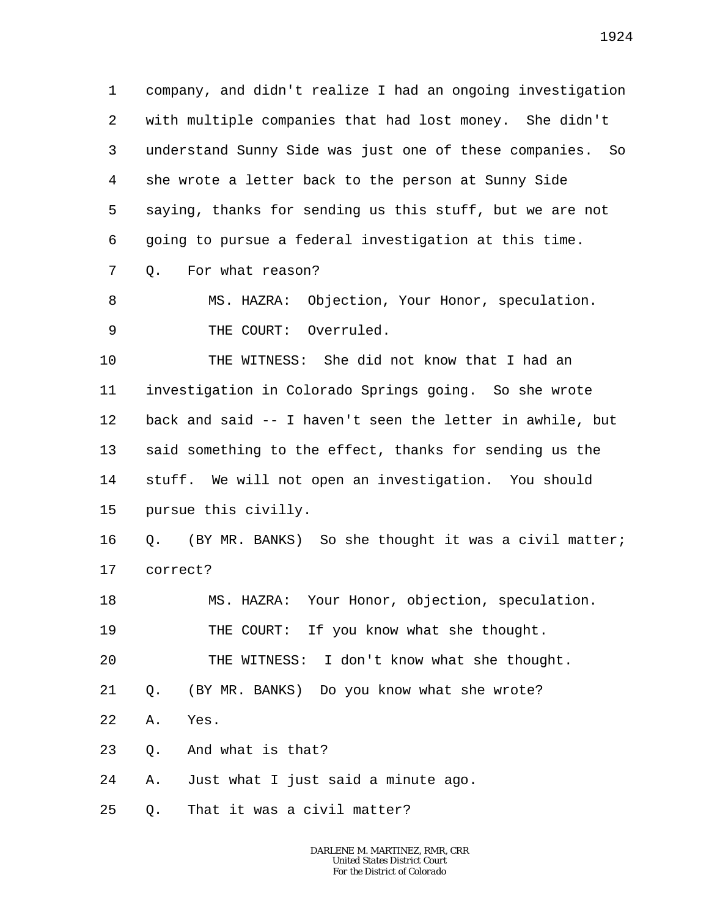1 company, and didn't realize I had an ongoing investigation
2 with multiple companies that had lost money. She didn't
3 understand Sunny Side was just one of these companies. So
4 she wrote a letter back to the person at Sunny Side
5 saying, thanks for sending us this stuff, but we are not
6 going to pursue a federal investigation at this time.
7 Q. For what reason?
8 MS. HAZRA: Objection, Your Honor, speculation.
9 THE COURT: Overruled.
10 THE WITNESS: She did not know that I had an
11 investigation in Colorado Springs going. So she wrote
12 back and said -- I haven't seen the letter in awhile, but
13 said something to the effect, thanks for sending us the
14 stuff. We will not open an investigation. You should
15 pursue this civilly.
16 Q. (BY MR. BANKS) So she thought it was a civil matter;
17 correct?
18 MS. HAZRA: Your Honor, objection, speculation.
19 THE COURT: If you know what she thought.
20 THE WITNESS: I don't know what she thought.
21 Q. (BY MR. BANKS) Do you know what she wrote?
22 A. Yes.
23 Q. And what is that?
24 A. Just what I just said a minute ago.
25 Q. That it was a civil matter?

DARLENE M. MARTINEZ, RMR, CRR
United States District Court
For the District of Colorado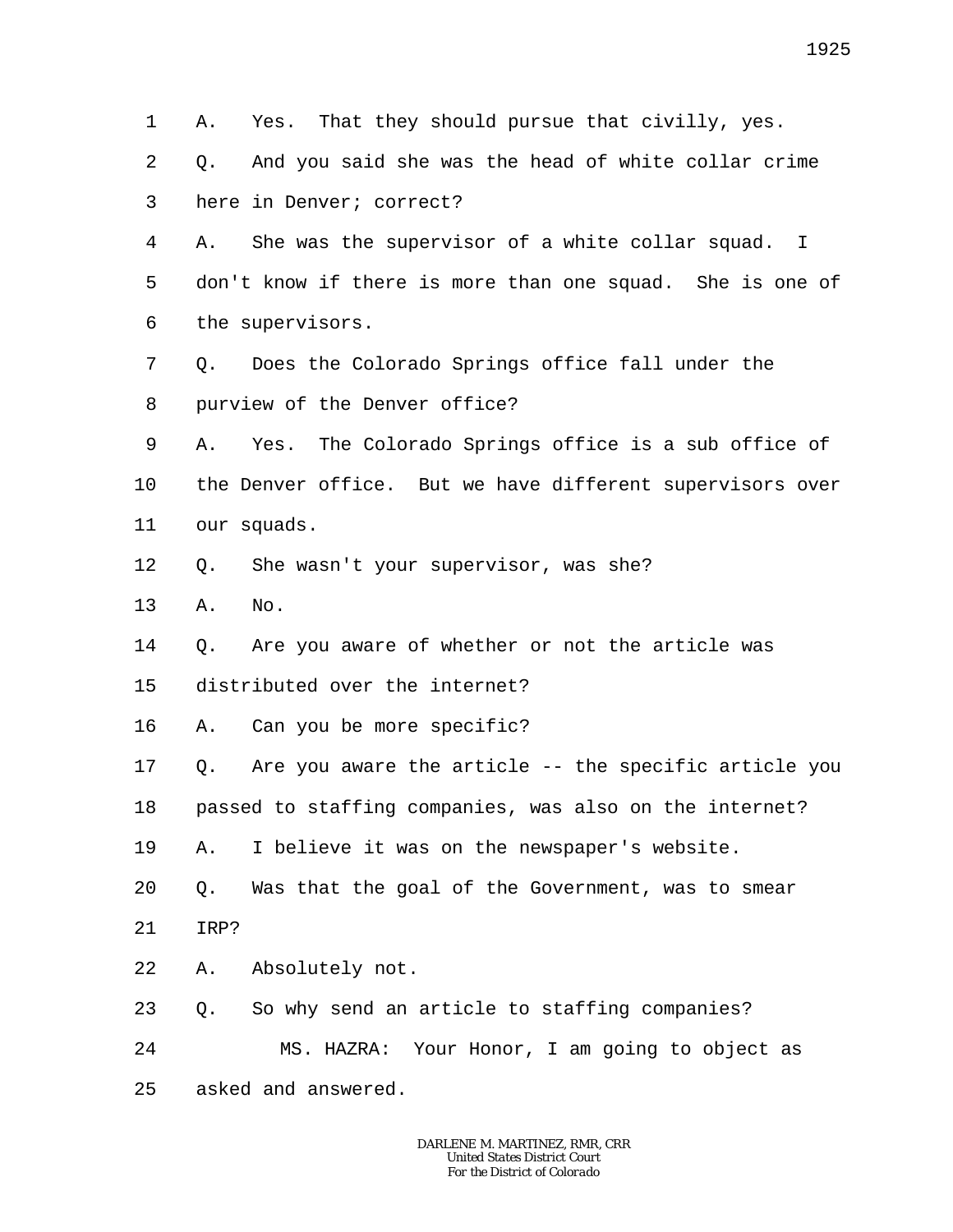1 A. Yes. That they should pursue that civilly, yes.

2 Q. And you said she was the head of white collar crime

3 here in Denver; correct?

4 A. She was the supervisor of a white collar squad. I

5 don't know if there is more than one squad. She is one of

6 the supervisors.

7 Q. Does the Colorado Springs office fall under the

8 purview of the Denver office?

9 A. Yes. The Colorado Springs office is a sub office of

10 the Denver office. But we have different supervisors over

11 our squads.

12 Q. She wasn't your supervisor, was she?

13 A. No.

14 Q. Are you aware of whether or not the article was

15 distributed over the internet?

16 A. Can you be more specific?

17 Q. Are you aware the article -- the specific article you

18 passed to staffing companies, was also on the internet?

19 A. I believe it was on the newspaper's website.

20 Q. Was that the goal of the Government, was to smear

21 IRP?

22 A. Absolutely not.

23 Q. So why send an article to staffing companies?

24 MS. HAZRA: Your Honor, I am going to object as

25 asked and answered.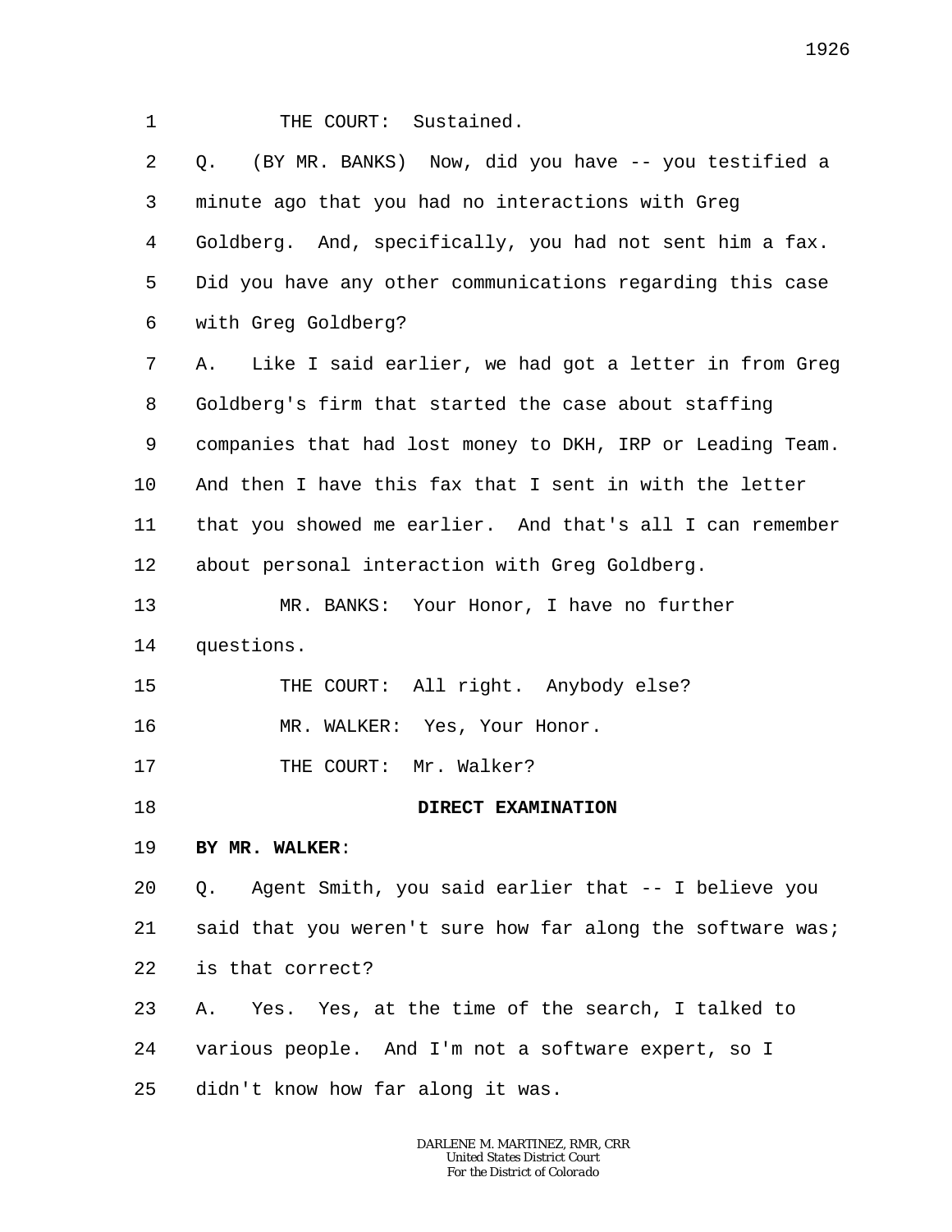THE COURT: Sustained.

Q. (BY MR. BANKS) Now, did you have -- you testified a minute ago that you had no interactions with Greg Goldberg. And, specifically, you had not sent him a fax. Did you have any other communications regarding this case with Greg Goldberg?

A. Like I said earlier, we had got a letter in from Greg Goldberg's firm that started the case about staffing companies that had lost money to DKH, IRP or Leading Team. And then I have this fax that I sent in with the letter that you showed me earlier. And that's all I can remember about personal interaction with Greg Goldberg.

MR. BANKS: Your Honor, I have no further questions.

THE COURT: All right. Anybody else?

MR. WALKER: Yes, Your Honor.

THE COURT: Mr. Walker?

**DIRECT EXAMINATION**

**BY MR. WALKER**:

Q. Agent Smith, you said earlier that -- I believe you said that you weren't sure how far along the software was; is that correct?

A. Yes. Yes, at the time of the search, I talked to various people. And I'm not a software expert, so I didn't know how far along it was.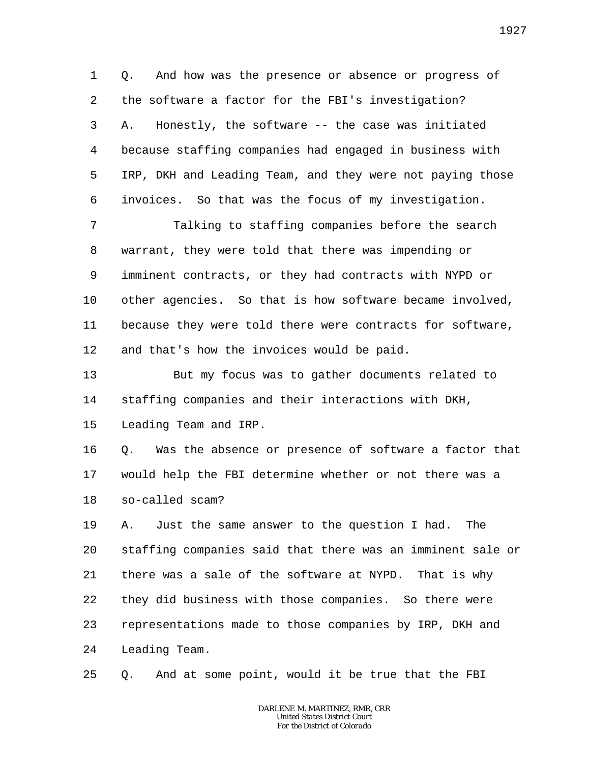1 Q. And how was the presence or absence or progress of
2 the software a factor for the FBI's investigation?
3 A. Honestly, the software -- the case was initiated
4 because staffing companies had engaged in business with
5 IRP, DKH and Leading Team, and they were not paying those
6 invoices. So that was the focus of my investigation.
7 Talking to staffing companies before the search
8 warrant, they were told that there was impending or
9 imminent contracts, or they had contracts with NYPD or
10 other agencies. So that is how software became involved,
11 because they were told there were contracts for software,
12 and that's how the invoices would be paid.
13 But my focus was to gather documents related to
14 staffing companies and their interactions with DKH,
15 Leading Team and IRP.
16 Q. Was the absence or presence of software a factor that
17 would help the FBI determine whether or not there was a
18 so-called scam?
19 A. Just the same answer to the question I had. The
20 staffing companies said that there was an imminent sale or
21 there was a sale of the software at NYPD. That is why
22 they did business with those companies. So there were
23 representations made to those companies by IRP, DKH and
24 Leading Team.
25 Q. And at some point, would it be true that the FBI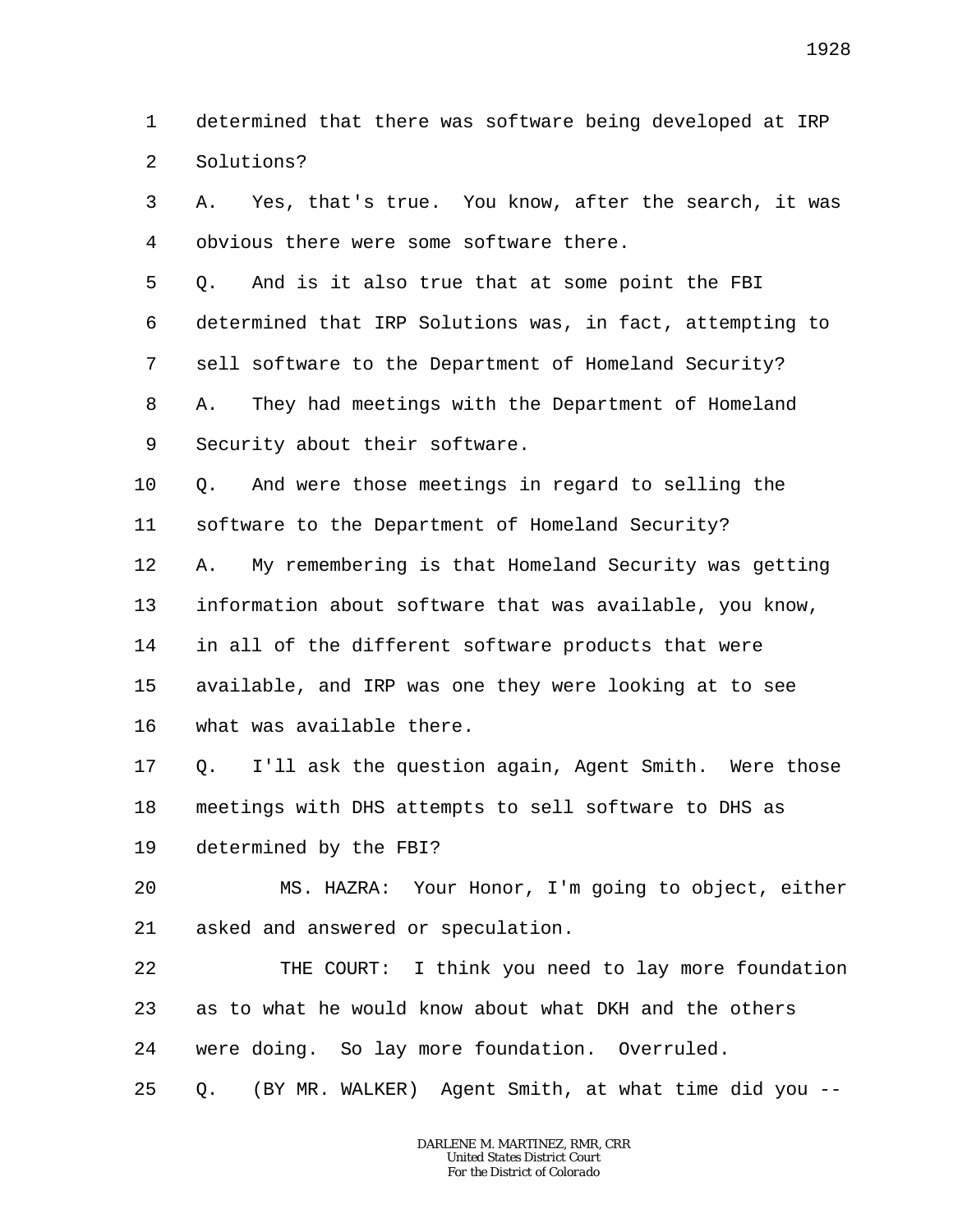1 determined that there was software being developed at IRP
2 Solutions?
3 A. Yes, that's true. You know, after the search, it was
4 obvious there were some software there.
5 Q. And is it also true that at some point the FBI
6 determined that IRP Solutions was, in fact, attempting to
7 sell software to the Department of Homeland Security?
8 A. They had meetings with the Department of Homeland
9 Security about their software.
10 Q. And were those meetings in regard to selling the
11 software to the Department of Homeland Security?
12 A. My remembering is that Homeland Security was getting
13 information about software that was available, you know,
14 in all of the different software products that were
15 available, and IRP was one they were looking at to see
16 what was available there.
17 Q. I'll ask the question again, Agent Smith. Were those
18 meetings with DHS attempts to sell software to DHS as
19 determined by the FBI?
20 MS. HAZRA: Your Honor, I'm going to object, either
21 asked and answered or speculation.
22 THE COURT: I think you need to lay more foundation
23 as to what he would know about what DKH and the others
24 were doing. So lay more foundation. Overruled.
25 Q. (BY MR. WALKER) Agent Smith, at what time did you --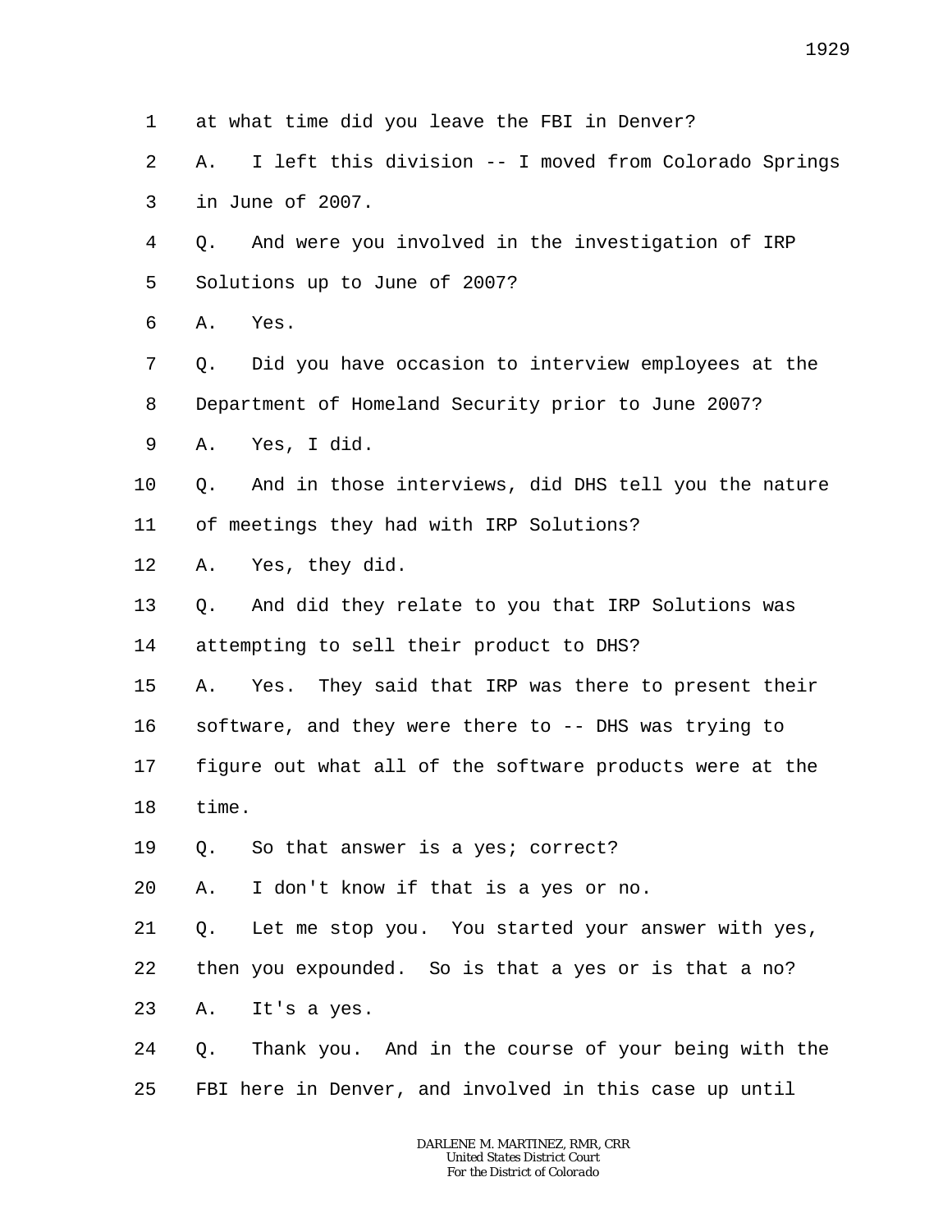1 at what time did you leave the FBI in Denver?

2 A. I left this division -- I moved from Colorado Springs

3 in June of 2007.

4 Q. And were you involved in the investigation of IRP

5 Solutions up to June of 2007?

6 A. Yes.

7 Q. Did you have occasion to interview employees at the

8 Department of Homeland Security prior to June 2007?

9 A. Yes, I did.

10 Q. And in those interviews, did DHS tell you the nature

11 of meetings they had with IRP Solutions?

12 A. Yes, they did.

13 Q. And did they relate to you that IRP Solutions was

14 attempting to sell their product to DHS?

15 A. Yes. They said that IRP was there to present their

16 software, and they were there to -- DHS was trying to

17 figure out what all of the software products were at the

18 time.

19 Q. So that answer is a yes; correct?

20 A. I don't know if that is a yes or no.

21 Q. Let me stop you. You started your answer with yes,

22 then you expounded. So is that a yes or is that a no?

23 A. It's a yes.

24 Q. Thank you. And in the course of your being with the

25 FBI here in Denver, and involved in this case up until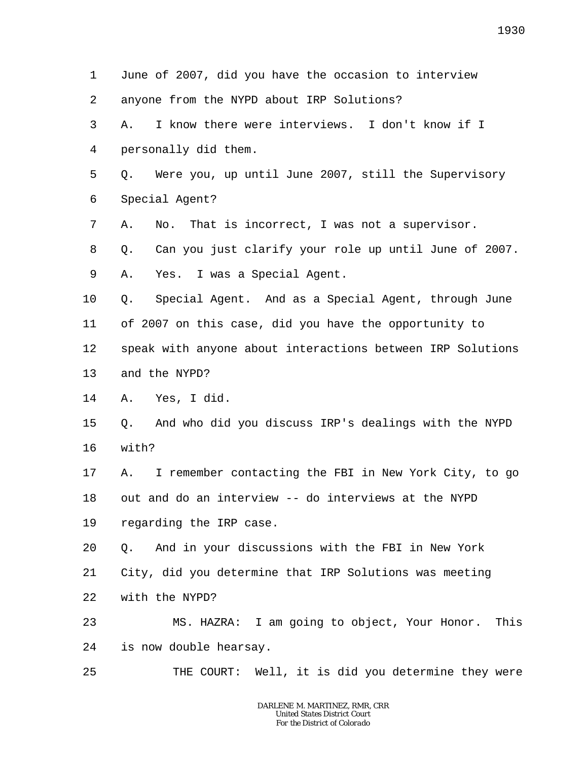1 June of 2007, did you have the occasion to interview
2 anyone from the NYPD about IRP Solutions?
3 A. I know there were interviews. I don't know if I
4 personally did them.
5 Q. Were you, up until June 2007, still the Supervisory
6 Special Agent?
7 A. No. That is incorrect, I was not a supervisor.
8 Q. Can you just clarify your role up until June of 2007.
9 A. Yes. I was a Special Agent.
10 Q. Special Agent. And as a Special Agent, through June
11 of 2007 on this case, did you have the opportunity to
12 speak with anyone about interactions between IRP Solutions
13 and the NYPD?
14 A. Yes, I did.
15 Q. And who did you discuss IRP's dealings with the NYPD
16 with?
17 A. I remember contacting the FBI in New York City, to go
18 out and do an interview -- do interviews at the NYPD
19 regarding the IRP case.
20 Q. And in your discussions with the FBI in New York
21 City, did you determine that IRP Solutions was meeting
22 with the NYPD?
23 MS. HAZRA: I am going to object, Your Honor. This
24 is now double hearsay.
25 THE COURT: Well, it is did you determine they were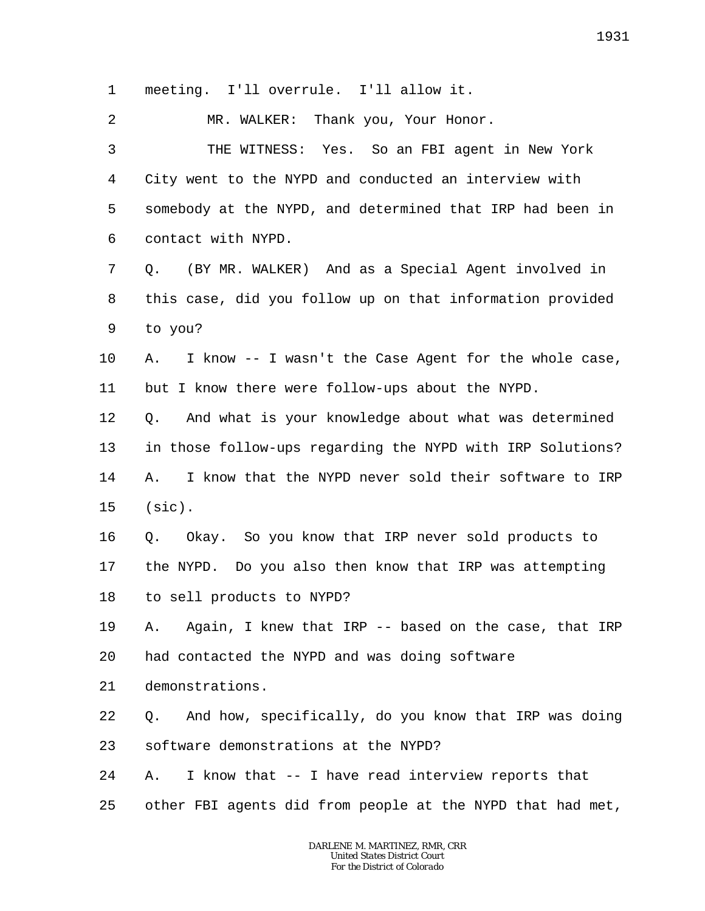1 meeting. I'll overrule. I'll allow it.

2 MR. WALKER: Thank you, Your Honor.

3 THE WITNESS: Yes. So an FBI agent in New York

4 City went to the NYPD and conducted an interview with

5 somebody at the NYPD, and determined that IRP had been in

6 contact with NYPD.

7 Q. (BY MR. WALKER) And as a Special Agent involved in

8 this case, did you follow up on that information provided

9 to you?

10 A. I know -- I wasn't the Case Agent for the whole case,

11 but I know there were follow-ups about the NYPD.

12 Q. And what is your knowledge about what was determined

13 in those follow-ups regarding the NYPD with IRP Solutions?

14 A. I know that the NYPD never sold their software to IRP

15 (sic).

16 Q. Okay. So you know that IRP never sold products to

17 the NYPD. Do you also then know that IRP was attempting

18 to sell products to NYPD?

19 A. Again, I knew that IRP -- based on the case, that IRP

20 had contacted the NYPD and was doing software

21 demonstrations.

22 Q. And how, specifically, do you know that IRP was doing

23 software demonstrations at the NYPD?

24 A. I know that -- I have read interview reports that

25 other FBI agents did from people at the NYPD that had met,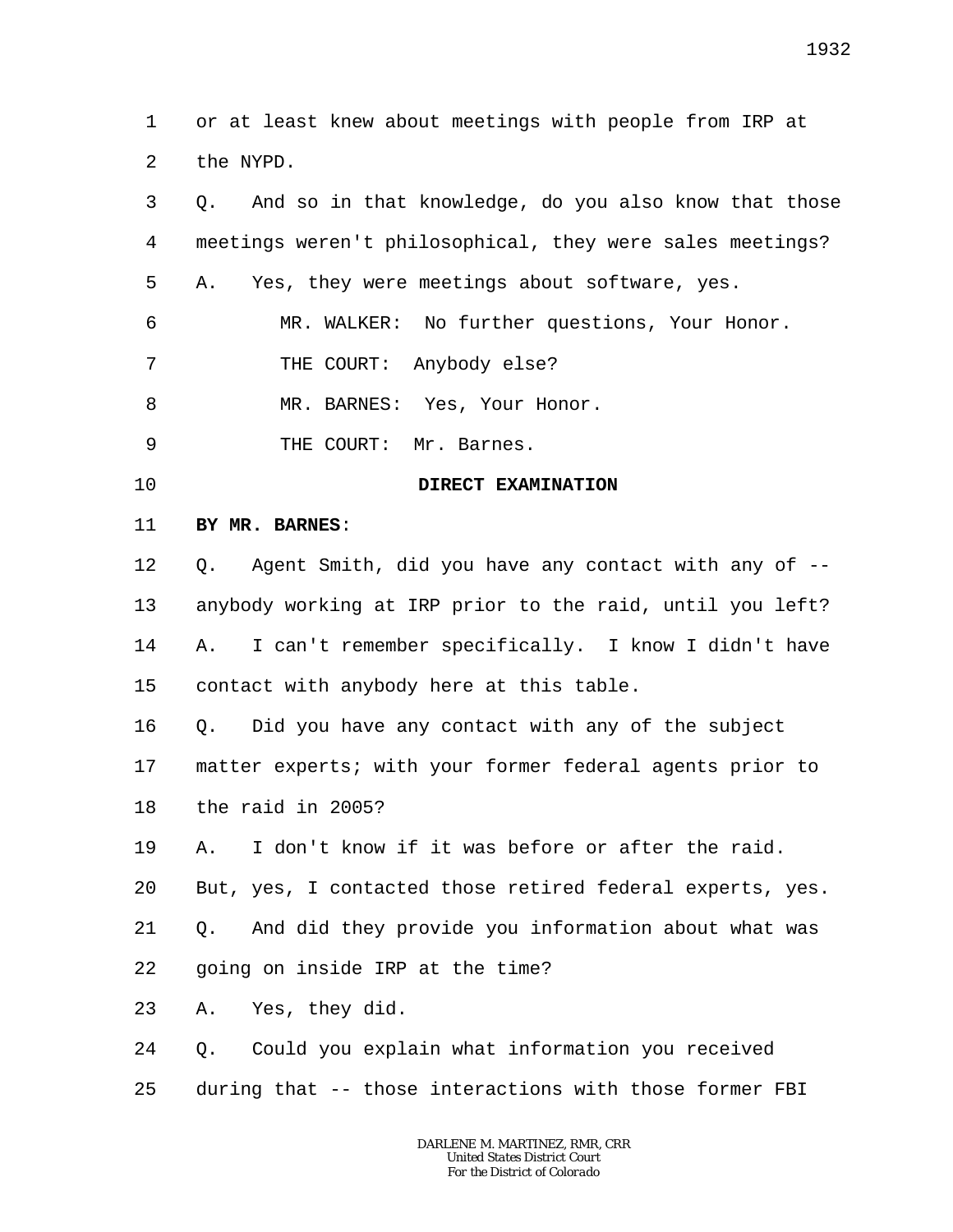or at least knew about meetings with people from IRP at the NYPD.

Q. And so in that knowledge, do you also know that those meetings weren't philosophical, they were sales meetings?

A. Yes, they were meetings about software, yes.

MR. WALKER: No further questions, Your Honor.

THE COURT: Anybody else?

MR. BARNES: Yes, Your Honor.

THE COURT: Mr. Barnes.

**DIRECT EXAMINATION**

**BY MR. BARNES**:

Q. Agent Smith, did you have any contact with any of -- anybody working at IRP prior to the raid, until you left?

A. I can't remember specifically. I know I didn't have contact with anybody here at this table.

Q. Did you have any contact with any of the subject matter experts; with your former federal agents prior to the raid in 2005?

A. I don't know if it was before or after the raid. But, yes, I contacted those retired federal experts, yes.

Q. And did they provide you information about what was going on inside IRP at the time?

A. Yes, they did.

Q. Could you explain what information you received during that -- those interactions with those former FBI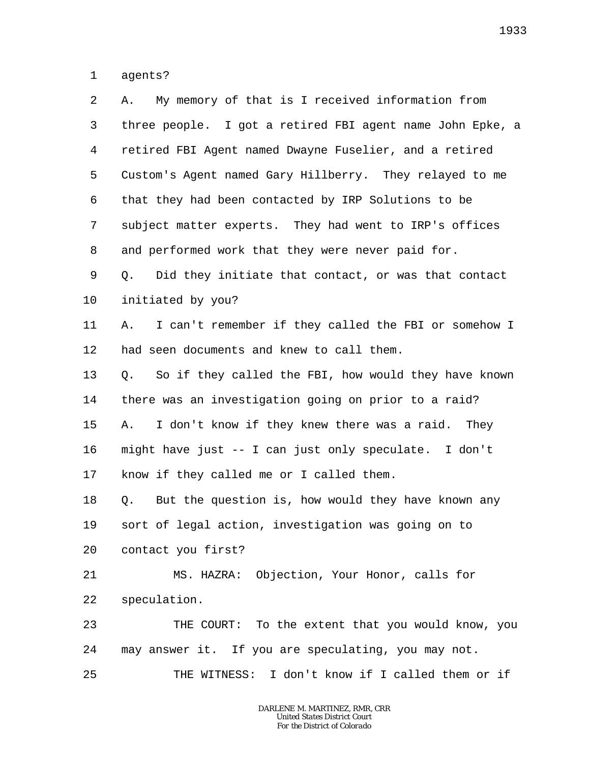1 agents?

2 A. My memory of that is I received information from

3 three people. I got a retired FBI agent name John Epke, a

4 retired FBI Agent named Dwayne Fuselier, and a retired

5 Custom's Agent named Gary Hillberry. They relayed to me

6 that they had been contacted by IRP Solutions to be

7 subject matter experts. They had went to IRP's offices

8 and performed work that they were never paid for.

9 Q. Did they initiate that contact, or was that contact

10 initiated by you?

11 A. I can't remember if they called the FBI or somehow I

12 had seen documents and knew to call them.

13 Q. So if they called the FBI, how would they have known

14 there was an investigation going on prior to a raid?

15 A. I don't know if they knew there was a raid. They

16 might have just -- I can just only speculate. I don't

17 know if they called me or I called them.

18 Q. But the question is, how would they have known any

19 sort of legal action, investigation was going on to

20 contact you first?

21 MS. HAZRA: Objection, Your Honor, calls for

22 speculation.

23 THE COURT: To the extent that you would know, you

24 may answer it. If you are speculating, you may not.

25 THE WITNESS: I don't know if I called them or if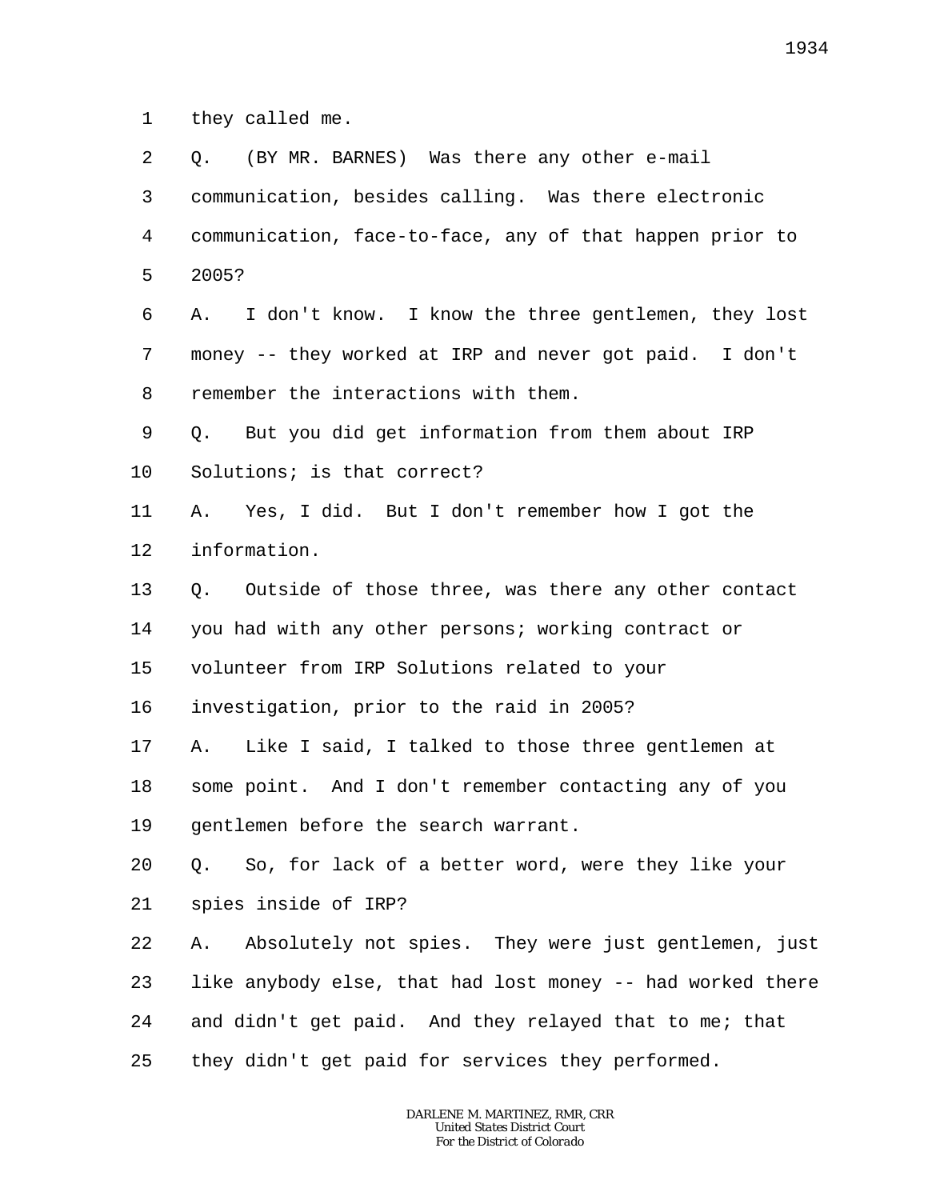1 they called me.

2 Q. (BY MR. BARNES) Was there any other e-mail

3 communication, besides calling. Was there electronic

4 communication, face-to-face, any of that happen prior to

5 2005?

6 A. I don't know. I know the three gentlemen, they lost

7 money -- they worked at IRP and never got paid. I don't

8 remember the interactions with them.

9 Q. But you did get information from them about IRP

10 Solutions; is that correct?

11 A. Yes, I did. But I don't remember how I got the

12 information.

13 Q. Outside of those three, was there any other contact

14 you had with any other persons; working contract or

15 volunteer from IRP Solutions related to your

16 investigation, prior to the raid in 2005?

17 A. Like I said, I talked to those three gentlemen at

18 some point. And I don't remember contacting any of you

19 gentlemen before the search warrant.

20 Q. So, for lack of a better word, were they like your

21 spies inside of IRP?

22 A. Absolutely not spies. They were just gentlemen, just

23 like anybody else, that had lost money -- had worked there

24 and didn't get paid. And they relayed that to me; that

25 they didn't get paid for services they performed.

DARLENE M. MARTINEZ, RMR, CRR
United States District Court
For the District of Colorado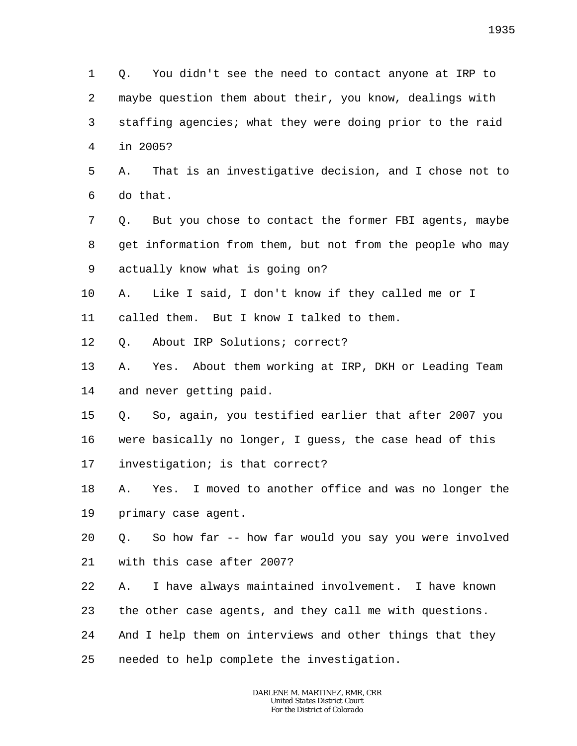Q. You didn't see the need to contact anyone at IRP to maybe question them about their, you know, dealings with staffing agencies; what they were doing prior to the raid in 2005?

A. That is an investigative decision, and I chose not to do that.

Q. But you chose to contact the former FBI agents, maybe get information from them, but not from the people who may actually know what is going on?

A. Like I said, I don't know if they called me or I called them. But I know I talked to them.

Q. About IRP Solutions; correct?

A. Yes. About them working at IRP, DKH or Leading Team and never getting paid.

Q. So, again, you testified earlier that after 2007 you were basically no longer, I guess, the case head of this investigation; is that correct?

A. Yes. I moved to another office and was no longer the primary case agent.

Q. So how far -- how far would you say you were involved with this case after 2007?

A. I have always maintained involvement. I have known the other case agents, and they call me with questions. And I help them on interviews and other things that they needed to help complete the investigation.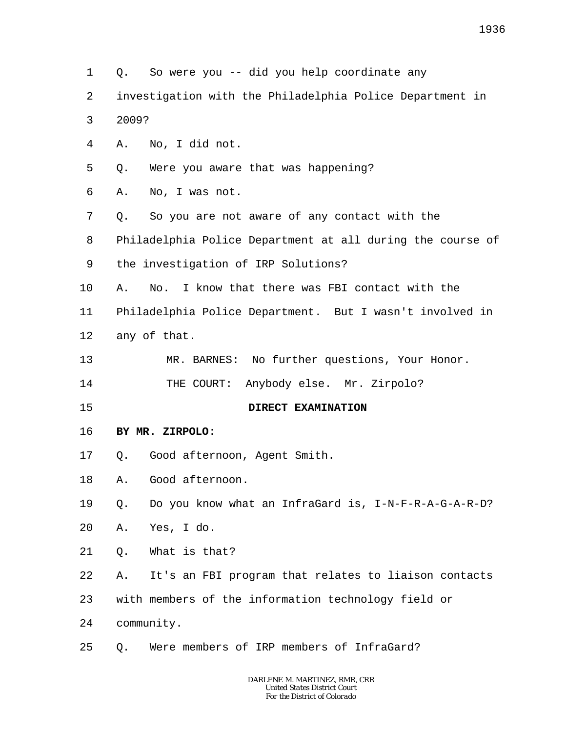1 Q. So were you -- did you help coordinate any
2 investigation with the Philadelphia Police Department in
3 2009?
4 A. No, I did not.
5 Q. Were you aware that was happening?
6 A. No, I was not.
7 Q. So you are not aware of any contact with the
8 Philadelphia Police Department at all during the course of
9 the investigation of IRP Solutions?
10 A. No. I know that there was FBI contact with the
11 Philadelphia Police Department. But I wasn't involved in
12 any of that.
13 MR. BARNES: No further questions, Your Honor.
14 THE COURT: Anybody else. Mr. Zirpolo?
15 **DIRECT EXAMINATION**
16 **BY MR. ZIRPOLO**:
17 Q. Good afternoon, Agent Smith.
18 A. Good afternoon.
19 Q. Do you know what an InfraGard is, I-N-F-R-A-G-A-R-D?
20 A. Yes, I do.
21 Q. What is that?
22 A. It's an FBI program that relates to liaison contacts
23 with members of the information technology field or
24 community.
25 Q. Were members of IRP members of InfraGard?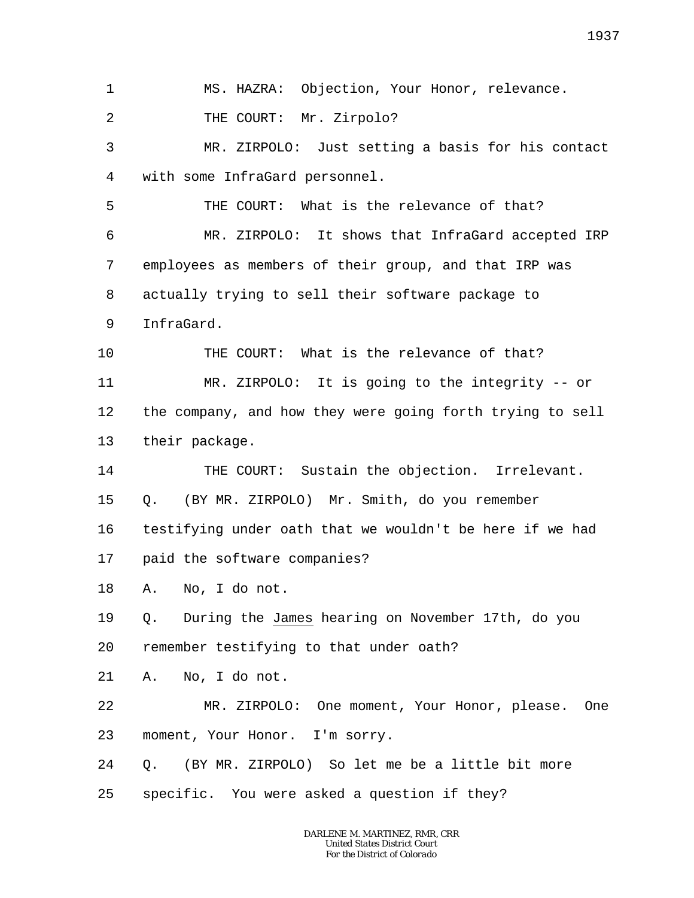MS. HAZRA: Objection, Your Honor, relevance.

THE COURT: Mr. Zirpolo?

MR. ZIRPOLO: Just setting a basis for his contact with some InfraGard personnel.

THE COURT: What is the relevance of that?

MR. ZIRPOLO: It shows that InfraGard accepted IRP employees as members of their group, and that IRP was actually trying to sell their software package to InfraGard.

THE COURT: What is the relevance of that?

MR. ZIRPOLO: It is going to the integrity -- or the company, and how they were going forth trying to sell their package.

THE COURT: Sustain the objection. Irrelevant.

Q. (BY MR. ZIRPOLO) Mr. Smith, do you remember testifying under oath that we wouldn't be here if we had paid the software companies?

A. No, I do not.

Q. During the _James_ hearing on November 17th, do you remember testifying to that under oath?

A. No, I do not.

MR. ZIRPOLO: One moment, Your Honor, please. One moment, Your Honor. I'm sorry.

Q. (BY MR. ZIRPOLO) So let me be a little bit more specific. You were asked a question if they?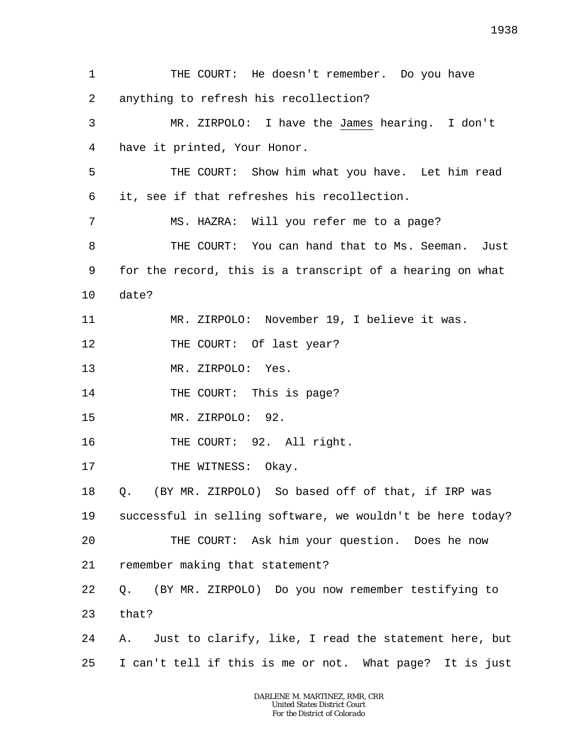THE COURT: He doesn't remember. Do you have anything to refresh his recollection?

MR. ZIRPOLO: I have the James hearing. I don't have it printed, Your Honor.

THE COURT: Show him what you have. Let him read it, see if that refreshes his recollection.

MS. HAZRA: Will you refer me to a page?

THE COURT: You can hand that to Ms. Seeman. Just for the record, this is a transcript of a hearing on what date?

MR. ZIRPOLO: November 19, I believe it was.

THE COURT: Of last year?

MR. ZIRPOLO: Yes.

THE COURT: This is page?

MR. ZIRPOLO: 92.

THE COURT: 92. All right.

THE WITNESS: Okay.

Q. (BY MR. ZIRPOLO) So based off of that, if IRP was successful in selling software, we wouldn't be here today?

THE COURT: Ask him your question. Does he now remember making that statement?

Q. (BY MR. ZIRPOLO) Do you now remember testifying to that?

A. Just to clarify, like, I read the statement here, but I can't tell if this is me or not. What page? It is just

DARLENE M. MARTINEZ, RMR, CRR
United States District Court
For the District of Colorado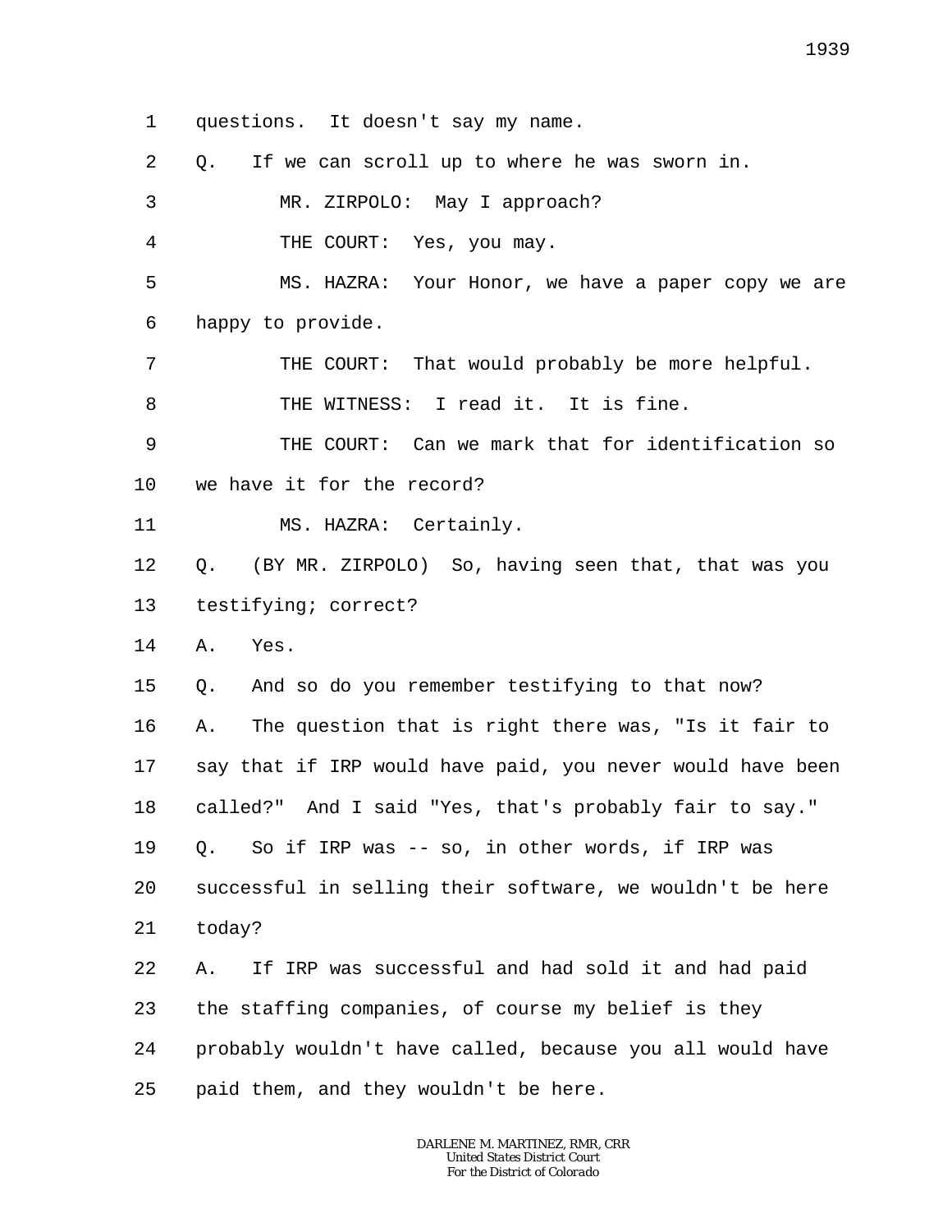1 questions. It doesn't say my name.

2 Q. If we can scroll up to where he was sworn in.

3 MR. ZIRPOLO: May I approach?

4 THE COURT: Yes, you may.

5 MS. HAZRA: Your Honor, we have a paper copy we are

6 happy to provide.

7 THE COURT: That would probably be more helpful.

8 THE WITNESS: I read it. It is fine.

9 THE COURT: Can we mark that for identification so

10 we have it for the record?

11 MS. HAZRA: Certainly.

12 Q. (BY MR. ZIRPOLO) So, having seen that, that was you

13 testifying; correct?

14 A. Yes.

15 Q. And so do you remember testifying to that now?

16 A. The question that is right there was, "Is it fair to

17 say that if IRP would have paid, you never would have been

18 called?" And I said "Yes, that's probably fair to say."

19 Q. So if IRP was -- so, in other words, if IRP was

20 successful in selling their software, we wouldn't be here

21 today?

22 A. If IRP was successful and had sold it and had paid

23 the staffing companies, of course my belief is they

24 probably wouldn't have called, because you all would have

25 paid them, and they wouldn't be here.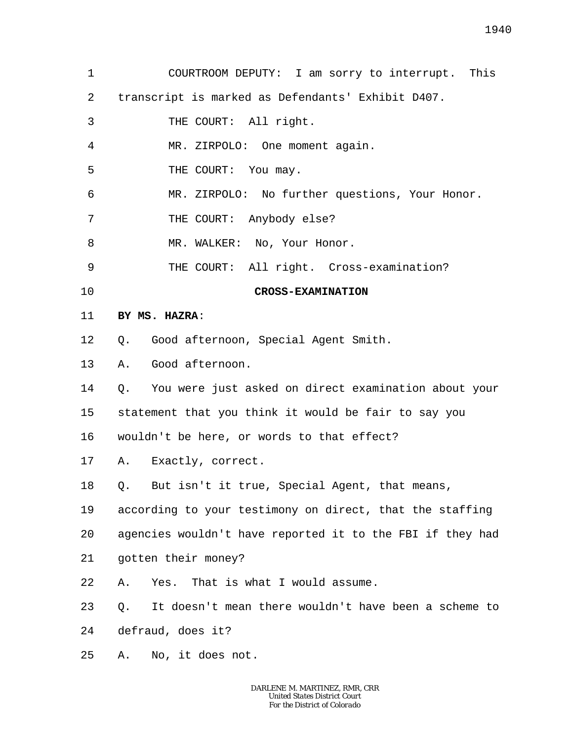COURTROOM DEPUTY: I am sorry to interrupt. This transcript is marked as Defendants' Exhibit D407.

THE COURT: All right.

MR. ZIRPOLO: One moment again.

THE COURT: You may.

MR. ZIRPOLO: No further questions, Your Honor.

THE COURT: Anybody else?

MR. WALKER: No, Your Honor.

THE COURT: All right. Cross-examination?

**CROSS-EXAMINATION**

**BY MS. HAZRA**:

Q. Good afternoon, Special Agent Smith.

A. Good afternoon.

Q. You were just asked on direct examination about your statement that you think it would be fair to say you wouldn't be here, or words to that effect?

A. Exactly, correct.

Q. But isn't it true, Special Agent, that means, according to your testimony on direct, that the staffing agencies wouldn't have reported it to the FBI if they had gotten their money?

A. Yes. That is what I would assume.

Q. It doesn't mean there wouldn't have been a scheme to defraud, does it?

A. No, it does not.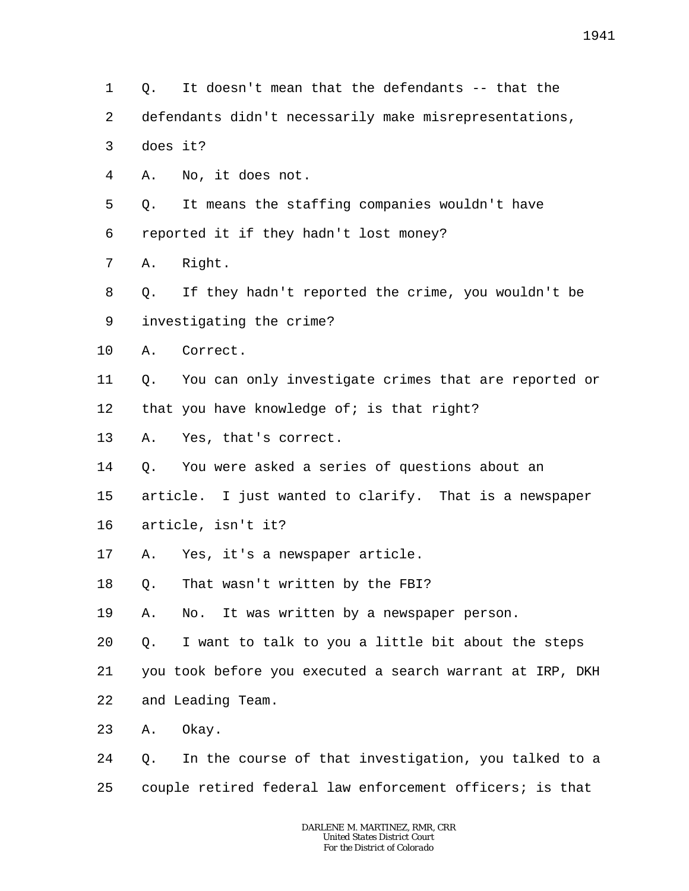1 Q. It doesn't mean that the defendants -- that the
2 defendants didn't necessarily make misrepresentations,
3 does it?
4 A. No, it does not.
5 Q. It means the staffing companies wouldn't have
6 reported it if they hadn't lost money?
7 A. Right.
8 Q. If they hadn't reported the crime, you wouldn't be
9 investigating the crime?
10 A. Correct.
11 Q. You can only investigate crimes that are reported or
12 that you have knowledge of; is that right?
13 A. Yes, that's correct.
14 Q. You were asked a series of questions about an
15 article. I just wanted to clarify. That is a newspaper
16 article, isn't it?
17 A. Yes, it's a newspaper article.
18 Q. That wasn't written by the FBI?
19 A. No. It was written by a newspaper person.
20 Q. I want to talk to you a little bit about the steps
21 you took before you executed a search warrant at IRP, DKH
22 and Leading Team.
23 A. Okay.
24 Q. In the course of that investigation, you talked to a
25 couple retired federal law enforcement officers; is that

DARLENE M. MARTINEZ, RMR, CRR
United States District Court
For the District of Colorado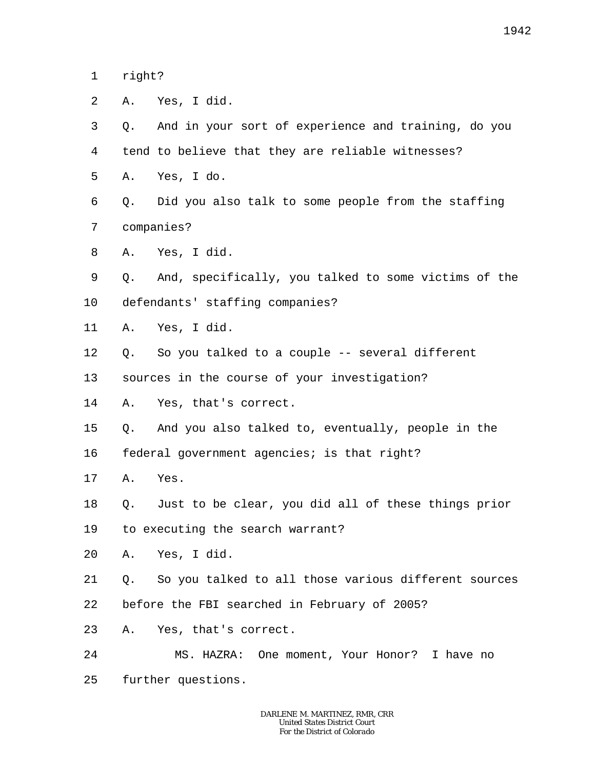1 right?

2 A. Yes, I did.

3 Q. And in your sort of experience and training, do you

4 tend to believe that they are reliable witnesses?

5 A. Yes, I do.

6 Q. Did you also talk to some people from the staffing

7 companies?

8 A. Yes, I did.

9 Q. And, specifically, you talked to some victims of the

10 defendants' staffing companies?

11 A. Yes, I did.

12 Q. So you talked to a couple -- several different

13 sources in the course of your investigation?

14 A. Yes, that's correct.

15 Q. And you also talked to, eventually, people in the

16 federal government agencies; is that right?

17 A. Yes.

18 Q. Just to be clear, you did all of these things prior

19 to executing the search warrant?

20 A. Yes, I did.

21 Q. So you talked to all those various different sources

22 before the FBI searched in February of 2005?

23 A. Yes, that's correct.

24 MS. HAZRA: One moment, Your Honor? I have no

25 further questions.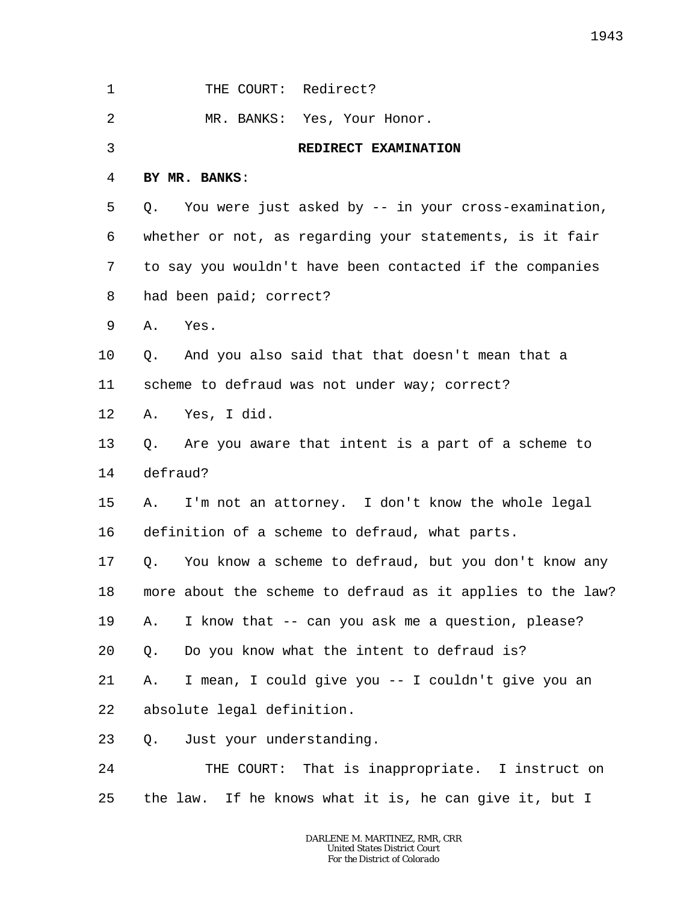THE COURT: Redirect?

MR. BANKS: Yes, Your Honor.

**REDIRECT EXAMINATION**

**BY MR. BANKS**:

Q. You were just asked by -- in your cross-examination, whether or not, as regarding your statements, is it fair to say you wouldn't have been contacted if the companies had been paid; correct?

A. Yes.

Q. And you also said that that doesn't mean that a scheme to defraud was not under way; correct?

A. Yes, I did.

Q. Are you aware that intent is a part of a scheme to defraud?

A. I'm not an attorney. I don't know the whole legal definition of a scheme to defraud, what parts.

Q. You know a scheme to defraud, but you don't know any more about the scheme to defraud as it applies to the law?

A. I know that -- can you ask me a question, please?

Q. Do you know what the intent to defraud is?

A. I mean, I could give you -- I couldn't give you an absolute legal definition.

Q. Just your understanding.

THE COURT: That is inappropriate. I instruct on the law. If he knows what it is, he can give it, but I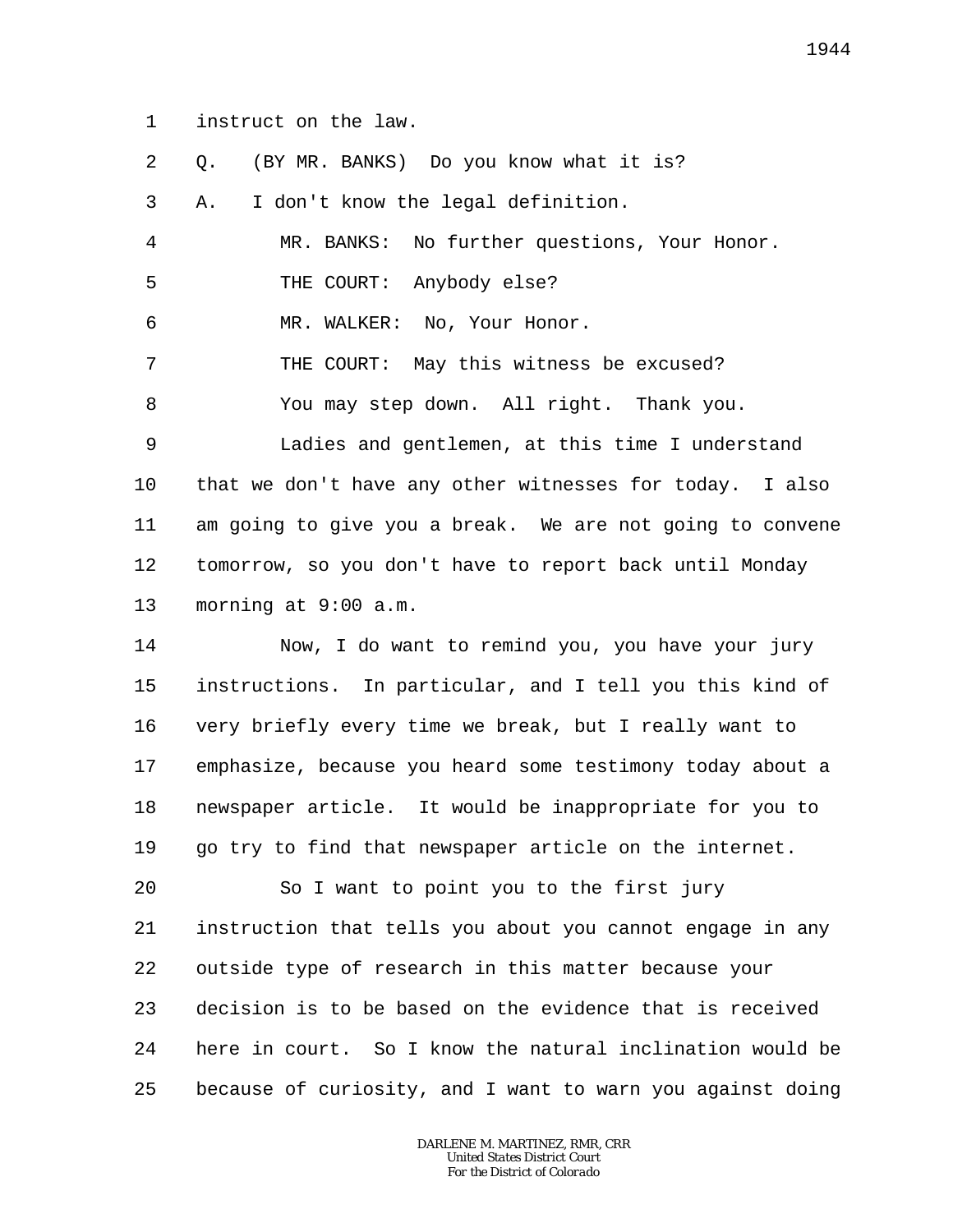1 instruct on the law.

2 Q. (BY MR. BANKS) Do you know what it is?

3 A. I don't know the legal definition.

4 MR. BANKS: No further questions, Your Honor.

5 THE COURT: Anybody else?

6 MR. WALKER: No, Your Honor.

7 THE COURT: May this witness be excused?

8 You may step down. All right. Thank you.

9 Ladies and gentlemen, at this time I understand

10 that we don't have any other witnesses for today. I also

11 am going to give you a break. We are not going to convene

12 tomorrow, so you don't have to report back until Monday

13 morning at 9:00 a.m.

14 Now, I do want to remind you, you have your jury

15 instructions. In particular, and I tell you this kind of

16 very briefly every time we break, but I really want to

17 emphasize, because you heard some testimony today about a

18 newspaper article. It would be inappropriate for you to

19 go try to find that newspaper article on the internet.

20 So I want to point you to the first jury

21 instruction that tells you about you cannot engage in any

22 outside type of research in this matter because your

23 decision is to be based on the evidence that is received

24 here in court. So I know the natural inclination would be

25 because of curiosity, and I want to warn you against doing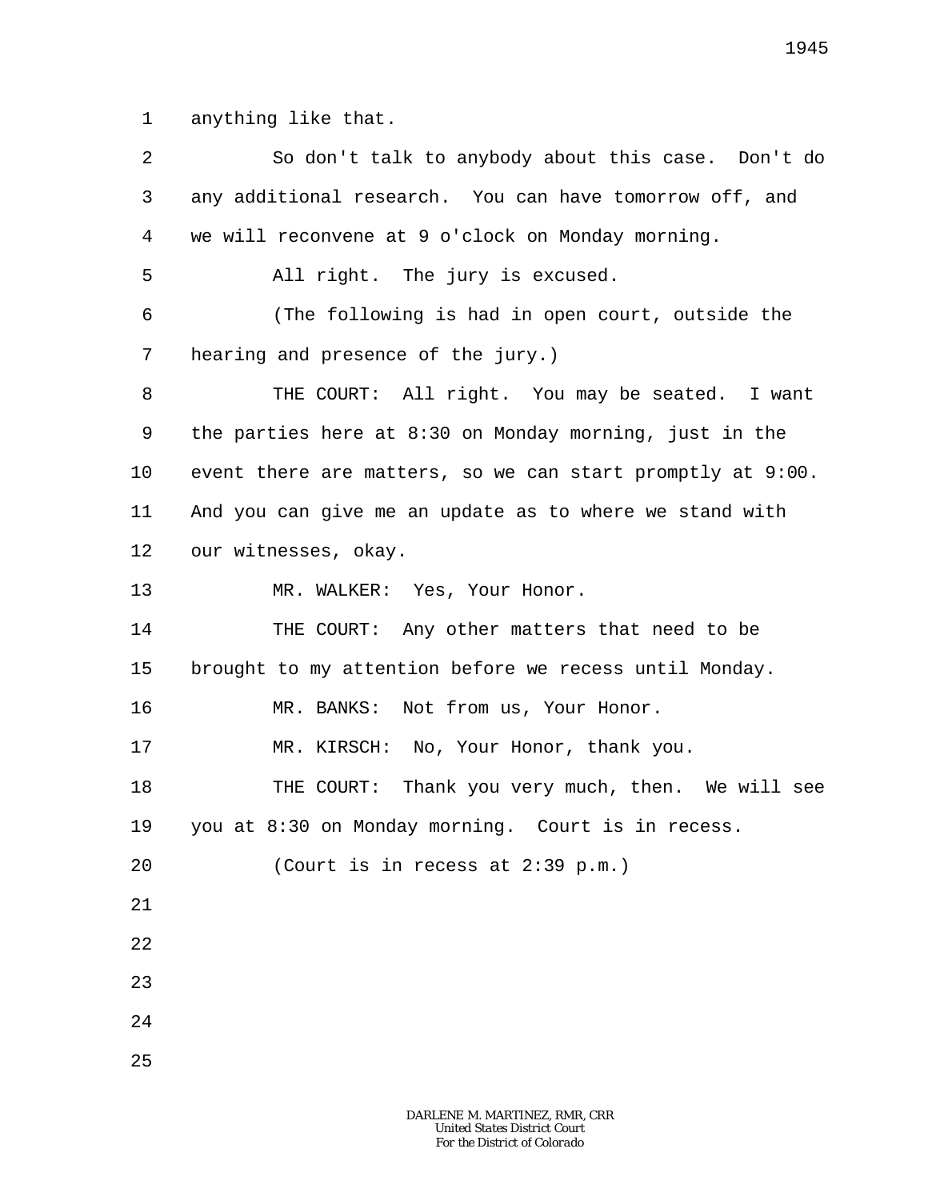anything like that.

So don't talk to anybody about this case. Don't do any additional research. You can have tomorrow off, and we will reconvene at 9 o'clock on Monday morning.

All right. The jury is excused.

(The following is had in open court, outside the hearing and presence of the jury.)

THE COURT: All right. You may be seated. I want the parties here at 8:30 on Monday morning, just in the event there are matters, so we can start promptly at 9:00. And you can give me an update as to where we stand with our witnesses, okay.

MR. WALKER: Yes, Your Honor.

THE COURT: Any other matters that need to be brought to my attention before we recess until Monday.

MR. BANKS: Not from us, Your Honor.

MR. KIRSCH: No, Your Honor, thank you.

THE COURT: Thank you very much, then. We will see you at 8:30 on Monday morning. Court is in recess.

(Court is in recess at 2:39 p.m.)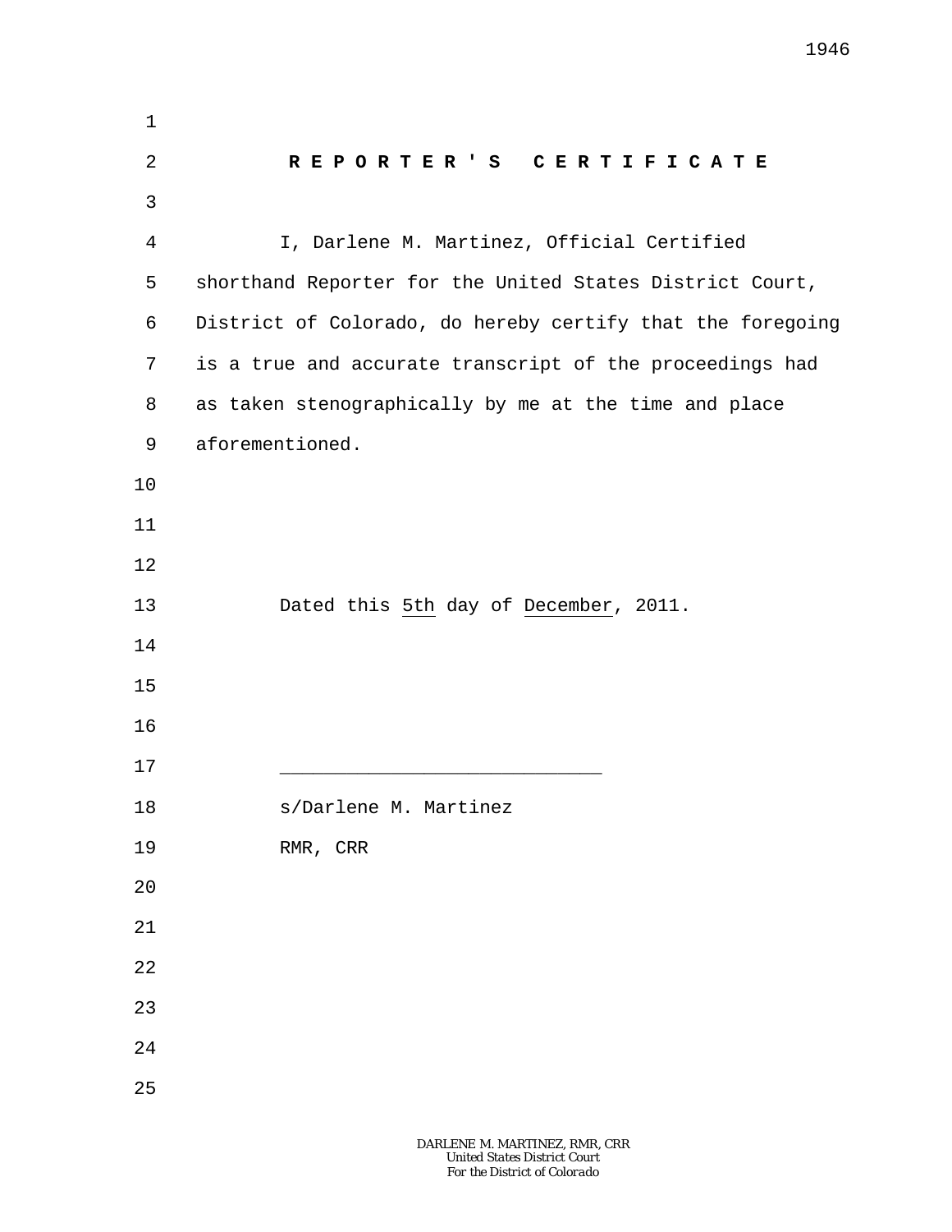# R E P O R T E R ' S   C E R T I F I C A T E

I, Darlene M. Martinez, Official Certified shorthand Reporter for the United States District Court, District of Colorado, do hereby certify that the foregoing is a true and accurate transcript of the proceedings had as taken stenographically by me at the time and place aforementioned.

Dated this 5th day of December, 2011.

_____________________________

s/Darlene M. Martinez

RMR, CRR